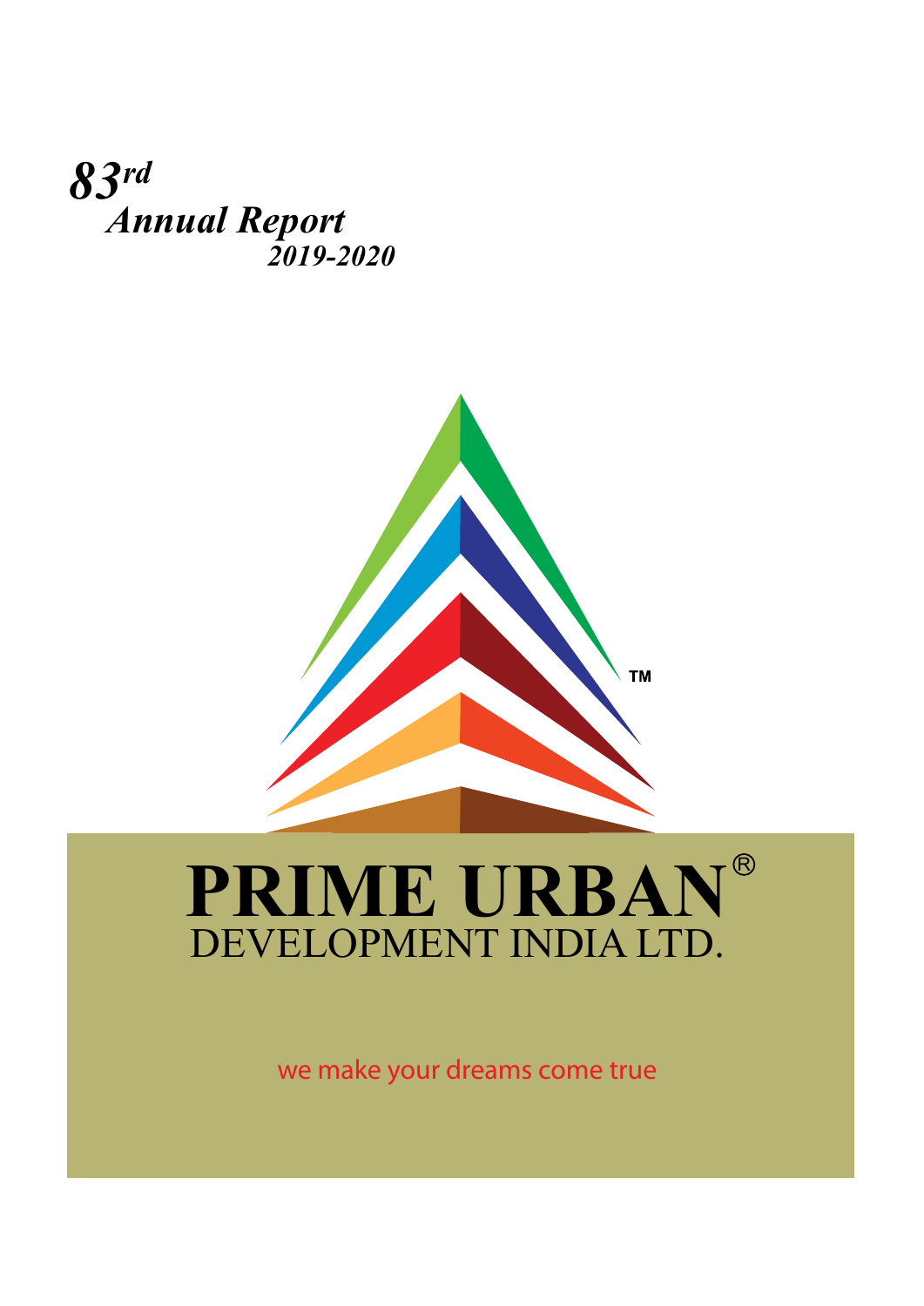*83rd*
*Annual Report*
*2019-2020*

TM

# PRIME URBAN®
## DEVELOPMENT INDIA LTD.

we make your dreams come true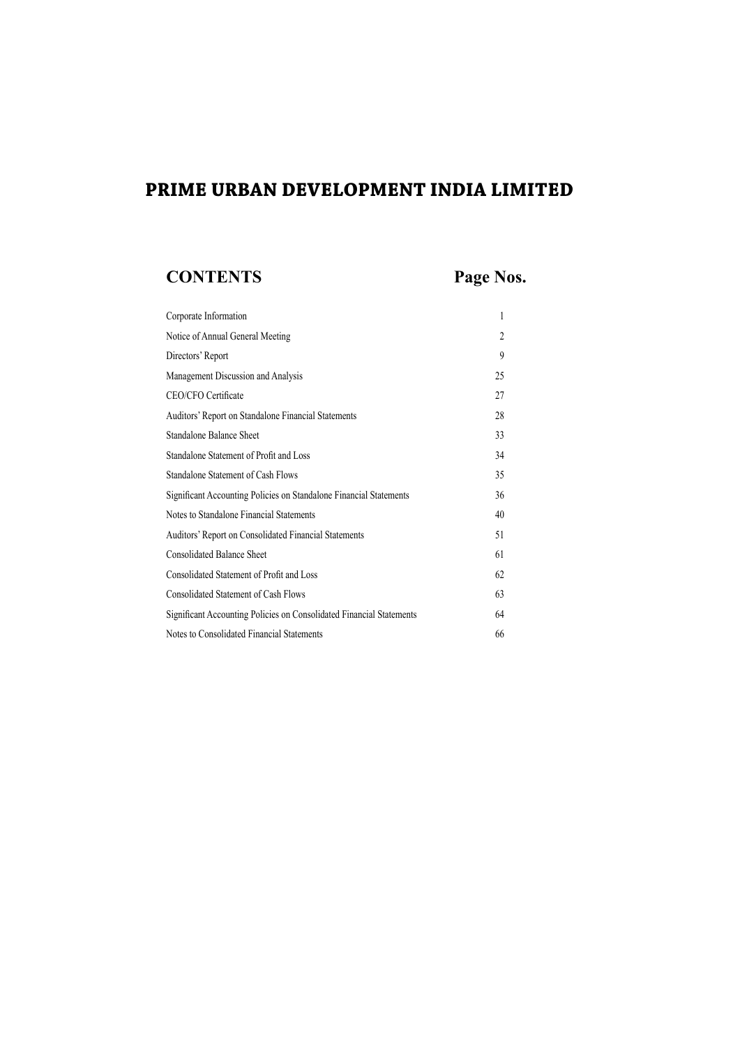# PRIME URBAN DEVELOPMENT INDIA LIMITED

| CONTENTS | Page Nos. |
|---|---|
| Corporate Information | 1 |
| Notice of Annual General Meeting | 2 |
| Directors' Report | 9 |
| Management Discussion and Analysis | 25 |
| CEO/CFO Certificate | 27 |
| Auditors' Report on Standalone Financial Statements | 28 |
| Standalone Balance Sheet | 33 |
| Standalone Statement of Profit and Loss | 34 |
| Standalone Statement of Cash Flows | 35 |
| Significant Accounting Policies on Standalone Financial Statements | 36 |
| Notes to Standalone Financial Statements | 40 |
| Auditors' Report on Consolidated Financial Statements | 51 |
| Consolidated Balance Sheet | 61 |
| Consolidated Statement of Profit and Loss | 62 |
| Consolidated Statement of Cash Flows | 63 |
| Significant Accounting Policies on Consolidated Financial Statements | 64 |
| Notes to Consolidated Financial Statements | 66 |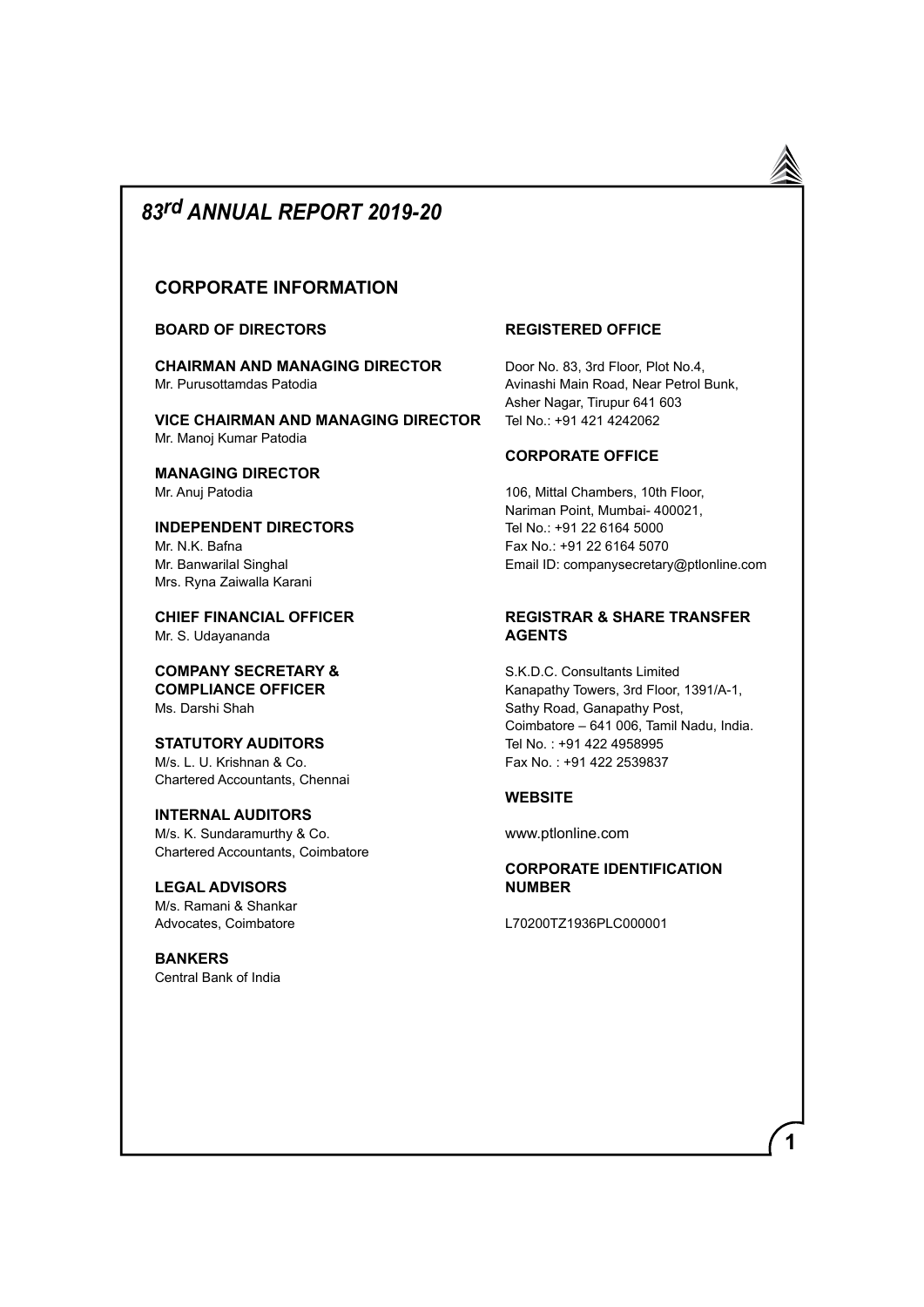# 83rd ANNUAL REPORT 2019-20

## CORPORATE INFORMATION

### BOARD OF DIRECTORS

**CHAIRMAN AND MANAGING DIRECTOR**
Mr. Purusottamdas Patodia

**VICE CHAIRMAN AND MANAGING DIRECTOR**
Mr. Manoj Kumar Patodia

**MANAGING DIRECTOR**
Mr. Anuj Patodia

**INDEPENDENT DIRECTORS**
Mr. N.K. Bafna
Mr. Banwarilal Singhal
Mrs. Ryna Zaiwalla Karani

**CHIEF FINANCIAL OFFICER**
Mr. S. Udayananda

**COMPANY SECRETARY & COMPLIANCE OFFICER**
Ms. Darshi Shah

**STATUTORY AUDITORS**
M/s. L. U. Krishnan & Co.
Chartered Accountants, Chennai

**INTERNAL AUDITORS**
M/s. K. Sundaramurthy & Co.
Chartered Accountants, Coimbatore

**LEGAL ADVISORS**
M/s. Ramani & Shankar
Advocates, Coimbatore

**BANKERS**
Central Bank of India

### REGISTERED OFFICE

Door No. 83, 3rd Floor, Plot No.4,
Avinashi Main Road, Near Petrol Bunk,
Asher Nagar, Tirupur 641 603
Tel No.: +91 421 4242062

### CORPORATE OFFICE

106, Mittal Chambers, 10th Floor,
Nariman Point, Mumbai- 400021,
Tel No.: +91 22 6164 5000
Fax No.: +91 22 6164 5070
Email ID: companysecretary@ptlonline.com

### REGISTRAR & SHARE TRANSFER AGENTS

S.K.D.C. Consultants Limited
Kanapathy Towers, 3rd Floor, 1391/A-1,
Sathy Road, Ganapathy Post,
Coimbatore – 641 006, Tamil Nadu, India.
Tel No. : +91 422 4958995
Fax No. : +91 422 2539837

### WEBSITE

www.ptlonline.com

### CORPORATE IDENTIFICATION NUMBER

L70200TZ1936PLC000001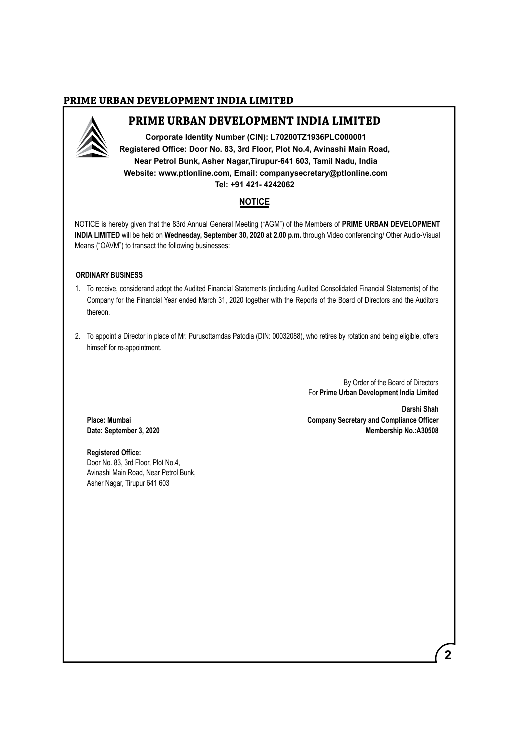# PRIME URBAN DEVELOPMENT INDIA LIMITED

**Corporate Identity Number (CIN): L70200TZ1936PLC000001**
**Registered Office: Door No. 83, 3rd Floor, Plot No.4, Avinashi Main Road, Near Petrol Bunk, Asher Nagar,Tirupur-641 603, Tamil Nadu, India**
**Website: www.ptlonline.com, Email: companysecretary@ptlonline.com**
**Tel: +91 421- 4242062**

## NOTICE

NOTICE is hereby given that the 83rd Annual General Meeting ("AGM") of the Members of **PRIME URBAN DEVELOPMENT INDIA LIMITED** will be held on **Wednesday, September 30, 2020 at 2.00 p.m.** through Video conferencing/ Other Audio-Visual Means ("OAVM") to transact the following businesses:

### ORDINARY BUSINESS

1. To receive, considerand adopt the Audited Financial Statements (including Audited Consolidated Financial Statements) of the Company for the Financial Year ended March 31, 2020 together with the Reports of the Board of Directors and the Auditors thereon.

2. To appoint a Director in place of Mr. Purusottamdas Patodia (DIN: 00032088), who retires by rotation and being eligible, offers himself for re-appointment.

By Order of the Board of Directors
For **Prime Urban Development India Limited**

**Darshi Shah**
**Company Secretary and Compliance Officer**
**Membership No.:A30508**

**Place: Mumbai**
**Date: September 3, 2020**

**Registered Office:**
Door No. 83, 3rd Floor, Plot No.4,
Avinashi Main Road, Near Petrol Bunk,
Asher Nagar, Tirupur 641 603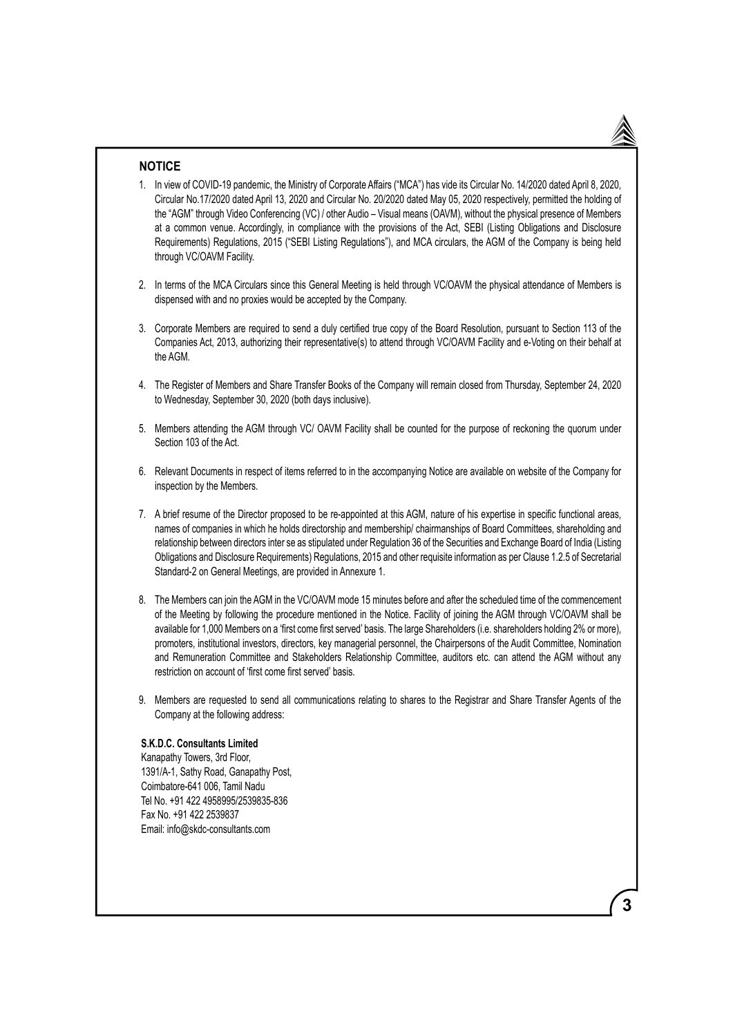## NOTICE

1. In view of COVID-19 pandemic, the Ministry of Corporate Affairs ("MCA") has vide its Circular No. 14/2020 dated April 8, 2020, Circular No.17/2020 dated April 13, 2020 and Circular No. 20/2020 dated May 05, 2020 respectively, permitted the holding of the "AGM" through Video Conferencing (VC) / other Audio – Visual means (OAVM), without the physical presence of Members at a common venue. Accordingly, in compliance with the provisions of the Act, SEBI (Listing Obligations and Disclosure Requirements) Regulations, 2015 ("SEBI Listing Regulations"), and MCA circulars, the AGM of the Company is being held through VC/OAVM Facility.

2. In terms of the MCA Circulars since this General Meeting is held through VC/OAVM the physical attendance of Members is dispensed with and no proxies would be accepted by the Company.

3. Corporate Members are required to send a duly certified true copy of the Board Resolution, pursuant to Section 113 of the Companies Act, 2013, authorizing their representative(s) to attend through VC/OAVM Facility and e-Voting on their behalf at the AGM.

4. The Register of Members and Share Transfer Books of the Company will remain closed from Thursday, September 24, 2020 to Wednesday, September 30, 2020 (both days inclusive).

5. Members attending the AGM through VC/ OAVM Facility shall be counted for the purpose of reckoning the quorum under Section 103 of the Act.

6. Relevant Documents in respect of items referred to in the accompanying Notice are available on website of the Company for inspection by the Members.

7. A brief resume of the Director proposed to be re-appointed at this AGM, nature of his expertise in specific functional areas, names of companies in which he holds directorship and membership/ chairmanships of Board Committees, shareholding and relationship between directors inter se as stipulated under Regulation 36 of the Securities and Exchange Board of India (Listing Obligations and Disclosure Requirements) Regulations, 2015 and other requisite information as per Clause 1.2.5 of Secretarial Standard-2 on General Meetings, are provided in Annexure 1.

8. The Members can join the AGM in the VC/OAVM mode 15 minutes before and after the scheduled time of the commencement of the Meeting by following the procedure mentioned in the Notice. Facility of joining the AGM through VC/OAVM shall be available for 1,000 Members on a 'first come first served' basis. The large Shareholders (i.e. shareholders holding 2% or more), promoters, institutional investors, directors, key managerial personnel, the Chairpersons of the Audit Committee, Nomination and Remuneration Committee and Stakeholders Relationship Committee, auditors etc. can attend the AGM without any restriction on account of 'first come first served' basis.

9. Members are requested to send all communications relating to shares to the Registrar and Share Transfer Agents of the Company at the following address:

**S.K.D.C. Consultants Limited**
Kanapathy Towers, 3rd Floor,
1391/A-1, Sathy Road, Ganapathy Post,
Coimbatore-641 006, Tamil Nadu
Tel No. +91 422 4958995/2539835-836
Fax No. +91 422 2539837
Email: info@skdc-consultants.com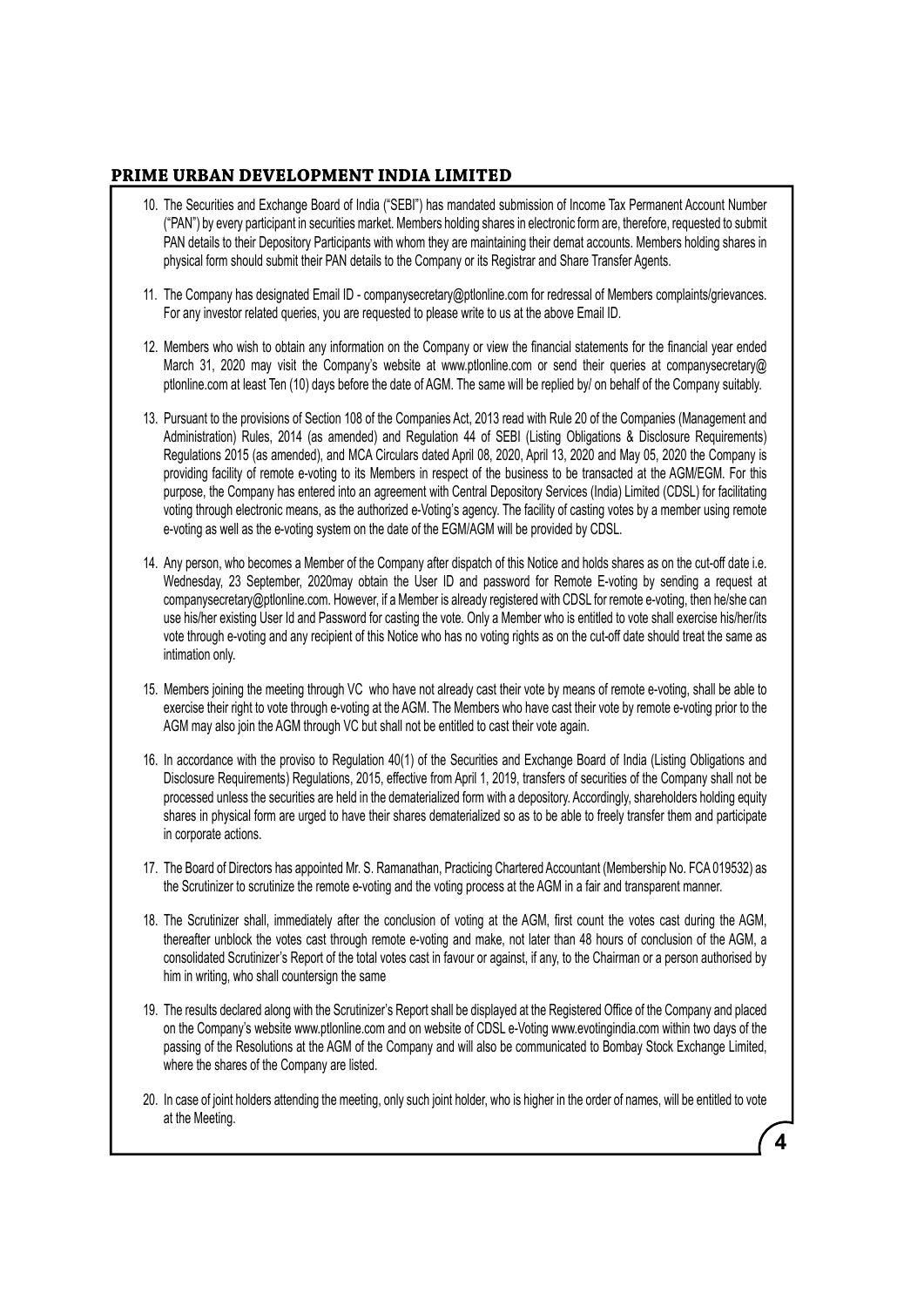10. The Securities and Exchange Board of India ("SEBI") has mandated submission of Income Tax Permanent Account Number ("PAN") by every participant in securities market. Members holding shares in electronic form are, therefore, requested to submit PAN details to their Depository Participants with whom they are maintaining their demat accounts. Members holding shares in physical form should submit their PAN details to the Company or its Registrar and Share Transfer Agents.

11. The Company has designated Email ID - companysecretary@ptlonline.com for redressal of Members complaints/grievances. For any investor related queries, you are requested to please write to us at the above Email ID.

12. Members who wish to obtain any information on the Company or view the financial statements for the financial year ended March 31, 2020 may visit the Company's website at www.ptlonline.com or send their queries at companysecretary@ptlonline.com at least Ten (10) days before the date of AGM. The same will be replied by/ on behalf of the Company suitably.

13. Pursuant to the provisions of Section 108 of the Companies Act, 2013 read with Rule 20 of the Companies (Management and Administration) Rules, 2014 (as amended) and Regulation 44 of SEBI (Listing Obligations & Disclosure Requirements) Regulations 2015 (as amended), and MCA Circulars dated April 08, 2020, April 13, 2020 and May 05, 2020 the Company is providing facility of remote e-voting to its Members in respect of the business to be transacted at the AGM/EGM. For this purpose, the Company has entered into an agreement with Central Depository Services (India) Limited (CDSL) for facilitating voting through electronic means, as the authorized e-Voting's agency. The facility of casting votes by a member using remote e-voting as well as the e-voting system on the date of the EGM/AGM will be provided by CDSL.

14. Any person, who becomes a Member of the Company after dispatch of this Notice and holds shares as on the cut-off date i.e. Wednesday, 23 September, 2020may obtain the User ID and password for Remote E-voting by sending a request at companysecretary@ptlonline.com. However, if a Member is already registered with CDSL for remote e-voting, then he/she can use his/her existing User Id and Password for casting the vote. Only a Member who is entitled to vote shall exercise his/her/its vote through e-voting and any recipient of this Notice who has no voting rights as on the cut-off date should treat the same as intimation only.

15. Members joining the meeting through VC who have not already cast their vote by means of remote e-voting, shall be able to exercise their right to vote through e-voting at the AGM. The Members who have cast their vote by remote e-voting prior to the AGM may also join the AGM through VC but shall not be entitled to cast their vote again.

16. In accordance with the proviso to Regulation 40(1) of the Securities and Exchange Board of India (Listing Obligations and Disclosure Requirements) Regulations, 2015, effective from April 1, 2019, transfers of securities of the Company shall not be processed unless the securities are held in the dematerialized form with a depository. Accordingly, shareholders holding equity shares in physical form are urged to have their shares dematerialized so as to be able to freely transfer them and participate in corporate actions.

17. The Board of Directors has appointed Mr. S. Ramanathan, Practicing Chartered Accountant (Membership No. FCA 019532) as the Scrutinizer to scrutinize the remote e-voting and the voting process at the AGM in a fair and transparent manner.

18. The Scrutinizer shall, immediately after the conclusion of voting at the AGM, first count the votes cast during the AGM, thereafter unblock the votes cast through remote e-voting and make, not later than 48 hours of conclusion of the AGM, a consolidated Scrutinizer's Report of the total votes cast in favour or against, if any, to the Chairman or a person authorised by him in writing, who shall countersign the same

19. The results declared along with the Scrutinizer's Report shall be displayed at the Registered Office of the Company and placed on the Company's website www.ptlonline.com and on website of CDSL e-Voting www.evotingindia.com within two days of the passing of the Resolutions at the AGM of the Company and will also be communicated to Bombay Stock Exchange Limited, where the shares of the Company are listed.

20. In case of joint holders attending the meeting, only such joint holder, who is higher in the order of names, will be entitled to vote at the Meeting.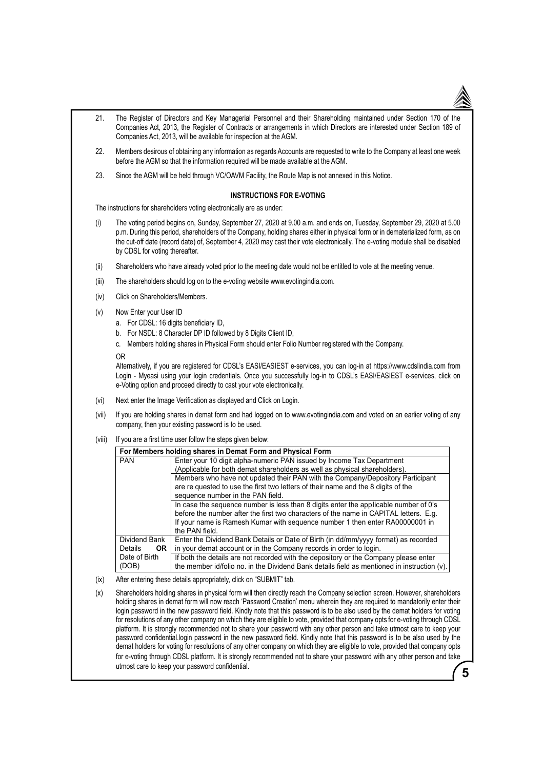21. The Register of Directors and Key Managerial Personnel and their Shareholding maintained under Section 170 of the Companies Act, 2013, the Register of Contracts or arrangements in which Directors are interested under Section 189 of Companies Act, 2013, will be available for inspection at the AGM.

22. Members desirous of obtaining any information as regards Accounts are requested to write to the Company at least one week before the AGM so that the information required will be made available at the AGM.

23. Since the AGM will be held through VC/OAVM Facility, the Route Map is not annexed in this Notice.

## INSTRUCTIONS FOR E-VOTING

The instructions for shareholders voting electronically are as under:

(i) The voting period begins on, Sunday, September 27, 2020 at 9.00 a.m. and ends on, Tuesday, September 29, 2020 at 5.00 p.m. During this period, shareholders of the Company, holding shares either in physical form or in dematerialized form, as on the cut-off date (record date) of, September 4, 2020 may cast their vote electronically. The e-voting module shall be disabled by CDSL for voting thereafter.

(ii) Shareholders who have already voted prior to the meeting date would not be entitled to vote at the meeting venue.

(iii) The shareholders should log on to the e-voting website www.evotingindia.com.

(iv) Click on Shareholders/Members.

(v) Now Enter your User ID

   a. For CDSL: 16 digits beneficiary ID,

   b. For NSDL: 8 Character DP ID followed by 8 Digits Client ID,

   c. Members holding shares in Physical Form should enter Folio Number registered with the Company.

   OR

   Alternatively, if you are registered for CDSL's EASI/EASIEST e-services, you can log-in at https://www.cdslindia.com from Login - Myeasi using your login credentials. Once you successfully log-in to CDSL's EASI/EASIEST e-services, click on e-Voting option and proceed directly to cast your vote electronically.

(vi) Next enter the Image Verification as displayed and Click on Login.

(vii) If you are holding shares in demat form and had logged on to www.evotingindia.com and voted on an earlier voting of any company, then your existing password is to be used.

(viii) If you are a first time user follow the steps given below:

| For Members holding shares in Demat Form and Physical Form | |
|---|---|
| PAN | Enter your 10 digit alpha-numeric PAN issued by Income Tax Department (Applicable for both demat shareholders as well as physical shareholders). |
| | Members who have not updated their PAN with the Company/Depository Participant are re quested to use the first two letters of their name and the 8 digits of the sequence number in the PAN field. |
| | In case the sequence number is less than 8 digits enter the applicable number of 0's before the number after the first two characters of the name in CAPITAL letters. E.g. If your name is Ramesh Kumar with sequence number 1 then enter RA00000001 in the PAN field. |
| Dividend Bank Details **OR** Date of Birth (DOB) | Enter the Dividend Bank Details or Date of Birth (in dd/mm/yyyy format) as recorded in your demat account or in the Company records in order to login. |
| | If both the details are not recorded with the depository or the Company please enter the member id/folio no. in the Dividend Bank details field as mentioned in instruction (v). |

(ix) After entering these details appropriately, click on "SUBMIT" tab.

(x) Shareholders holding shares in physical form will then directly reach the Company selection screen. However, shareholders holding shares in demat form will now reach 'Password Creation' menu wherein they are required to mandatorily enter their login password in the new password field. Kindly note that this password is to be also used by the demat holders for voting for resolutions of any other company on which they are eligible to vote, provided that company opts for e-voting through CDSL platform. It is strongly recommended not to share your password with any other person and take utmost care to keep your password confidential.login password in the new password field. Kindly note that this password is to be also used by the demat holders for voting for resolutions of any other company on which they are eligible to vote, provided that company opts for e-voting through CDSL platform. It is strongly recommended not to share your password with any other person and take utmost care to keep your password confidential.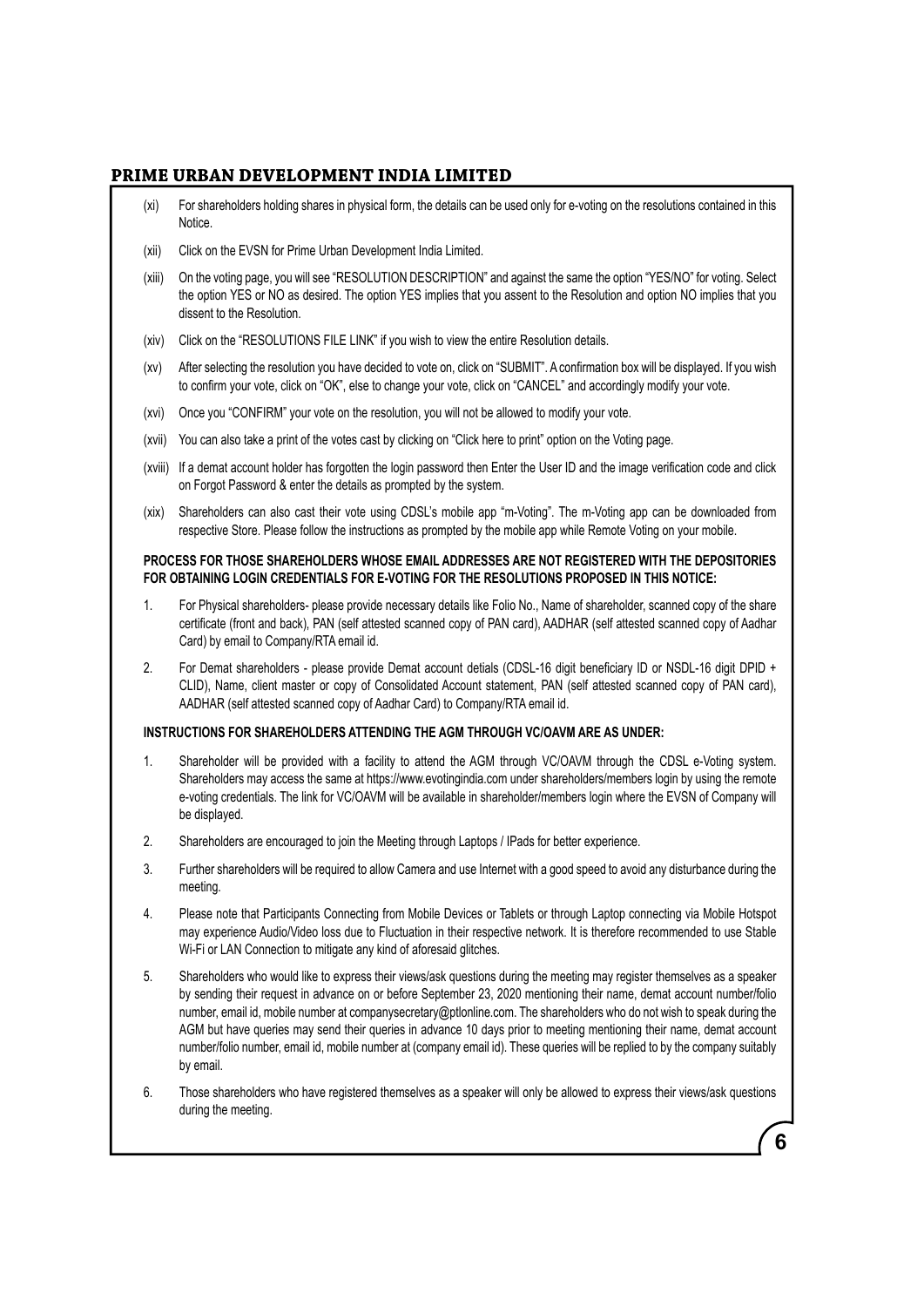(xi) For shareholders holding shares in physical form, the details can be used only for e-voting on the resolutions contained in this Notice.

(xii) Click on the EVSN for Prime Urban Development India Limited.

(xiii) On the voting page, you will see "RESOLUTION DESCRIPTION" and against the same the option "YES/NO" for voting. Select the option YES or NO as desired. The option YES implies that you assent to the Resolution and option NO implies that you dissent to the Resolution.

(xiv) Click on the "RESOLUTIONS FILE LINK" if you wish to view the entire Resolution details.

(xv) After selecting the resolution you have decided to vote on, click on "SUBMIT". A confirmation box will be displayed. If you wish to confirm your vote, click on "OK", else to change your vote, click on "CANCEL" and accordingly modify your vote.

(xvi) Once you "CONFIRM" your vote on the resolution, you will not be allowed to modify your vote.

(xvii) You can also take a print of the votes cast by clicking on "Click here to print" option on the Voting page.

(xviii) If a demat account holder has forgotten the login password then Enter the User ID and the image verification code and click on Forgot Password & enter the details as prompted by the system.

(xix) Shareholders can also cast their vote using CDSL's mobile app "m-Voting". The m-Voting app can be downloaded from respective Store. Please follow the instructions as prompted by the mobile app while Remote Voting on your mobile.

**PROCESS FOR THOSE SHAREHOLDERS WHOSE EMAIL ADDRESSES ARE NOT REGISTERED WITH THE DEPOSITORIES FOR OBTAINING LOGIN CREDENTIALS FOR E-VOTING FOR THE RESOLUTIONS PROPOSED IN THIS NOTICE:**

1. For Physical shareholders- please provide necessary details like Folio No., Name of shareholder, scanned copy of the share certificate (front and back), PAN (self attested scanned copy of PAN card), AADHAR (self attested scanned copy of Aadhar Card) by email to Company/RTA email id.

2. For Demat shareholders - please provide Demat account detials (CDSL-16 digit beneficiary ID or NSDL-16 digit DPID + CLID), Name, client master or copy of Consolidated Account statement, PAN (self attested scanned copy of PAN card), AADHAR (self attested scanned copy of Aadhar Card) to Company/RTA email id.

**INSTRUCTIONS FOR SHAREHOLDERS ATTENDING THE AGM THROUGH VC/OAVM ARE AS UNDER:**

1. Shareholder will be provided with a facility to attend the AGM through VC/OAVM through the CDSL e-Voting system. Shareholders may access the same at https://www.evotingindia.com under shareholders/members login by using the remote e-voting credentials. The link for VC/OAVM will be available in shareholder/members login where the EVSN of Company will be displayed.

2. Shareholders are encouraged to join the Meeting through Laptops / IPads for better experience.

3. Further shareholders will be required to allow Camera and use Internet with a good speed to avoid any disturbance during the meeting.

4. Please note that Participants Connecting from Mobile Devices or Tablets or through Laptop connecting via Mobile Hotspot may experience Audio/Video loss due to Fluctuation in their respective network. It is therefore recommended to use Stable Wi-Fi or LAN Connection to mitigate any kind of aforesaid glitches.

5. Shareholders who would like to express their views/ask questions during the meeting may register themselves as a speaker by sending their request in advance on or before September 23, 2020 mentioning their name, demat account number/folio number, email id, mobile number at companysecretary@ptlonline.com. The shareholders who do not wish to speak during the AGM but have queries may send their queries in advance 10 days prior to meeting mentioning their name, demat account number/folio number, email id, mobile number at (company email id). These queries will be replied to by the company suitably by email.

6. Those shareholders who have registered themselves as a speaker will only be allowed to express their views/ask questions during the meeting.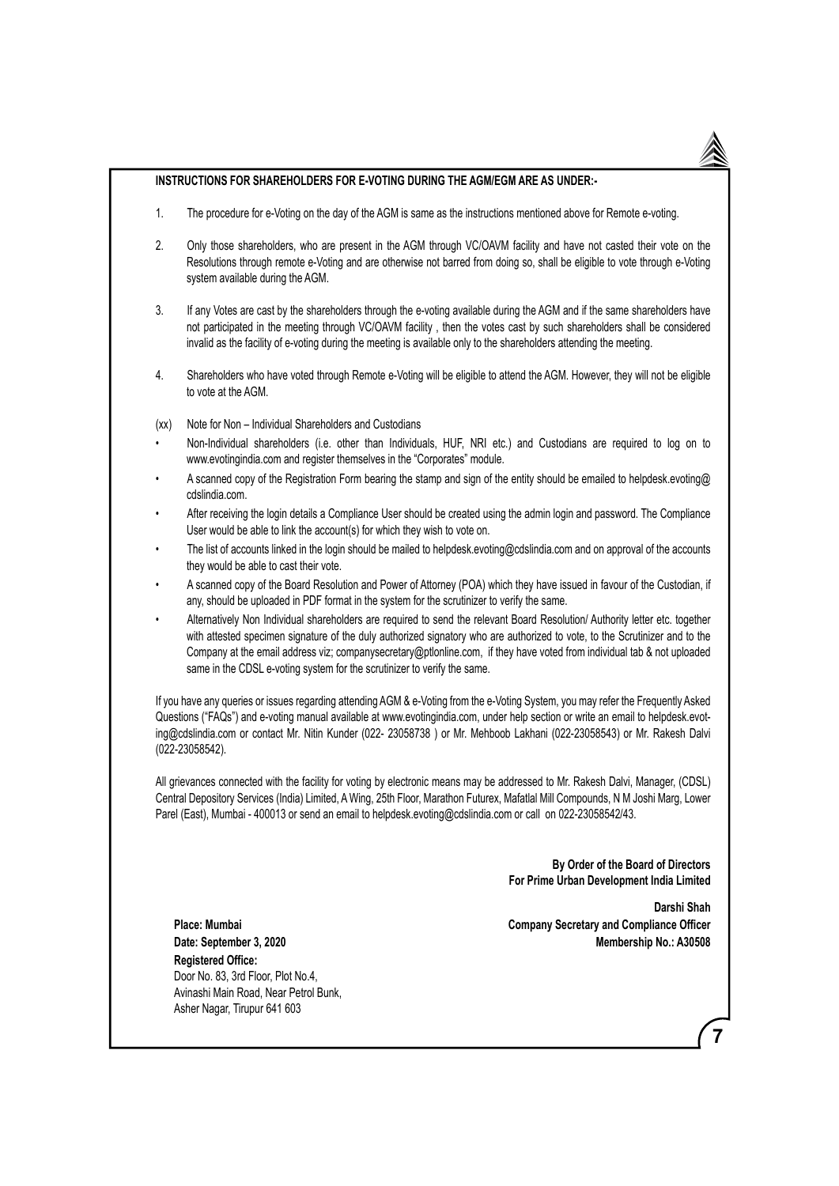**INSTRUCTIONS FOR SHAREHOLDERS FOR E-VOTING DURING THE AGM/EGM ARE AS UNDER:-**

1. The procedure for e-Voting on the day of the AGM is same as the instructions mentioned above for Remote e-voting.

2. Only those shareholders, who are present in the AGM through VC/OAVM facility and have not casted their vote on the Resolutions through remote e-Voting and are otherwise not barred from doing so, shall be eligible to vote through e-Voting system available during the AGM.

3. If any Votes are cast by the shareholders through the e-voting available during the AGM and if the same shareholders have not participated in the meeting through VC/OAVM facility , then the votes cast by such shareholders shall be considered invalid as the facility of e-voting during the meeting is available only to the shareholders attending the meeting.

4. Shareholders who have voted through Remote e-Voting will be eligible to attend the AGM. However, they will not be eligible to vote at the AGM.

(xx) Note for Non – Individual Shareholders and Custodians

- Non-Individual shareholders (i.e. other than Individuals, HUF, NRI etc.) and Custodians are required to log on to www.evotingindia.com and register themselves in the "Corporates" module.
- A scanned copy of the Registration Form bearing the stamp and sign of the entity should be emailed to helpdesk.evoting@cdslindia.com.
- After receiving the login details a Compliance User should be created using the admin login and password. The Compliance User would be able to link the account(s) for which they wish to vote on.
- The list of accounts linked in the login should be mailed to helpdesk.evoting@cdslindia.com and on approval of the accounts they would be able to cast their vote.
- A scanned copy of the Board Resolution and Power of Attorney (POA) which they have issued in favour of the Custodian, if any, should be uploaded in PDF format in the system for the scrutinizer to verify the same.
- Alternatively Non Individual shareholders are required to send the relevant Board Resolution/ Authority letter etc. together with attested specimen signature of the duly authorized signatory who are authorized to vote, to the Scrutinizer and to the Company at the email address viz; companysecretary@ptlonline.com, if they have voted from individual tab & not uploaded same in the CDSL e-voting system for the scrutinizer to verify the same.

If you have any queries or issues regarding attending AGM & e-Voting from the e-Voting System, you may refer the Frequently Asked Questions ("FAQs") and e-voting manual available at www.evotingindia.com, under help section or write an email to helpdesk.evoting@cdslindia.com or contact Mr. Nitin Kunder (022- 23058738 ) or Mr. Mehboob Lakhani (022-23058543) or Mr. Rakesh Dalvi (022-23058542).

All grievances connected with the facility for voting by electronic means may be addressed to Mr. Rakesh Dalvi, Manager, (CDSL) Central Depository Services (India) Limited, A Wing, 25th Floor, Marathon Futurex, Mafatlal Mill Compounds, N M Joshi Marg, Lower Parel (East), Mumbai - 400013 or send an email to helpdesk.evoting@cdslindia.com or call on 022-23058542/43.

**By Order of the Board of Directors**
**For Prime Urban Development India Limited**

**Darshi Shah**
**Company Secretary and Compliance Officer**
**Membership No.: A30508**

**Place: Mumbai**
**Date: September 3, 2020**
**Registered Office:**
Door No. 83, 3rd Floor, Plot No.4,
Avinashi Main Road, Near Petrol Bunk,
Asher Nagar, Tirupur 641 603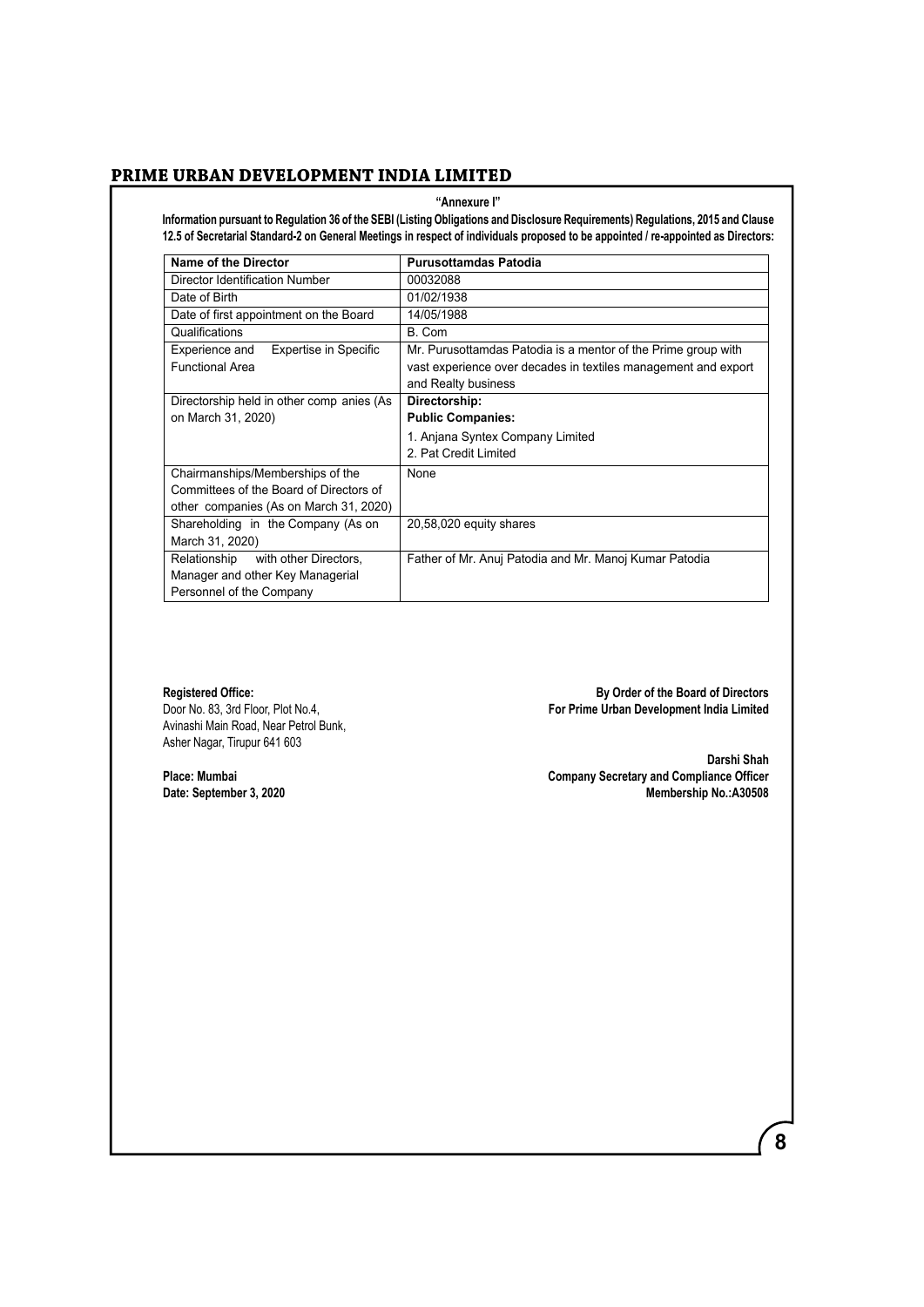**"Annexure I"**

**Information pursuant to Regulation 36 of the SEBI (Listing Obligations and Disclosure Requirements) Regulations, 2015 and Clause 12.5 of Secretarial Standard-2 on General Meetings in respect of individuals proposed to be appointed / re-appointed as Directors:**

| Name of the Director | Purusottamdas Patodia |
|---|---|
| Director Identification Number | 00032088 |
| Date of Birth | 01/02/1938 |
| Date of first appointment on the Board | 14/05/1988 |
| Qualifications | B. Com |
| Experience and Expertise in Specific Functional Area | Mr. Purusottamdas Patodia is a mentor of the Prime group with vast experience over decades in textiles management and export and Realty business |
| Directorship held in other comp anies (As on March 31, 2020) | **Directorship:** **Public Companies:** 1. Anjana Syntex Company Limited 2. Pat Credit Limited |
| Chairmanships/Memberships of the Committees of the Board of Directors of other companies (As on March 31, 2020) | None |
| Shareholding in the Company (As on March 31, 2020) | 20,58,020 equity shares |
| Relationship with other Directors, Manager and other Key Managerial Personnel of the Company | Father of Mr. Anuj Patodia and Mr. Manoj Kumar Patodia |

**Registered Office:**
Door No. 83, 3rd Floor, Plot No.4,
Avinashi Main Road, Near Petrol Bunk,
Asher Nagar, Tirupur 641 603

**Place: Mumbai**
**Date: September 3, 2020**

**By Order of the Board of Directors**
**For Prime Urban Development India Limited**

**Darshi Shah**
**Company Secretary and Compliance Officer**
**Membership No.:A30508**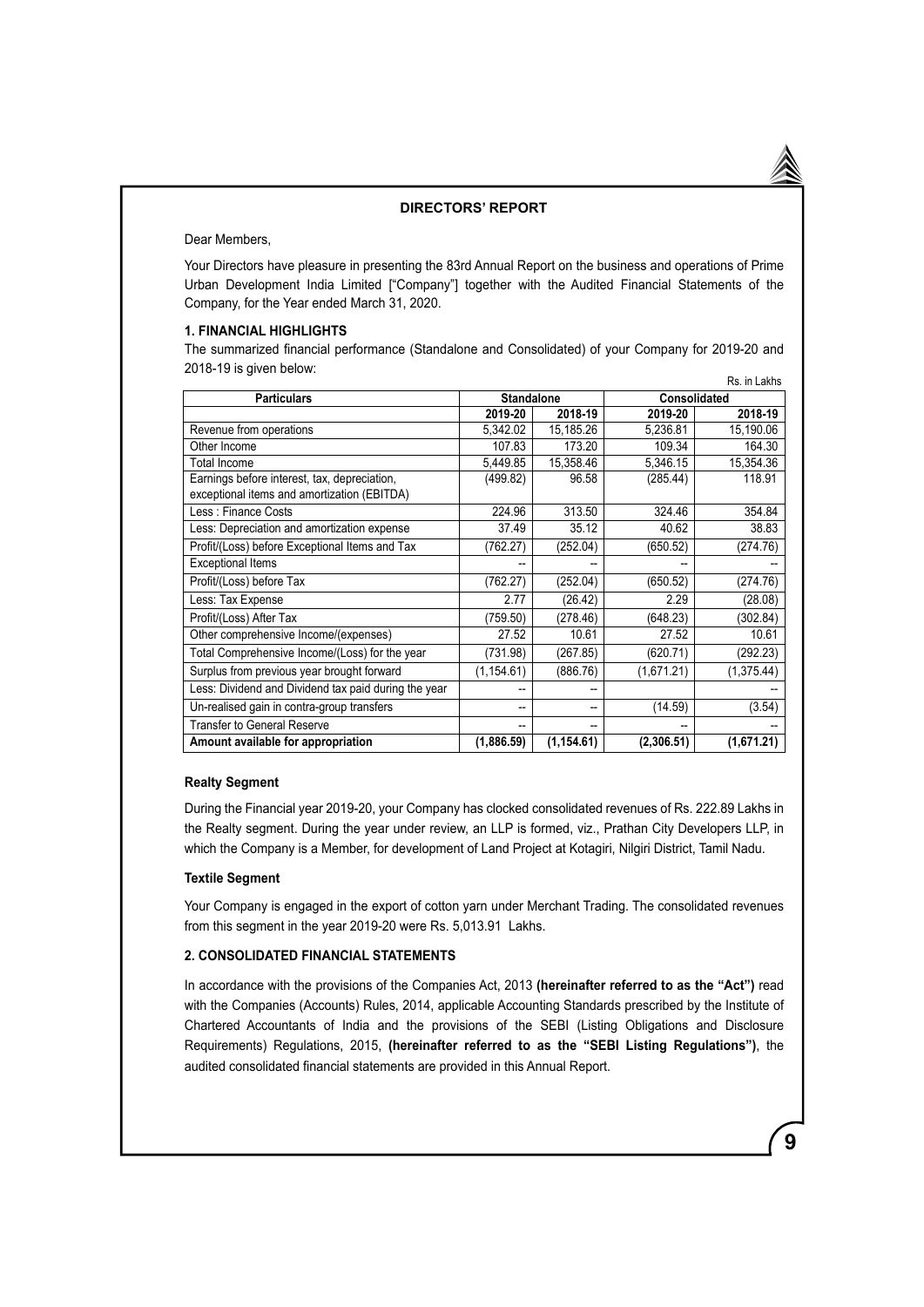## DIRECTORS' REPORT

Dear Members,

Your Directors have pleasure in presenting the 83rd Annual Report on the business and operations of Prime Urban Development India Limited ["Company"] together with the Audited Financial Statements of the Company, for the Year ended March 31, 2020.

### 1. FINANCIAL HIGHLIGHTS

The summarized financial performance (Standalone and Consolidated) of your Company for 2019-20 and 2018-19 is given below:

Rs. in Lakhs

| Particulars | Standalone | | Consolidated | |
|---|---|---|---|---|
| | 2019-20 | 2018-19 | 2019-20 | 2018-19 |
| Revenue from operations | 5,342.02 | 15,185.26 | 5,236.81 | 15,190.06 |
| Other Income | 107.83 | 173.20 | 109.34 | 164.30 |
| Total Income | 5,449.85 | 15,358.46 | 5,346.15 | 15,354.36 |
| Earnings before interest, tax, depreciation, exceptional items and amortization (EBITDA) | (499.82) | 96.58 | (285.44) | 118.91 |
| Less : Finance Costs | 224.96 | 313.50 | 324.46 | 354.84 |
| Less: Depreciation and amortization expense | 37.49 | 35.12 | 40.62 | 38.83 |
| Profit/(Loss) before Exceptional Items and Tax | (762.27) | (252.04) | (650.52) | (274.76) |
| Exceptional Items | -- | -- | -- | -- |
| Profit/(Loss) before Tax | (762.27) | (252.04) | (650.52) | (274.76) |
| Less: Tax Expense | 2.77 | (26.42) | 2.29 | (28.08) |
| Profit/(Loss) After Tax | (759.50) | (278.46) | (648.23) | (302.84) |
| Other comprehensive Income/(expenses) | 27.52 | 10.61 | 27.52 | 10.61 |
| Total Comprehensive Income/(Loss) for the year | (731.98) | (267.85) | (620.71) | (292.23) |
| Surplus from previous year brought forward | (1,154.61) | (886.76) | (1,671.21) | (1,375.44) |
| Less: Dividend and Dividend tax paid during the year | -- | -- | | -- |
| Un-realised gain in contra-group transfers | -- | -- | (14.59) | (3.54) |
| Transfer to General Reserve | -- | -- | -- | -- |
| **Amount available for appropriation** | **(1,886.59)** | **(1,154.61)** | **(2,306.51)** | **(1,671.21)** |

**Realty Segment**

During the Financial year 2019-20, your Company has clocked consolidated revenues of Rs. 222.89 Lakhs in the Realty segment. During the year under review, an LLP is formed, viz., Prathan City Developers LLP, in which the Company is a Member, for development of Land Project at Kotagiri, Nilgiri District, Tamil Nadu.

**Textile Segment**

Your Company is engaged in the export of cotton yarn under Merchant Trading. The consolidated revenues from this segment in the year 2019-20 were Rs. 5,013.91 Lakhs.

### 2. CONSOLIDATED FINANCIAL STATEMENTS

In accordance with the provisions of the Companies Act, 2013 **(hereinafter referred to as the "Act")** read with the Companies (Accounts) Rules, 2014, applicable Accounting Standards prescribed by the Institute of Chartered Accountants of India and the provisions of the SEBI (Listing Obligations and Disclosure Requirements) Regulations, 2015, **(hereinafter referred to as the "SEBI Listing Regulations")**, the audited consolidated financial statements are provided in this Annual Report.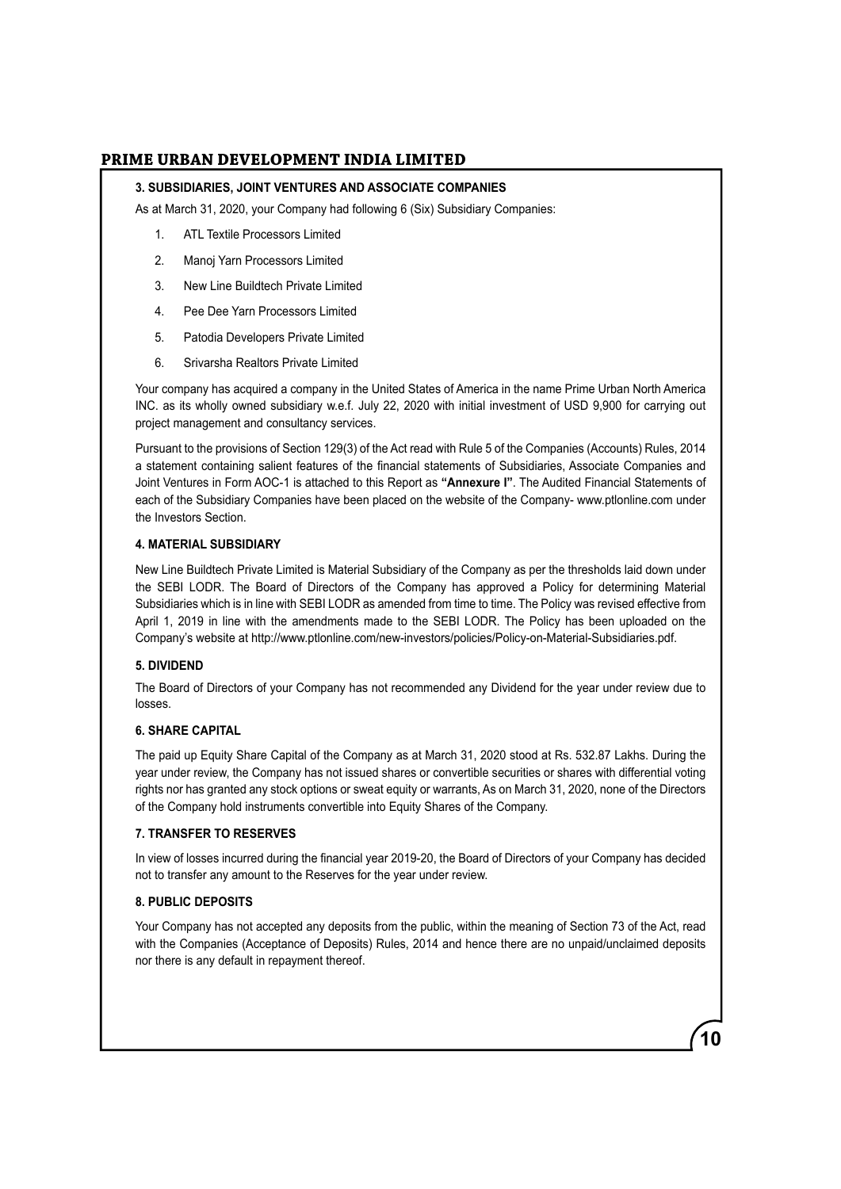### 3. SUBSIDIARIES, JOINT VENTURES AND ASSOCIATE COMPANIES

As at March 31, 2020, your Company had following 6 (Six) Subsidiary Companies:

1. ATL Textile Processors Limited
2. Manoj Yarn Processors Limited
3. New Line Buildtech Private Limited
4. Pee Dee Yarn Processors Limited
5. Patodia Developers Private Limited
6. Srivarsha Realtors Private Limited

Your company has acquired a company in the United States of America in the name Prime Urban North America INC. as its wholly owned subsidiary w.e.f. July 22, 2020 with initial investment of USD 9,900 for carrying out project management and consultancy services.

Pursuant to the provisions of Section 129(3) of the Act read with Rule 5 of the Companies (Accounts) Rules, 2014 a statement containing salient features of the financial statements of Subsidiaries, Associate Companies and Joint Ventures in Form AOC-1 is attached to this Report as **"Annexure I"**. The Audited Financial Statements of each of the Subsidiary Companies have been placed on the website of the Company- www.ptlonline.com under the Investors Section.

### 4. MATERIAL SUBSIDIARY

New Line Buildtech Private Limited is Material Subsidiary of the Company as per the thresholds laid down under the SEBI LODR. The Board of Directors of the Company has approved a Policy for determining Material Subsidiaries which is in line with SEBI LODR as amended from time to time. The Policy was revised effective from April 1, 2019 in line with the amendments made to the SEBI LODR. The Policy has been uploaded on the Company's website at http://www.ptlonline.com/new-investors/policies/Policy-on-Material-Subsidiaries.pdf.

### 5. DIVIDEND

The Board of Directors of your Company has not recommended any Dividend for the year under review due to losses.

### 6. SHARE CAPITAL

The paid up Equity Share Capital of the Company as at March 31, 2020 stood at Rs. 532.87 Lakhs. During the year under review, the Company has not issued shares or convertible securities or shares with differential voting rights nor has granted any stock options or sweat equity or warrants, As on March 31, 2020, none of the Directors of the Company hold instruments convertible into Equity Shares of the Company.

### 7. TRANSFER TO RESERVES

In view of losses incurred during the financial year 2019-20, the Board of Directors of your Company has decided not to transfer any amount to the Reserves for the year under review.

### 8. PUBLIC DEPOSITS

Your Company has not accepted any deposits from the public, within the meaning of Section 73 of the Act, read with the Companies (Acceptance of Deposits) Rules, 2014 and hence there are no unpaid/unclaimed deposits nor there is any default in repayment thereof.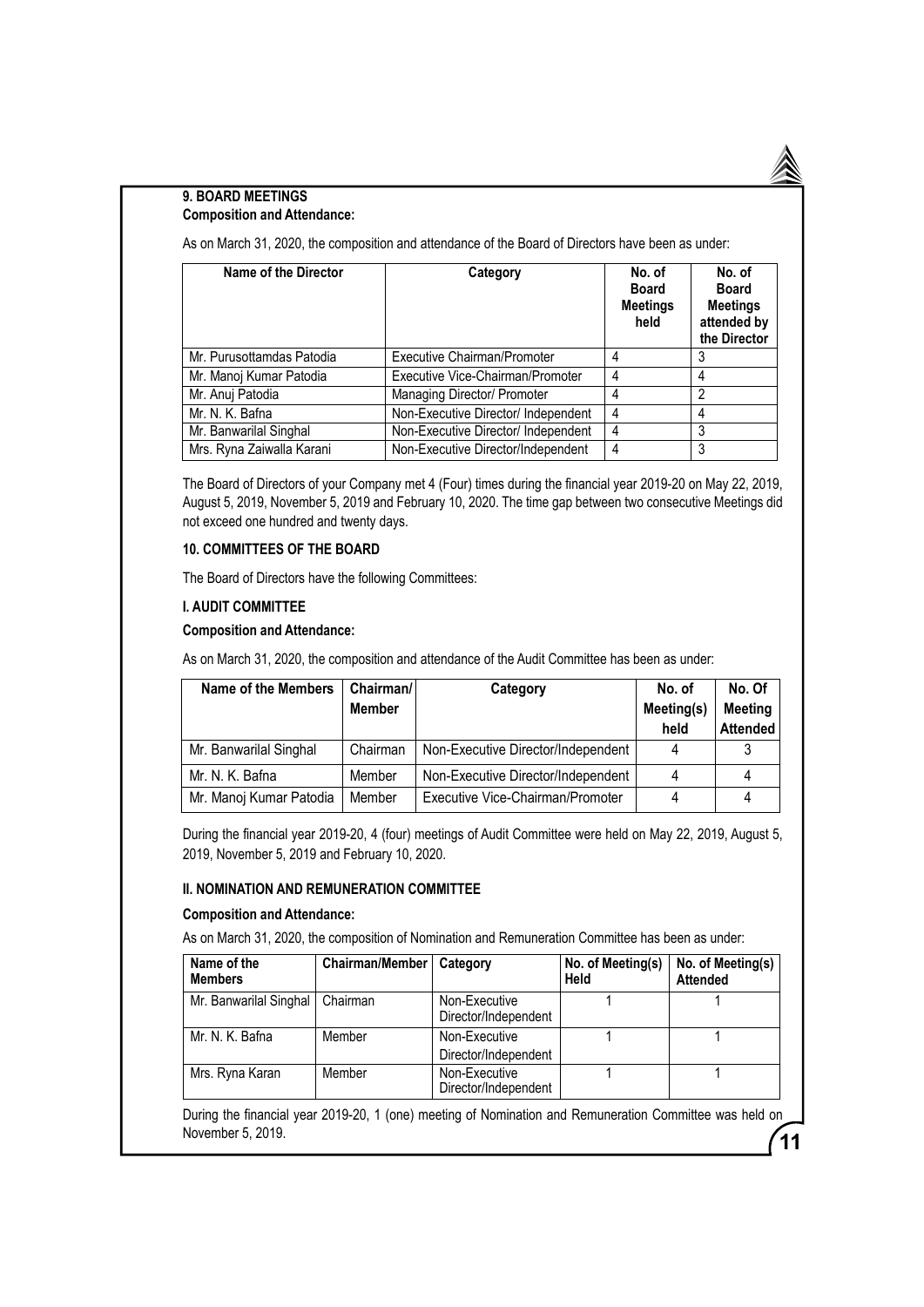### 9. BOARD MEETINGS

**Composition and Attendance:**

As on March 31, 2020, the composition and attendance of the Board of Directors have been as under:

| Name of the Director | Category | No. of Board Meetings held | No. of Board Meetings attended by the Director |
|---|---|---|---|
| Mr. Purusottamdas Patodia | Executive Chairman/Promoter | 4 | 3 |
| Mr. Manoj Kumar Patodia | Executive Vice-Chairman/Promoter | 4 | 4 |
| Mr. Anuj Patodia | Managing Director/ Promoter | 4 | 2 |
| Mr. N. K. Bafna | Non-Executive Director/ Independent | 4 | 4 |
| Mr. Banwarilal Singhal | Non-Executive Director/ Independent | 4 | 3 |
| Mrs. Ryna Zaiwalla Karani | Non-Executive Director/Independent | 4 | 3 |

The Board of Directors of your Company met 4 (Four) times during the financial year 2019-20 on May 22, 2019, August 5, 2019, November 5, 2019 and February 10, 2020. The time gap between two consecutive Meetings did not exceed one hundred and twenty days.

### 10. COMMITTEES OF THE BOARD

The Board of Directors have the following Committees:

#### I. AUDIT COMMITTEE

**Composition and Attendance:**

As on March 31, 2020, the composition and attendance of the Audit Committee has been as under:

| Name of the Members | Chairman/ Member | Category | No. of Meeting(s) held | No. Of Meeting Attended |
|---|---|---|---|---|
| Mr. Banwarilal Singhal | Chairman | Non-Executive Director/Independent | 4 | 3 |
| Mr. N. K. Bafna | Member | Non-Executive Director/Independent | 4 | 4 |
| Mr. Manoj Kumar Patodia | Member | Executive Vice-Chairman/Promoter | 4 | 4 |

During the financial year 2019-20, 4 (four) meetings of Audit Committee were held on May 22, 2019, August 5, 2019, November 5, 2019 and February 10, 2020.

#### II. NOMINATION AND REMUNERATION COMMITTEE

**Composition and Attendance:**

As on March 31, 2020, the composition of Nomination and Remuneration Committee has been as under:

| Name of the Members | Chairman/Member | Category | No. of Meeting(s) Held | No. of Meeting(s) Attended |
|---|---|---|---|---|
| Mr. Banwarilal Singhal | Chairman | Non-Executive Director/Independent | 1 | 1 |
| Mr. N. K. Bafna | Member | Non-Executive Director/Independent | 1 | 1 |
| Mrs. Ryna Karan | Member | Non-Executive Director/Independent | 1 | 1 |

During the financial year 2019-20, 1 (one) meeting of Nomination and Remuneration Committee was held on November 5, 2019.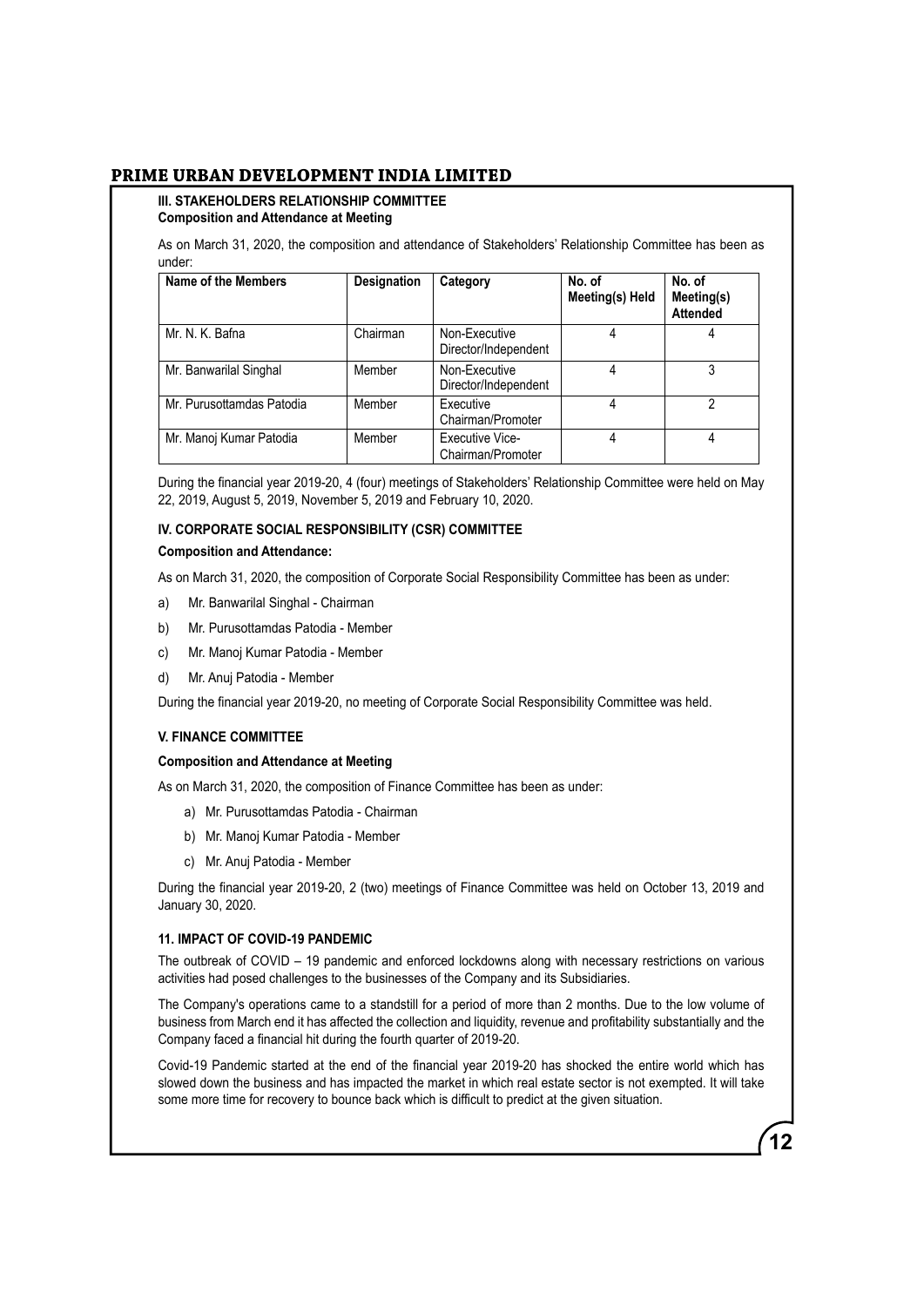### III. STAKEHOLDERS RELATIONSHIP COMMITTEE

**Composition and Attendance at Meeting**

As on March 31, 2020, the composition and attendance of Stakeholders' Relationship Committee has been as under:

| Name of the Members | Designation | Category | No. of Meeting(s) Held | No. of Meeting(s) Attended |
|---|---|---|---|---|
| Mr. N. K. Bafna | Chairman | Non-Executive Director/Independent | 4 | 4 |
| Mr. Banwarilal Singhal | Member | Non-Executive Director/Independent | 4 | 3 |
| Mr. Purusottamdas Patodia | Member | Executive Chairman/Promoter | 4 | 2 |
| Mr. Manoj Kumar Patodia | Member | Executive Vice-Chairman/Promoter | 4 | 4 |

During the financial year 2019-20, 4 (four) meetings of Stakeholders' Relationship Committee were held on May 22, 2019, August 5, 2019, November 5, 2019 and February 10, 2020.

### IV. CORPORATE SOCIAL RESPONSIBILITY (CSR) COMMITTEE

**Composition and Attendance:**

As on March 31, 2020, the composition of Corporate Social Responsibility Committee has been as under:

a) Mr. Banwarilal Singhal - Chairman

b) Mr. Purusottamdas Patodia - Member

c) Mr. Manoj Kumar Patodia - Member

d) Mr. Anuj Patodia - Member

During the financial year 2019-20, no meeting of Corporate Social Responsibility Committee was held.

### V. FINANCE COMMITTEE

**Composition and Attendance at Meeting**

As on March 31, 2020, the composition of Finance Committee has been as under:

a) Mr. Purusottamdas Patodia - Chairman

b) Mr. Manoj Kumar Patodia - Member

c) Mr. Anuj Patodia - Member

During the financial year 2019-20, 2 (two) meetings of Finance Committee was held on October 13, 2019 and January 30, 2020.

### 11. IMPACT OF COVID-19 PANDEMIC

The outbreak of COVID – 19 pandemic and enforced lockdowns along with necessary restrictions on various activities had posed challenges to the businesses of the Company and its Subsidiaries.

The Company's operations came to a standstill for a period of more than 2 months. Due to the low volume of business from March end it has affected the collection and liquidity, revenue and profitability substantially and the Company faced a financial hit during the fourth quarter of 2019-20.

Covid-19 Pandemic started at the end of the financial year 2019-20 has shocked the entire world which has slowed down the business and has impacted the market in which real estate sector is not exempted. It will take some more time for recovery to bounce back which is difficult to predict at the given situation.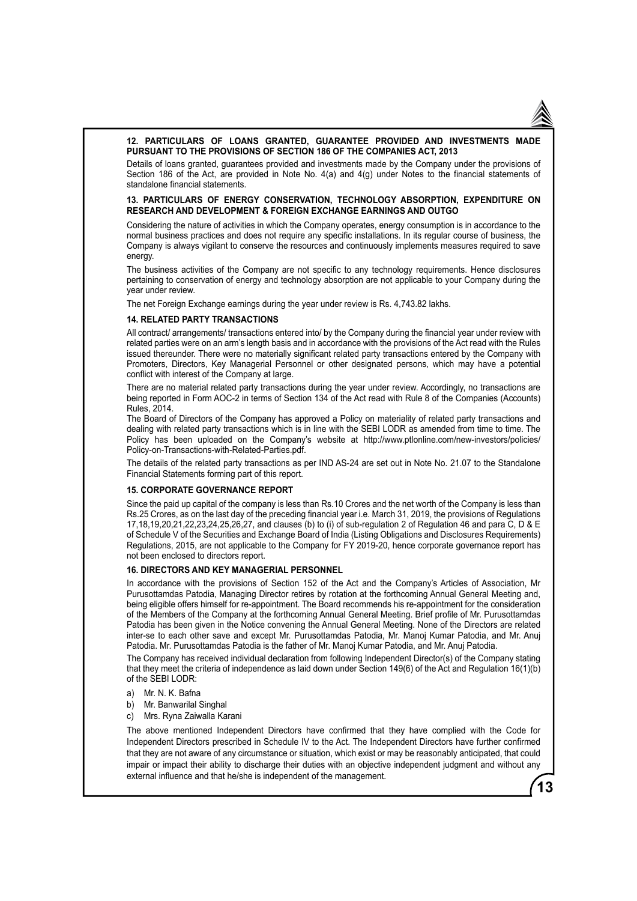### 12. PARTICULARS OF LOANS GRANTED, GUARANTEE PROVIDED AND INVESTMENTS MADE PURSUANT TO THE PROVISIONS OF SECTION 186 OF THE COMPANIES ACT, 2013

Details of loans granted, guarantees provided and investments made by the Company under the provisions of Section 186 of the Act, are provided in Note No. 4(a) and 4(g) under Notes to the financial statements of standalone financial statements.

### 13. PARTICULARS OF ENERGY CONSERVATION, TECHNOLOGY ABSORPTION, EXPENDITURE ON RESEARCH AND DEVELOPMENT & FOREIGN EXCHANGE EARNINGS AND OUTGO

Considering the nature of activities in which the Company operates, energy consumption is in accordance to the normal business practices and does not require any specific installations. In its regular course of business, the Company is always vigilant to conserve the resources and continuously implements measures required to save energy.

The business activities of the Company are not specific to any technology requirements. Hence disclosures pertaining to conservation of energy and technology absorption are not applicable to your Company during the year under review.

The net Foreign Exchange earnings during the year under review is Rs. 4,743.82 lakhs.

### 14. RELATED PARTY TRANSACTIONS

All contract/ arrangements/ transactions entered into/ by the Company during the financial year under review with related parties were on an arm's length basis and in accordance with the provisions of the Act read with the Rules issued thereunder. There were no materially significant related party transactions entered by the Company with Promoters, Directors, Key Managerial Personnel or other designated persons, which may have a potential conflict with interest of the Company at large.

There are no material related party transactions during the year under review. Accordingly, no transactions are being reported in Form AOC-2 in terms of Section 134 of the Act read with Rule 8 of the Companies (Accounts) Rules, 2014.

The Board of Directors of the Company has approved a Policy on materiality of related party transactions and dealing with related party transactions which is in line with the SEBI LODR as amended from time to time. The Policy has been uploaded on the Company's website at http://www.ptlonline.com/new-investors/policies/Policy-on-Transactions-with-Related-Parties.pdf.

The details of the related party transactions as per IND AS-24 are set out in Note No. 21.07 to the Standalone Financial Statements forming part of this report.

### 15. CORPORATE GOVERNANCE REPORT

Since the paid up capital of the company is less than Rs.10 Crores and the net worth of the Company is less than Rs.25 Crores, as on the last day of the preceding financial year i.e. March 31, 2019, the provisions of Regulations 17,18,19,20,21,22,23,24,25,26,27, and clauses (b) to (i) of sub-regulation 2 of Regulation 46 and para C, D & E of Schedule V of the Securities and Exchange Board of India (Listing Obligations and Disclosures Requirements) Regulations, 2015, are not applicable to the Company for FY 2019-20, hence corporate governance report has not been enclosed to directors report.

### 16. DIRECTORS AND KEY MANAGERIAL PERSONNEL

In accordance with the provisions of Section 152 of the Act and the Company's Articles of Association, Mr Purusottamdas Patodia, Managing Director retires by rotation at the forthcoming Annual General Meeting and, being eligible offers himself for re-appointment. The Board recommends his re-appointment for the consideration of the Members of the Company at the forthcoming Annual General Meeting. Brief profile of Mr. Purusottamdas Patodia has been given in the Notice convening the Annual General Meeting. None of the Directors are related inter-se to each other save and except Mr. Purusottamdas Patodia, Mr. Manoj Kumar Patodia, and Mr. Anuj Patodia. Mr. Purusottamdas Patodia is the father of Mr. Manoj Kumar Patodia, and Mr. Anuj Patodia.

The Company has received individual declaration from following Independent Director(s) of the Company stating that they meet the criteria of independence as laid down under Section 149(6) of the Act and Regulation 16(1)(b) of the SEBI LODR:

a) Mr. N. K. Bafna
b) Mr. Banwarilal Singhal
c) Mrs. Ryna Zaiwalla Karani

The above mentioned Independent Directors have confirmed that they have complied with the Code for Independent Directors prescribed in Schedule IV to the Act. The Independent Directors have further confirmed that they are not aware of any circumstance or situation, which exist or may be reasonably anticipated, that could impair or impact their ability to discharge their duties with an objective independent judgment and without any external influence and that he/she is independent of the management.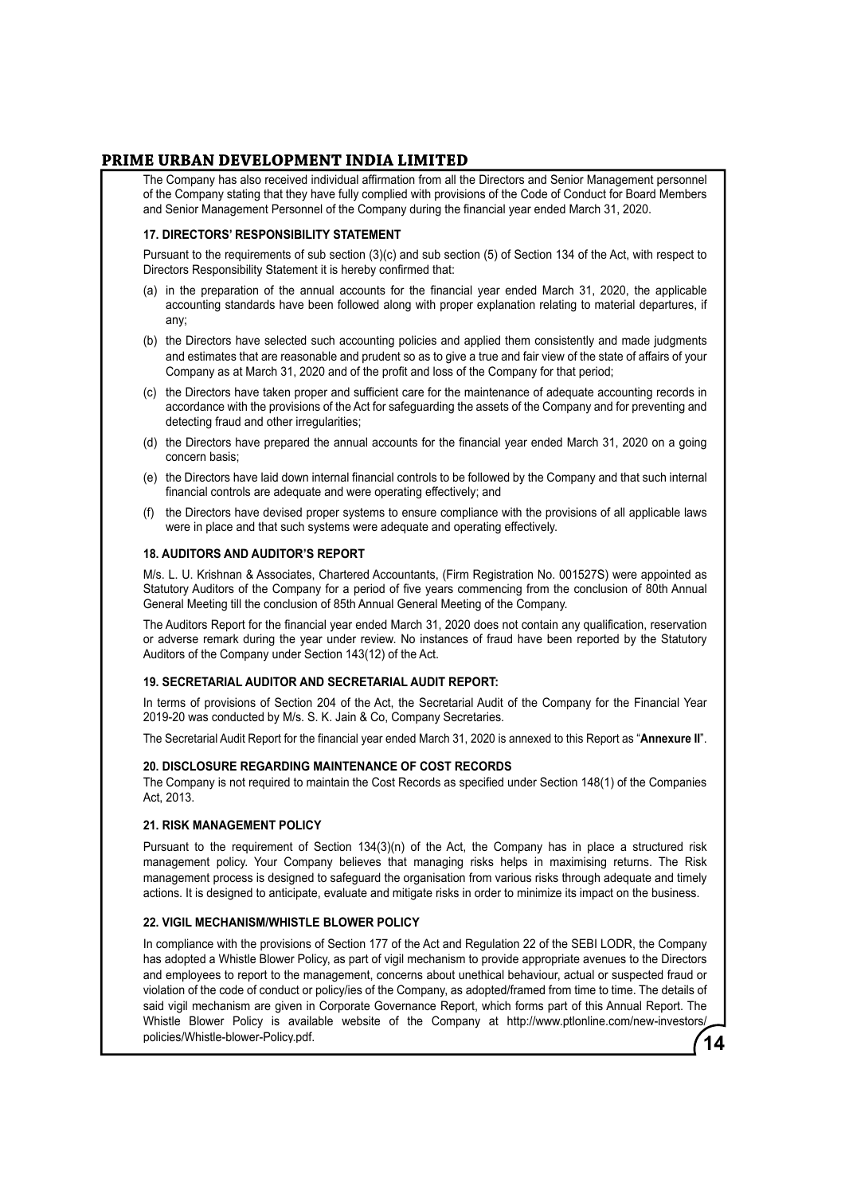The Company has also received individual affirmation from all the Directors and Senior Management personnel of the Company stating that they have fully complied with provisions of the Code of Conduct for Board Members and Senior Management Personnel of the Company during the financial year ended March 31, 2020.

### 17. DIRECTORS' RESPONSIBILITY STATEMENT

Pursuant to the requirements of sub section (3)(c) and sub section (5) of Section 134 of the Act, with respect to Directors Responsibility Statement it is hereby confirmed that:

(a) in the preparation of the annual accounts for the financial year ended March 31, 2020, the applicable accounting standards have been followed along with proper explanation relating to material departures, if any;

(b) the Directors have selected such accounting policies and applied them consistently and made judgments and estimates that are reasonable and prudent so as to give a true and fair view of the state of affairs of your Company as at March 31, 2020 and of the profit and loss of the Company for that period;

(c) the Directors have taken proper and sufficient care for the maintenance of adequate accounting records in accordance with the provisions of the Act for safeguarding the assets of the Company and for preventing and detecting fraud and other irregularities;

(d) the Directors have prepared the annual accounts for the financial year ended March 31, 2020 on a going concern basis;

(e) the Directors have laid down internal financial controls to be followed by the Company and that such internal financial controls are adequate and were operating effectively; and

(f) the Directors have devised proper systems to ensure compliance with the provisions of all applicable laws were in place and that such systems were adequate and operating effectively.

### 18. AUDITORS AND AUDITOR'S REPORT

M/s. L. U. Krishnan & Associates, Chartered Accountants, (Firm Registration No. 001527S) were appointed as Statutory Auditors of the Company for a period of five years commencing from the conclusion of 80th Annual General Meeting till the conclusion of 85th Annual General Meeting of the Company.

The Auditors Report for the financial year ended March 31, 2020 does not contain any qualification, reservation or adverse remark during the year under review. No instances of fraud have been reported by the Statutory Auditors of the Company under Section 143(12) of the Act.

### 19. SECRETARIAL AUDITOR AND SECRETARIAL AUDIT REPORT:

In terms of provisions of Section 204 of the Act, the Secretarial Audit of the Company for the Financial Year 2019-20 was conducted by M/s. S. K. Jain & Co, Company Secretaries.

The Secretarial Audit Report for the financial year ended March 31, 2020 is annexed to this Report as "**Annexure II**".

### 20. DISCLOSURE REGARDING MAINTENANCE OF COST RECORDS

The Company is not required to maintain the Cost Records as specified under Section 148(1) of the Companies Act, 2013.

### 21. RISK MANAGEMENT POLICY

Pursuant to the requirement of Section 134(3)(n) of the Act, the Company has in place a structured risk management policy. Your Company believes that managing risks helps in maximising returns. The Risk management process is designed to safeguard the organisation from various risks through adequate and timely actions. It is designed to anticipate, evaluate and mitigate risks in order to minimize its impact on the business.

### 22. VIGIL MECHANISM/WHISTLE BLOWER POLICY

In compliance with the provisions of Section 177 of the Act and Regulation 22 of the SEBI LODR, the Company has adopted a Whistle Blower Policy, as part of vigil mechanism to provide appropriate avenues to the Directors and employees to report to the management, concerns about unethical behaviour, actual or suspected fraud or violation of the code of conduct or policy/ies of the Company, as adopted/framed from time to time. The details of said vigil mechanism are given in Corporate Governance Report, which forms part of this Annual Report. The Whistle Blower Policy is available website of the Company at http://www.ptlonline.com/new-investors/policies/Whistle-blower-Policy.pdf.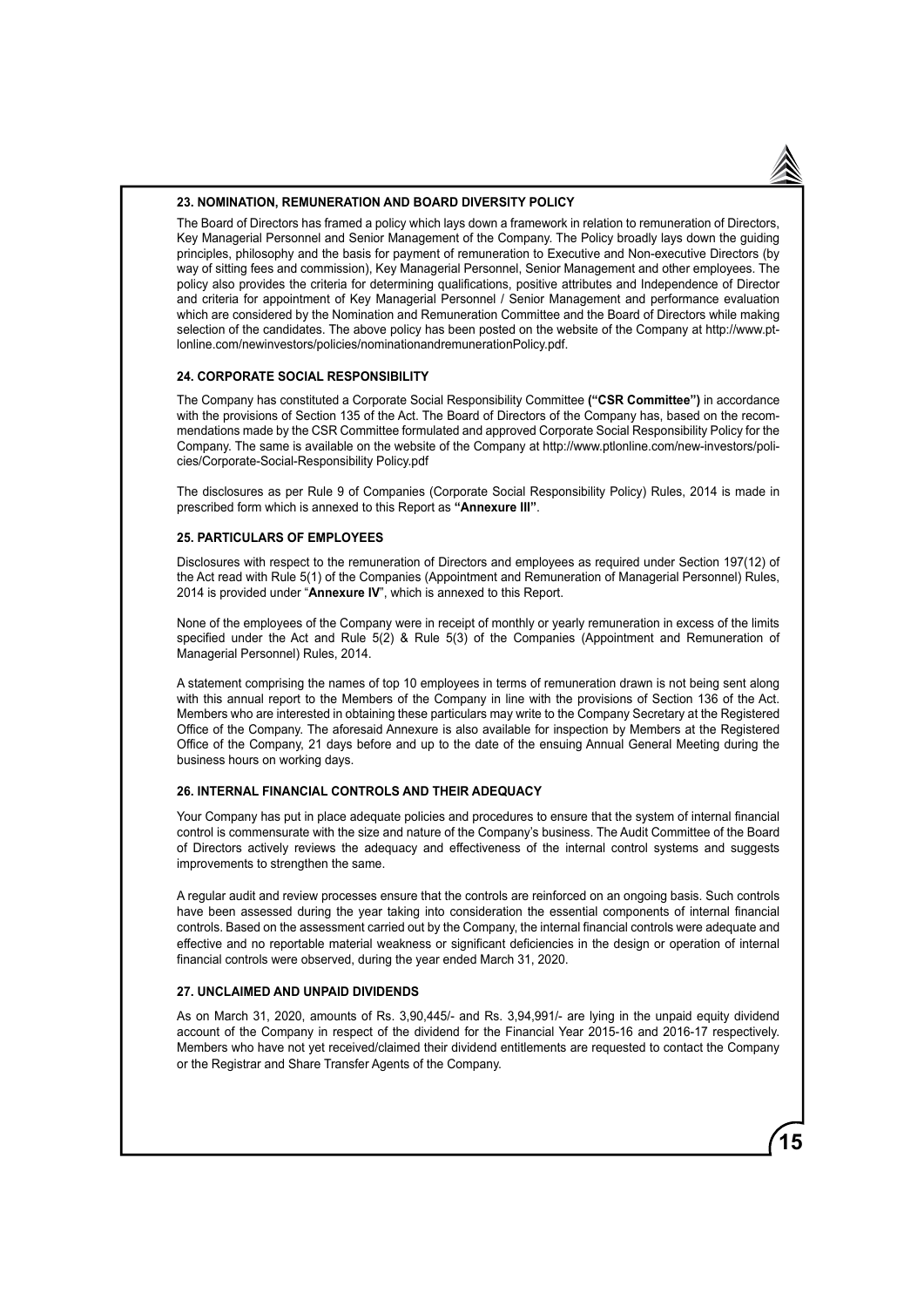### 23. NOMINATION, REMUNERATION AND BOARD DIVERSITY POLICY

The Board of Directors has framed a policy which lays down a framework in relation to remuneration of Directors, Key Managerial Personnel and Senior Management of the Company. The Policy broadly lays down the guiding principles, philosophy and the basis for payment of remuneration to Executive and Non-executive Directors (by way of sitting fees and commission), Key Managerial Personnel, Senior Management and other employees. The policy also provides the criteria for determining qualifications, positive attributes and Independence of Director and criteria for appointment of Key Managerial Personnel / Senior Management and performance evaluation which are considered by the Nomination and Remuneration Committee and the Board of Directors while making selection of the candidates. The above policy has been posted on the website of the Company at http://www.ptlonline.com/newinvestors/policies/nominationandremunerationPolicy.pdf.

### 24. CORPORATE SOCIAL RESPONSIBILITY

The Company has constituted a Corporate Social Responsibility Committee **("CSR Committee")** in accordance with the provisions of Section 135 of the Act. The Board of Directors of the Company has, based on the recommendations made by the CSR Committee formulated and approved Corporate Social Responsibility Policy for the Company. The same is available on the website of the Company at http://www.ptlonline.com/new-investors/policies/Corporate-Social-Responsibility Policy.pdf

The disclosures as per Rule 9 of Companies (Corporate Social Responsibility Policy) Rules, 2014 is made in prescribed form which is annexed to this Report as **"Annexure III"**.

### 25. PARTICULARS OF EMPLOYEES

Disclosures with respect to the remuneration of Directors and employees as required under Section 197(12) of the Act read with Rule 5(1) of the Companies (Appointment and Remuneration of Managerial Personnel) Rules, 2014 is provided under "**Annexure IV**", which is annexed to this Report.

None of the employees of the Company were in receipt of monthly or yearly remuneration in excess of the limits specified under the Act and Rule 5(2) & Rule 5(3) of the Companies (Appointment and Remuneration of Managerial Personnel) Rules, 2014.

A statement comprising the names of top 10 employees in terms of remuneration drawn is not being sent along with this annual report to the Members of the Company in line with the provisions of Section 136 of the Act. Members who are interested in obtaining these particulars may write to the Company Secretary at the Registered Office of the Company. The aforesaid Annexure is also available for inspection by Members at the Registered Office of the Company, 21 days before and up to the date of the ensuing Annual General Meeting during the business hours on working days.

### 26. INTERNAL FINANCIAL CONTROLS AND THEIR ADEQUACY

Your Company has put in place adequate policies and procedures to ensure that the system of internal financial control is commensurate with the size and nature of the Company's business. The Audit Committee of the Board of Directors actively reviews the adequacy and effectiveness of the internal control systems and suggests improvements to strengthen the same.

A regular audit and review processes ensure that the controls are reinforced on an ongoing basis. Such controls have been assessed during the year taking into consideration the essential components of internal financial controls. Based on the assessment carried out by the Company, the internal financial controls were adequate and effective and no reportable material weakness or significant deficiencies in the design or operation of internal financial controls were observed, during the year ended March 31, 2020.

### 27. UNCLAIMED AND UNPAID DIVIDENDS

As on March 31, 2020, amounts of Rs. 3,90,445/- and Rs. 3,94,991/- are lying in the unpaid equity dividend account of the Company in respect of the dividend for the Financial Year 2015-16 and 2016-17 respectively. Members who have not yet received/claimed their dividend entitlements are requested to contact the Company or the Registrar and Share Transfer Agents of the Company.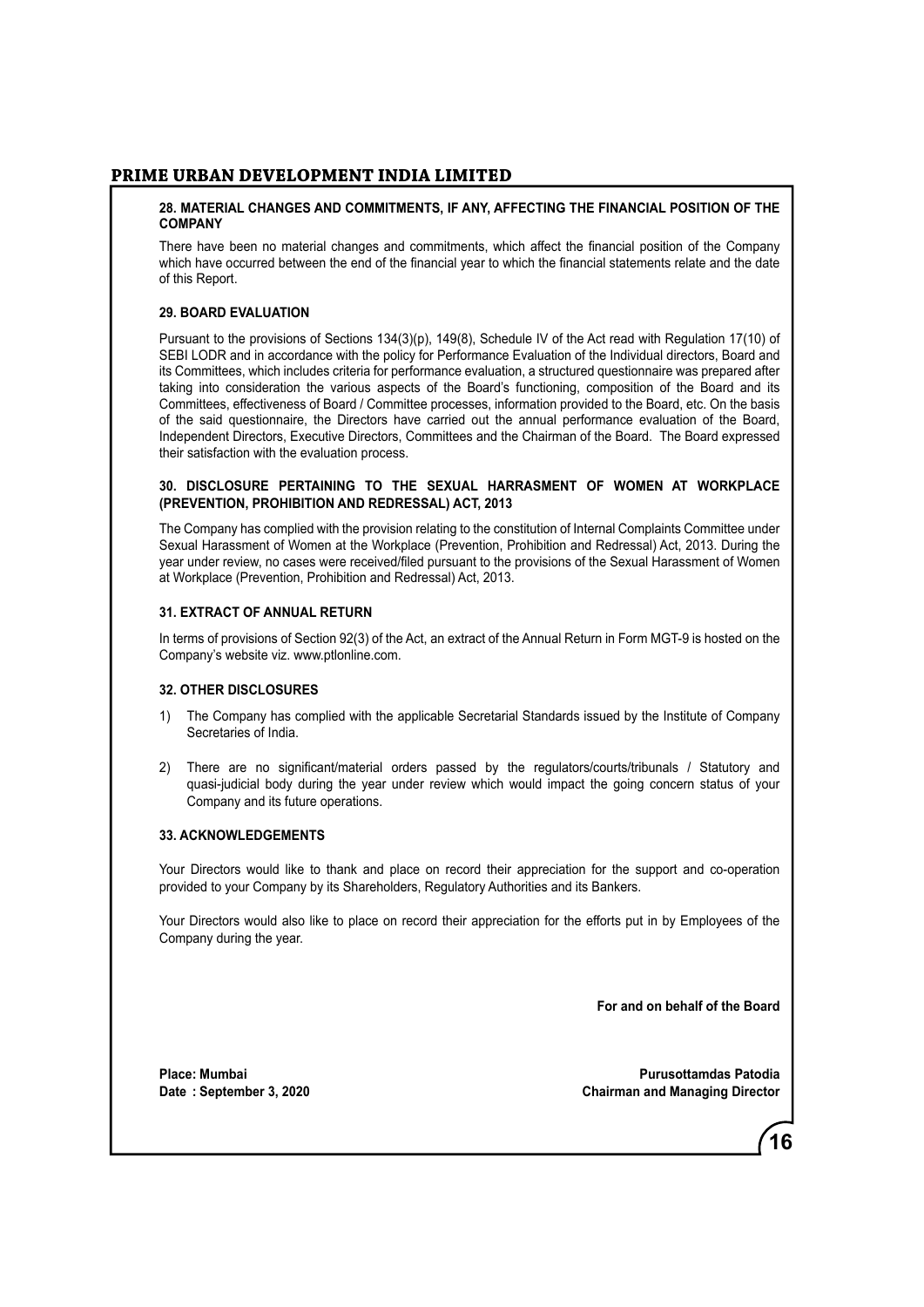### 28. MATERIAL CHANGES AND COMMITMENTS, IF ANY, AFFECTING THE FINANCIAL POSITION OF THE COMPANY

There have been no material changes and commitments, which affect the financial position of the Company which have occurred between the end of the financial year to which the financial statements relate and the date of this Report.

### 29. BOARD EVALUATION

Pursuant to the provisions of Sections 134(3)(p), 149(8), Schedule IV of the Act read with Regulation 17(10) of SEBI LODR and in accordance with the policy for Performance Evaluation of the Individual directors, Board and its Committees, which includes criteria for performance evaluation, a structured questionnaire was prepared after taking into consideration the various aspects of the Board's functioning, composition of the Board and its Committees, effectiveness of Board / Committee processes, information provided to the Board, etc. On the basis of the said questionnaire, the Directors have carried out the annual performance evaluation of the Board, Independent Directors, Executive Directors, Committees and the Chairman of the Board. The Board expressed their satisfaction with the evaluation process.

### 30. DISCLOSURE PERTAINING TO THE SEXUAL HARRASMENT OF WOMEN AT WORKPLACE (PREVENTION, PROHIBITION AND REDRESSAL) ACT, 2013

The Company has complied with the provision relating to the constitution of Internal Complaints Committee under Sexual Harassment of Women at the Workplace (Prevention, Prohibition and Redressal) Act, 2013. During the year under review, no cases were received/filed pursuant to the provisions of the Sexual Harassment of Women at Workplace (Prevention, Prohibition and Redressal) Act, 2013.

### 31. EXTRACT OF ANNUAL RETURN

In terms of provisions of Section 92(3) of the Act, an extract of the Annual Return in Form MGT-9 is hosted on the Company's website viz. www.ptlonline.com.

### 32. OTHER DISCLOSURES

1) The Company has complied with the applicable Secretarial Standards issued by the Institute of Company Secretaries of India.

2) There are no significant/material orders passed by the regulators/courts/tribunals / Statutory and quasi-judicial body during the year under review which would impact the going concern status of your Company and its future operations.

### 33. ACKNOWLEDGEMENTS

Your Directors would like to thank and place on record their appreciation for the support and co-operation provided to your Company by its Shareholders, Regulatory Authorities and its Bankers.

Your Directors would also like to place on record their appreciation for the efforts put in by Employees of the Company during the year.

**For and on behalf of the Board**

**Place: Mumbai**
**Date : September 3, 2020**

**Purusottamdas Patodia**
**Chairman and Managing Director**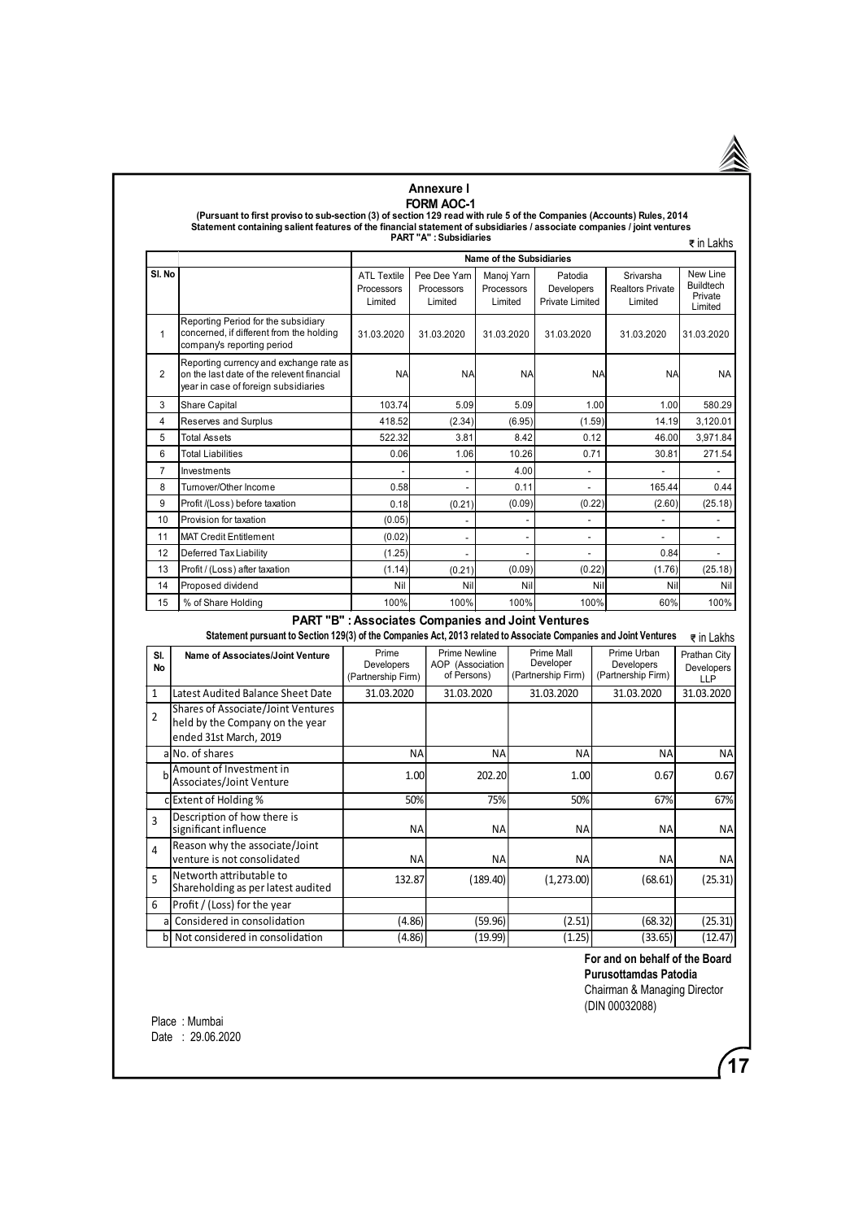# Annexure I

## FORM AOC-1

**(Pursuant to first proviso to sub-section (3) of section 129 read with rule 5 of the Companies (Accounts) Rules, 2014**
**Statement containing salient features of the financial statement of subsidiaries / associate companies / joint ventures**

**PART "A" : Subsidiaries**

₹ in Lakhs

| Sl. No | | Name of the Subsidiaries | | | | | |
|---|---|---|---|---|---|---|---|
| | | ATL Textile Processors Limited | Pee Dee Yarn Processors Limited | Manoj Yarn Processors Limited | Patodia Developers Private Limited | Srivarsha Realtors Private Limited | New Line Buildtech Private Limited |
| 1 | Reporting Period for the subsidiary concerned, if different from the holding company's reporting period | 31.03.2020 | 31.03.2020 | 31.03.2020 | 31.03.2020 | 31.03.2020 | 31.03.2020 |
| 2 | Reporting currency and exchange rate as on the last date of the relevent financial year in case of foreign subsidiaries | NA | NA | NA | NA | NA | NA |
| 3 | Share Capital | 103.74 | 5.09 | 5.09 | 1.00 | 1.00 | 580.29 |
| 4 | Reserves and Surplus | 418.52 | (2.34) | (6.95) | (1.59) | 14.19 | 3,120.01 |
| 5 | Total Assets | 522.32 | 3.81 | 8.42 | 0.12 | 46.00 | 3,971.84 |
| 6 | Total Liabilities | 0.06 | 1.06 | 10.26 | 0.71 | 30.81 | 271.54 |
| 7 | Investments | - | - | 4.00 | - | - | - |
| 8 | Turnover/Other Income | 0.58 | - | 0.11 | - | 165.44 | 0.44 |
| 9 | Profit /(Loss) before taxation | 0.18 | (0.21) | (0.09) | (0.22) | (2.60) | (25.18) |
| 10 | Provision for taxation | (0.05) | - | - | - | - | - |
| 11 | MAT Credit Entitlement | (0.02) | - | - | - | - | - |
| 12 | Deferred Tax Liability | (1.25) | - | - | - | 0.84 | - |
| 13 | Profit / (Loss) after taxation | (1.14) | (0.21) | (0.09) | (0.22) | (1.76) | (25.18) |
| 14 | Proposed dividend | Nil | Nil | Nil | Nil | Nil | Nil |
| 15 | % of Share Holding | 100% | 100% | 100% | 100% | 60% | 100% |

## PART "B" : Associates Companies and Joint Ventures

**Statement pursuant to Section 129(3) of the Companies Act, 2013 related to Associate Companies and Joint Ventures**

₹ in Lakhs

| Sl. No | Name of Associates/Joint Venture | Prime Developers (Partnership Firm) | Prime Newline AOP (Association of Persons) | Prime Mall Developer (Partnership Firm) | Prime Urban Developers (Partnership Firm) | Prathan City Developers LLP |
|---|---|---|---|---|---|---|
| 1 | Latest Audited Balance Sheet Date | 31.03.2020 | 31.03.2020 | 31.03.2020 | 31.03.2020 | 31.03.2020 |
| 2 | Shares of Associate/Joint Ventures held by the Company on the year ended 31st March, 2019 | | | | | |
| a | No. of shares | NA | NA | NA | NA | NA |
| b | Amount of Investment in Associates/Joint Venture | 1.00 | 202.20 | 1.00 | 0.67 | 0.67 |
| c | Extent of Holding % | 50% | 75% | 50% | 67% | 67% |
| 3 | Description of how there is significant influence | NA | NA | NA | NA | NA |
| 4 | Reason why the associate/Joint venture is not consolidated | NA | NA | NA | NA | NA |
| 5 | Networth attributable to Shareholding as per latest audited | 132.87 | (189.40) | (1,273.00) | (68.61) | (25.31) |
| 6 | Profit / (Loss) for the year | | | | | |
| a | Considered in consolidation | (4.86) | (59.96) | (2.51) | (68.32) | (25.31) |
| b | Not considered in consolidation | (4.86) | (19.99) | (1.25) | (33.65) | (12.47) |

**For and on behalf of the Board**
**Purusottamdas Patodia**
Chairman & Managing Director
(DIN 00032088)

Place : Mumbai
Date : 29.06.2020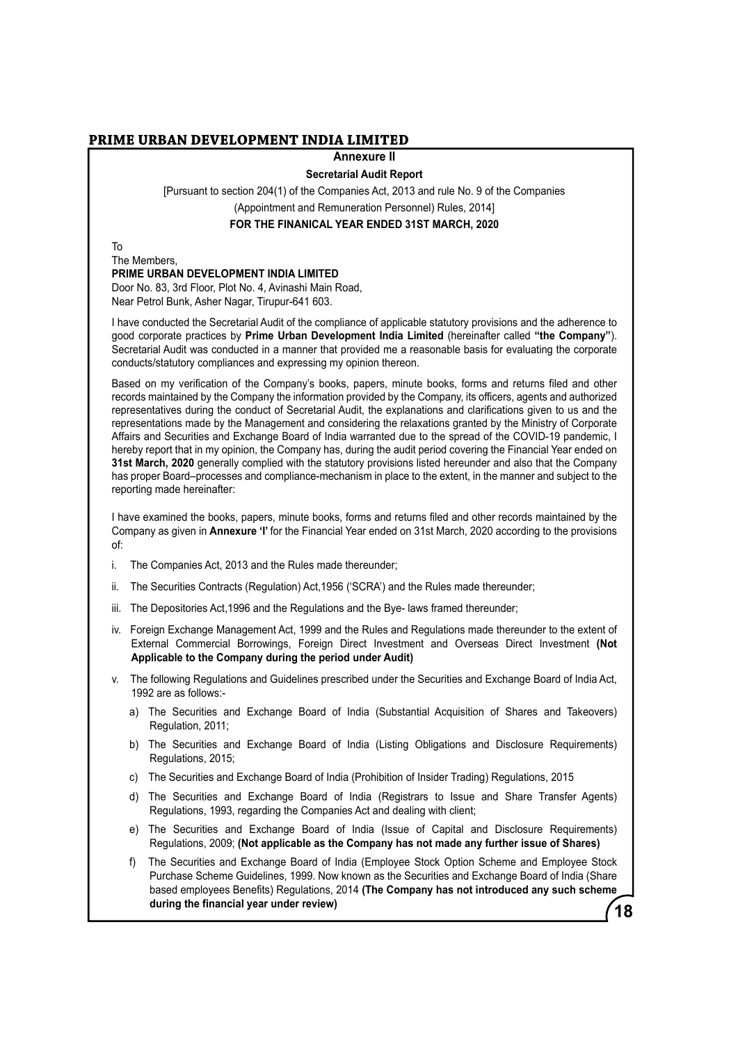## Annexure II

### Secretarial Audit Report

[Pursuant to section 204(1) of the Companies Act, 2013 and rule No. 9 of the Companies (Appointment and Remuneration Personnel) Rules, 2014]

**FOR THE FINANICAL YEAR ENDED 31ST MARCH, 2020**

To
The Members,
**PRIME URBAN DEVELOPMENT INDIA LIMITED**
Door No. 83, 3rd Floor, Plot No. 4, Avinashi Main Road,
Near Petrol Bunk, Asher Nagar, Tirupur-641 603.

I have conducted the Secretarial Audit of the compliance of applicable statutory provisions and the adherence to good corporate practices by **Prime Urban Development India Limited** (hereinafter called **"the Company"**). Secretarial Audit was conducted in a manner that provided me a reasonable basis for evaluating the corporate conducts/statutory compliances and expressing my opinion thereon.

Based on my verification of the Company's books, papers, minute books, forms and returns filed and other records maintained by the Company the information provided by the Company, its officers, agents and authorized representatives during the conduct of Secretarial Audit, the explanations and clarifications given to us and the representations made by the Management and considering the relaxations granted by the Ministry of Corporate Affairs and Securities and Exchange Board of India warranted due to the spread of the COVID-19 pandemic, I hereby report that in my opinion, the Company has, during the audit period covering the Financial Year ended on **31st March, 2020** generally complied with the statutory provisions listed hereunder and also that the Company has proper Board–processes and compliance-mechanism in place to the extent, in the manner and subject to the reporting made hereinafter:

I have examined the books, papers, minute books, forms and returns filed and other records maintained by the Company as given in **Annexure 'I'** for the Financial Year ended on 31st March, 2020 according to the provisions of:

i. The Companies Act, 2013 and the Rules made thereunder;

ii. The Securities Contracts (Regulation) Act,1956 ('SCRA') and the Rules made thereunder;

iii. The Depositories Act,1996 and the Regulations and the Bye- laws framed thereunder;

iv. Foreign Exchange Management Act, 1999 and the Rules and Regulations made thereunder to the extent of External Commercial Borrowings, Foreign Direct Investment and Overseas Direct Investment **(Not Applicable to the Company during the period under Audit)**

v. The following Regulations and Guidelines prescribed under the Securities and Exchange Board of India Act, 1992 are as follows:-

   a) The Securities and Exchange Board of India (Substantial Acquisition of Shares and Takeovers) Regulation, 2011;

   b) The Securities and Exchange Board of India (Listing Obligations and Disclosure Requirements) Regulations, 2015;

   c) The Securities and Exchange Board of India (Prohibition of Insider Trading) Regulations, 2015

   d) The Securities and Exchange Board of India (Registrars to Issue and Share Transfer Agents) Regulations, 1993, regarding the Companies Act and dealing with client;

   e) The Securities and Exchange Board of India (Issue of Capital and Disclosure Requirements) Regulations, 2009; **(Not applicable as the Company has not made any further issue of Shares)**

   f) The Securities and Exchange Board of India (Employee Stock Option Scheme and Employee Stock Purchase Scheme Guidelines, 1999. Now known as the Securities and Exchange Board of India (Share based employees Benefits) Regulations, 2014 **(The Company has not introduced any such scheme during the financial year under review)**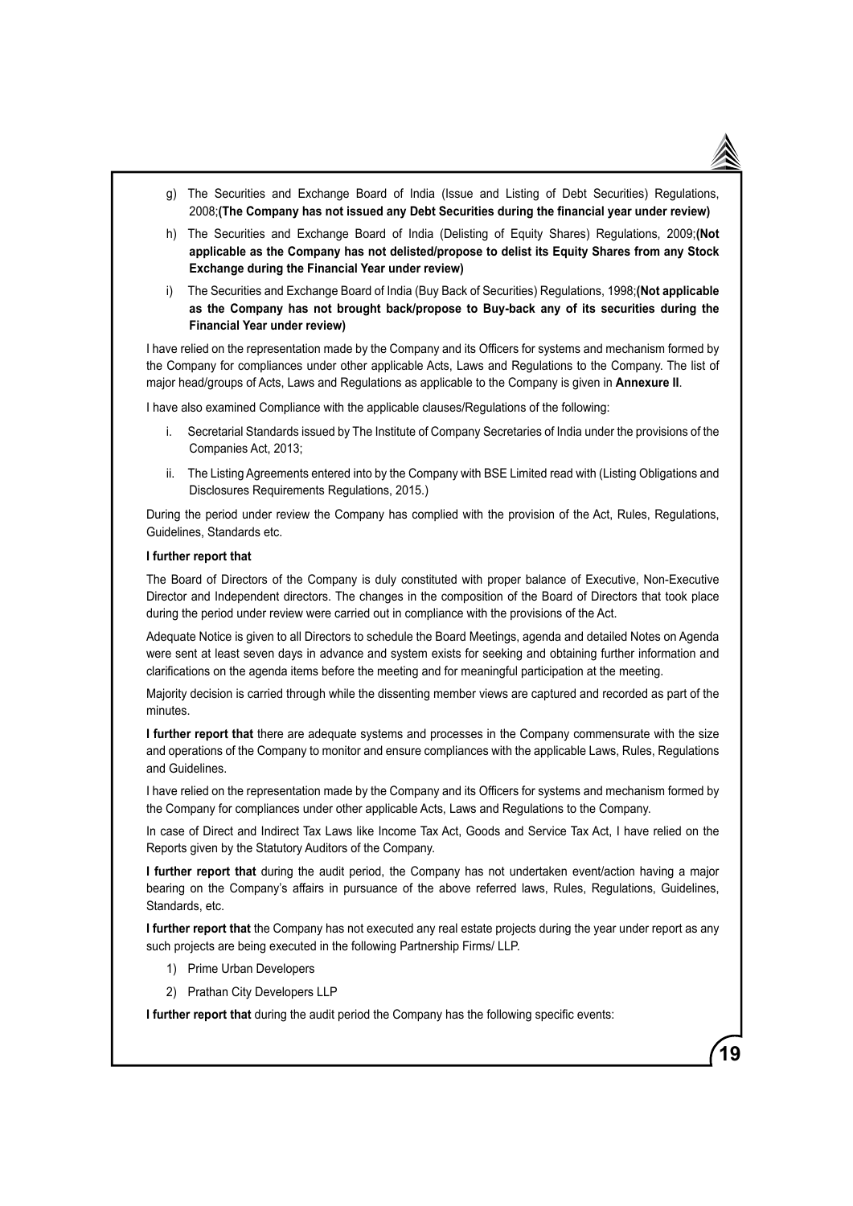g) The Securities and Exchange Board of India (Issue and Listing of Debt Securities) Regulations, 2008;**(The Company has not issued any Debt Securities during the financial year under review)**

h) The Securities and Exchange Board of India (Delisting of Equity Shares) Regulations, 2009;**(Not applicable as the Company has not delisted/propose to delist its Equity Shares from any Stock Exchange during the Financial Year under review)**

i) The Securities and Exchange Board of India (Buy Back of Securities) Regulations, 1998;**(Not applicable as the Company has not brought back/propose to Buy-back any of its securities during the Financial Year under review)**

I have relied on the representation made by the Company and its Officers for systems and mechanism formed by the Company for compliances under other applicable Acts, Laws and Regulations to the Company. The list of major head/groups of Acts, Laws and Regulations as applicable to the Company is given in **Annexure II**.

I have also examined Compliance with the applicable clauses/Regulations of the following:

i. Secretarial Standards issued by The Institute of Company Secretaries of India under the provisions of the Companies Act, 2013;

ii. The Listing Agreements entered into by the Company with BSE Limited read with (Listing Obligations and Disclosures Requirements Regulations, 2015.)

During the period under review the Company has complied with the provision of the Act, Rules, Regulations, Guidelines, Standards etc.

**I further report that**

The Board of Directors of the Company is duly constituted with proper balance of Executive, Non-Executive Director and Independent directors. The changes in the composition of the Board of Directors that took place during the period under review were carried out in compliance with the provisions of the Act.

Adequate Notice is given to all Directors to schedule the Board Meetings, agenda and detailed Notes on Agenda were sent at least seven days in advance and system exists for seeking and obtaining further information and clarifications on the agenda items before the meeting and for meaningful participation at the meeting.

Majority decision is carried through while the dissenting member views are captured and recorded as part of the minutes.

**I further report that** there are adequate systems and processes in the Company commensurate with the size and operations of the Company to monitor and ensure compliances with the applicable Laws, Rules, Regulations and Guidelines.

I have relied on the representation made by the Company and its Officers for systems and mechanism formed by the Company for compliances under other applicable Acts, Laws and Regulations to the Company.

In case of Direct and Indirect Tax Laws like Income Tax Act, Goods and Service Tax Act, I have relied on the Reports given by the Statutory Auditors of the Company.

**I further report that** during the audit period, the Company has not undertaken event/action having a major bearing on the Company's affairs in pursuance of the above referred laws, Rules, Regulations, Guidelines, Standards, etc.

**I further report that** the Company has not executed any real estate projects during the year under report as any such projects are being executed in the following Partnership Firms/ LLP.

1) Prime Urban Developers

2) Prathan City Developers LLP

**I further report that** during the audit period the Company has the following specific events: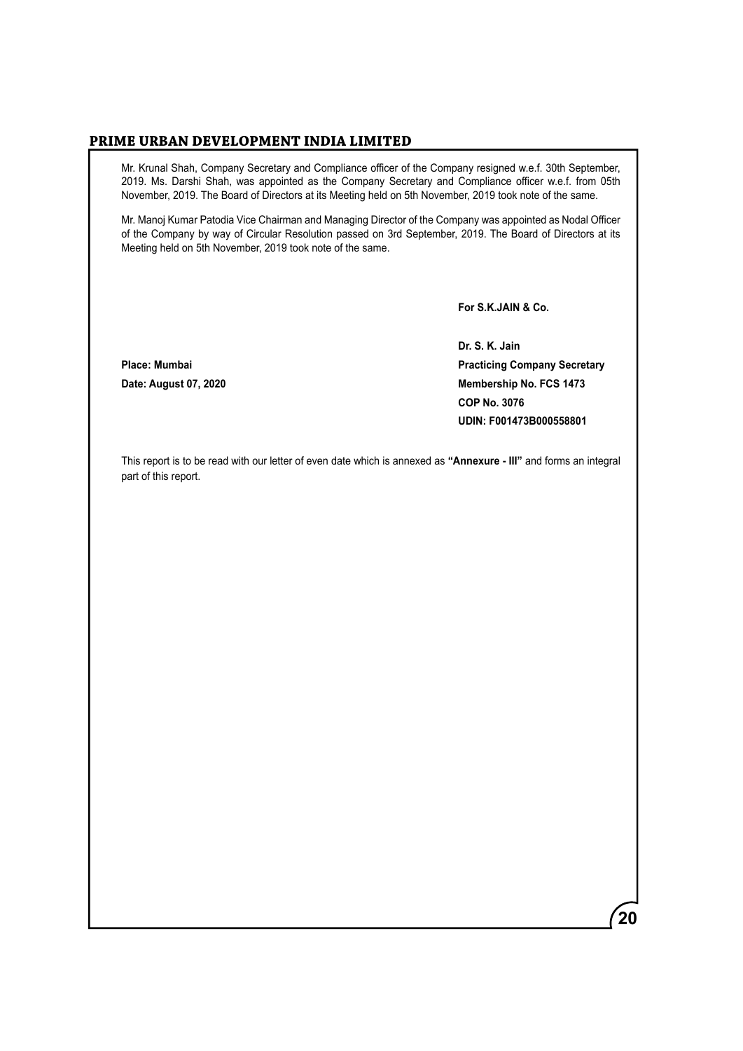Mr. Krunal Shah, Company Secretary and Compliance officer of the Company resigned w.e.f. 30th September, 2019. Ms. Darshi Shah, was appointed as the Company Secretary and Compliance officer w.e.f. from 05th November, 2019. The Board of Directors at its Meeting held on 5th November, 2019 took note of the same.

Mr. Manoj Kumar Patodia Vice Chairman and Managing Director of the Company was appointed as Nodal Officer of the Company by way of Circular Resolution passed on 3rd September, 2019. The Board of Directors at its Meeting held on 5th November, 2019 took note of the same.

**For S.K.JAIN & Co.**

**Dr. S. K. Jain**
**Practicing Company Secretary**
**Membership No. FCS 1473**
**COP No. 3076**
**UDIN: F001473B000558801**

**Place: Mumbai**
**Date: August 07, 2020**

This report is to be read with our letter of even date which is annexed as **"Annexure - III"** and forms an integral part of this report.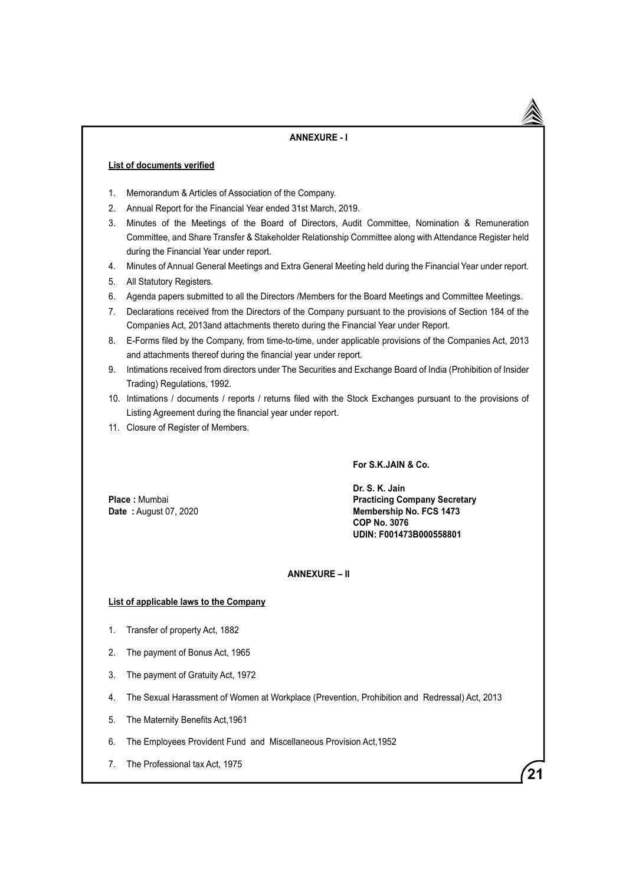## ANNEXURE - I

**List of documents verified**

1. Memorandum & Articles of Association of the Company.
2. Annual Report for the Financial Year ended 31st March, 2019.
3. Minutes of the Meetings of the Board of Directors, Audit Committee, Nomination & Remuneration Committee, and Share Transfer & Stakeholder Relationship Committee along with Attendance Register held during the Financial Year under report.
4. Minutes of Annual General Meetings and Extra General Meeting held during the Financial Year under report.
5. All Statutory Registers.
6. Agenda papers submitted to all the Directors /Members for the Board Meetings and Committee Meetings.
7. Declarations received from the Directors of the Company pursuant to the provisions of Section 184 of the Companies Act, 2013and attachments thereto during the Financial Year under Report.
8. E-Forms filed by the Company, from time-to-time, under applicable provisions of the Companies Act, 2013 and attachments thereof during the financial year under report.
9. Intimations received from directors under The Securities and Exchange Board of India (Prohibition of Insider Trading) Regulations, 1992.
10. Intimations / documents / reports / returns filed with the Stock Exchanges pursuant to the provisions of Listing Agreement during the financial year under report.
11. Closure of Register of Members.

**For S.K.JAIN & Co.**

**Place :** Mumbai
**Date :** August 07, 2020

**Dr. S. K. Jain**
**Practicing Company Secretary**
**Membership No. FCS 1473**
**COP No. 3076**
**UDIN: F001473B000558801**

## ANNEXURE – II

**List of applicable laws to the Company**

1. Transfer of property Act, 1882
2. The payment of Bonus Act, 1965
3. The payment of Gratuity Act, 1972
4. The Sexual Harassment of Women at Workplace (Prevention, Prohibition and Redressal) Act, 2013
5. The Maternity Benefits Act,1961
6. The Employees Provident Fund and Miscellaneous Provision Act,1952
7. The Professional tax Act, 1975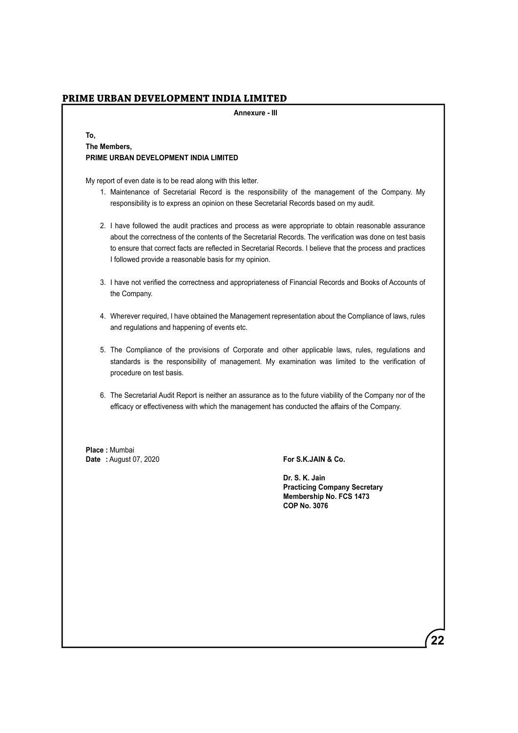**Annexure - III**

**To,**
**The Members,**
**PRIME URBAN DEVELOPMENT INDIA LIMITED**

My report of even date is to be read along with this letter.

1. Maintenance of Secretarial Record is the responsibility of the management of the Company. My responsibility is to express an opinion on these Secretarial Records based on my audit.

2. I have followed the audit practices and process as were appropriate to obtain reasonable assurance about the correctness of the contents of the Secretarial Records. The verification was done on test basis to ensure that correct facts are reflected in Secretarial Records. I believe that the process and practices I followed provide a reasonable basis for my opinion.

3. I have not verified the correctness and appropriateness of Financial Records and Books of Accounts of the Company.

4. Wherever required, I have obtained the Management representation about the Compliance of laws, rules and regulations and happening of events etc.

5. The Compliance of the provisions of Corporate and other applicable laws, rules, regulations and standards is the responsibility of management. My examination was limited to the verification of procedure on test basis.

6. The Secretarial Audit Report is neither an assurance as to the future viability of the Company nor of the efficacy or effectiveness with which the management has conducted the affairs of the Company.

**Place :** Mumbai
**Date :** August 07, 2020

**For S.K.JAIN & Co.**

**Dr. S. K. Jain**
**Practicing Company Secretary**
**Membership No. FCS 1473**
**COP No. 3076**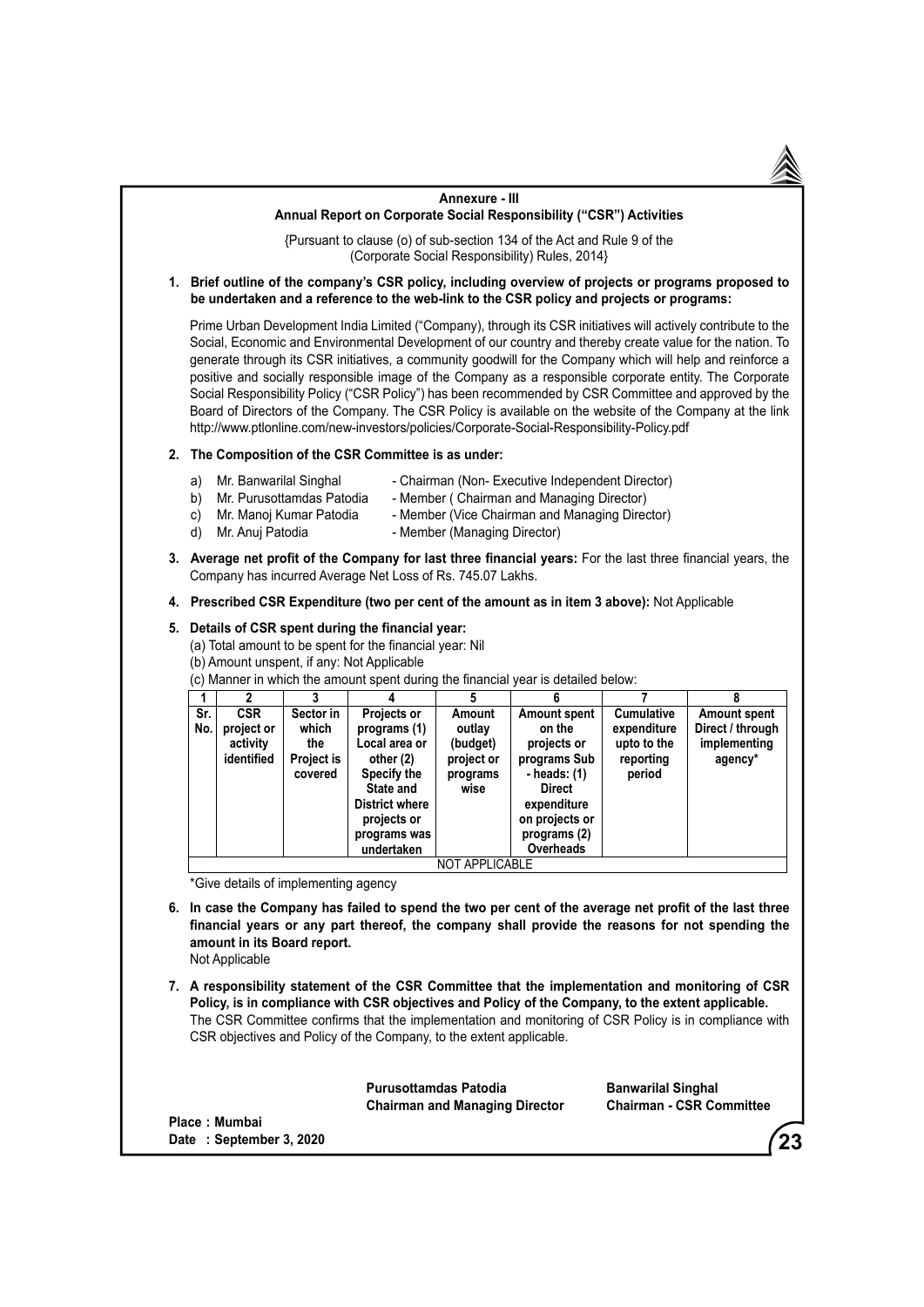## Annexure - III

## Annual Report on Corporate Social Responsibility ("CSR") Activities

{Pursuant to clause (o) of sub-section 134 of the Act and Rule 9 of the (Corporate Social Responsibility) Rules, 2014}

**1. Brief outline of the company's CSR policy, including overview of projects or programs proposed to be undertaken and a reference to the web-link to the CSR policy and projects or programs:**

Prime Urban Development India Limited ("Company), through its CSR initiatives will actively contribute to the Social, Economic and Environmental Development of our country and thereby create value for the nation. To generate through its CSR initiatives, a community goodwill for the Company which will help and reinforce a positive and socially responsible image of the Company as a responsible corporate entity. The Corporate Social Responsibility Policy ("CSR Policy") has been recommended by CSR Committee and approved by the Board of Directors of the Company. The CSR Policy is available on the website of the Company at the link http://www.ptlonline.com/new-investors/policies/Corporate-Social-Responsibility-Policy.pdf

**2. The Composition of the CSR Committee is as under:**

a) Mr. Banwarilal Singhal - Chairman (Non- Executive Independent Director)
b) Mr. Purusottamdas Patodia - Member ( Chairman and Managing Director)
c) Mr. Manoj Kumar Patodia - Member (Vice Chairman and Managing Director)
d) Mr. Anuj Patodia - Member (Managing Director)

**3. Average net profit of the Company for last three financial years:** For the last three financial years, the Company has incurred Average Net Loss of Rs. 745.07 Lakhs.

**4. Prescribed CSR Expenditure (two per cent of the amount as in item 3 above):** Not Applicable

**5. Details of CSR spent during the financial year:**

(a) Total amount to be spent for the financial year: Nil
(b) Amount unspent, if any: Not Applicable
(c) Manner in which the amount spent during the financial year is detailed below:

| 1 | 2 | 3 | 4 | 5 | 6 | 7 | 8 |
|---|---|---|---|---|---|---|---|
| **Sr. No.** | **CSR project or activity identified** | **Sector in which the Project is covered** | **Projects or programs (1) Local area or other (2) Specify the State and District where projects or programs was undertaken** | **Amount outlay (budget) project or programs wise** | **Amount spent on the projects or programs Sub - heads: (1) Direct expenditure on projects or programs (2) Overheads** | **Cumulative expenditure upto to the reporting period** | **Amount spent Direct / through implementing agency*** |
| NOT APPLICABLE | | | | | | | |

*Give details of implementing agency

**6. In case the Company has failed to spend the two per cent of the average net profit of the last three financial years or any part thereof, the company shall provide the reasons for not spending the amount in its Board report.**

Not Applicable

**7. A responsibility statement of the CSR Committee that the implementation and monitoring of CSR Policy, is in compliance with CSR objectives and Policy of the Company, to the extent applicable.**

The CSR Committee confirms that the implementation and monitoring of CSR Policy is in compliance with CSR objectives and Policy of the Company, to the extent applicable.

**Purusottamdas Patodia**
**Chairman and Managing Director**

**Banwarilal Singhal**
**Chairman - CSR Committee**

**Place : Mumbai**
**Date : September 3, 2020**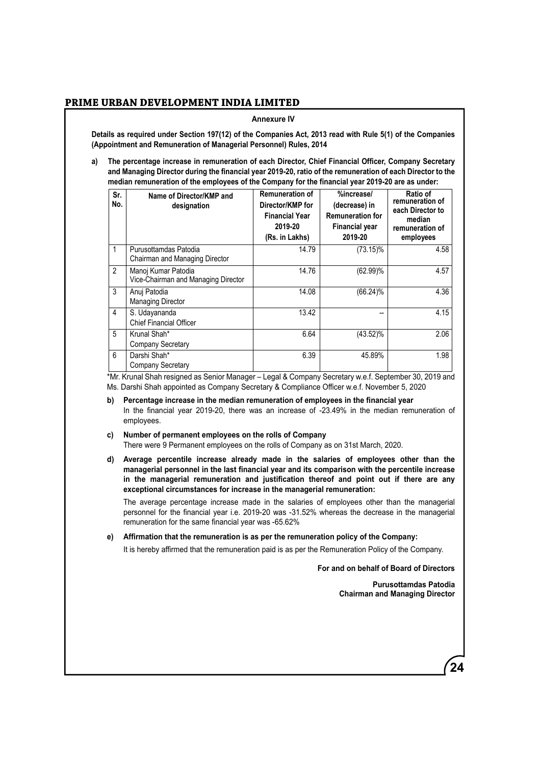## Annexure IV

**Details as required under Section 197(12) of the Companies Act, 2013 read with Rule 5(1) of the Companies (Appointment and Remuneration of Managerial Personnel) Rules, 2014**

**a) The percentage increase in remuneration of each Director, Chief Financial Officer, Company Secretary and Managing Director during the financial year 2019-20, ratio of the remuneration of each Director to the median remuneration of the employees of the Company for the financial year 2019-20 are as under:**

| Sr. No. | Name of Director/KMP and designation | Remuneration of Director/KMP for Financial Year 2019-20 (Rs. in Lakhs) | %increase/ (decrease) in Remuneration for Financial year 2019-20 | Ratio of remuneration of each Director to median remuneration of employees |
|---|---|---|---|---|
| 1 | Purusottamdas Patodia<br>Chairman and Managing Director | 14.79 | (73.15)% | 4.58 |
| 2 | Manoj Kumar Patodia<br>Vice-Chairman and Managing Director | 14.76 | (62.99)% | 4.57 |
| 3 | Anuj Patodia<br>Managing Director | 14.08 | (66.24)% | 4.36 |
| 4 | S. Udayananda<br>Chief Financial Officer | 13.42 | -- | 4.15 |
| 5 | Krunal Shah*<br>Company Secretary | 6.64 | (43.52)% | 2.06 |
| 6 | Darshi Shah*<br>Company Secretary | 6.39 | 45.89% | 1.98 |

*Mr. Krunal Shah resigned as Senior Manager – Legal & Company Secretary w.e.f. September 30, 2019 and Ms. Darshi Shah appointed as Company Secretary & Compliance Officer w.e.f. November 5, 2020

**b) Percentage increase in the median remuneration of employees in the financial year**

In the financial year 2019-20, there was an increase of -23.49% in the median remuneration of employees.

**c) Number of permanent employees on the rolls of Company**

There were 9 Permanent employees on the rolls of Company as on 31st March, 2020.

**d) Average percentile increase already made in the salaries of employees other than the managerial personnel in the last financial year and its comparison with the percentile increase in the managerial remuneration and justification thereof and point out if there are any exceptional circumstances for increase in the managerial remuneration:**

The average percentage increase made in the salaries of employees other than the managerial personnel for the financial year i.e. 2019-20 was -31.52% whereas the decrease in the managerial remuneration for the same financial year was -65.62%

**e) Affirmation that the remuneration is as per the remuneration policy of the Company:**

It is hereby affirmed that the remuneration paid is as per the Remuneration Policy of the Company.

**For and on behalf of Board of Directors**

**Purusottamdas Patodia**
**Chairman and Managing Director**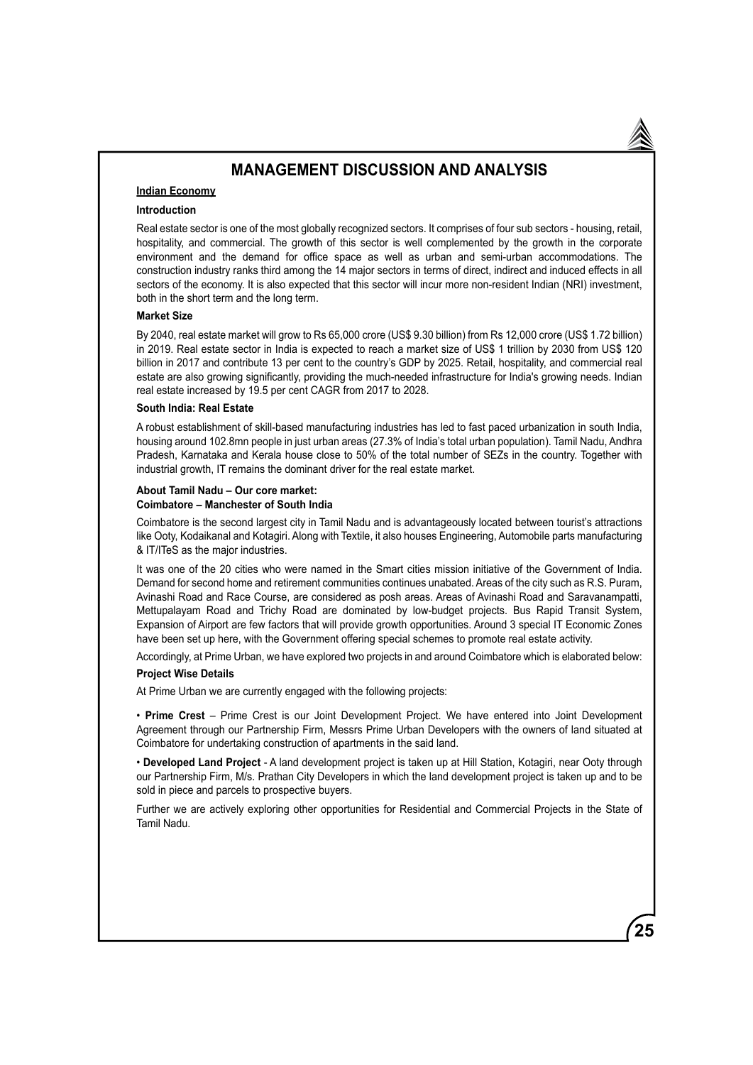# MANAGEMENT DISCUSSION AND ANALYSIS

**Indian Economy**

**Introduction**

Real estate sector is one of the most globally recognized sectors. It comprises of four sub sectors - housing, retail, hospitality, and commercial. The growth of this sector is well complemented by the growth in the corporate environment and the demand for office space as well as urban and semi-urban accommodations. The construction industry ranks third among the 14 major sectors in terms of direct, indirect and induced effects in all sectors of the economy. It is also expected that this sector will incur more non-resident Indian (NRI) investment, both in the short term and the long term.

**Market Size**

By 2040, real estate market will grow to Rs 65,000 crore (US$ 9.30 billion) from Rs 12,000 crore (US$ 1.72 billion) in 2019. Real estate sector in India is expected to reach a market size of US$ 1 trillion by 2030 from US$ 120 billion in 2017 and contribute 13 per cent to the country's GDP by 2025. Retail, hospitality, and commercial real estate are also growing significantly, providing the much-needed infrastructure for India's growing needs. Indian real estate increased by 19.5 per cent CAGR from 2017 to 2028.

**South India: Real Estate**

A robust establishment of skill-based manufacturing industries has led to fast paced urbanization in south India, housing around 102.8mn people in just urban areas (27.3% of India's total urban population). Tamil Nadu, Andhra Pradesh, Karnataka and Kerala house close to 50% of the total number of SEZs in the country. Together with industrial growth, IT remains the dominant driver for the real estate market.

**About Tamil Nadu – Our core market:**
**Coimbatore – Manchester of South India**

Coimbatore is the second largest city in Tamil Nadu and is advantageously located between tourist's attractions like Ooty, Kodaikanal and Kotagiri. Along with Textile, it also houses Engineering, Automobile parts manufacturing & IT/ITeS as the major industries.

It was one of the 20 cities who were named in the Smart cities mission initiative of the Government of India. Demand for second home and retirement communities continues unabated. Areas of the city such as R.S. Puram, Avinashi Road and Race Course, are considered as posh areas. Areas of Avinashi Road and Saravanampatti, Mettupalayam Road and Trichy Road are dominated by low-budget projects. Bus Rapid Transit System, Expansion of Airport are few factors that will provide growth opportunities. Around 3 special IT Economic Zones have been set up here, with the Government offering special schemes to promote real estate activity.

Accordingly, at Prime Urban, we have explored two projects in and around Coimbatore which is elaborated below:

**Project Wise Details**

At Prime Urban we are currently engaged with the following projects:

• **Prime Crest** – Prime Crest is our Joint Development Project. We have entered into Joint Development Agreement through our Partnership Firm, Messrs Prime Urban Developers with the owners of land situated at Coimbatore for undertaking construction of apartments in the said land.

• **Developed Land Project** - A land development project is taken up at Hill Station, Kotagiri, near Ooty through our Partnership Firm, M/s. Prathan City Developers in which the land development project is taken up and to be sold in piece and parcels to prospective buyers.

Further we are actively exploring other opportunities for Residential and Commercial Projects in the State of Tamil Nadu.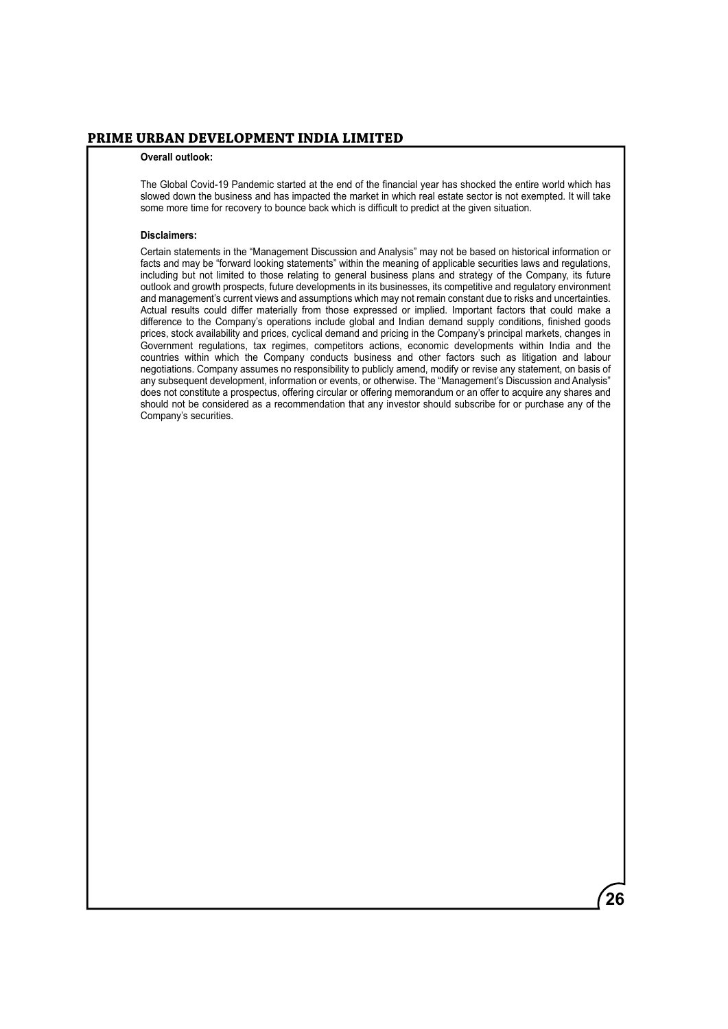**Overall outlook:**

The Global Covid-19 Pandemic started at the end of the financial year has shocked the entire world which has slowed down the business and has impacted the market in which real estate sector is not exempted. It will take some more time for recovery to bounce back which is difficult to predict at the given situation.

**Disclaimers:**

Certain statements in the "Management Discussion and Analysis" may not be based on historical information or facts and may be "forward looking statements" within the meaning of applicable securities laws and regulations, including but not limited to those relating to general business plans and strategy of the Company, its future outlook and growth prospects, future developments in its businesses, its competitive and regulatory environment and management's current views and assumptions which may not remain constant due to risks and uncertainties. Actual results could differ materially from those expressed or implied. Important factors that could make a difference to the Company's operations include global and Indian demand supply conditions, finished goods prices, stock availability and prices, cyclical demand and pricing in the Company's principal markets, changes in Government regulations, tax regimes, competitors actions, economic developments within India and the countries within which the Company conducts business and other factors such as litigation and labour negotiations. Company assumes no responsibility to publicly amend, modify or revise any statement, on basis of any subsequent development, information or events, or otherwise. The "Management's Discussion and Analysis" does not constitute a prospectus, offering circular or offering memorandum or an offer to acquire any shares and should not be considered as a recommendation that any investor should subscribe for or purchase any of the Company's securities.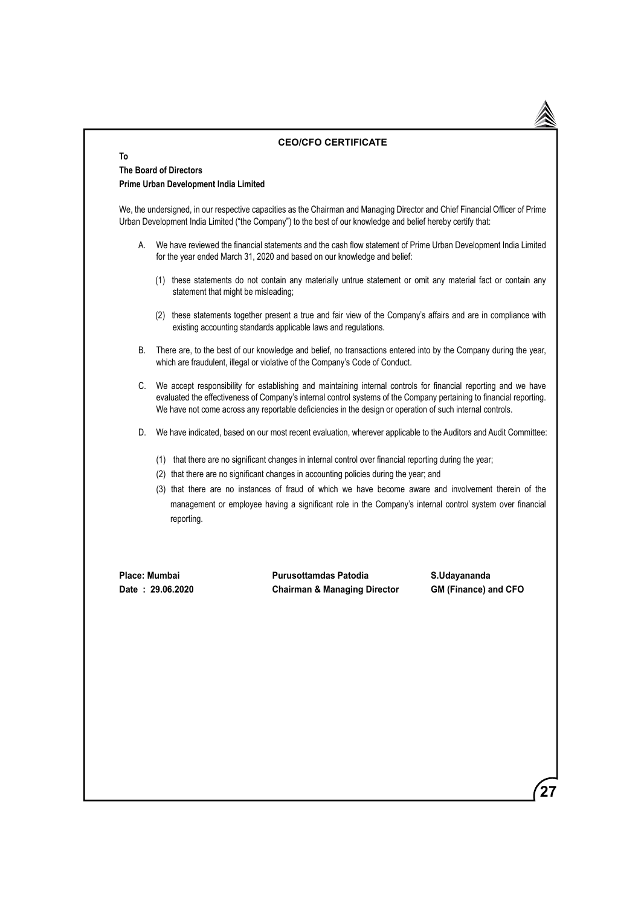## CEO/CFO CERTIFICATE

**To**
**The Board of Directors**
**Prime Urban Development India Limited**

We, the undersigned, in our respective capacities as the Chairman and Managing Director and Chief Financial Officer of Prime Urban Development India Limited ("the Company") to the best of our knowledge and belief hereby certify that:

A. We have reviewed the financial statements and the cash flow statement of Prime Urban Development India Limited for the year ended March 31, 2020 and based on our knowledge and belief:

   (1) these statements do not contain any materially untrue statement or omit any material fact or contain any statement that might be misleading;

   (2) these statements together present a true and fair view of the Company's affairs and are in compliance with existing accounting standards applicable laws and regulations.

B. There are, to the best of our knowledge and belief, no transactions entered into by the Company during the year, which are fraudulent, illegal or violative of the Company's Code of Conduct.

C. We accept responsibility for establishing and maintaining internal controls for financial reporting and we have evaluated the effectiveness of Company's internal control systems of the Company pertaining to financial reporting. We have not come across any reportable deficiencies in the design or operation of such internal controls.

D. We have indicated, based on our most recent evaluation, wherever applicable to the Auditors and Audit Committee:

   (1) that there are no significant changes in internal control over financial reporting during the year;

   (2) that there are no significant changes in accounting policies during the year; and

   (3) that there are no instances of fraud of which we have become aware and involvement therein of the management or employee having a significant role in the Company's internal control system over financial reporting.

**Place: Mumbai**
**Date : 29.06.2020**

**Purusottamdas Patodia**
**Chairman & Managing Director**

**S.Udayananda**
**GM (Finance) and CFO**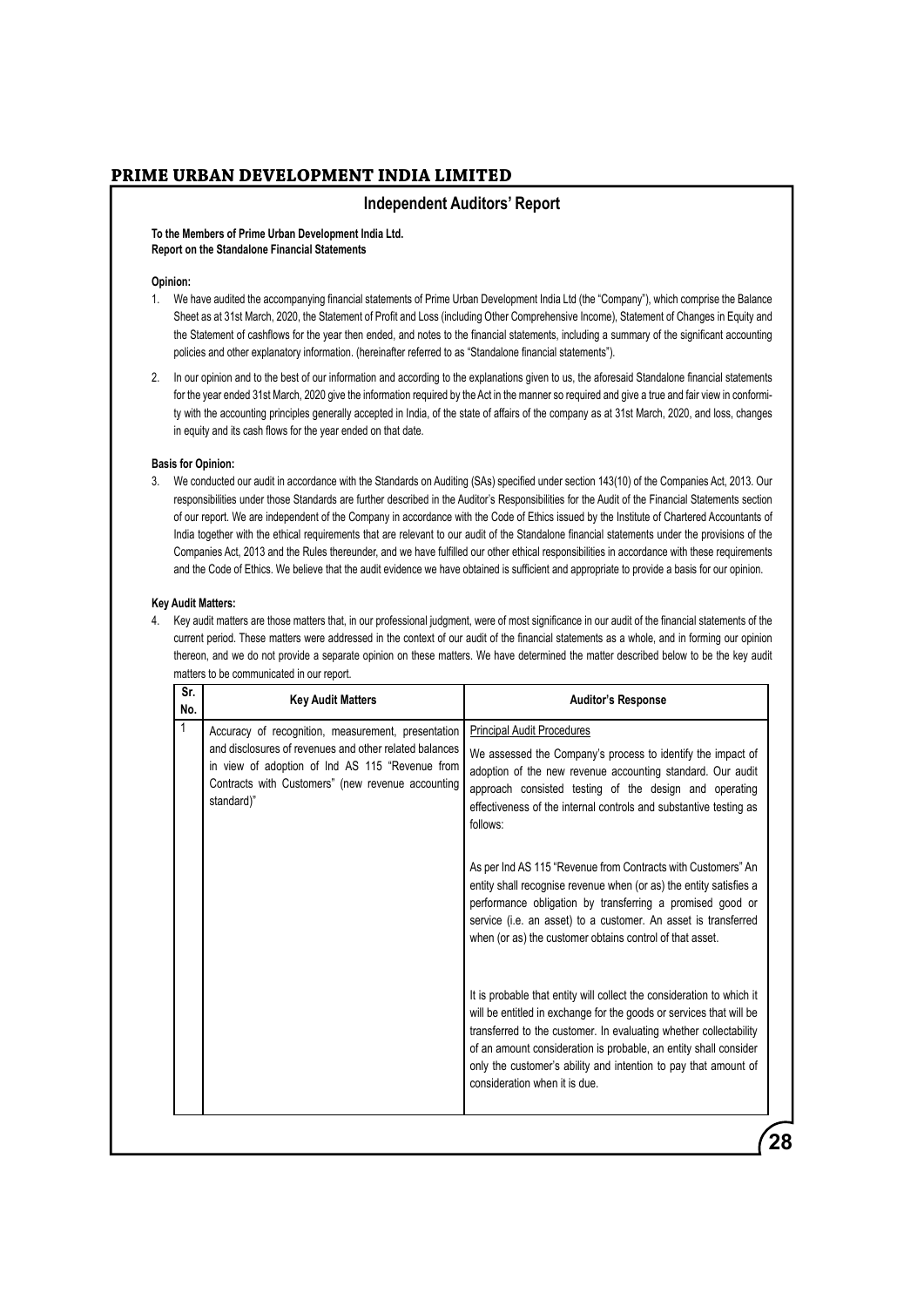## Independent Auditors' Report

**To the Members of Prime Urban Development India Ltd.**
**Report on the Standalone Financial Statements**

**Opinion:**

1. We have audited the accompanying financial statements of Prime Urban Development India Ltd (the "Company"), which comprise the Balance Sheet as at 31st March, 2020, the Statement of Profit and Loss (including Other Comprehensive Income), Statement of Changes in Equity and the Statement of cashflows for the year then ended, and notes to the financial statements, including a summary of the significant accounting policies and other explanatory information. (hereinafter referred to as "Standalone financial statements").

2. In our opinion and to the best of our information and according to the explanations given to us, the aforesaid Standalone financial statements for the year ended 31st March, 2020 give the information required by the Act in the manner so required and give a true and fair view in conformity with the accounting principles generally accepted in India, of the state of affairs of the company as at 31st March, 2020, and loss, changes in equity and its cash flows for the year ended on that date.

**Basis for Opinion:**

3. We conducted our audit in accordance with the Standards on Auditing (SAs) specified under section 143(10) of the Companies Act, 2013. Our responsibilities under those Standards are further described in the Auditor's Responsibilities for the Audit of the Financial Statements section of our report. We are independent of the Company in accordance with the Code of Ethics issued by the Institute of Chartered Accountants of India together with the ethical requirements that are relevant to our audit of the Standalone financial statements under the provisions of the Companies Act, 2013 and the Rules thereunder, and we have fulfilled our other ethical responsibilities in accordance with these requirements and the Code of Ethics. We believe that the audit evidence we have obtained is sufficient and appropriate to provide a basis for our opinion.

**Key Audit Matters:**

4. Key audit matters are those matters that, in our professional judgment, were of most significance in our audit of the financial statements of the current period. These matters were addressed in the context of our audit of the financial statements as a whole, and in forming our opinion thereon, and we do not provide a separate opinion on these matters. We have determined the matter described below to be the key audit matters to be communicated in our report.

| Sr. No. | Key Audit Matters | Auditor's Response |
|---|---|---|
| 1 | Accuracy of recognition, measurement, presentation and disclosures of revenues and other related balances in view of adoption of Ind AS 115 "Revenue from Contracts with Customers" (new revenue accounting standard)" | Principal Audit Procedures<br><br>We assessed the Company's process to identify the impact of adoption of the new revenue accounting standard. Our audit approach consisted testing of the design and operating effectiveness of the internal controls and substantive testing as follows:<br><br>As per Ind AS 115 "Revenue from Contracts with Customers" An entity shall recognise revenue when (or as) the entity satisfies a performance obligation by transferring a promised good or service (i.e. an asset) to a customer. An asset is transferred when (or as) the customer obtains control of that asset.<br><br>It is probable that entity will collect the consideration to which it will be entitled in exchange for the goods or services that will be transferred to the customer. In evaluating whether collectability of an amount consideration is probable, an entity shall consider only the customer's ability and intention to pay that amount of consideration when it is due. |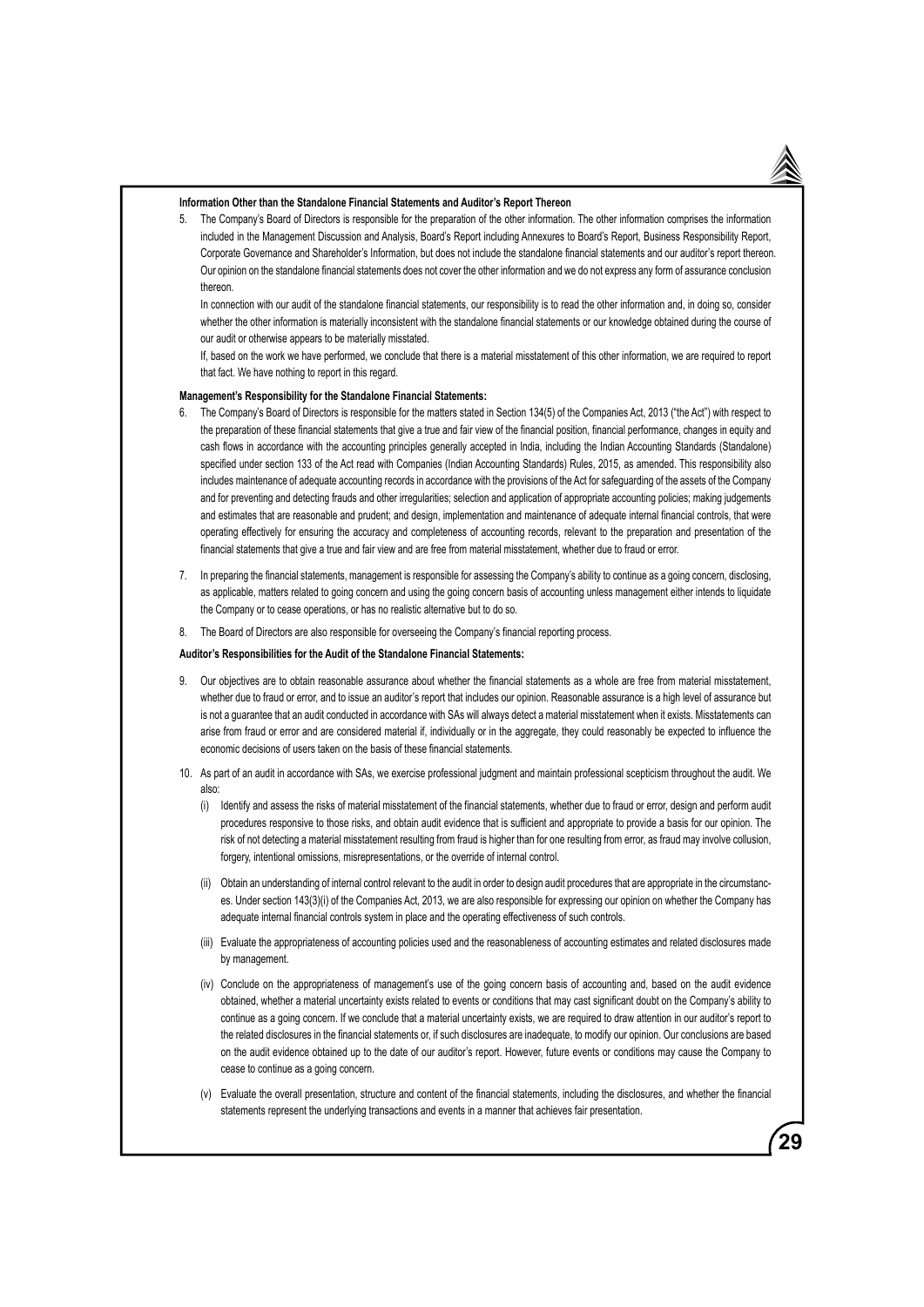**Information Other than the Standalone Financial Statements and Auditor's Report Thereon**

5. The Company's Board of Directors is responsible for the preparation of the other information. The other information comprises the information included in the Management Discussion and Analysis, Board's Report including Annexures to Board's Report, Business Responsibility Report, Corporate Governance and Shareholder's Information, but does not include the standalone financial statements and our auditor's report thereon. Our opinion on the standalone financial statements does not cover the other information and we do not express any form of assurance conclusion thereon.

   In connection with our audit of the standalone financial statements, our responsibility is to read the other information and, in doing so, consider whether the other information is materially inconsistent with the standalone financial statements or our knowledge obtained during the course of our audit or otherwise appears to be materially misstated.

   If, based on the work we have performed, we conclude that there is a material misstatement of this other information, we are required to report that fact. We have nothing to report in this regard.

**Management's Responsibility for the Standalone Financial Statements:**

6. The Company's Board of Directors is responsible for the matters stated in Section 134(5) of the Companies Act, 2013 ("the Act") with respect to the preparation of these financial statements that give a true and fair view of the financial position, financial performance, changes in equity and cash flows in accordance with the accounting principles generally accepted in India, including the Indian Accounting Standards (Standalone) specified under section 133 of the Act read with Companies (Indian Accounting Standards) Rules, 2015, as amended. This responsibility also includes maintenance of adequate accounting records in accordance with the provisions of the Act for safeguarding of the assets of the Company and for preventing and detecting frauds and other irregularities; selection and application of appropriate accounting policies; making judgements and estimates that are reasonable and prudent; and design, implementation and maintenance of adequate internal financial controls, that were operating effectively for ensuring the accuracy and completeness of accounting records, relevant to the preparation and presentation of the financial statements that give a true and fair view and are free from material misstatement, whether due to fraud or error.

7. In preparing the financial statements, management is responsible for assessing the Company's ability to continue as a going concern, disclosing, as applicable, matters related to going concern and using the going concern basis of accounting unless management either intends to liquidate the Company or to cease operations, or has no realistic alternative but to do so.

8. The Board of Directors are also responsible for overseeing the Company's financial reporting process.

**Auditor's Responsibilities for the Audit of the Standalone Financial Statements:**

9. Our objectives are to obtain reasonable assurance about whether the financial statements as a whole are free from material misstatement, whether due to fraud or error, and to issue an auditor's report that includes our opinion. Reasonable assurance is a high level of assurance but is not a guarantee that an audit conducted in accordance with SAs will always detect a material misstatement when it exists. Misstatements can arise from fraud or error and are considered material if, individually or in the aggregate, they could reasonably be expected to influence the economic decisions of users taken on the basis of these financial statements.

10. As part of an audit in accordance with SAs, we exercise professional judgment and maintain professional scepticism throughout the audit. We also:

    (i) Identify and assess the risks of material misstatement of the financial statements, whether due to fraud or error, design and perform audit procedures responsive to those risks, and obtain audit evidence that is sufficient and appropriate to provide a basis for our opinion. The risk of not detecting a material misstatement resulting from fraud is higher than for one resulting from error, as fraud may involve collusion, forgery, intentional omissions, misrepresentations, or the override of internal control.

    (ii) Obtain an understanding of internal control relevant to the audit in order to design audit procedures that are appropriate in the circumstances. Under section 143(3)(i) of the Companies Act, 2013, we are also responsible for expressing our opinion on whether the Company has adequate internal financial controls system in place and the operating effectiveness of such controls.

    (iii) Evaluate the appropriateness of accounting policies used and the reasonableness of accounting estimates and related disclosures made by management.

    (iv) Conclude on the appropriateness of management's use of the going concern basis of accounting and, based on the audit evidence obtained, whether a material uncertainty exists related to events or conditions that may cast significant doubt on the Company's ability to continue as a going concern. If we conclude that a material uncertainty exists, we are required to draw attention in our auditor's report to the related disclosures in the financial statements or, if such disclosures are inadequate, to modify our opinion. Our conclusions are based on the audit evidence obtained up to the date of our auditor's report. However, future events or conditions may cause the Company to cease to continue as a going concern.

    (v) Evaluate the overall presentation, structure and content of the financial statements, including the disclosures, and whether the financial statements represent the underlying transactions and events in a manner that achieves fair presentation.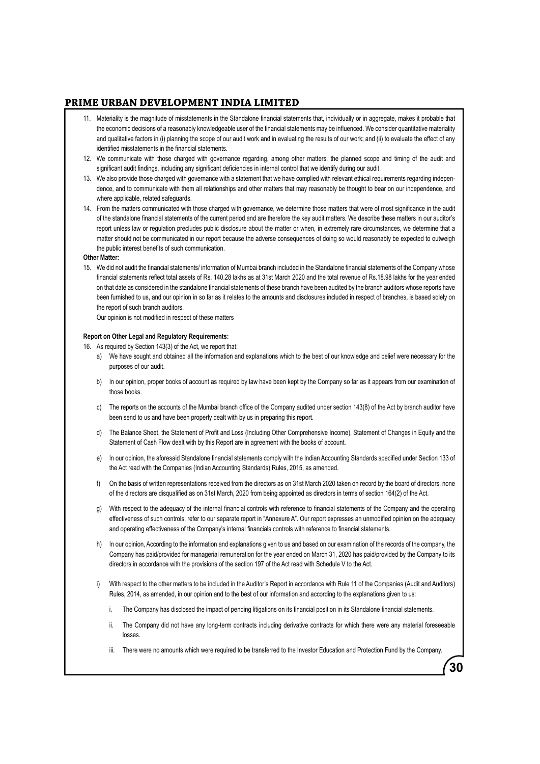11. Materiality is the magnitude of misstatements in the Standalone financial statements that, individually or in aggregate, makes it probable that the economic decisions of a reasonably knowledgeable user of the financial statements may be influenced. We consider quantitative materiality and qualitative factors in (i) planning the scope of our audit work and in evaluating the results of our work; and (ii) to evaluate the effect of any identified misstatements in the financial statements.
12. We communicate with those charged with governance regarding, among other matters, the planned scope and timing of the audit and significant audit findings, including any significant deficiencies in internal control that we identify during our audit.
13. We also provide those charged with governance with a statement that we have complied with relevant ethical requirements regarding independence, and to communicate with them all relationships and other matters that may reasonably be thought to bear on our independence, and where applicable, related safeguards.
14. From the matters communicated with those charged with governance, we determine those matters that were of most significance in the audit of the standalone financial statements of the current period and are therefore the key audit matters. We describe these matters in our auditor's report unless law or regulation precludes public disclosure about the matter or when, in extremely rare circumstances, we determine that a matter should not be communicated in our report because the adverse consequences of doing so would reasonably be expected to outweigh the public interest benefits of such communication.

**Other Matter:**

15. We did not audit the financial statements/ information of Mumbai branch included in the Standalone financial statements of the Company whose financial statements reflect total assets of Rs. 140.28 lakhs as at 31st March 2020 and the total revenue of Rs.18.98 lakhs for the year ended on that date as considered in the standalone financial statements of these branch have been audited by the branch auditors whose reports have been furnished to us, and our opinion in so far as it relates to the amounts and disclosures included in respect of branches, is based solely on the report of such branch auditors.

    Our opinion is not modified in respect of these matters

**Report on Other Legal and Regulatory Requirements:**

16. As required by Section 143(3) of the Act, we report that:
    a) We have sought and obtained all the information and explanations which to the best of our knowledge and belief were necessary for the purposes of our audit.
    b) In our opinion, proper books of account as required by law have been kept by the Company so far as it appears from our examination of those books.
    c) The reports on the accounts of the Mumbai branch office of the Company audited under section 143(8) of the Act by branch auditor have been send to us and have been properly dealt with by us in preparing this report.
    d) The Balance Sheet, the Statement of Profit and Loss (Including Other Comprehensive Income), Statement of Changes in Equity and the Statement of Cash Flow dealt with by this Report are in agreement with the books of account.
    e) In our opinion, the aforesaid Standalone financial statements comply with the Indian Accounting Standards specified under Section 133 of the Act read with the Companies (Indian Accounting Standards) Rules, 2015, as amended.
    f) On the basis of written representations received from the directors as on 31st March 2020 taken on record by the board of directors, none of the directors are disqualified as on 31st March, 2020 from being appointed as directors in terms of section 164(2) of the Act.
    g) With respect to the adequacy of the internal financial controls with reference to financial statements of the Company and the operating effectiveness of such controls, refer to our separate report in "Annexure A". Our report expresses an unmodified opinion on the adequacy and operating effectiveness of the Company's internal financials controls with reference to financial statements.
    h) In our opinion, According to the information and explanations given to us and based on our examination of the records of the company, the Company has paid/provided for managerial remuneration for the year ended on March 31, 2020 has paid/provided by the Company to its directors in accordance with the provisions of the section 197 of the Act read with Schedule V to the Act.
    i) With respect to the other matters to be included in the Auditor's Report in accordance with Rule 11 of the Companies (Audit and Auditors) Rules, 2014, as amended, in our opinion and to the best of our information and according to the explanations given to us:
        i. The Company has disclosed the impact of pending litigations on its financial position in its Standalone financial statements.
        ii. The Company did not have any long-term contracts including derivative contracts for which there were any material foreseeable losses.
        iii. There were no amounts which were required to be transferred to the Investor Education and Protection Fund by the Company.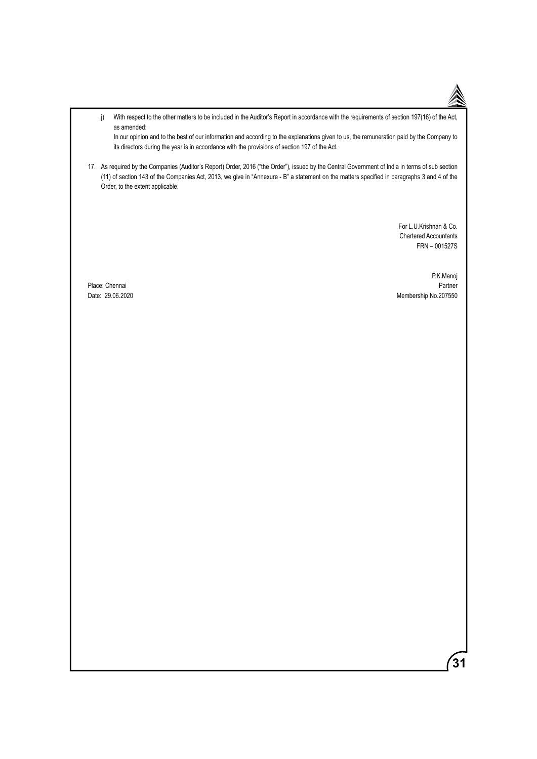j) With respect to the other matters to be included in the Auditor's Report in accordance with the requirements of section 197(16) of the Act, as amended:

In our opinion and to the best of our information and according to the explanations given to us, the remuneration paid by the Company to its directors during the year is in accordance with the provisions of section 197 of the Act.

17. As required by the Companies (Auditor's Report) Order, 2016 ("the Order"), issued by the Central Government of India in terms of sub section (11) of section 143 of the Companies Act, 2013, we give in "Annexure - B" a statement on the matters specified in paragraphs 3 and 4 of the Order, to the extent applicable.

For L.U.Krishnan & Co.
Chartered Accountants
FRN – 001527S

P.K.Manoj
Partner
Membership No.207550

Place: Chennai
Date: 29.06.2020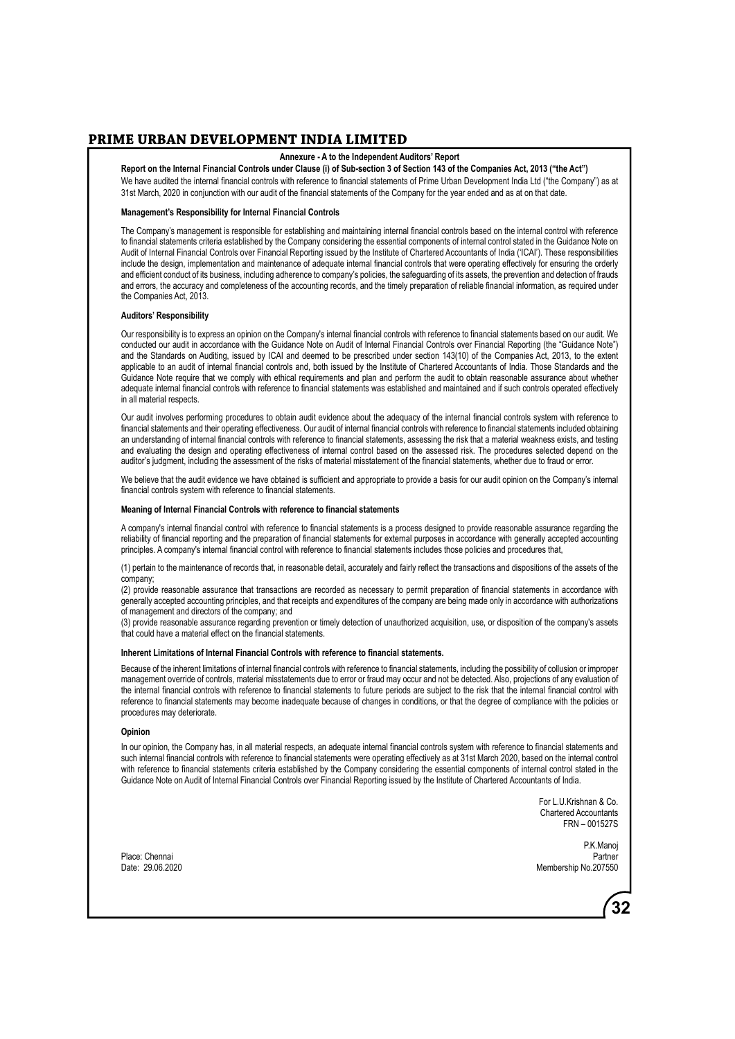### Annexure - A to the Independent Auditors' Report

**Report on the Internal Financial Controls under Clause (i) of Sub-section 3 of Section 143 of the Companies Act, 2013 ("the Act")**

We have audited the internal financial controls with reference to financial statements of Prime Urban Development India Ltd ("the Company") as at 31st March, 2020 in conjunction with our audit of the financial statements of the Company for the year ended and as at on that date.

**Management's Responsibility for Internal Financial Controls**

The Company's management is responsible for establishing and maintaining internal financial controls based on the internal control with reference to financial statements criteria established by the Company considering the essential components of internal control stated in the Guidance Note on Audit of Internal Financial Controls over Financial Reporting issued by the Institute of Chartered Accountants of India ('ICAI'). These responsibilities include the design, implementation and maintenance of adequate internal financial controls that were operating effectively for ensuring the orderly and efficient conduct of its business, including adherence to company's policies, the safeguarding of its assets, the prevention and detection of frauds and errors, the accuracy and completeness of the accounting records, and the timely preparation of reliable financial information, as required under the Companies Act, 2013.

**Auditors' Responsibility**

Our responsibility is to express an opinion on the Company's internal financial controls with reference to financial statements based on our audit. We conducted our audit in accordance with the Guidance Note on Audit of Internal Financial Controls over Financial Reporting (the "Guidance Note") and the Standards on Auditing, issued by ICAI and deemed to be prescribed under section 143(10) of the Companies Act, 2013, to the extent applicable to an audit of internal financial controls and, both issued by the Institute of Chartered Accountants of India. Those Standards and the Guidance Note require that we comply with ethical requirements and plan and perform the audit to obtain reasonable assurance about whether adequate internal financial controls with reference to financial statements was established and maintained and if such controls operated effectively in all material respects.

Our audit involves performing procedures to obtain audit evidence about the adequacy of the internal financial controls system with reference to financial statements and their operating effectiveness. Our audit of internal financial controls with reference to financial statements included obtaining an understanding of internal financial controls with reference to financial statements, assessing the risk that a material weakness exists, and testing and evaluating the design and operating effectiveness of internal control based on the assessed risk. The procedures selected depend on the auditor's judgment, including the assessment of the risks of material misstatement of the financial statements, whether due to fraud or error.

We believe that the audit evidence we have obtained is sufficient and appropriate to provide a basis for our audit opinion on the Company's internal financial controls system with reference to financial statements.

**Meaning of Internal Financial Controls with reference to financial statements**

A company's internal financial control with reference to financial statements is a process designed to provide reasonable assurance regarding the reliability of financial reporting and the preparation of financial statements for external purposes in accordance with generally accepted accounting principles. A company's internal financial control with reference to financial statements includes those policies and procedures that,

(1) pertain to the maintenance of records that, in reasonable detail, accurately and fairly reflect the transactions and dispositions of the assets of the company;

(2) provide reasonable assurance that transactions are recorded as necessary to permit preparation of financial statements in accordance with generally accepted accounting principles, and that receipts and expenditures of the company are being made only in accordance with authorizations of management and directors of the company; and

(3) provide reasonable assurance regarding prevention or timely detection of unauthorized acquisition, use, or disposition of the company's assets that could have a material effect on the financial statements.

**Inherent Limitations of Internal Financial Controls with reference to financial statements.**

Because of the inherent limitations of internal financial controls with reference to financial statements, including the possibility of collusion or improper management override of controls, material misstatements due to error or fraud may occur and not be detected. Also, projections of any evaluation of the internal financial controls with reference to financial statements to future periods are subject to the risk that the internal financial control with reference to financial statements may become inadequate because of changes in conditions, or that the degree of compliance with the policies or procedures may deteriorate.

**Opinion**

In our opinion, the Company has, in all material respects, an adequate internal financial controls system with reference to financial statements and such internal financial controls with reference to financial statements were operating effectively as at 31st March 2020, based on the internal control with reference to financial statements criteria established by the Company considering the essential components of internal control stated in the Guidance Note on Audit of Internal Financial Controls over Financial Reporting issued by the Institute of Chartered Accountants of India.

For L.U.Krishnan & Co.
Chartered Accountants
FRN – 001527S

P.K.Manoj
Partner
Membership No.207550

Place: Chennai
Date: 29.06.2020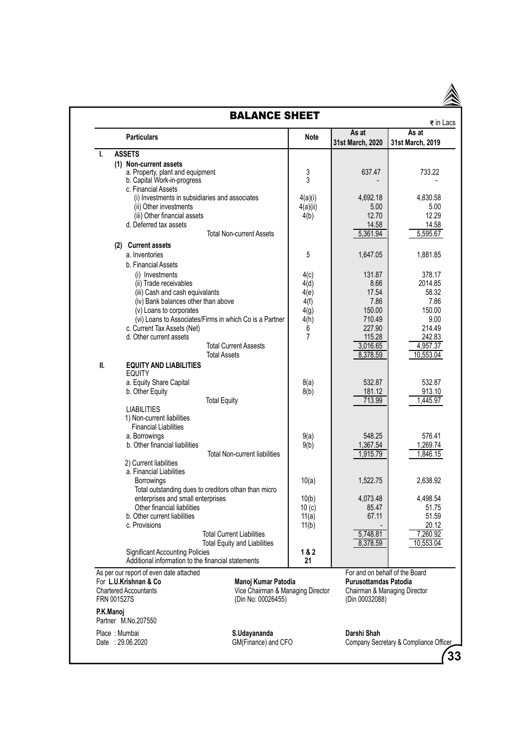# BALANCE SHEET

₹ in Lacs

| | Particulars | Note | As at 31st March, 2020 | As at 31st March, 2019 |
|---|---|---|---|---|
| **I.** | **ASSETS** | | | |
| | **(1) Non-current assets** | | | |
| | a. Property, plant and equipment | 3 | 637.47 | 733.22 |
| | b. Capital Work-in-progress | 3 | - | - |
| | c. Financial Assets | | | |
| | (i) Investments in subsidiaries and associates | 4(a)(i) | 4,692.18 | 4,830.58 |
| | (ii) Other investments | 4(a)(ii) | 5.00 | 5.00 |
| | (iii) Other financial assets | 4(b) | 12.70 | 12.29 |
| | d. Deferred tax assets | | 14.58 | 14.58 |
| | Total Non-current Assets | | 5,361.94 | 5,595.67 |
| | **(2) Current assets** | | | |
| | a. Inventories | 5 | 1,647.05 | 1,881.85 |
| | b. Financial Assets | | | |
| | (i) Investments | 4(c) | 131.87 | 378.17 |
| | (ii) Trade receivables | 4(d) | 8.66 | 2014.85 |
| | (iii) Cash and cash equivalants | 4(e) | 17.54 | 58.32 |
| | (iv) Bank balances other than above | 4(f) | 7.86 | 7.86 |
| | (v) Loans to corporates | 4(g) | 150.00 | 150.00 |
| | (vi) Loans to Associates/Firms in which Co is a Partner | 4(h) | 710.49 | 9.00 |
| | c. Current Tax Assets (Net) | 6 | 227.90 | 214.49 |
| | d. Other current assets | 7 | 115.28 | 242.83 |
| | Total Current Assests | | 3,016.65 | 4,957.37 |
| | Total Assets | | 8,378.59 | 10,553.04 |
| **II.** | **EQUITY AND LIABILITIES** | | | |
| | EQUITY | | | |
| | a. Equity Share Capital | 8(a) | 532.87 | 532.87 |
| | b. Other Equity | 8(b) | 181.12 | 913.10 |
| | Total Equity | | 713.99 | 1,445.97 |
| | LIABILITIES | | | |
| | 1) Non-current liabilities | | | |
| | Financial Liabilities | | | |
| | a. Borrowings | 9(a) | 548.25 | 576.41 |
| | b. Other financial liabilities | 9(b) | 1,367.54 | 1,269.74 |
| | Total Non-current liabilities | | 1,915.79 | 1,846.15 |
| | 2) Current liabilities | | | |
| | a. Financial Liabilities | | | |
| | Borrowings | 10(a) | 1,522.75 | 2,638.92 |
| | Total outstanding dues to creditors othan than micro enterprises and small enterprises | 10(b) | 4,073.48 | 4,498.54 |
| | Other financial liabilities | 10 (c) | 85.47 | 51.75 |
| | b. Other current liabilities | 11(a) | 67.11 | 51.59 |
| | c. Provisions | 11(b) | - | 20.12 |
| | Total Current Liabilities | | 5,748.81 | 7,260.92 |
| | Total Equity and Liabilities | | 8,378.59 | 10,553.04 |
| | Significant Accounting Policies | 1 & 2 | | |
| | Additional information to the financial statements | 21 | | |

As per our report of even date attached
For **L.U.Krishnan & Co**
Chartered Accountants
FRN 001527S

**P.K.Manoj**
Partner M.No.207550

Place : Mumbai
Date : 29.06.2020

For and on behalf of the Board

**Manoj Kumar Patodia**
Vice Chairman & Managing Director
(Din No: 00026455)

**Purusottamdas Patodia**
Chairman & Managing Director
(Din 00032088)

**S.Udayananda**
GM(Finance) and CFO

**Darshi Shah**
Company Secretary & Compliance Officer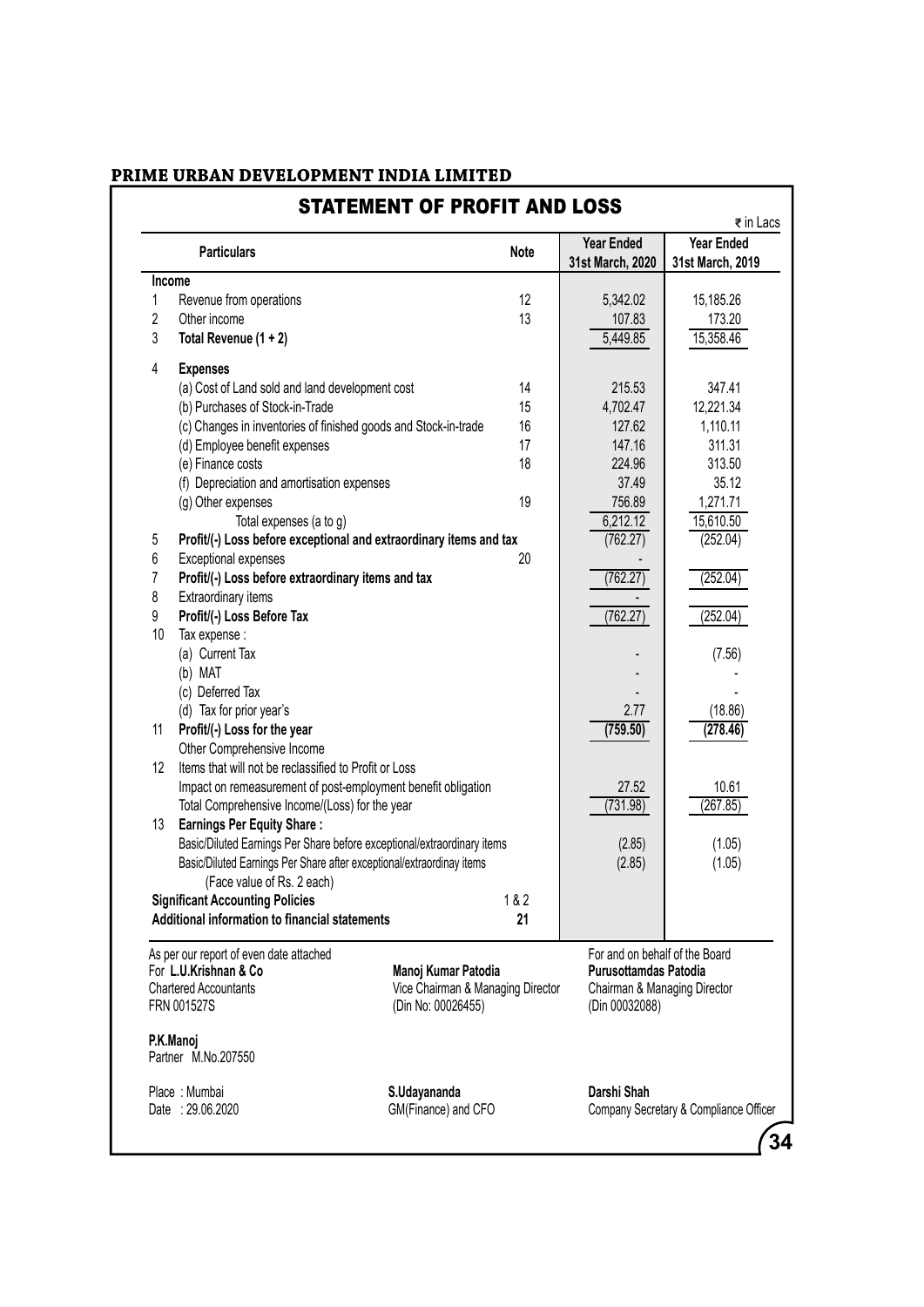## PRIME URBAN DEVELOPMENT INDIA LIMITED

# STATEMENT OF PROFIT AND LOSS

₹ in Lacs

| | Particulars | Note | Year Ended 31st March, 2020 | Year Ended 31st March, 2019 |
|---|---|---|---|---|
| | **Income** | | | |
| 1 | Revenue from operations | 12 | 5,342.02 | 15,185.26 |
| 2 | Other income | 13 | 107.83 | 173.20 |
| 3 | **Total Revenue (1 + 2)** | | 5,449.85 | 15,358.46 |
| 4 | **Expenses** | | | |
| | (a) Cost of Land sold and land development cost | 14 | 215.53 | 347.41 |
| | (b) Purchases of Stock-in-Trade | 15 | 4,702.47 | 12,221.34 |
| | (c) Changes in inventories of finished goods and Stock-in-trade | 16 | 127.62 | 1,110.11 |
| | (d) Employee benefit expenses | 17 | 147.16 | 311.31 |
| | (e) Finance costs | 18 | 224.96 | 313.50 |
| | (f) Depreciation and amortisation expenses | | 37.49 | 35.12 |
| | (g) Other expenses | 19 | 756.89 | 1,271.71 |
| | Total expenses (a to g) | | 6,212.12 | 15,610.50 |
| 5 | **Profit/(-) Loss before exceptional and extraordinary items and tax** | | (762.27) | (252.04) |
| 6 | Exceptional expenses | 20 | - | |
| 7 | **Profit/(-) Loss before extraordinary items and tax** | | (762.27) | (252.04) |
| 8 | Extraordinary items | | - | |
| 9 | **Profit/(-) Loss Before Tax** | | (762.27) | (252.04) |
| 10 | Tax expense : | | | |
| | (a) Current Tax | | - | (7.56) |
| | (b) MAT | | - | - |
| | (c) Deferred Tax | | - | - |
| | (d) Tax for prior year's | | 2.77 | (18.86) |
| 11 | **Profit/(-) Loss for the year** | | **(759.50)** | **(278.46)** |
| | Other Comprehensive Income | | | |
| 12 | Items that will not be reclassified to Profit or Loss | | | |
| | Impact on remeasurement of post-employment benefit obligation | | 27.52 | 10.61 |
| | Total Comprehensive Income/(Loss) for the year | | (731.98) | (267.85) |
| 13 | **Earnings Per Equity Share :** | | | |
| | Basic/Diluted Earnings Per Share before exceptional/extraordinary items | | (2.85) | (1.05) |
| | Basic/Diluted Earnings Per Share after exceptional/extraordinay items | | (2.85) | (1.05) |
| | (Face value of Rs. 2 each) | | | |
| | **Significant Accounting Policies** | 1 & 2 | | |
| | **Additional information to financial statements** | **21** | | |

As per our report of even date attached
For **L.U.Krishnan & Co**
Chartered Accountants
FRN 001527S

**P.K.Manoj**
Partner M.No.207550

Place : Mumbai
Date : 29.06.2020

**Manoj Kumar Patodia**
Vice Chairman & Managing Director
(Din No: 00026455)

**S.Udayananda**
GM(Finance) and CFO

For and on behalf of the Board
**Purusottamdas Patodia**
Chairman & Managing Director
(Din 00032088)

**Darshi Shah**
Company Secretary & Compliance Officer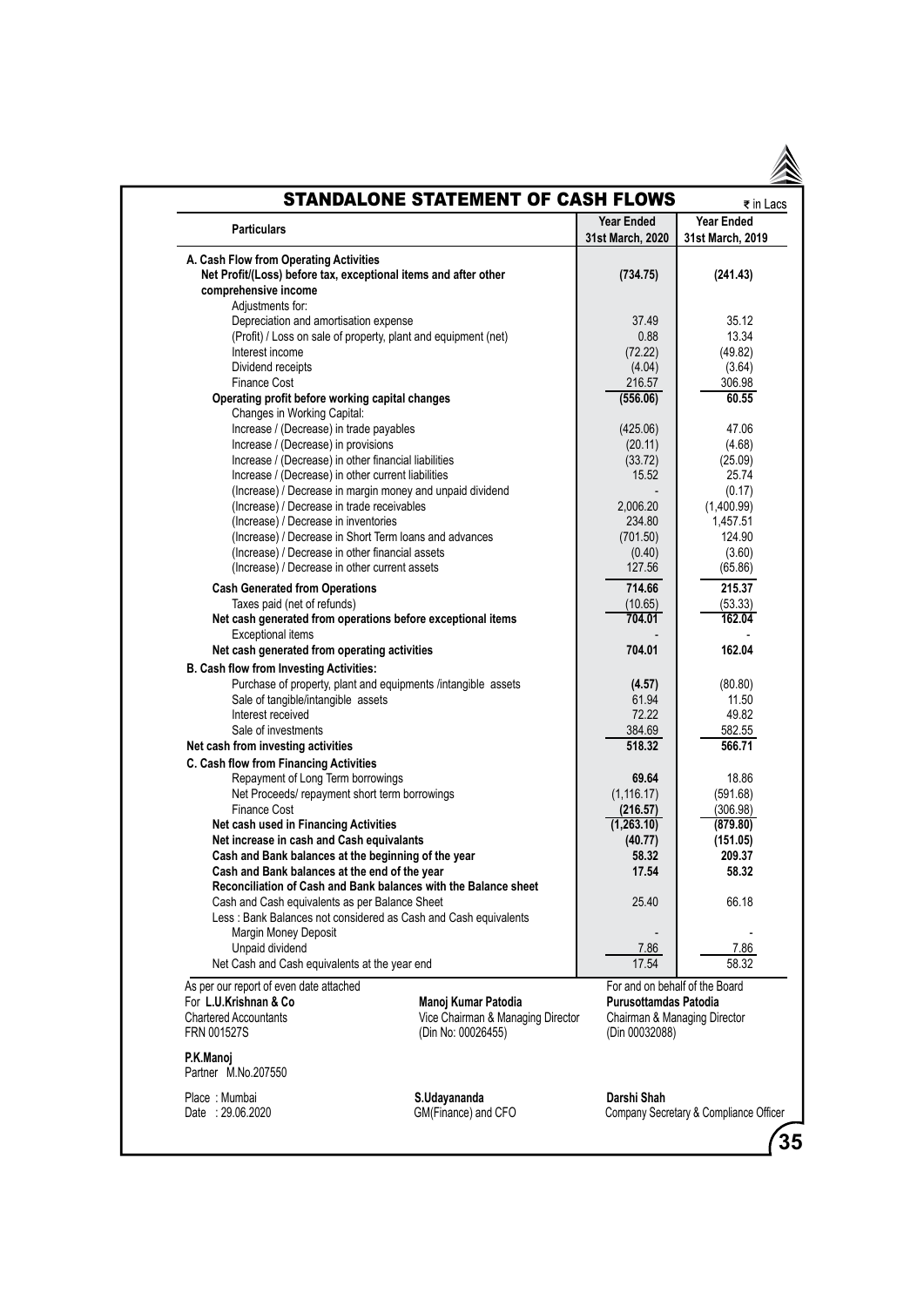# STANDALONE STATEMENT OF CASH FLOWS

₹ in Lacs

| Particulars | Year Ended 31st March, 2020 | Year Ended 31st March, 2019 |
|---|---|---|
| **A. Cash Flow from Operating Activities** | | |
| **Net Profit/(Loss) before tax, exceptional items and after other comprehensive income** | **(734.75)** | **(241.43)** |
| Adjustments for: | | |
| Depreciation and amortisation expense | 37.49 | 35.12 |
| (Profit) / Loss on sale of property, plant and equipment (net) | 0.88 | 13.34 |
| Interest income | (72.22) | (49.82) |
| Dividend receipts | (4.04) | (3.64) |
| Finance Cost | 216.57 | 306.98 |
| **Operating profit before working capital changes** | **(556.06)** | **60.55** |
| Changes in Working Capital: | | |
| Increase / (Decrease) in trade payables | (425.06) | 47.06 |
| Increase / (Decrease) in provisions | (20.11) | (4.68) |
| Increase / (Decrease) in other financial liabilities | (33.72) | (25.09) |
| Increase / (Decrease) in other current liabilities | 15.52 | 25.74 |
| (Increase) / Decrease in margin money and unpaid dividend | - | (0.17) |
| (Increase) / Decrease in trade receivables | 2,006.20 | (1,400.99) |
| (Increase) / Decrease in inventories | 234.80 | 1,457.51 |
| (Increase) / Decrease in Short Term loans and advances | (701.50) | 124.90 |
| (Increase) / Decrease in other financial assets | (0.40) | (3.60) |
| (Increase) / Decrease in other current assets | 127.56 | (65.86) |
| **Cash Generated from Operations** | **714.66** | **215.37** |
| Taxes paid (net of refunds) | (10.65) | (53.33) |
| **Net cash generated from operations before exceptional items** | **704.01** | **162.04** |
| Exceptional items | - | - |
| **Net cash generated from operating activities** | **704.01** | **162.04** |
| **B. Cash flow from Investing Activities:** | | |
| Purchase of property, plant and equipments /intangible assets | **(4.57)** | (80.80) |
| Sale of tangible/intangible assets | 61.94 | 11.50 |
| Interest received | 72.22 | 49.82 |
| Sale of investments | 384.69 | 582.55 |
| **Net cash from investing activities** | **518.32** | **566.71** |
| **C. Cash flow from Financing Activities** | | |
| Repayment of Long Term borrowings | **69.64** | 18.86 |
| Net Proceeds/ repayment short term borrowings | (1,116.17) | (591.68) |
| Finance Cost | **(216.57)** | (306.98) |
| **Net cash used in Financing Activities** | **(1,263.10)** | **(879.80)** |
| **Net increase in cash and Cash equivalants** | **(40.77)** | **(151.05)** |
| **Cash and Bank balances at the beginning of the year** | **58.32** | **209.37** |
| **Cash and Bank balances at the end of the year** | **17.54** | **58.32** |
| **Reconciliation of Cash and Bank balances with the Balance sheet** | | |
| Cash and Cash equivalents as per Balance Sheet | 25.40 | 66.18 |
| Less : Bank Balances not considered as Cash and Cash equivalents | | |
| Margin Money Deposit | - | - |
| Unpaid dividend | 7.86 | 7.86 |
| Net Cash and Cash equivalents at the year end | 17.54 | 58.32 |

As per our report of even date attached
For **L.U.Krishnan & Co**
Chartered Accountants
FRN 001527S

**P.K.Manoj**
Partner M.No.207550

Place : Mumbai
Date : 29.06.2020

For and on behalf of the Board

**Manoj Kumar Patodia**
Vice Chairman & Managing Director
(Din No: 00026455)

**Purusottamdas Patodia**
Chairman & Managing Director
(Din 00032088)

**S.Udayananda**
GM(Finance) and CFO

**Darshi Shah**
Company Secretary & Compliance Officer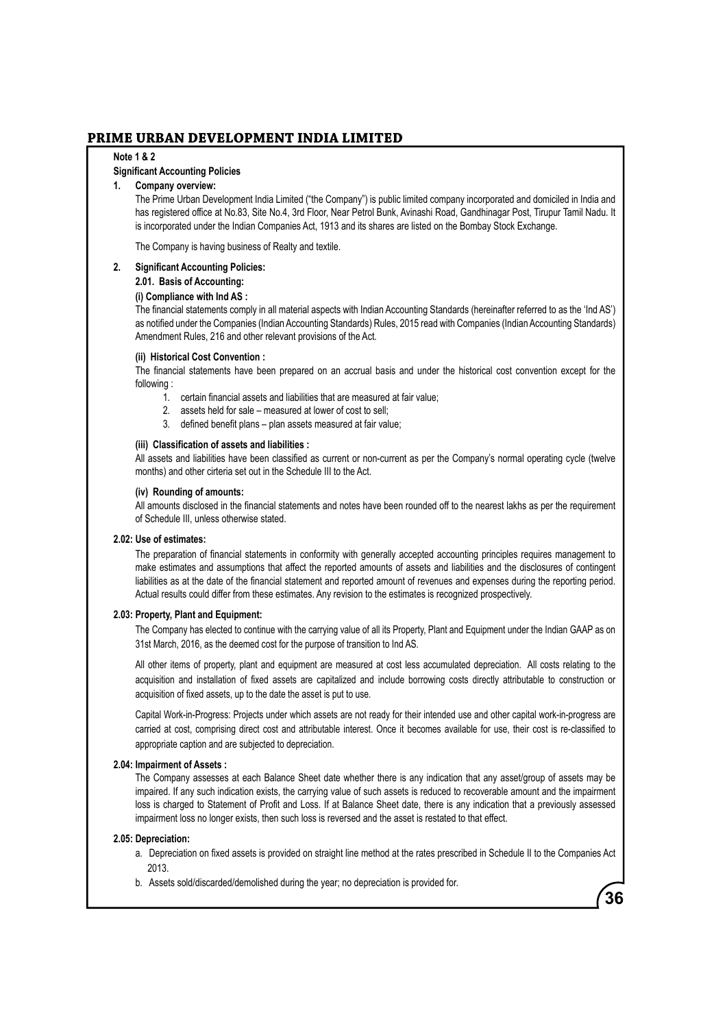# PRIME URBAN DEVELOPMENT INDIA LIMITED

**Note 1 & 2**

**Significant Accounting Policies**

**1. Company overview:**

The Prime Urban Development India Limited ("the Company") is public limited company incorporated and domiciled in India and has registered office at No.83, Site No.4, 3rd Floor, Near Petrol Bunk, Avinashi Road, Gandhinagar Post, Tirupur Tamil Nadu. It is incorporated under the Indian Companies Act, 1913 and its shares are listed on the Bombay Stock Exchange.

The Company is having business of Realty and textile.

**2. Significant Accounting Policies:**

**2.01. Basis of Accounting:**

**(i) Compliance with Ind AS :**

The financial statements comply in all material aspects with Indian Accounting Standards (hereinafter referred to as the 'Ind AS') as notified under the Companies (Indian Accounting Standards) Rules, 2015 read with Companies (Indian Accounting Standards) Amendment Rules, 216 and other relevant provisions of the Act.

**(ii) Historical Cost Convention :**

The financial statements have been prepared on an accrual basis and under the historical cost convention except for the following :

1. certain financial assets and liabilities that are measured at fair value;
2. assets held for sale – measured at lower of cost to sell;
3. defined benefit plans – plan assets measured at fair value;

**(iii) Classification of assets and liabilities :**

All assets and liabilities have been classified as current or non-current as per the Company's normal operating cycle (twelve months) and other cirteria set out in the Schedule III to the Act.

**(iv) Rounding of amounts:**

All amounts disclosed in the financial statements and notes have been rounded off to the nearest lakhs as per the requirement of Schedule III, unless otherwise stated.

**2.02: Use of estimates:**

The preparation of financial statements in conformity with generally accepted accounting principles requires management to make estimates and assumptions that affect the reported amounts of assets and liabilities and the disclosures of contingent liabilities as at the date of the financial statement and reported amount of revenues and expenses during the reporting period. Actual results could differ from these estimates. Any revision to the estimates is recognized prospectively.

**2.03: Property, Plant and Equipment:**

The Company has elected to continue with the carrying value of all its Property, Plant and Equipment under the Indian GAAP as on 31st March, 2016, as the deemed cost for the purpose of transition to Ind AS.

All other items of property, plant and equipment are measured at cost less accumulated depreciation. All costs relating to the acquisition and installation of fixed assets are capitalized and include borrowing costs directly attributable to construction or acquisition of fixed assets, up to the date the asset is put to use.

Capital Work-in-Progress: Projects under which assets are not ready for their intended use and other capital work-in-progress are carried at cost, comprising direct cost and attributable interest. Once it becomes available for use, their cost is re-classified to appropriate caption and are subjected to depreciation.

**2.04: Impairment of Assets :**

The Company assesses at each Balance Sheet date whether there is any indication that any asset/group of assets may be impaired. If any such indication exists, the carrying value of such assets is reduced to recoverable amount and the impairment loss is charged to Statement of Profit and Loss. If at Balance Sheet date, there is any indication that a previously assessed impairment loss no longer exists, then such loss is reversed and the asset is restated to that effect.

**2.05: Depreciation:**

a. Depreciation on fixed assets is provided on straight line method at the rates prescribed in Schedule II to the Companies Act 2013.

b. Assets sold/discarded/demolished during the year; no depreciation is provided for.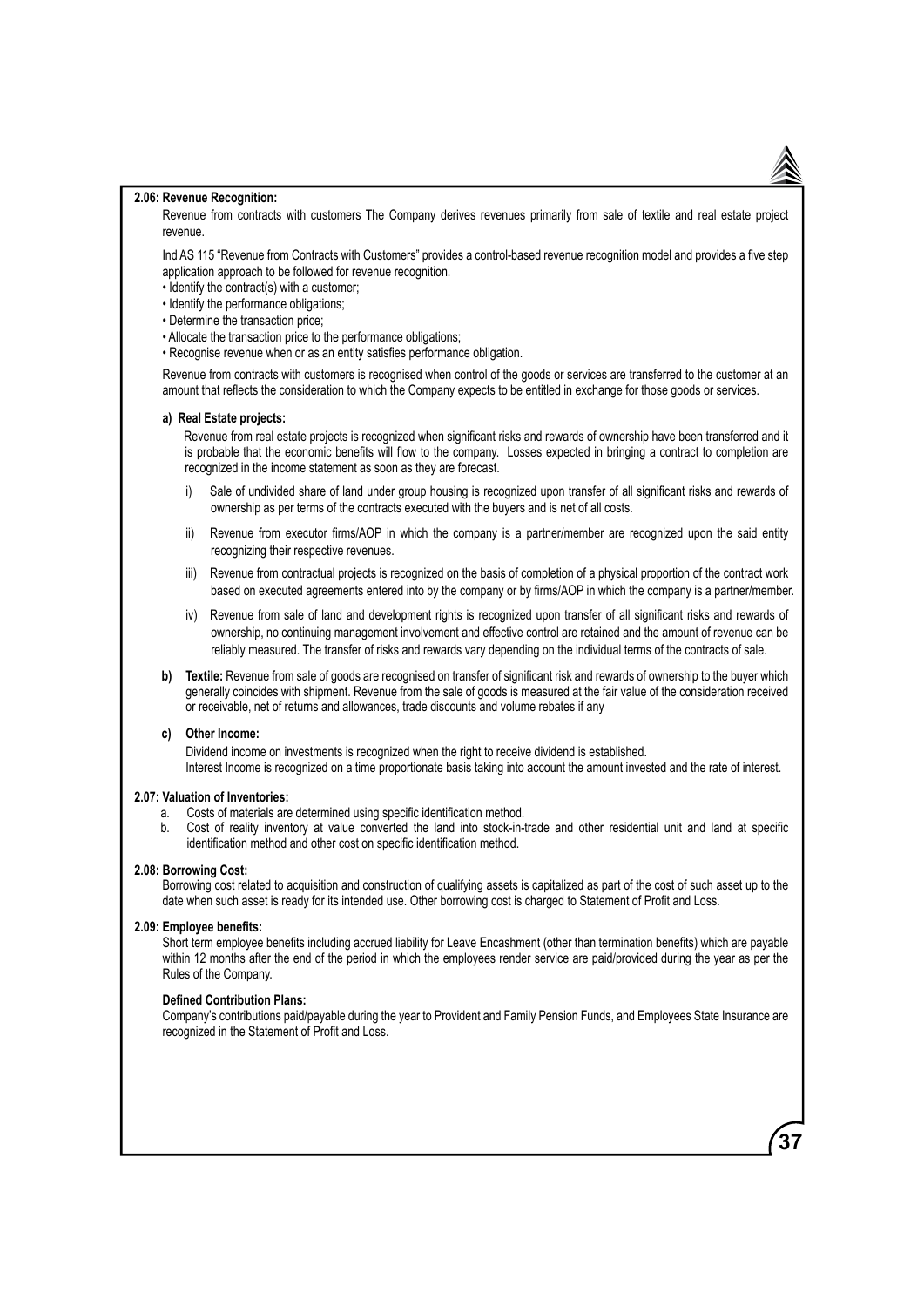**2.06: Revenue Recognition:**

Revenue from contracts with customers The Company derives revenues primarily from sale of textile and real estate project revenue.

Ind AS 115 “Revenue from Contracts with Customers” provides a control-based revenue recognition model and provides a five step application approach to be followed for revenue recognition.

- Identify the contract(s) with a customer;
- Identify the performance obligations;
- Determine the transaction price;
- Allocate the transaction price to the performance obligations;
- Recognise revenue when or as an entity satisfies performance obligation.

Revenue from contracts with customers is recognised when control of the goods or services are transferred to the customer at an amount that reflects the consideration to which the Company expects to be entitled in exchange for those goods or services.

**a) Real Estate projects:**

Revenue from real estate projects is recognized when significant risks and rewards of ownership have been transferred and it is probable that the economic benefits will flow to the company. Losses expected in bringing a contract to completion are recognized in the income statement as soon as they are forecast.

i) Sale of undivided share of land under group housing is recognized upon transfer of all significant risks and rewards of ownership as per terms of the contracts executed with the buyers and is net of all costs.

ii) Revenue from executor firms/AOP in which the company is a partner/member are recognized upon the said entity recognizing their respective revenues.

iii) Revenue from contractual projects is recognized on the basis of completion of a physical proportion of the contract work based on executed agreements entered into by the company or by firms/AOP in which the company is a partner/member.

iv) Revenue from sale of land and development rights is recognized upon transfer of all significant risks and rewards of ownership, no continuing management involvement and effective control are retained and the amount of revenue can be reliably measured. The transfer of risks and rewards vary depending on the individual terms of the contracts of sale.

**b) Textile:** Revenue from sale of goods are recognised on transfer of significant risk and rewards of ownership to the buyer which generally coincides with shipment. Revenue from the sale of goods is measured at the fair value of the consideration received or receivable, net of returns and allowances, trade discounts and volume rebates if any

**c) Other Income:**

Dividend income on investments is recognized when the right to receive dividend is established.
Interest Income is recognized on a time proportionate basis taking into account the amount invested and the rate of interest.

**2.07: Valuation of Inventories:**

a. Costs of materials are determined using specific identification method.
b. Cost of reality inventory at value converted the land into stock-in-trade and other residential unit and land at specific identification method and other cost on specific identification method.

**2.08: Borrowing Cost:**

Borrowing cost related to acquisition and construction of qualifying assets is capitalized as part of the cost of such asset up to the date when such asset is ready for its intended use. Other borrowing cost is charged to Statement of Profit and Loss.

**2.09: Employee benefits:**

Short term employee benefits including accrued liability for Leave Encashment (other than termination benefits) which are payable within 12 months after the end of the period in which the employees render service are paid/provided during the year as per the Rules of the Company.

**Defined Contribution Plans:**

Company's contributions paid/payable during the year to Provident and Family Pension Funds, and Employees State Insurance are recognized in the Statement of Profit and Loss.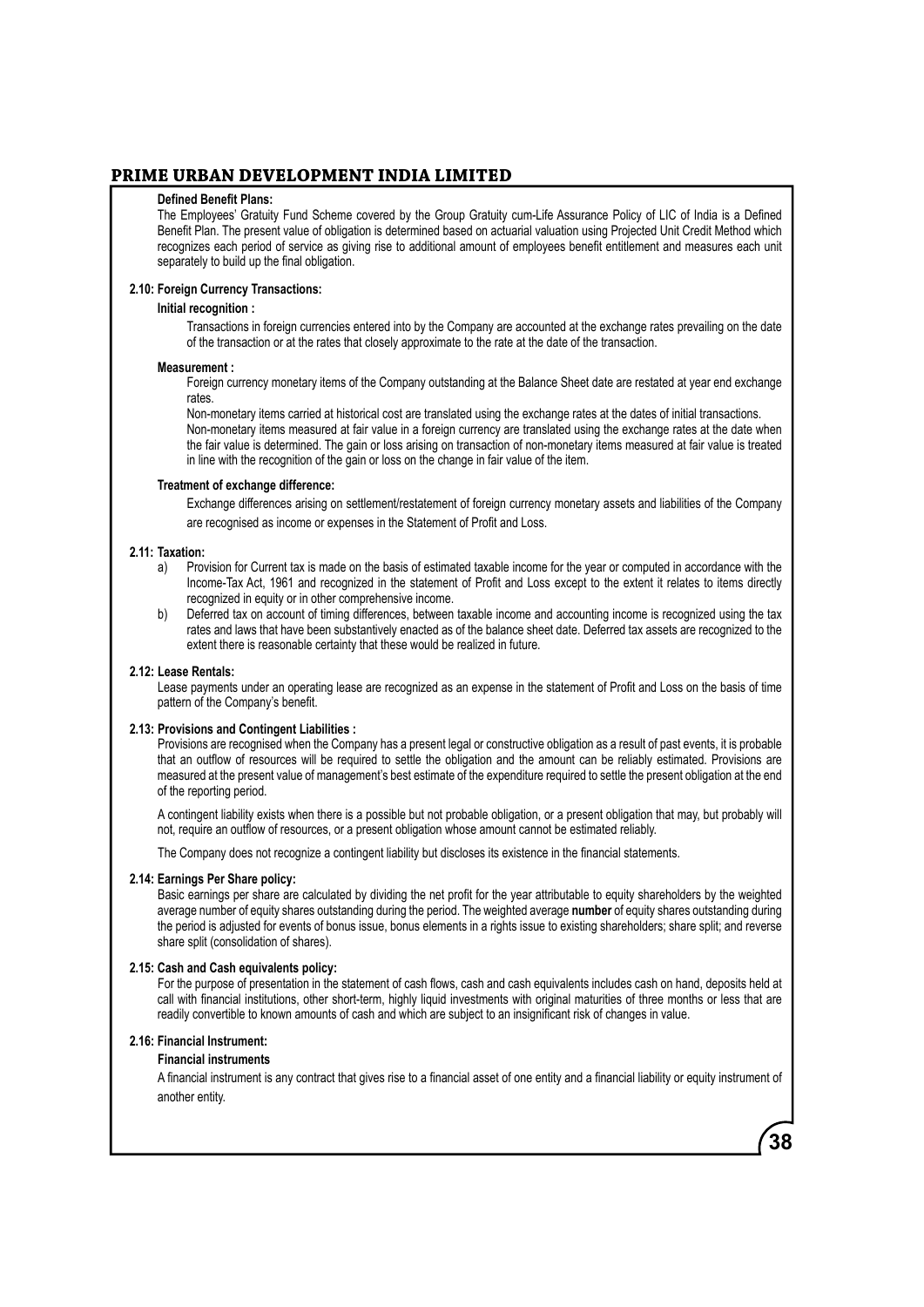**Defined Benefit Plans:**

The Employees' Gratuity Fund Scheme covered by the Group Gratuity cum-Life Assurance Policy of LIC of India is a Defined Benefit Plan. The present value of obligation is determined based on actuarial valuation using Projected Unit Credit Method which recognizes each period of service as giving rise to additional amount of employees benefit entitlement and measures each unit separately to build up the final obligation.

**2.10: Foreign Currency Transactions:**

**Initial recognition :**

Transactions in foreign currencies entered into by the Company are accounted at the exchange rates prevailing on the date of the transaction or at the rates that closely approximate to the rate at the date of the transaction.

**Measurement :**

Foreign currency monetary items of the Company outstanding at the Balance Sheet date are restated at year end exchange rates.

Non-monetary items carried at historical cost are translated using the exchange rates at the dates of initial transactions.

Non-monetary items measured at fair value in a foreign currency are translated using the exchange rates at the date when the fair value is determined. The gain or loss arising on transaction of non-monetary items measured at fair value is treated in line with the recognition of the gain or loss on the change in fair value of the item.

**Treatment of exchange difference:**

Exchange differences arising on settlement/restatement of foreign currency monetary assets and liabilities of the Company are recognised as income or expenses in the Statement of Profit and Loss.

**2.11: Taxation:**

a) Provision for Current tax is made on the basis of estimated taxable income for the year or computed in accordance with the Income-Tax Act, 1961 and recognized in the statement of Profit and Loss except to the extent it relates to items directly recognized in equity or in other comprehensive income.

b) Deferred tax on account of timing differences, between taxable income and accounting income is recognized using the tax rates and laws that have been substantively enacted as of the balance sheet date. Deferred tax assets are recognized to the extent there is reasonable certainty that these would be realized in future.

**2.12: Lease Rentals:**

Lease payments under an operating lease are recognized as an expense in the statement of Profit and Loss on the basis of time pattern of the Company's benefit.

**2.13: Provisions and Contingent Liabilities :**

Provisions are recognised when the Company has a present legal or constructive obligation as a result of past events, it is probable that an outflow of resources will be required to settle the obligation and the amount can be reliably estimated. Provisions are measured at the present value of management's best estimate of the expenditure required to settle the present obligation at the end of the reporting period.

A contingent liability exists when there is a possible but not probable obligation, or a present obligation that may, but probably will not, require an outflow of resources, or a present obligation whose amount cannot be estimated reliably.

The Company does not recognize a contingent liability but discloses its existence in the financial statements.

**2.14: Earnings Per Share policy:**

Basic earnings per share are calculated by dividing the net profit for the year attributable to equity shareholders by the weighted average number of equity shares outstanding during the period. The weighted average **number** of equity shares outstanding during the period is adjusted for events of bonus issue, bonus elements in a rights issue to existing shareholders; share split; and reverse share split (consolidation of shares).

**2.15: Cash and Cash equivalents policy:**

For the purpose of presentation in the statement of cash flows, cash and cash equivalents includes cash on hand, deposits held at call with financial institutions, other short-term, highly liquid investments with original maturities of three months or less that are readily convertible to known amounts of cash and which are subject to an insignificant risk of changes in value.

**2.16: Financial Instrument:**

**Financial instruments**

A financial instrument is any contract that gives rise to a financial asset of one entity and a financial liability or equity instrument of another entity.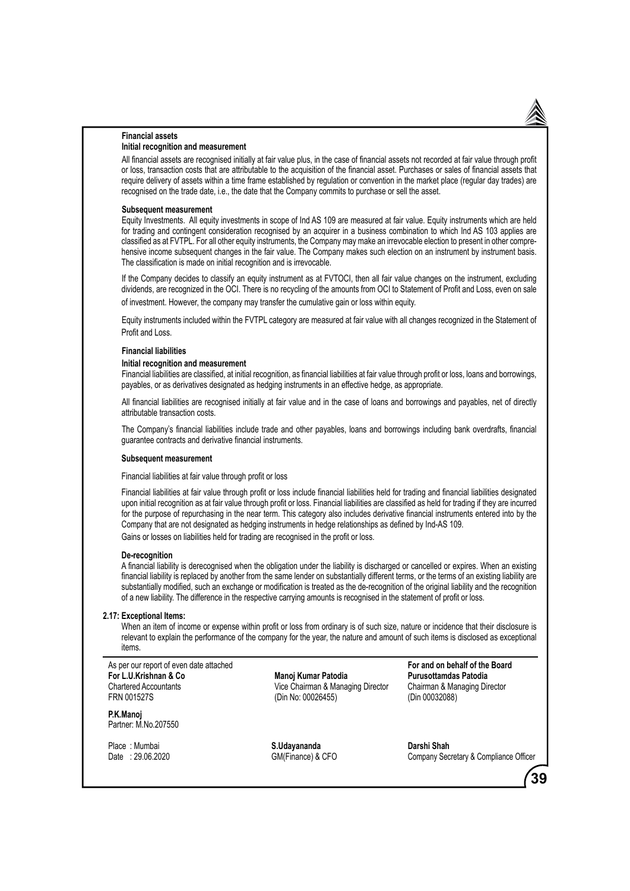**Financial assets**

**Initial recognition and measurement**

All financial assets are recognised initially at fair value plus, in the case of financial assets not recorded at fair value through profit or loss, transaction costs that are attributable to the acquisition of the financial asset. Purchases or sales of financial assets that require delivery of assets within a time frame established by regulation or convention in the market place (regular day trades) are recognised on the trade date, i.e., the date that the Company commits to purchase or sell the asset.

**Subsequent measurement**

Equity Investments. All equity investments in scope of Ind AS 109 are measured at fair value. Equity instruments which are held for trading and contingent consideration recognised by an acquirer in a business combination to which Ind AS 103 applies are classified as at FVTPL. For all other equity instruments, the Company may make an irrevocable election to present in other comprehensive income subsequent changes in the fair value. The Company makes such election on an instrument by instrument basis. The classification is made on initial recognition and is irrevocable.

If the Company decides to classify an equity instrument as at FVTOCI, then all fair value changes on the instrument, excluding dividends, are recognized in the OCI. There is no recycling of the amounts from OCI to Statement of Profit and Loss, even on sale of investment. However, the company may transfer the cumulative gain or loss within equity.

Equity instruments included within the FVTPL category are measured at fair value with all changes recognized in the Statement of Profit and Loss.

**Financial liabilities**

**Initial recognition and measurement**

Financial liabilities are classified, at initial recognition, as financial liabilities at fair value through profit or loss, loans and borrowings, payables, or as derivatives designated as hedging instruments in an effective hedge, as appropriate.

All financial liabilities are recognised initially at fair value and in the case of loans and borrowings and payables, net of directly attributable transaction costs.

The Company's financial liabilities include trade and other payables, loans and borrowings including bank overdrafts, financial guarantee contracts and derivative financial instruments.

**Subsequent measurement**

Financial liabilities at fair value through profit or loss

Financial liabilities at fair value through profit or loss include financial liabilities held for trading and financial liabilities designated upon initial recognition as at fair value through profit or loss. Financial liabilities are classified as held for trading if they are incurred for the purpose of repurchasing in the near term. This category also includes derivative financial instruments entered into by the Company that are not designated as hedging instruments in hedge relationships as defined by Ind-AS 109.

Gains or losses on liabilities held for trading are recognised in the profit or loss.

**De-recognition**

A financial liability is derecognised when the obligation under the liability is discharged or cancelled or expires. When an existing financial liability is replaced by another from the same lender on substantially different terms, or the terms of an existing liability are substantially modified, such an exchange or modification is treated as the de-recognition of the original liability and the recognition of a new liability. The difference in the respective carrying amounts is recognised in the statement of profit or loss.

**2.17: Exceptional Items:**

When an item of income or expense within profit or loss from ordinary is of such size, nature or incidence that their disclosure is relevant to explain the performance of the company for the year, the nature and amount of such items is disclosed as exceptional items.

As per our report of even date attached
**For L.U.Krishnan & Co**
Chartered Accountants
FRN 001527S

**P.K.Manoj**
Partner: M.No.207550

Place : Mumbai
Date : 29.06.2020

**For and on behalf of the Board**

**Manoj Kumar Patodia**
Vice Chairman & Managing Director
(Din No: 00026455)

**Purusottamdas Patodia**
Chairman & Managing Director
(Din 00032088)

**S.Udayananda**
GM(Finance) & CFO

**Darshi Shah**
Company Secretary & Compliance Officer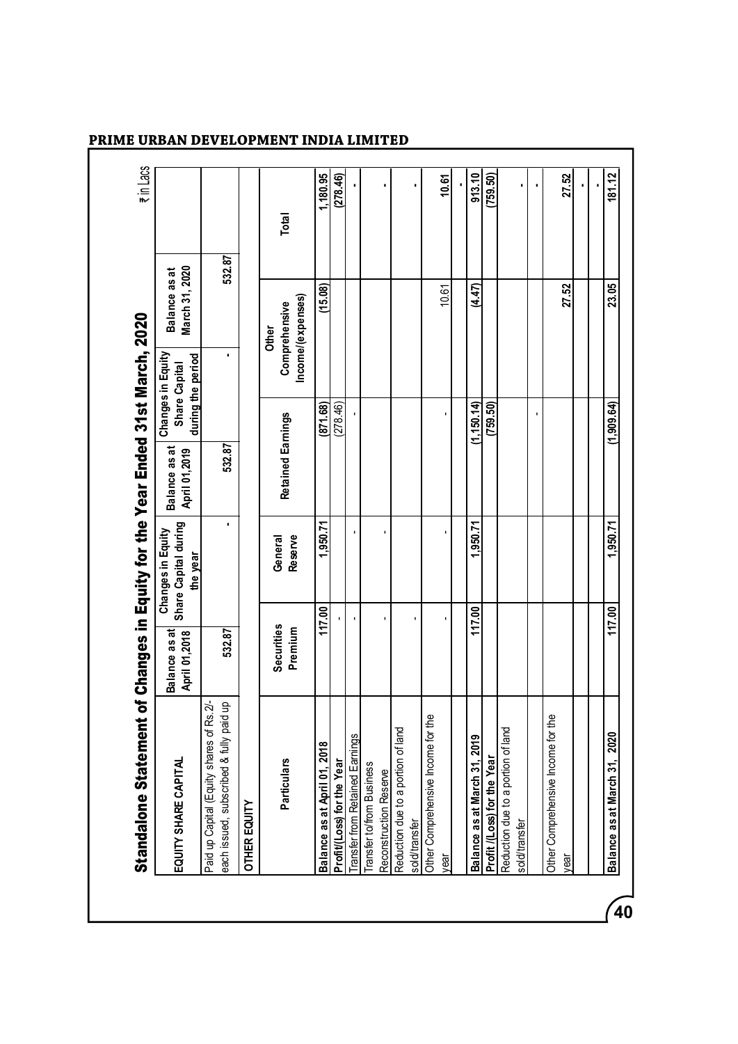## PRIME URBAN DEVELOPMENT INDIA LIMITED

# Standalone Statement of Changes in Equity for the Year Ended 31st March, 2020

₹ in Lacs

| EQUITY SHARE CAPITAL | Balance as at April 01,2018 | Changes in Equity Share Capital during the year | Balance as at April 01,2019 | Changes in Equity Share Capital during the period | Balance as at March 31, 2020 |
|---|---|---|---|---|---|
| Paid up Capital (Equity shares of Rs.2/- each issued, subscribed & fully paid up | 532.87 | - | 532.87 | - | 532.87 |

**OTHER EQUITY**

| Particulars | Securities Premium | General Reserve | Retained Earnings | Other Comprehensive Income/(expenses) | Total |
|---|---|---|---|---|---|
| **Balance as at April 01, 2018** | 117.00 | 1,950.71 | (871.68) | (15.08) | 1,180.95 |
| **Profit/(Loss) for the Year** | - | | (278.46) | | (278.46) |
| Transfer from Retained Earnings | - | - | - | | - |
| Transfer to/from Business Reconstruction Reserve | - | - | | | - |
| Reduction due to a portion of land sold/transfer | - | | | | - |
| Other Comprehensive Income for the year | - | - | - | 10.61 | 10.61 |
| | | | | | - |
| **Balance as at March 31, 2019** | 117.00 | 1,950.71 | (1,150.14) | (4.47) | 913.10 |
| **Profit /(Loss) for the Year** | | | (759.50) | | (759.50) |
| Reduction due to a portion of land sold/transfer | | | | | - |
| | | | - | | - |
| Other Comprehensive Income for the year | | | | 27.52 | 27.52 |
| | | | | | - |
| | | | | | - |
| **Balance as at March 31, 2020** | 117.00 | 1,950.71 | (1,909.64) | 23.05 | 181.12 |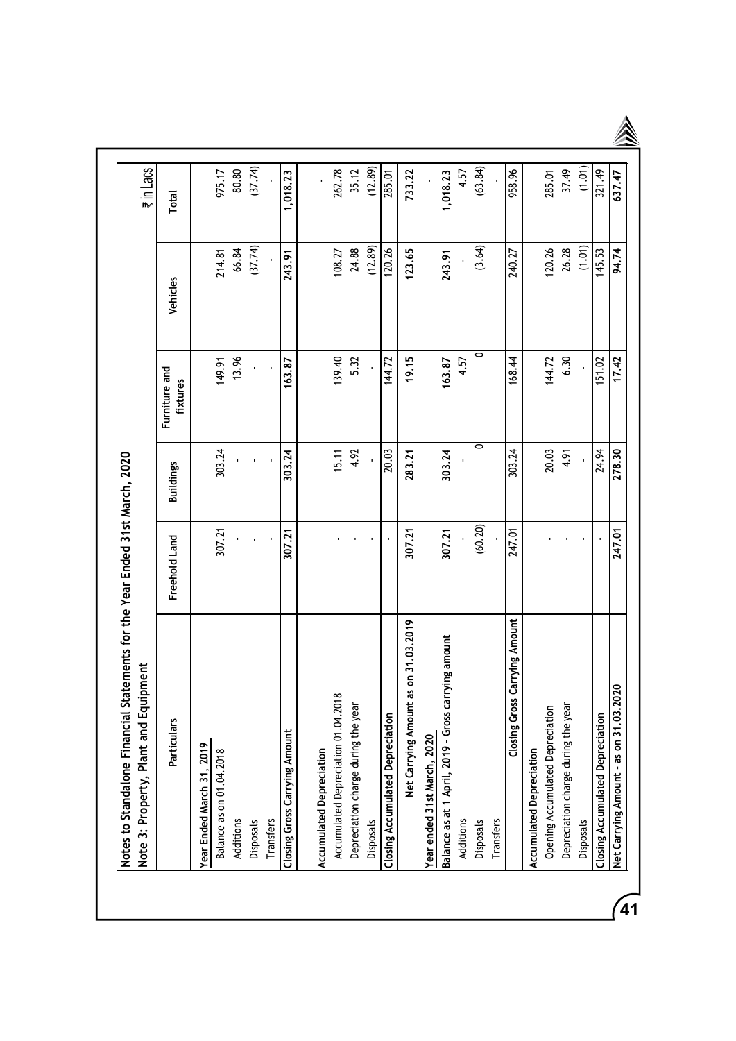Notes to Standalone Financial Statements for the Year Ended 31st March, 2020

Note 3: Property, Plant and Equipment

₹ in Lacs

| Particulars | Freehold Land | Buildings | Furniture and fixtures | Vehicles | Total |
|---|---|---|---|---|---|
| **Year Ended March 31, 2019** | | | | | |
| Balance as on 01.04.2018 | 307.21 | 303.24 | 149.91 | 214.81 | 975.17 |
| Additions | - | - | 13.96 | 66.84 | 80.80 |
| Disposals | - | - | - | (37.74) | (37.74) |
| Transfers | - | - | - | - | - |
| **Closing Gross Carrying Amount** | **307.21** | **303.24** | **163.87** | **243.91** | **1,018.23** |
| **Accumulated Depreciation** | | | | | - |
| Accumulated Depreciation 01.04.2018 | - | 15.11 | 139.40 | 108.27 | 262.78 |
| Depreciation charge during the year | - | 4.92 | 5.32 | 24.88 | 35.12 |
| Disposals | - | - | - | (12.89) | (12.89) |
| **Closing Accumulated Depreciation** | - | 20.03 | 144.72 | 120.26 | 285.01 |
| **Net Carrying Amount as on 31.03.2019** | **307.21** | **283.21** | **19.15** | **123.65** | **733.22** |
| **Year ended 31st March, 2020** | | | | | - |
| **Balance as at 1 April, 2019 - Gross carrying amount** | **307.21** | 303.24 | **163.87** | 243.91 | 1,018.23 |
| Additions | - | - | 4.57 | - | 4.57 |
| Disposals | (60.20) | 0 | 0 | (3.64) | (63.84) |
| Transfers | - | | | | - |
| **Closing Gross Carrying Amount** | 247.01 | 303.24 | 168.44 | 240.27 | 958.96 |
| **Accumulated Depreciation** | | | | | |
| Opening Accumulated Depreciation | - | 20.03 | 144.72 | 120.26 | 285.01 |
| Depreciation charge during the year | - | 4.91 | 6.30 | 26.28 | 37.49 |
| Disposals | - | - | - | (1.01) | (1.01) |
| **Closing Accumulated Depreciation** | - | 24.94 | 151.02 | 145.53 | 321.49 |
| **Net Carrying Amount - as on 31.03.2020** | **247.01** | **278.30** | **17.42** | **94.74** | **637.47** |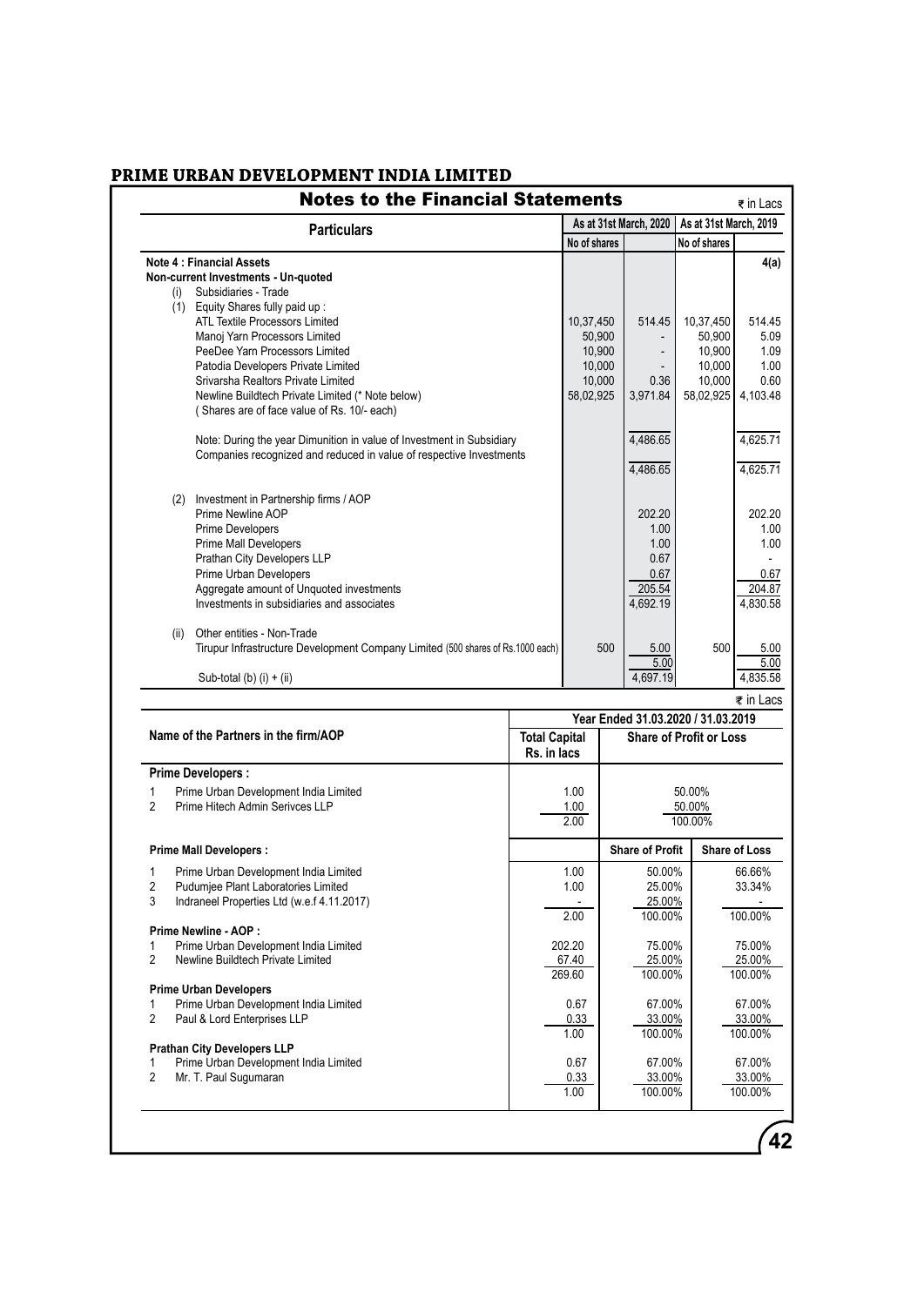# PRIME URBAN DEVELOPMENT INDIA LIMITED

## Notes to the Financial Statements

₹ in Lacs

| Particulars | As at 31st March, 2020 | | As at 31st March, 2019 | |
|---|---|---|---|---|
| | No of shares | | No of shares | |
| **Note 4 : Financial Assets** | | | | **4(a)** |
| **Non-current Investments - Un-quoted** | | | | |
| (i) Subsidiaries - Trade | | | | |
| (1) Equity Shares fully paid up : | | | | |
| ATL Textile Processors Limited | 10,37,450 | 514.45 | 10,37,450 | 514.45 |
| Manoj Yarn Processors Limited | 50,900 | - | 50,900 | 5.09 |
| PeeDee Yarn Processors Limited | 10,900 | - | 10,900 | 1.09 |
| Patodia Developers Private Limited | 10,000 | - | 10,000 | 1.00 |
| Srivarsha Realtors Private Limited | 10,000 | 0.36 | 10,000 | 0.60 |
| Newline Buildtech Private Limited (* Note below) | 58,02,925 | 3,971.84 | 58,02,925 | 4,103.48 |
| ( Shares are of face value of Rs. 10/- each) | | | | |
| | | 4,486.65 | | 4,625.71 |
| Note: During the year Dimunition in value of Investment in Subsidiary Companies recognized and reduced in value of respective Investments | | | | |
| | | 4,486.65 | | 4,625.71 |
| (2) Investment in Partnership firms / AOP | | | | |
| Prime Newline AOP | | 202.20 | | 202.20 |
| Prime Developers | | 1.00 | | 1.00 |
| Prime Mall Developers | | 1.00 | | 1.00 |
| Prathan City Developers LLP | | 0.67 | | - |
| Prime Urban Developers | | 0.67 | | 0.67 |
| Aggregate amount of Unquoted investments | | 205.54 | | 204.87 |
| Investments in subsidiaries and associates | | 4,692.19 | | 4,830.58 |
| (ii) Other entities - Non-Trade | | | | |
| Tirupur Infrastructure Development Company Limited (500 shares of Rs.1000 each) | 500 | 5.00 | 500 | 5.00 |
| | | 5.00 | | 5.00 |
| Sub-total (b) (i) + (ii) | | 4,697.19 | | 4,835.58 |

₹ in Lacs

| Name of the Partners in the firm/AOP | Total Capital Rs. in lacs | Year Ended 31.03.2020 / 31.03.2019 | |
|---|---|---|---|
| | | Share of Profit or Loss | |
| **Prime Developers :** | | | |
| 1 Prime Urban Development India Limited | 1.00 | 50.00% | |
| 2 Prime Hitech Admin Serivces LLP | 1.00 | 50.00% | |
| | 2.00 | 100.00% | |
| **Prime Mall Developers :** | | **Share of Profit** | **Share of Loss** |
| 1 Prime Urban Development India Limited | 1.00 | 50.00% | 66.66% |
| 2 Pudumjee Plant Laboratories Limited | 1.00 | 25.00% | 33.34% |
| 3 Indraneel Properties Ltd (w.e.f 4.11.2017) | - | 25.00% | - |
| | 2.00 | 100.00% | 100.00% |
| **Prime Newline - AOP :** | | | |
| 1 Prime Urban Development India Limited | 202.20 | 75.00% | 75.00% |
| 2 Newline Buildtech Private Limited | 67.40 | 25.00% | 25.00% |
| | 269.60 | 100.00% | 100.00% |
| **Prime Urban Developers** | | | |
| 1 Prime Urban Development India Limited | 0.67 | 67.00% | 67.00% |
| 2 Paul & Lord Enterprises LLP | 0.33 | 33.00% | 33.00% |
| | 1.00 | 100.00% | 100.00% |
| **Prathan City Developers LLP** | | | |
| 1 Prime Urban Development India Limited | 0.67 | 67.00% | 67.00% |
| 2 Mr. T. Paul Sugumaran | 0.33 | 33.00% | 33.00% |
| | 1.00 | 100.00% | 100.00% |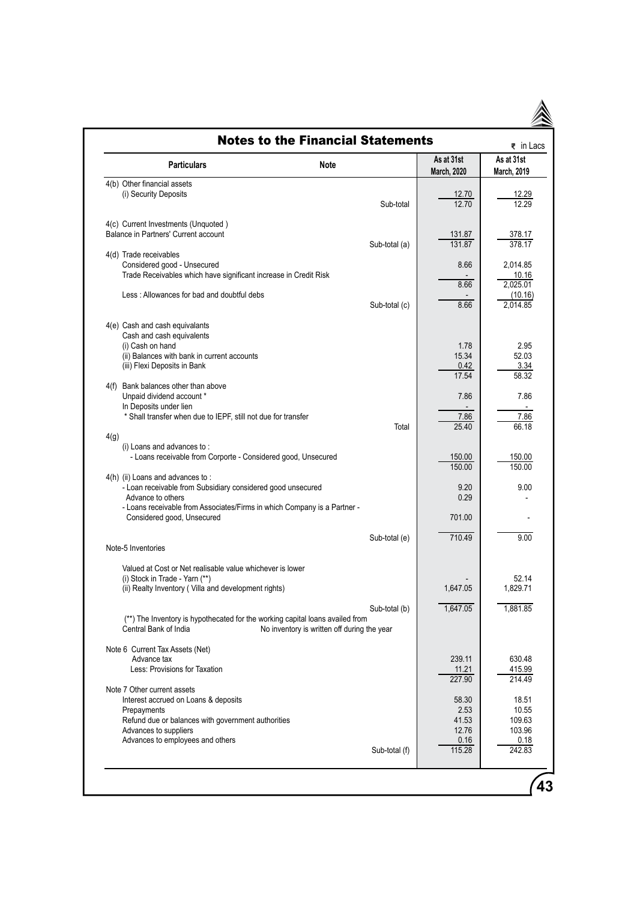# Notes to the Financial Statements

₹ in Lacs

| Particulars | Note | As at 31st March, 2020 | As at 31st March, 2019 |
|---|---|---|---|
| 4(b) Other financial assets | | | |
| (i) Security Deposits | | 12.70 | 12.29 |
| | Sub-total | 12.70 | 12.29 |
| 4(c) Current Investments (Unquoted ) | | | |
| Balance in Partners' Current account | | 131.87 | 378.17 |
| | Sub-total (a) | 131.87 | 378.17 |
| 4(d) Trade receivables | | | |
| Considered good - Unsecured | | 8.66 | 2,014.85 |
| Trade Receivables which have significant increase in Credit Risk | | - | 10.16 |
| | | 8.66 | 2,025.01 |
| Less : Allowances for bad and doubtful debs | | - | (10.16) |
| | Sub-total (c) | 8.66 | 2,014.85 |
| 4(e) Cash and cash equivalants | | | |
| Cash and cash equivalents | | | |
| (i) Cash on hand | | 1.78 | 2.95 |
| (ii) Balances with bank in current accounts | | 15.34 | 52.03 |
| (iii) Flexi Deposits in Bank | | 0.42 | 3.34 |
| | | 17.54 | 58.32 |
| 4(f) Bank balances other than above | | | |
| Unpaid dividend account * | | 7.86 | 7.86 |
| In Deposits under lien | | - | - |
| * Shall transfer when due to IEPF, still not due for transfer | | 7.86 | 7.86 |
| | Total | 25.40 | 66.18 |
| 4(g) | | | |
| (i) Loans and advances to : | | | |
| - Loans receivable from Corporte - Considered good, Unsecured | | 150.00 | 150.00 |
| | | 150.00 | 150.00 |
| 4(h) (ii) Loans and advances to : | | | |
| - Loan receivable from Subsidiary considered good unsecured | | 9.20 | 9.00 |
| Advance to others | | 0.29 | - |
| - Loans receivable from Associates/Firms in which Company is a Partner - Considered good, Unsecured | | 701.00 | - |
| | Sub-total (e) | 710.49 | 9.00 |
| Note-5 Inventories | | | |
| Valued at Cost or Net realisable value whichever is lower | | | |
| (i) Stock in Trade - Yarn (**) | | - | 52.14 |
| (ii) Realty Inventory ( Villa and development rights) | | 1,647.05 | 1,829.71 |
| | Sub-total (b) | 1,647.05 | 1,881.85 |
| (**) The Inventory is hypothecated for the working capital loans availed from Central Bank of India | No inventory is written off during the year | | |
| Note 6 Current Tax Assets (Net) | | | |
| Advance tax | | 239.11 | 630.48 |
| Less: Provisions for Taxation | | 11.21 | 415.99 |
| | | 227.90 | 214.49 |
| Note 7 Other current assets | | | |
| Interest accrued on Loans & deposits | | 58.30 | 18.51 |
| Prepayments | | 2.53 | 10.55 |
| Refund due or balances with government authorities | | 41.53 | 109.63 |
| Advances to suppliers | | 12.76 | 103.96 |
| Advances to employees and others | | 0.16 | 0.18 |
| | Sub-total (f) | 115.28 | 242.83 |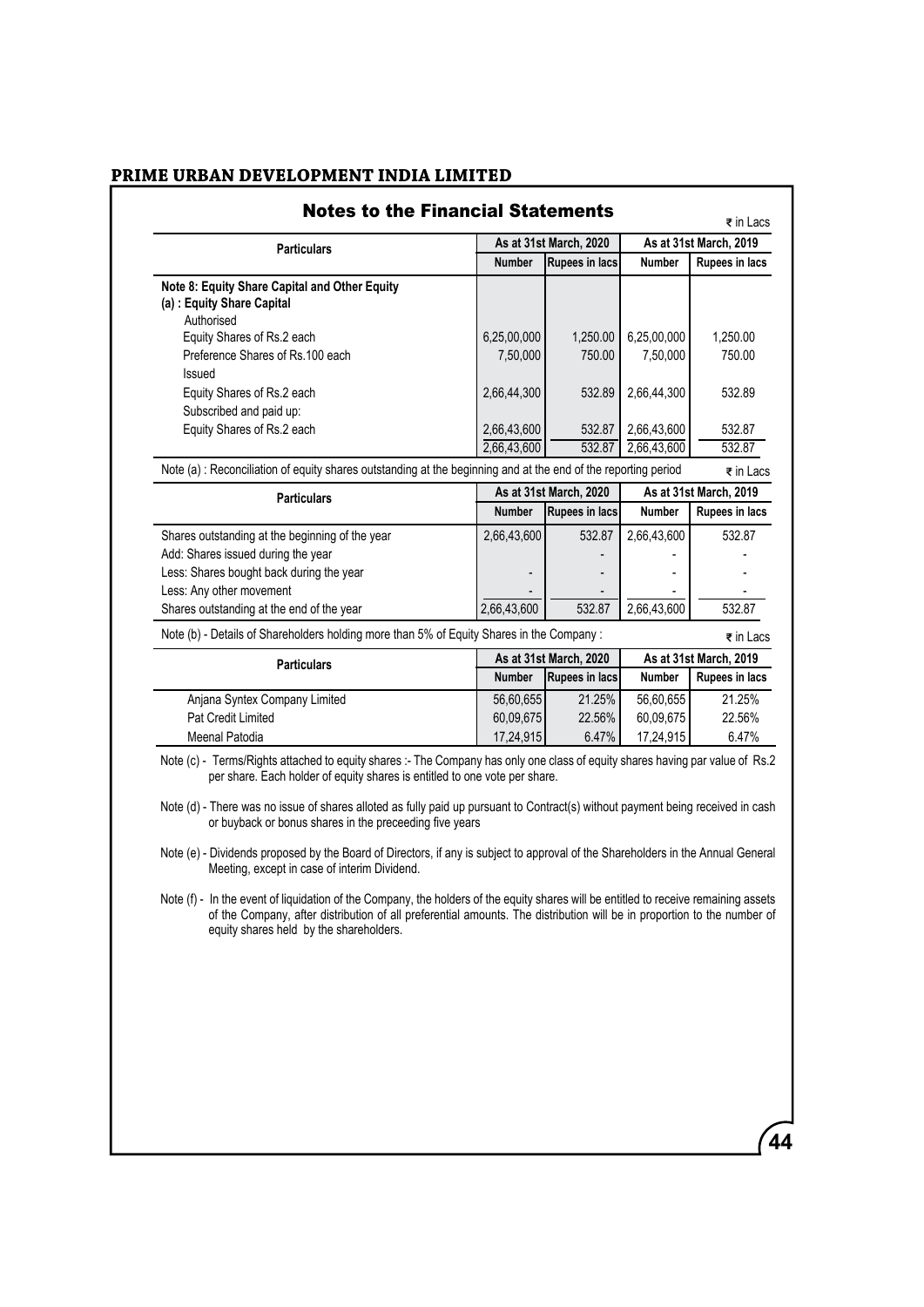## Notes to the Financial Statements

₹ in Lacs

| Particulars | As at 31st March, 2020 | | As at 31st March, 2019 | |
|---|---|---|---|---|
| | Number | Rupees in lacs | Number | Rupees in lacs |
| **Note 8: Equity Share Capital and Other Equity** | | | | |
| **(a) : Equity Share Capital** | | | | |
| Authorised | | | | |
| Equity Shares of Rs.2 each | 6,25,00,000 | 1,250.00 | 6,25,00,000 | 1,250.00 |
| Preference Shares of Rs.100 each | 7,50,000 | 750.00 | 7,50,000 | 750.00 |
| Issued | | | | |
| Equity Shares of Rs.2 each | 2,66,44,300 | 532.89 | 2,66,44,300 | 532.89 |
| Subscribed and paid up: | | | | |
| Equity Shares of Rs.2 each | 2,66,43,600 | 532.87 | 2,66,43,600 | 532.87 |
| | 2,66,43,600 | 532.87 | 2,66,43,600 | 532.87 |

Note (a) : Reconciliation of equity shares outstanding at the beginning and at the end of the reporting period

₹ in Lacs

| Particulars | As at 31st March, 2020 | | As at 31st March, 2019 | |
|---|---|---|---|---|
| | Number | Rupees in lacs | Number | Rupees in lacs |
| Shares outstanding at the beginning of the year | 2,66,43,600 | 532.87 | 2,66,43,600 | 532.87 |
| Add: Shares issued during the year | | - | - | - |
| Less: Shares bought back during the year | - | - | - | - |
| Less: Any other movement | - | - | - | - |
| Shares outstanding at the end of the year | 2,66,43,600 | 532.87 | 2,66,43,600 | 532.87 |

Note (b) - Details of Shareholders holding more than 5% of Equity Shares in the Company :

₹ in Lacs

| Particulars | As at 31st March, 2020 | | As at 31st March, 2019 | |
|---|---|---|---|---|
| | Number | Rupees in lacs | Number | Rupees in lacs |
| Anjana Syntex Company Limited | 56,60,655 | 21.25% | 56,60,655 | 21.25% |
| Pat Credit Limited | 60,09,675 | 22.56% | 60,09,675 | 22.56% |
| Meenal Patodia | 17,24,915 | 6.47% | 17,24,915 | 6.47% |

Note (c) - Terms/Rights attached to equity shares :- The Company has only one class of equity shares having par value of Rs.2 per share. Each holder of equity shares is entitled to one vote per share.

Note (d) - There was no issue of shares alloted as fully paid up pursuant to Contract(s) without payment being received in cash or buyback or bonus shares in the preceeding five years

Note (e) - Dividends proposed by the Board of Directors, if any is subject to approval of the Shareholders in the Annual General Meeting, except in case of interim Dividend.

Note (f) - In the event of liquidation of the Company, the holders of the equity shares will be entitled to receive remaining assets of the Company, after distribution of all preferential amounts. The distribution will be in proportion to the number of equity shares held by the shareholders.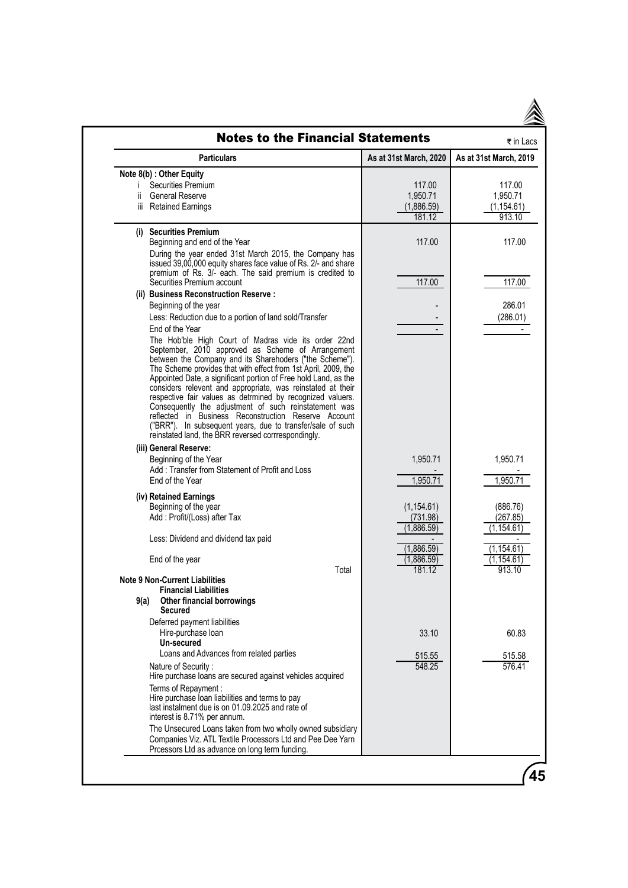## Notes to the Financial Statements

₹ in Lacs

| Particulars | As at 31st March, 2020 | As at 31st March, 2019 |
|---|---|---|
| **Note 8(b) : Other Equity** | | |
| i Securities Premium | 117.00 | 117.00 |
| ii General Reserve | 1,950.71 | 1,950.71 |
| iii Retained Earnings | (1,886.59) | (1,154.61) |
| | 181.12 | 913.10 |
| **(i) Securities Premium** | | |
| Beginning and end of the Year | 117.00 | 117.00 |
| During the year ended 31st March 2015, the Company has issued 39,00,000 equity shares face value of Rs. 2/- and share premium of Rs. 3/- each. The said premium is credited to Securities Premium account | 117.00 | 117.00 |
| **(ii) Business Reconstruction Reserve :** | | |
| Beginning of the year | - | 286.01 |
| Less: Reduction due to a portion of land sold/Transfer | - | (286.01) |
| End of the Year | - | - |
| The Hob'ble High Court of Madras vide its order 22nd September, 2010 approved as Scheme of Arrangement between the Company and its Sharehoders ("the Scheme"). The Scheme provides that with effect from 1st April, 2009, the Appointed Date, a significant portion of Free hold Land, as the considers relevent and appropriate, was reinstated at their respective fair values as detrmined by recognized valuers. Consequently the adjustment of such reinstatement was reflected in Business Reconstruction Reserve Account ("BRR"). In subsequent years, due to transfer/sale of such reinstated land, the BRR reversed corrrespondingly. | | |
| **(iii) General Reserve:** | | |
| Beginning of the Year | 1,950.71 | 1,950.71 |
| Add : Transfer from Statement of Profit and Loss | - | - |
| End of the Year | 1,950.71 | 1,950.71 |
| **(iv) Retained Earnings** | | |
| Beginning of the year | (1,154.61) | (886.76) |
| Add : Profit/(Loss) after Tax | (731.98) | (267.85) |
| | (1,886.59) | (1,154.61) |
| Less: Dividend and dividend tax paid | - | - |
| | (1,886.59) | (1,154.61) |
| End of the year | (1,886.59) | (1,154.61) |
| Total | 181.12 | 913.10 |
| **Note 9 Non-Current Liabilities** | | |
| **Financial Liabilities** | | |
| **9(a) Other financial borrowings** | | |
| **Secured** | | |
| Deferred payment liabilities | | |
| Hire-purchase loan | 33.10 | 60.83 |
| **Un-secured** | | |
| Loans and Advances from related parties | 515.55 | 515.58 |
| | 548.25 | 576.41 |
| Nature of Security : Hire purchase loans are secured against vehicles acquired | | |
| Terms of Repayment : Hire purchase loan liabilities and terms to pay last instalment due is on 01.09.2025 and rate of interest is 8.71% per annum. | | |
| The Unsecured Loans taken from two wholly owned subsidiary Companies Viz. ATL Textile Processors Ltd and Pee Dee Yarn Prcessors Ltd as advance on long term funding. | | |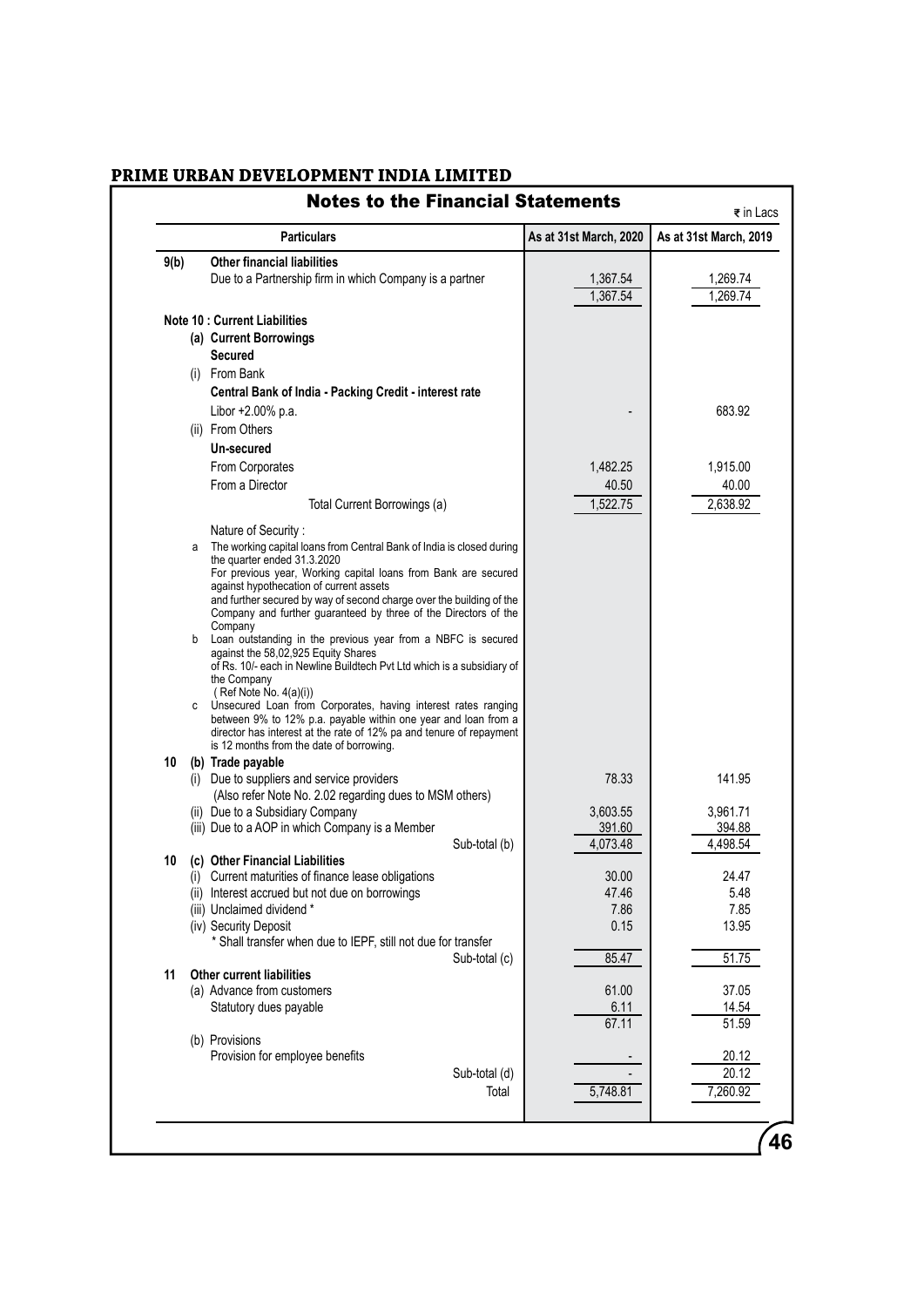**PRIME URBAN DEVELOPMENT INDIA LIMITED**

## Notes to the Financial Statements

₹ in Lacs

| | Particulars | As at 31st March, 2020 | As at 31st March, 2019 |
|---|---|---|---|
| **9(b)** | **Other financial liabilities** | | |
| | Due to a Partnership firm in which Company is a partner | 1,367.54 | 1,269.74 |
| | | 1,367.54 | 1,269.74 |
| | **Note 10 : Current Liabilities** | | |
| | **(a) Current Borrowings** | | |
| | **Secured** | | |
| | (i) From Bank | | |
| | **Central Bank of India - Packing Credit - interest rate** | | |
| | Libor +2.00% p.a. | - | 683.92 |
| | (ii) From Others | | |
| | **Un-secured** | | |
| | From Corporates | 1,482.25 | 1,915.00 |
| | From a Director | 40.50 | 40.00 |
| | Total Current Borrowings (a) | 1,522.75 | 2,638.92 |
| | Nature of Security : | | |
| | a The working capital loans from Central Bank of India is closed during the quarter ended 31.3.2020 For previous year, Working capital loans from Bank are secured against hypothecation of current assets and further secured by way of second charge over the building of the Company and further guaranteed by three of the Directors of the Company | | |
| | b Loan outstanding in the previous year from a NBFC is secured against the 58,02,925 Equity Shares of Rs. 10/- each in Newline Buildtech Pvt Ltd which is a subsidiary of the Company ( Ref Note No. 4(a)(i)) | | |
| | c Unsecured Loan from Corporates, having interest rates ranging between 9% to 12% p.a. payable within one year and loan from a director has interest at the rate of 12% pa and tenure of repayment is 12 months from the date of borrowing. | | |
| **10** | **(b) Trade payable** | | |
| | (i) Due to suppliers and service providers (Also refer Note No. 2.02 regarding dues to MSM others) | 78.33 | 141.95 |
| | (ii) Due to a Subsidiary Company | 3,603.55 | 3,961.71 |
| | (iii) Due to a AOP in which Company is a Member | 391.60 | 394.88 |
| | Sub-total (b) | 4,073.48 | 4,498.54 |
| **10** | **(c) Other Financial Liabilities** | | |
| | (i) Current maturities of finance lease obligations | 30.00 | 24.47 |
| | (ii) Interest accrued but not due on borrowings | 47.46 | 5.48 |
| | (iii) Unclaimed dividend * | 7.86 | 7.85 |
| | (iv) Security Deposit | 0.15 | 13.95 |
| | * Shall transfer when due to IEPF, still not due for transfer | | |
| | Sub-total (c) | 85.47 | 51.75 |
| **11** | **Other current liabilities** | | |
| | (a) Advance from customers | 61.00 | 37.05 |
| | Statutory dues payable | 6.11 | 14.54 |
| | | 67.11 | 51.59 |
| | (b) Provisions | | |
| | Provision for employee benefits | - | 20.12 |
| | Sub-total (d) | - | 20.12 |
| | Total | 5,748.81 | 7,260.92 |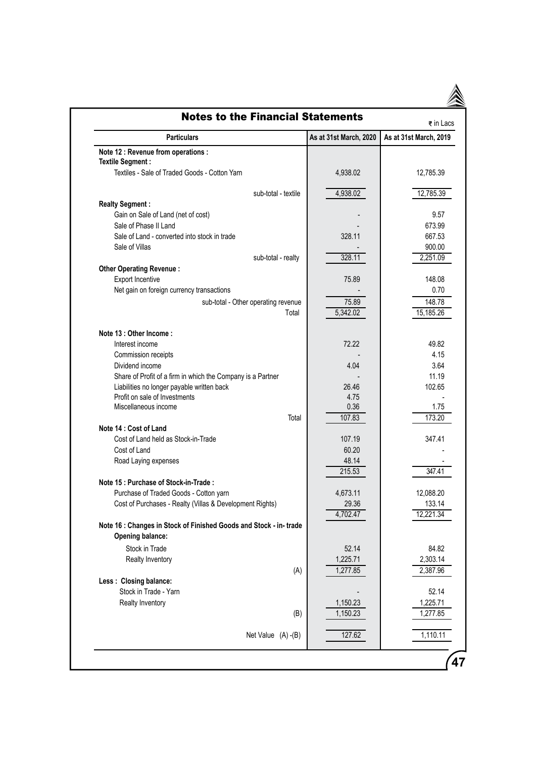## Notes to the Financial Statements

₹ in Lacs

| Particulars | As at 31st March, 2020 | As at 31st March, 2019 |
|---|---|---|
| **Note 12 : Revenue from operations :** | | |
| **Textile Segment :** | | |
| Textiles - Sale of Traded Goods - Cotton Yarn | 4,938.02 | 12,785.39 |
| sub-total - textile | 4,938.02 | 12,785.39 |
| **Realty Segment :** | | |
| Gain on Sale of Land (net of cost) | - | 9.57 |
| Sale of Phase II Land | - | 673.99 |
| Sale of Land - converted into stock in trade | 328.11 | 667.53 |
| Sale of Villas | - | 900.00 |
| sub-total - realty | 328.11 | 2,251.09 |
| **Other Operating Revenue :** | | |
| Export Incentive | 75.89 | 148.08 |
| Net gain on foreign currency transactions | - | 0.70 |
| sub-total - Other operating revenue | 75.89 | 148.78 |
| Total | 5,342.02 | 15,185.26 |
| **Note 13 : Other Income :** | | |
| Interest income | 72.22 | 49.82 |
| Commission receipts | - | 4.15 |
| Dividend income | 4.04 | 3.64 |
| Share of Profit of a firm in which the Company is a Partner | - | 11.19 |
| Liabilities no longer payable written back | 26.46 | 102.65 |
| Profit on sale of Investments | 4.75 | - |
| Miscellaneous income | 0.36 | 1.75 |
| Total | 107.83 | 173.20 |
| **Note 14 : Cost of Land** | | |
| Cost of Land held as Stock-in-Trade | 107.19 | 347.41 |
| Cost of Land | 60.20 | - |
| Road Laying expenses | 48.14 | - |
| | 215.53 | 347.41 |
| **Note 15 : Purchase of Stock-in-Trade :** | | |
| Purchase of Traded Goods - Cotton yarn | 4,673.11 | 12,088.20 |
| Cost of Purchases - Realty (Villas & Development Rights) | 29.36 | 133.14 |
| | 4,702.47 | 12,221.34 |
| **Note 16 : Changes in Stock of Finished Goods and Stock - in- trade** | | |
| **Opening balance:** | | |
| Stock in Trade | 52.14 | 84.82 |
| Realty Inventory | 1,225.71 | 2,303.14 |
| (A) | 1,277.85 | 2,387.96 |
| **Less : Closing balance:** | | |
| Stock in Trade - Yarn | - | 52.14 |
| Realty Inventory | 1,150.23 | 1,225.71 |
| (B) | 1,150.23 | 1,277.85 |
| Net Value (A) -(B) | 127.62 | 1,110.11 |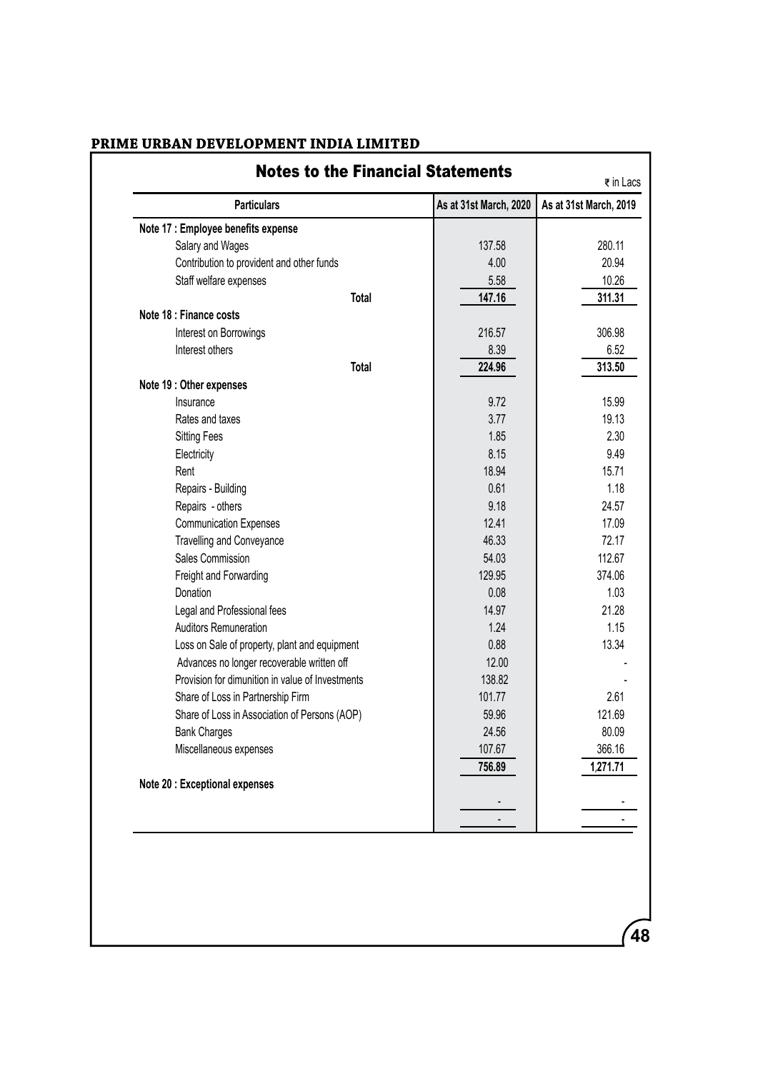**PRIME URBAN DEVELOPMENT INDIA LIMITED**

## Notes to the Financial Statements

₹ in Lacs

| Particulars | As at 31st March, 2020 | As at 31st March, 2019 |
|---|---|---|
| **Note 17 : Employee benefits expense** | | |
| Salary and Wages | 137.58 | 280.11 |
| Contribution to provident and other funds | 4.00 | 20.94 |
| Staff welfare expenses | 5.58 | 10.26 |
| **Total** | **147.16** | **311.31** |
| **Note 18 : Finance costs** | | |
| Interest on Borrowings | 216.57 | 306.98 |
| Interest others | 8.39 | 6.52 |
| **Total** | **224.96** | **313.50** |
| **Note 19 : Other expenses** | | |
| Insurance | 9.72 | 15.99 |
| Rates and taxes | 3.77 | 19.13 |
| Sitting Fees | 1.85 | 2.30 |
| Electricity | 8.15 | 9.49 |
| Rent | 18.94 | 15.71 |
| Repairs - Building | 0.61 | 1.18 |
| Repairs - others | 9.18 | 24.57 |
| Communication Expenses | 12.41 | 17.09 |
| Travelling and Conveyance | 46.33 | 72.17 |
| Sales Commission | 54.03 | 112.67 |
| Freight and Forwarding | 129.95 | 374.06 |
| Donation | 0.08 | 1.03 |
| Legal and Professional fees | 14.97 | 21.28 |
| Auditors Remuneration | 1.24 | 1.15 |
| Loss on Sale of property, plant and equipment | 0.88 | 13.34 |
| Advances no longer recoverable written off | 12.00 | - |
| Provision for dimunition in value of Investments | 138.82 | - |
| Share of Loss in Partnership Firm | 101.77 | 2.61 |
| Share of Loss in Association of Persons (AOP) | 59.96 | 121.69 |
| Bank Charges | 24.56 | 80.09 |
| Miscellaneous expenses | 107.67 | 366.16 |
| | **756.89** | **1,271.71** |
| **Note 20 : Exceptional expenses** | | |
| | - | - |
| | - | - |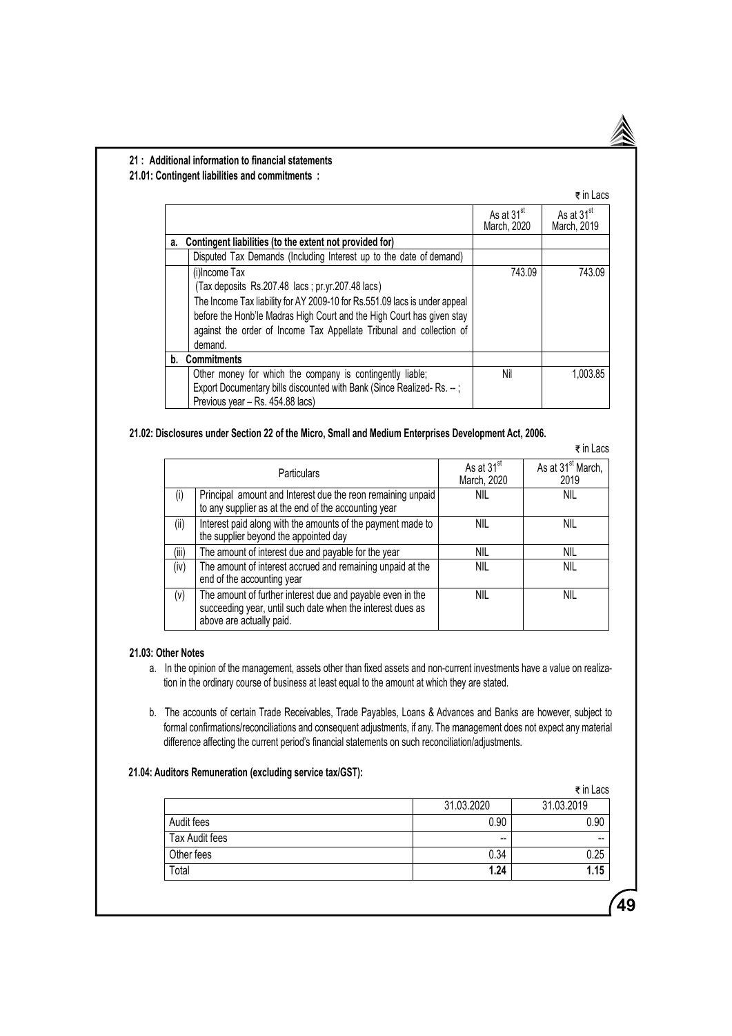**21 : Additional information to financial statements**

**21.01: Contingent liabilities and commitments :**

₹ in Lacs

| | | As at 31[st] March, 2020 | As at 31[st] March, 2019 |
|---|---|---|---|
| **a.** | **Contingent liabilities (to the extent not provided for)** | | |
| | Disputed Tax Demands (Including Interest up to the date of demand) | | |
| | (i)Income Tax<br>(Tax deposits Rs.207.48 lacs ; pr.yr.207.48 lacs)<br>The Income Tax liability for AY 2009-10 for Rs.551.09 lacs is under appeal before the Honb'le Madras High Court and the High Court has given stay against the order of Income Tax Appellate Tribunal and collection of demand. | 743.09 | 743.09 |
| **b.** | **Commitments** | | |
| | Other money for which the company is contingently liable;<br>Export Documentary bills discounted with Bank (Since Realized- Rs. -- ; Previous year – Rs. 454.88 lacs) | Nil | 1,003.85 |

**21.02: Disclosures under Section 22 of the Micro, Small and Medium Enterprises Development Act, 2006.**

₹ in Lacs

| | Particulars | As at 31[st] March, 2020 | As at 31[st] March, 2019 |
|---|---|---|---|
| (i) | Principal amount and Interest due the reon remaining unpaid to any supplier as at the end of the accounting year | NIL | NIL |
| (ii) | Interest paid along with the amounts of the payment made to the supplier beyond the appointed day | NIL | NIL |
| (iii) | The amount of interest due and payable for the year | NIL | NIL |
| (iv) | The amount of interest accrued and remaining unpaid at the end of the accounting year | NIL | NIL |
| (v) | The amount of further interest due and payable even in the succeeding year, until such date when the interest dues as above are actually paid. | NIL | NIL |

**21.03: Other Notes**

a. In the opinion of the management, assets other than fixed assets and non-current investments have a value on realization in the ordinary course of business at least equal to the amount at which they are stated.

b. The accounts of certain Trade Receivables, Trade Payables, Loans & Advances and Banks are however, subject to formal confirmations/reconciliations and consequent adjustments, if any. The management does not expect any material difference affecting the current period's financial statements on such reconciliation/adjustments.

**21.04: Auditors Remuneration (excluding service tax/GST):**

₹ in Lacs

| | 31.03.2020 | 31.03.2019 |
|---|---|---|
| Audit fees | 0.90 | 0.90 |
| Tax Audit fees | -- | -- |
| Other fees | 0.34 | 0.25 |
| Total | **1.24** | **1.15** |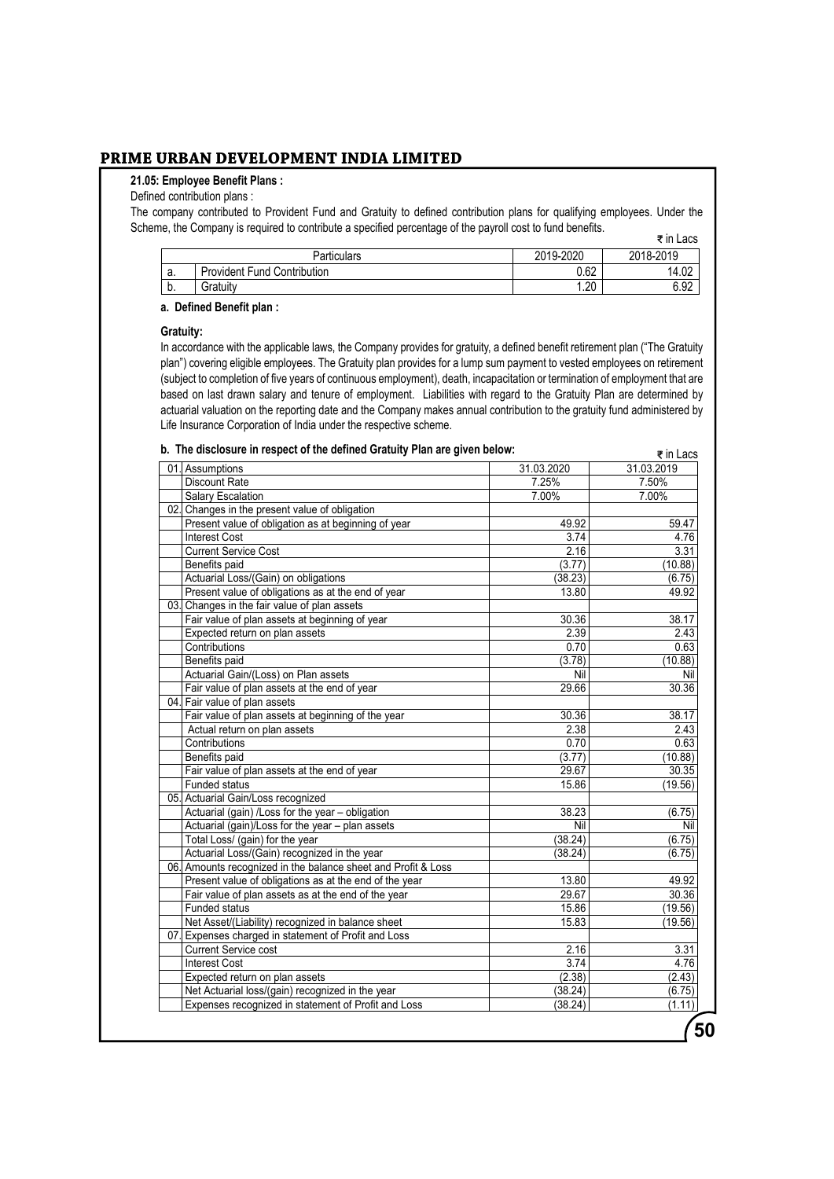**21.05: Employee Benefit Plans :**

Defined contribution plans :

The company contributed to Provident Fund and Gratuity to defined contribution plans for qualifying employees. Under the Scheme, the Company is required to contribute a specified percentage of the payroll cost to fund benefits.

₹ in Lacs

| | Particulars | 2019-2020 | 2018-2019 |
|---|---|---|---|
| a. | Provident Fund Contribution | 0.62 | 14.02 |
| b. | Gratuity | 1.20 | 6.92 |

**a. Defined Benefit plan :**

**Gratuity:**

In accordance with the applicable laws, the Company provides for gratuity, a defined benefit retirement plan ("The Gratuity plan") covering eligible employees. The Gratuity plan provides for a lump sum payment to vested employees on retirement (subject to completion of five years of continuous employment), death, incapacitation or termination of employment that are based on last drawn salary and tenure of employment. Liabilities with regard to the Gratuity Plan are determined by actuarial valuation on the reporting date and the Company makes annual contribution to the gratuity fund administered by Life Insurance Corporation of India under the respective scheme.

**b. The disclosure in respect of the defined Gratuity Plan are given below:**

₹ in Lacs

| | | 31.03.2020 | 31.03.2019 |
|---|---|---|---|
| 01. | Assumptions | 31.03.2020 | 31.03.2019 |
| | Discount Rate | 7.25% | 7.50% |
| | Salary Escalation | 7.00% | 7.00% |
| 02. | Changes in the present value of obligation | | |
| | Present value of obligation as at beginning of year | 49.92 | 59.47 |
| | Interest Cost | 3.74 | 4.76 |
| | Current Service Cost | 2.16 | 3.31 |
| | Benefits paid | (3.77) | (10.88) |
| | Actuarial Loss/(Gain) on obligations | (38.23) | (6.75) |
| | Present value of obligations as at the end of year | 13.80 | 49.92 |
| 03. | Changes in the fair value of plan assets | | |
| | Fair value of plan assets at beginning of year | 30.36 | 38.17 |
| | Expected return on plan assets | 2.39 | 2.43 |
| | Contributions | 0.70 | 0.63 |
| | Benefits paid | (3.78) | (10.88) |
| | Actuarial Gain/(Loss) on Plan assets | Nil | Nil |
| | Fair value of plan assets at the end of year | 29.66 | 30.36 |
| 04. | Fair value of plan assets | | |
| | Fair value of plan assets at beginning of the year | 30.36 | 38.17 |
| | Actual return on plan assets | 2.38 | 2.43 |
| | Contributions | 0.70 | 0.63 |
| | Benefits paid | (3.77) | (10.88) |
| | Fair value of plan assets at the end of year | 29.67 | 30.35 |
| | Funded status | 15.86 | (19.56) |
| 05. | Actuarial Gain/Loss recognized | | |
| | Actuarial (gain) /Loss for the year – obligation | 38.23 | (6.75) |
| | Actuarial (gain)/Loss for the year – plan assets | Nil | Nil |
| | Total Loss/ (gain) for the year | (38.24) | (6.75) |
| | Actuarial Loss/(Gain) recognized in the year | (38.24) | (6.75) |
| 06. | Amounts recognized in the balance sheet and Profit & Loss | | |
| | Present value of obligations as at the end of the year | 13.80 | 49.92 |
| | Fair value of plan assets as at the end of the year | 29.67 | 30.36 |
| | Funded status | 15.86 | (19.56) |
| | Net Asset/(Liability) recognized in balance sheet | 15.83 | (19.56) |
| 07. | Expenses charged in statement of Profit and Loss | | |
| | Current Service cost | 2.16 | 3.31 |
| | Interest Cost | 3.74 | 4.76 |
| | Expected return on plan assets | (2.38) | (2.43) |
| | Net Actuarial loss/(gain) recognized in the year | (38.24) | (6.75) |
| | Expenses recognized in statement of Profit and Loss | (38.24) | (1.11) |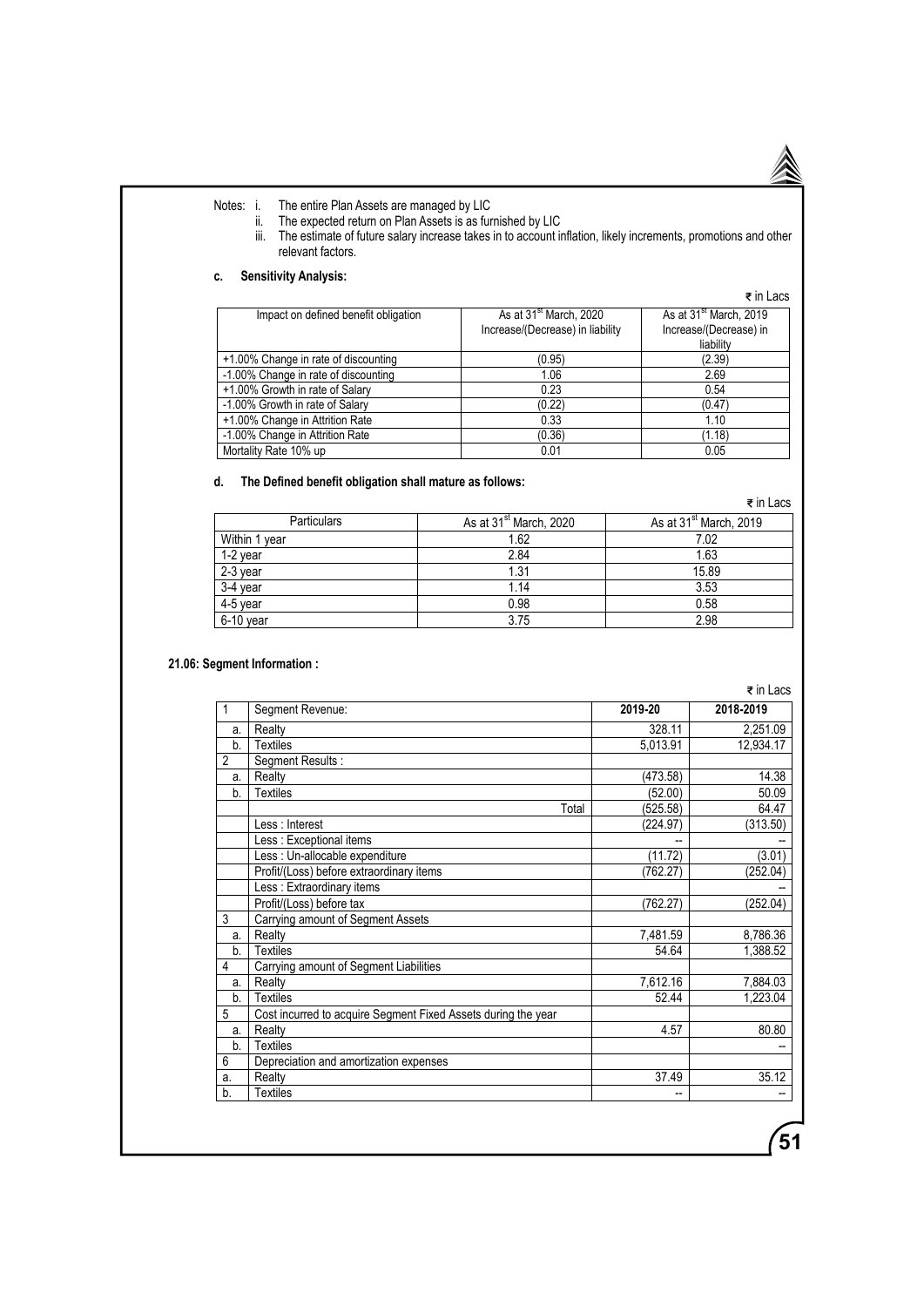Notes: i. The entire Plan Assets are managed by LIC

ii. The expected return on Plan Assets is as furnished by LIC

iii. The estimate of future salary increase takes in to account inflation, likely increments, promotions and other relevant factors.

**c. Sensitivity Analysis:**

₹ in Lacs

| Impact on defined benefit obligation | As at 31st March, 2020 Increase/(Decrease) in liability | As at 31st March, 2019 Increase/(Decrease) in liability |
|---|---|---|
| +1.00% Change in rate of discounting | (0.95) | (2.39) |
| -1.00% Change in rate of discounting | 1.06 | 2.69 |
| +1.00% Growth in rate of Salary | 0.23 | 0.54 |
| -1.00% Growth in rate of Salary | (0.22) | (0.47) |
| +1.00% Change in Attrition Rate | 0.33 | 1.10 |
| -1.00% Change in Attrition Rate | (0.36) | (1.18) |
| Mortality Rate 10% up | 0.01 | 0.05 |

**d. The Defined benefit obligation shall mature as follows:**

₹ in Lacs

| Particulars | As at 31st March, 2020 | As at 31st March, 2019 |
|---|---|---|
| Within 1 year | 1.62 | 7.02 |
| 1-2 year | 2.84 | 1.63 |
| 2-3 year | 1.31 | 15.89 |
| 3-4 year | 1.14 | 3.53 |
| 4-5 year | 0.98 | 0.58 |
| 6-10 year | 3.75 | 2.98 |

**21.06: Segment Information :**

₹ in Lacs

| | | 2019-20 | 2018-2019 |
|---|---|---|---|
| 1 | Segment Revenue: | | |
| a. | Realty | 328.11 | 2,251.09 |
| b. | Textiles | 5,013.91 | 12,934.17 |
| 2 | Segment Results : | | |
| a. | Realty | (473.58) | 14.38 |
| b. | Textiles | (52.00) | 50.09 |
| | Total | (525.58) | 64.47 |
| | Less : Interest | (224.97) | (313.50) |
| | Less : Exceptional items | -- | -- |
| | Less : Un-allocable expenditure | (11.72) | (3.01) |
| | Profit/(Loss) before extraordinary items | (762.27) | (252.04) |
| | Less : Extraordinary items | | -- |
| | Profit/(Loss) before tax | (762.27) | (252.04) |
| 3 | Carrying amount of Segment Assets | | |
| a. | Realty | 7,481.59 | 8,786.36 |
| b. | Textiles | 54.64 | 1,388.52 |
| 4 | Carrying amount of Segment Liabilities | | |
| a. | Realty | 7,612.16 | 7,884.03 |
| b. | Textiles | 52.44 | 1,223.04 |
| 5 | Cost incurred to acquire Segment Fixed Assets during the year | | |
| a. | Realty | 4.57 | 80.80 |
| b. | Textiles | | -- |
| 6 | Depreciation and amortization expenses | | |
| a. | Realty | 37.49 | 35.12 |
| b. | Textiles | -- | -- |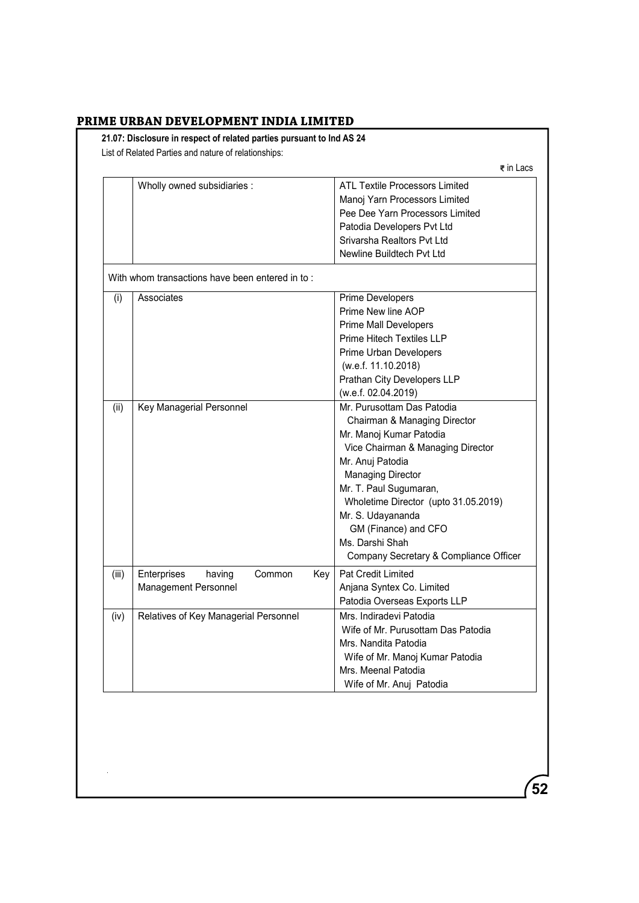**21.07: Disclosure in respect of related parties pursuant to Ind AS 24**

List of Related Parties and nature of relationships:

₹ in Lacs

| | | |
|---|---|---|
| | Wholly owned subsidiaries : | ATL Textile Processors Limited<br>Manoj Yarn Processors Limited<br>Pee Dee Yarn Processors Limited<br>Patodia Developers Pvt Ltd<br>Srivarsha Realtors Pvt Ltd<br>Newline Buildtech Pvt Ltd |
| With whom transactions have been entered in to : | | |
| (i) | Associates | Prime Developers<br>Prime New line AOP<br>Prime Mall Developers<br>Prime Hitech Textiles LLP<br>Prime Urban Developers (w.e.f. 11.10.2018)<br>Prathan City Developers LLP (w.e.f. 02.04.2019) |
| (ii) | Key Managerial Personnel | Mr. Purusottam Das Patodia<br>Chairman & Managing Director<br>Mr. Manoj Kumar Patodia<br>Vice Chairman & Managing Director<br>Mr. Anuj Patodia<br>Managing Director<br>Mr. T. Paul Sugumaran,<br>Wholetime Director (upto 31.05.2019)<br>Mr. S. Udayananda<br>GM (Finance) and CFO<br>Ms. Darshi Shah<br>Company Secretary & Compliance Officer |
| (iii) | Enterprises having Common Key Management Personnel | Pat Credit Limited<br>Anjana Syntex Co. Limited<br>Patodia Overseas Exports LLP |
| (iv) | Relatives of Key Managerial Personnel | Mrs. Indiradevi Patodia<br>Wife of Mr. Purusottam Das Patodia<br>Mrs. Nandita Patodia<br>Wife of Mr. Manoj Kumar Patodia<br>Mrs. Meenal Patodia<br>Wife of Mr. Anuj Patodia |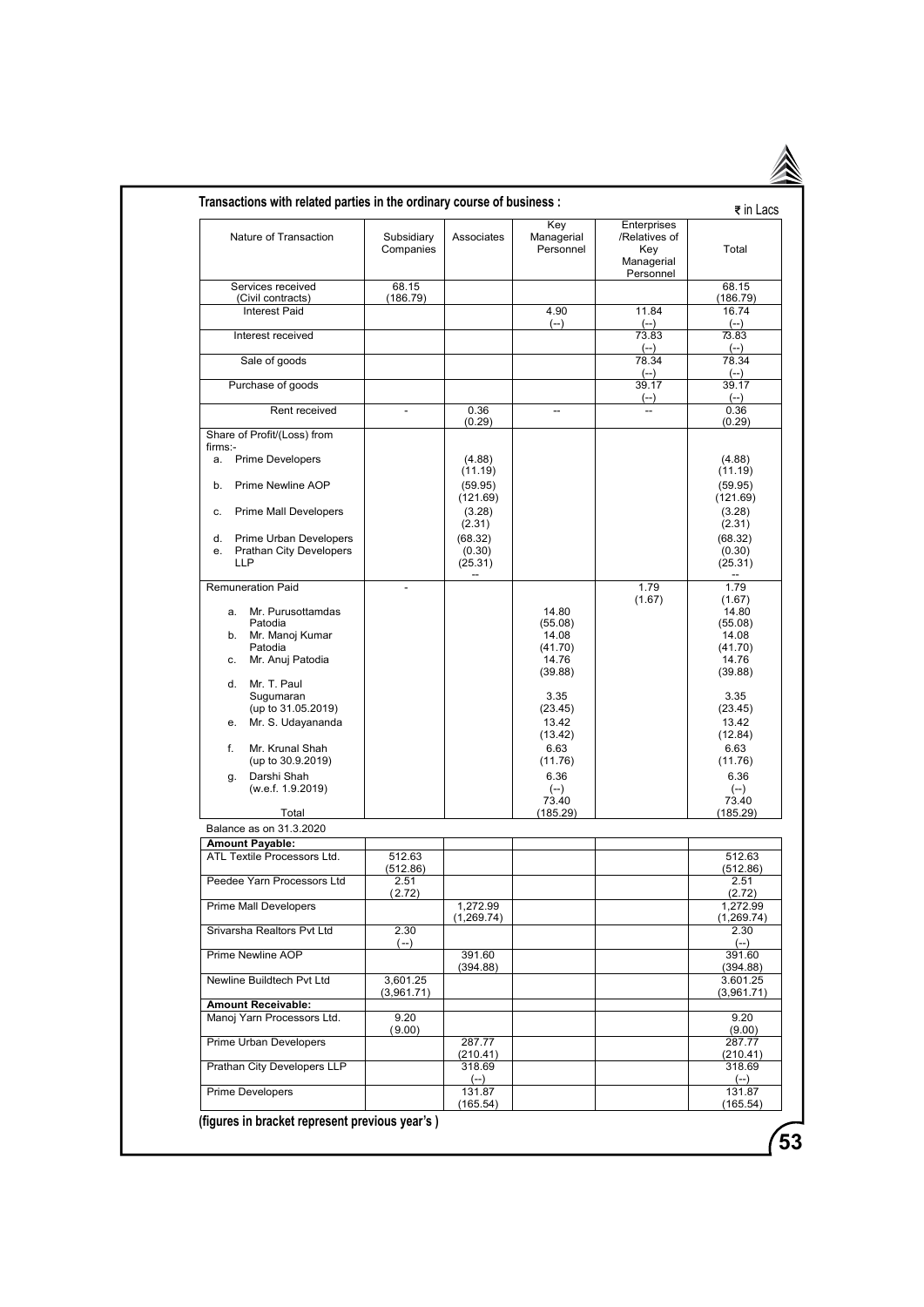**Transactions with related parties in the ordinary course of business :**

₹ in Lacs

| Nature of Transaction | Subsidiary Companies | Associates | Key Managerial Personnel | Enterprises /Relatives of Key Managerial Personnel | Total |
|---|---|---|---|---|---|
| Services received (Civil contracts) | 68.15 (186.79) | | | | 68.15 (186.79) |
| Interest Paid | | | 4.90 (--) | 11.84 (--) | 16.74 (--) |
| Interest received | | | | 73.83 (--) | 73.83 (--) |
| Sale of goods | | | | 78.34 (--) | 78.34 (--) |
| Purchase of goods | | | | 39.17 (--) | 39.17 (--) |
| Rent received | - | 0.36 (0.29) | -- | -- | 0.36 (0.29) |
| Share of Profit/(Loss) from firms:- | | | | | |
| a. Prime Developers | | (4.88) (11.19) | | | (4.88) (11.19) |
| b. Prime Newline AOP | | (59.95) (121.69) | | | (59.95) (121.69) |
| c. Prime Mall Developers | | (3.28) (2.31) | | | (3.28) (2.31) |
| d. Prime Urban Developers | | (68.32) | | | (68.32) |
| e. Prathan City Developers LLP | | (0.30) (25.31) -- | | | (0.30) (25.31) -- |
| Remuneration Paid | - | | | 1.79 (1.67) | 1.79 (1.67) |
| a. Mr. Purusottamdas Patodia | | | 14.80 (55.08) | | 14.80 (55.08) |
| b. Mr. Manoj Kumar Patodia | | | 14.08 (41.70) | | 14.08 (41.70) |
| c. Mr. Anuj Patodia | | | 14.76 (39.88) | | 14.76 (39.88) |
| d. Mr. T. Paul Sugumaran (up to 31.05.2019) | | | 3.35 (23.45) | | 3.35 (23.45) |
| e. Mr. S. Udayananda | | | 13.42 (13.42) | | 13.42 (12.84) |
| f. Mr. Krunal Shah (up to 30.9.2019) | | | 6.63 (11.76) | | 6.63 (11.76) |
| g. Darshi Shah (w.e.f. 1.9.2019) | | | 6.36 (--) | | 6.36 (--) |
| Total | | | 73.40 (185.29) | | 73.40 (185.29) |
| Balance as on 31.3.2020 | | | | | |
| **Amount Payable:** | | | | | |
| ATL Textile Processors Ltd. | 512.63 (512.86) | | | | 512.63 (512.86) |
| Peedee Yarn Processors Ltd | 2.51 (2.72) | | | | 2.51 (2.72) |
| Prime Mall Developers | | 1,272.99 (1,269.74) | | | 1,272.99 (1,269.74) |
| Srivarsha Realtors Pvt Ltd | 2.30 (--) | | | | 2.30 (--) |
| Prime Newline AOP | | 391.60 (394.88) | | | 391.60 (394.88) |
| Newline Buildtech Pvt Ltd | 3,601.25 (3,961.71) | | | | 3.601.25 (3,961.71) |
| **Amount Receivable:** | | | | | |
| Manoj Yarn Processors Ltd. | 9.20 (9.00) | | | | 9.20 (9.00) |
| Prime Urban Developers | | 287.77 (210.41) | | | 287.77 (210.41) |
| Prathan City Developers LLP | | 318.69 (--) | | | 318.69 (--) |
| Prime Developers | | 131.87 (165.54) | | | 131.87 (165.54) |

**(figures in bracket represent previous year's )**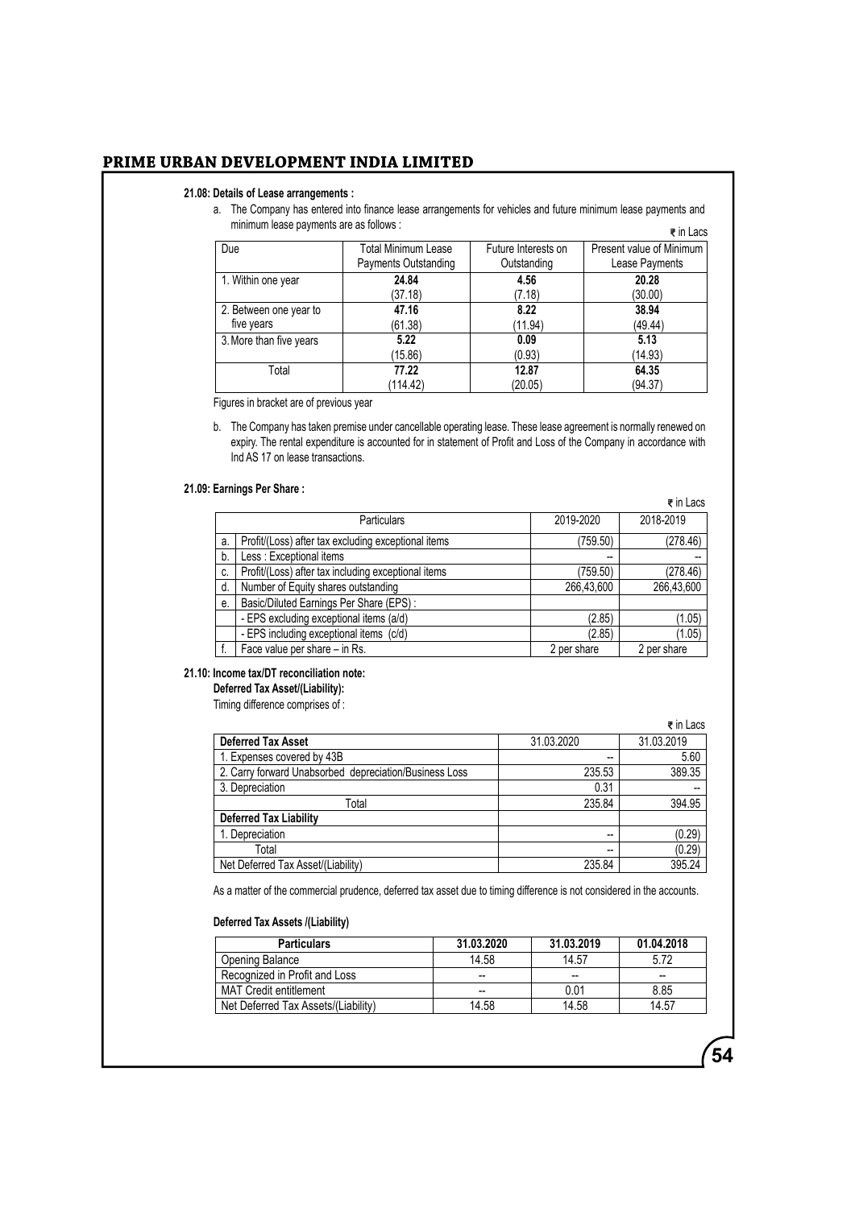**21.08: Details of Lease arrangements :**

a. The Company has entered into finance lease arrangements for vehicles and future minimum lease payments and minimum lease payments are as follows :

₹ in Lacs

| Due | Total Minimum Lease Payments Outstanding | Future Interests on Outstanding | Present value of Minimum Lease Payments |
|---|---|---|---|
| 1. Within one year | **24.84** (37.18) | **4.56** (7.18) | **20.28** (30.00) |
| 2. Between one year to five years | **47.16** (61.38) | **8.22** (11.94) | **38.94** (49.44) |
| 3. More than five years | **5.22** (15.86) | **0.09** (0.93) | **5.13** (14.93) |
| Total | **77.22** (114.42) | **12.87** (20.05) | **64.35** (94.37) |

Figures in bracket are of previous year

b. The Company has taken premise under cancellable operating lease. These lease agreement is normally renewed on expiry. The rental expenditure is accounted for in statement of Profit and Loss of the Company in accordance with Ind AS 17 on lease transactions.

**21.09: Earnings Per Share :**

₹ in Lacs

| | Particulars | 2019-2020 | 2018-2019 |
|---|---|---|---|
| a. | Profit/(Loss) after tax excluding exceptional items | (759.50) | (278.46) |
| b. | Less : Exceptional items | -- | -- |
| c. | Profit/(Loss) after tax including exceptional items | (759.50) | (278.46) |
| d. | Number of Equity shares outstanding | 266,43,600 | 266,43,600 |
| e. | Basic/Diluted Earnings Per Share (EPS) : | | |
| | - EPS excluding exceptional items (a/d) | (2.85) | (1.05) |
| | - EPS including exceptional items (c/d) | (2.85) | (1.05) |
| f. | Face value per share – in Rs. | 2 per share | 2 per share |

**21.10: Income tax/DT reconciliation note:**

**Deferred Tax Asset/(Liability):**

Timing difference comprises of :

₹ in Lacs

| **Deferred Tax Asset** | 31.03.2020 | 31.03.2019 |
|---|---|---|
| 1. Expenses covered by 43B | -- | 5.60 |
| 2. Carry forward Unabsorbed depreciation/Business Loss | 235.53 | 389.35 |
| 3. Depreciation | 0.31 | -- |
| Total | 235.84 | 394.95 |
| **Deferred Tax Liability** | | |
| 1. Depreciation | -- | (0.29) |
| Total | -- | (0.29) |
| Net Deferred Tax Asset/(Liability) | 235.84 | 395.24 |

As a matter of the commercial prudence, deferred tax asset due to timing difference is not considered in the accounts.

**Deferred Tax Assets /(Liability)**

| **Particulars** | **31.03.2020** | **31.03.2019** | **01.04.2018** |
|---|---|---|---|
| Opening Balance | 14.58 | 14.57 | 5.72 |
| Recognized in Profit and Loss | -- | -- | -- |
| MAT Credit entitlement | -- | 0.01 | 8.85 |
| Net Deferred Tax Assets/(Liability) | 14.58 | 14.58 | 14.57 |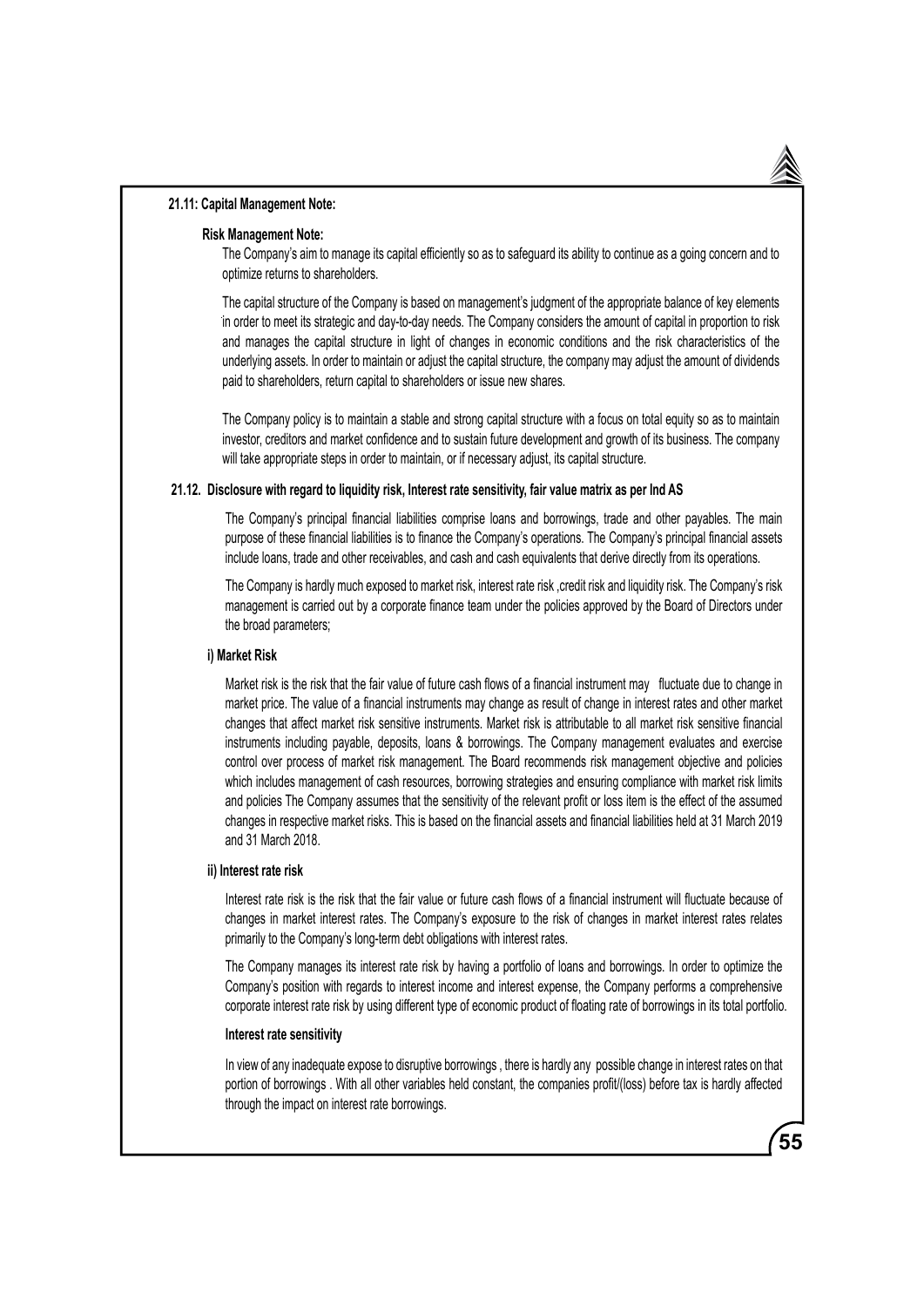**21.11: Capital Management Note:**

**Risk Management Note:**

The Company's aim to manage its capital efficiently so as to safeguard its ability to continue as a going concern and to optimize returns to shareholders.

The capital structure of the Company is based on management's judgment of the appropriate balance of key elements in order to meet its strategic and day-to-day needs. The Company considers the amount of capital in proportion to risk and manages the capital structure in light of changes in economic conditions and the risk characteristics of the underlying assets. In order to maintain or adjust the capital structure, the company may adjust the amount of dividends paid to shareholders, return capital to shareholders or issue new shares.

The Company policy is to maintain a stable and strong capital structure with a focus on total equity so as to maintain investor, creditors and market confidence and to sustain future development and growth of its business. The company will take appropriate steps in order to maintain, or if necessary adjust, its capital structure.

**21.12. Disclosure with regard to liquidity risk, Interest rate sensitivity, fair value matrix as per Ind AS**

The Company's principal financial liabilities comprise loans and borrowings, trade and other payables. The main purpose of these financial liabilities is to finance the Company's operations. The Company's principal financial assets include loans, trade and other receivables, and cash and cash equivalents that derive directly from its operations.

The Company is hardly much exposed to market risk, interest rate risk ,credit risk and liquidity risk. The Company's risk management is carried out by a corporate finance team under the policies approved by the Board of Directors under the broad parameters;

**i) Market Risk**

Market risk is the risk that the fair value of future cash flows of a financial instrument may fluctuate due to change in market price. The value of a financial instruments may change as result of change in interest rates and other market changes that affect market risk sensitive instruments. Market risk is attributable to all market risk sensitive financial instruments including payable, deposits, loans & borrowings. The Company management evaluates and exercise control over process of market risk management. The Board recommends risk management objective and policies which includes management of cash resources, borrowing strategies and ensuring compliance with market risk limits and policies The Company assumes that the sensitivity of the relevant profit or loss item is the effect of the assumed changes in respective market risks. This is based on the financial assets and financial liabilities held at 31 March 2019 and 31 March 2018.

**ii) Interest rate risk**

Interest rate risk is the risk that the fair value or future cash flows of a financial instrument will fluctuate because of changes in market interest rates. The Company's exposure to the risk of changes in market interest rates relates primarily to the Company's long-term debt obligations with interest rates.

The Company manages its interest rate risk by having a portfolio of loans and borrowings. In order to optimize the Company's position with regards to interest income and interest expense, the Company performs a comprehensive corporate interest rate risk by using different type of economic product of floating rate of borrowings in its total portfolio.

**Interest rate sensitivity**

In view of any inadequate expose to disruptive borrowings , there is hardly any possible change in interest rates on that portion of borrowings . With all other variables held constant, the companies profit/(loss) before tax is hardly affected through the impact on interest rate borrowings.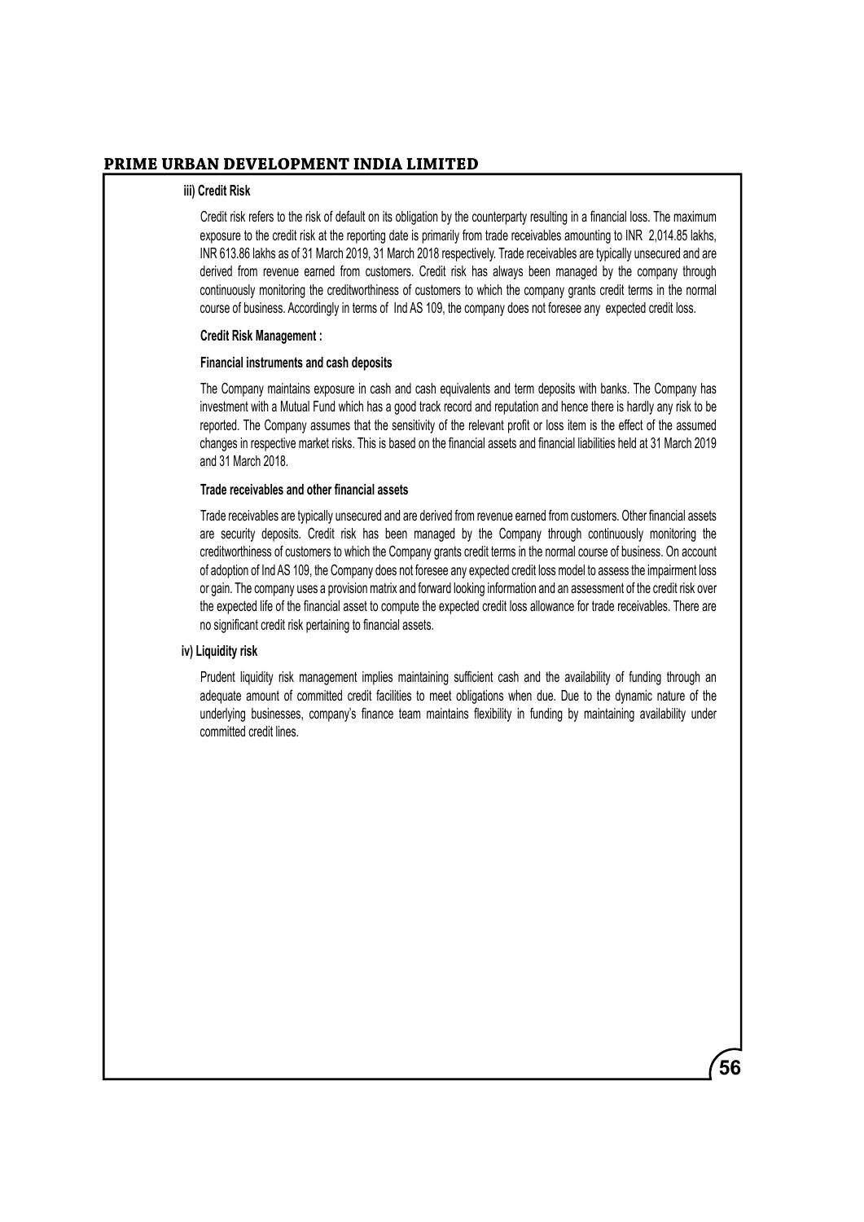### iii) Credit Risk

Credit risk refers to the risk of default on its obligation by the counterparty resulting in a financial loss. The maximum exposure to the credit risk at the reporting date is primarily from trade receivables amounting to INR 2,014.85 lakhs, INR 613.86 lakhs as of 31 March 2019, 31 March 2018 respectively. Trade receivables are typically unsecured and are derived from revenue earned from customers. Credit risk has always been managed by the company through continuously monitoring the creditworthiness of customers to which the company grants credit terms in the normal course of business. Accordingly in terms of Ind AS 109, the company does not foresee any expected credit loss.

**Credit Risk Management :**

**Financial instruments and cash deposits**

The Company maintains exposure in cash and cash equivalents and term deposits with banks. The Company has investment with a Mutual Fund which has a good track record and reputation and hence there is hardly any risk to be reported. The Company assumes that the sensitivity of the relevant profit or loss item is the effect of the assumed changes in respective market risks. This is based on the financial assets and financial liabilities held at 31 March 2019 and 31 March 2018.

**Trade receivables and other financial assets**

Trade receivables are typically unsecured and are derived from revenue earned from customers. Other financial assets are security deposits. Credit risk has been managed by the Company through continuously monitoring the creditworthiness of customers to which the Company grants credit terms in the normal course of business. On account of adoption of Ind AS 109, the Company does not foresee any expected credit loss model to assess the impairment loss or gain. The company uses a provision matrix and forward looking information and an assessment of the credit risk over the expected life of the financial asset to compute the expected credit loss allowance for trade receivables. There are no significant credit risk pertaining to financial assets.

### iv) Liquidity risk

Prudent liquidity risk management implies maintaining sufficient cash and the availability of funding through an adequate amount of committed credit facilities to meet obligations when due. Due to the dynamic nature of the underlying businesses, company's finance team maintains flexibility in funding by maintaining availability under committed credit lines.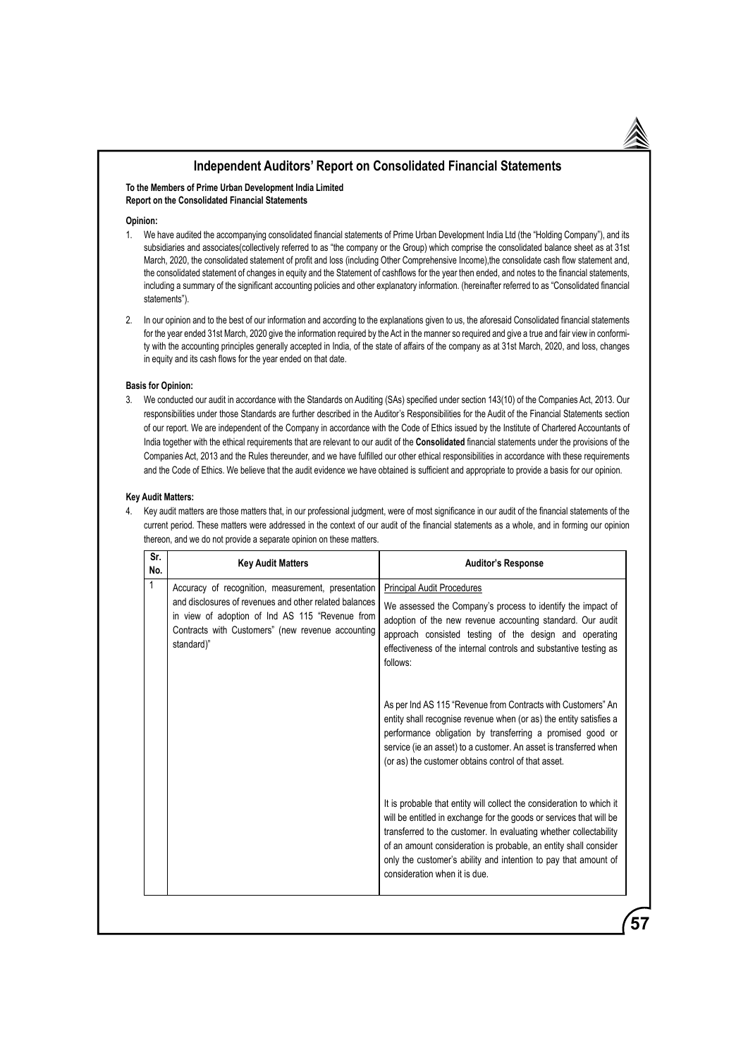## Independent Auditors' Report on Consolidated Financial Statements

**To the Members of Prime Urban Development India Limited**
**Report on the Consolidated Financial Statements**

**Opinion:**

1. We have audited the accompanying consolidated financial statements of Prime Urban Development India Ltd (the "Holding Company"), and its subsidiaries and associates(collectively referred to as "the company or the Group) which comprise the consolidated balance sheet as at 31st March, 2020, the consolidated statement of profit and loss (including Other Comprehensive Income),the consolidate cash flow statement and, the consolidated statement of changes in equity and the Statement of cashflows for the year then ended, and notes to the financial statements, including a summary of the significant accounting policies and other explanatory information. (hereinafter referred to as "Consolidated financial statements").

2. In our opinion and to the best of our information and according to the explanations given to us, the aforesaid Consolidated financial statements for the year ended 31st March, 2020 give the information required by the Act in the manner so required and give a true and fair view in conformity with the accounting principles generally accepted in India, of the state of affairs of the company as at 31st March, 2020, and loss, changes in equity and its cash flows for the year ended on that date.

**Basis for Opinion:**

3. We conducted our audit in accordance with the Standards on Auditing (SAs) specified under section 143(10) of the Companies Act, 2013. Our responsibilities under those Standards are further described in the Auditor's Responsibilities for the Audit of the Financial Statements section of our report. We are independent of the Company in accordance with the Code of Ethics issued by the Institute of Chartered Accountants of India together with the ethical requirements that are relevant to our audit of the **Consolidated** financial statements under the provisions of the Companies Act, 2013 and the Rules thereunder, and we have fulfilled our other ethical responsibilities in accordance with these requirements and the Code of Ethics. We believe that the audit evidence we have obtained is sufficient and appropriate to provide a basis for our opinion.

**Key Audit Matters:**

4. Key audit matters are those matters that, in our professional judgment, were of most significance in our audit of the financial statements of the current period. These matters were addressed in the context of our audit of the financial statements as a whole, and in forming our opinion thereon, and we do not provide a separate opinion on these matters.

| Sr. No. | Key Audit Matters | Auditor's Response |
|---|---|---|
| 1 | Accuracy of recognition, measurement, presentation and disclosures of revenues and other related balances in view of adoption of Ind AS 115 "Revenue from Contracts with Customers" (new revenue accounting standard)" | Principal Audit Procedures<br><br>We assessed the Company's process to identify the impact of adoption of the new revenue accounting standard. Our audit approach consisted testing of the design and operating effectiveness of the internal controls and substantive testing as follows:<br><br>As per Ind AS 115 "Revenue from Contracts with Customers" An entity shall recognise revenue when (or as) the entity satisfies a performance obligation by transferring a promised good or service (ie an asset) to a customer. An asset is transferred when (or as) the customer obtains control of that asset.<br><br>It is probable that entity will collect the consideration to which it will be entitled in exchange for the goods or services that will be transferred to the customer. In evaluating whether collectability of an amount consideration is probable, an entity shall consider only the customer's ability and intention to pay that amount of consideration when it is due. |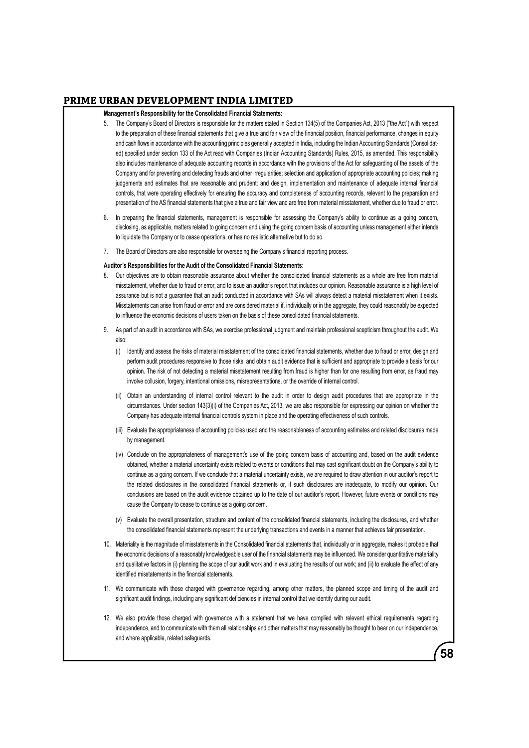**Management's Responsibility for the Consolidated Financial Statements:**

5. The Company's Board of Directors is responsible for the matters stated in Section 134(5) of the Companies Act, 2013 ("the Act") with respect to the preparation of these financial statements that give a true and fair view of the financial position, financial performance, changes in equity and cash flows in accordance with the accounting principles generally accepted in India, including the Indian Accounting Standards (Consolidated) specified under section 133 of the Act read with Companies (Indian Accounting Standards) Rules, 2015, as amended. This responsibility also includes maintenance of adequate accounting records in accordance with the provisions of the Act for safeguarding of the assets of the Company and for preventing and detecting frauds and other irregularities; selection and application of appropriate accounting policies; making judgements and estimates that are reasonable and prudent; and design, implementation and maintenance of adequate internal financial controls, that were operating effectively for ensuring the accuracy and completeness of accounting records, relevant to the preparation and presentation of the AS financial statements that give a true and fair view and are free from material misstatement, whether due to fraud or error.

6. In preparing the financial statements, management is responsible for assessing the Company's ability to continue as a going concern, disclosing, as applicable, matters related to going concern and using the going concern basis of accounting unless management either intends to liquidate the Company or to cease operations, or has no realistic alternative but to do so.

7. The Board of Directors are also responsible for overseeing the Company's financial reporting process.

**Auditor's Responsibilities for the Audit of the Consolidated Financial Statements:**

8. Our objectives are to obtain reasonable assurance about whether the consolidated financial statements as a whole are free from material misstatement, whether due to fraud or error, and to issue an auditor's report that includes our opinion. Reasonable assurance is a high level of assurance but is not a guarantee that an audit conducted in accordance with SAs will always detect a material misstatement when it exists. Misstatements can arise from fraud or error and are considered material if, individually or in the aggregate, they could reasonably be expected to influence the economic decisions of users taken on the basis of these consolidated financial statements.

9. As part of an audit in accordance with SAs, we exercise professional judgment and maintain professional scepticism throughout the audit. We also:

   (i) Identify and assess the risks of material misstatement of the consolidated financial statements, whether due to fraud or error, design and perform audit procedures responsive to those risks, and obtain audit evidence that is sufficient and appropriate to provide a basis for our opinion. The risk of not detecting a material misstatement resulting from fraud is higher than for one resulting from error, as fraud may involve collusion, forgery, intentional omissions, misrepresentations, or the override of internal control.

   (ii) Obtain an understanding of internal control relevant to the audit in order to design audit procedures that are appropriate in the circumstances. Under section 143(3)(i) of the Companies Act, 2013, we are also responsible for expressing our opinion on whether the Company has adequate internal financial controls system in place and the operating effectiveness of such controls.

   (iii) Evaluate the appropriateness of accounting policies used and the reasonableness of accounting estimates and related disclosures made by management.

   (iv) Conclude on the appropriateness of management's use of the going concern basis of accounting and, based on the audit evidence obtained, whether a material uncertainty exists related to events or conditions that may cast significant doubt on the Company's ability to continue as a going concern. If we conclude that a material uncertainty exists, we are required to draw attention in our auditor's report to the related disclosures in the consolidated financial statements or, if such disclosures are inadequate, to modify our opinion. Our conclusions are based on the audit evidence obtained up to the date of our auditor's report. However, future events or conditions may cause the Company to cease to continue as a going concern.

   (v) Evaluate the overall presentation, structure and content of the consolidated financial statements, including the disclosures, and whether the consolidated financial statements represent the underlying transactions and events in a manner that achieves fair presentation.

10. Materiality is the magnitude of misstatements in the Consolidated financial statements that, individually or in aggregate, makes it probable that the economic decisions of a reasonably knowledgeable user of the financial statements may be influenced. We consider quantitative materiality and qualitative factors in (i) planning the scope of our audit work and in evaluating the results of our work; and (ii) to evaluate the effect of any identified misstatements in the financial statements.

11. We communicate with those charged with governance regarding, among other matters, the planned scope and timing of the audit and significant audit findings, including any significant deficiencies in internal control that we identify during our audit.

12. We also provide those charged with governance with a statement that we have complied with relevant ethical requirements regarding independence, and to communicate with them all relationships and other matters that may reasonably be thought to bear on our independence, and where applicable, related safeguards.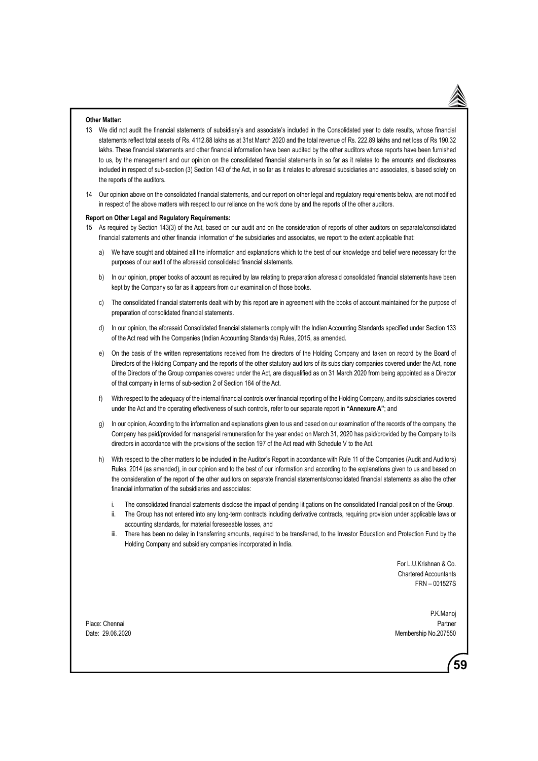**Other Matter:**

13 We did not audit the financial statements of subsidiary's and associate's included in the Consolidated year to date results, whose financial statements reflect total assets of Rs. 4112.88 lakhs as at 31st March 2020 and the total revenue of Rs. 222.89 lakhs and net loss of Rs 190.32 lakhs. These financial statements and other financial information have been audited by the other auditors whose reports have been furnished to us, by the management and our opinion on the consolidated financial statements in so far as it relates to the amounts and disclosures included in respect of sub-section (3) Section 143 of the Act, in so far as it relates to aforesaid subsidiaries and associates, is based solely on the reports of the auditors.

14 Our opinion above on the consolidated financial statements, and our report on other legal and regulatory requirements below, are not modified in respect of the above matters with respect to our reliance on the work done by and the reports of the other auditors.

**Report on Other Legal and Regulatory Requirements:**

15 As required by Section 143(3) of the Act, based on our audit and on the consideration of reports of other auditors on separate/consolidated financial statements and other financial information of the subsidiaries and associates, we report to the extent applicable that:

a) We have sought and obtained all the information and explanations which to the best of our knowledge and belief were necessary for the purposes of our audit of the aforesaid consolidated financial statements.

b) In our opinion, proper books of account as required by law relating to preparation aforesaid consolidated financial statements have been kept by the Company so far as it appears from our examination of those books.

c) The consolidated financial statements dealt with by this report are in agreement with the books of account maintained for the purpose of preparation of consolidated financial statements.

d) In our opinion, the aforesaid Consolidated financial statements comply with the Indian Accounting Standards specified under Section 133 of the Act read with the Companies (Indian Accounting Standards) Rules, 2015, as amended.

e) On the basis of the written representations received from the directors of the Holding Company and taken on record by the Board of Directors of the Holding Company and the reports of the other statutory auditors of its subsidiary companies covered under the Act, none of the Directors of the Group companies covered under the Act, are disqualified as on 31 March 2020 from being appointed as a Director of that company in terms of sub-section 2 of Section 164 of the Act.

f) With respect to the adequacy of the internal financial controls over financial reporting of the Holding Company, and its subsidiaries covered under the Act and the operating effectiveness of such controls, refer to our separate report in **"Annexure A"**; and

g) In our opinion, According to the information and explanations given to us and based on our examination of the records of the company, the Company has paid/provided for managerial remuneration for the year ended on March 31, 2020 has paid/provided by the Company to its directors in accordance with the provisions of the section 197 of the Act read with Schedule V to the Act.

h) With respect to the other matters to be included in the Auditor's Report in accordance with Rule 11 of the Companies (Audit and Auditors) Rules, 2014 (as amended), in our opinion and to the best of our information and according to the explanations given to us and based on the consideration of the report of the other auditors on separate financial statements/consolidated financial statements as also the other financial information of the subsidiaries and associates:

i. The consolidated financial statements disclose the impact of pending litigations on the consolidated financial position of the Group.

ii. The Group has not entered into any long-term contracts including derivative contracts, requiring provision under applicable laws or accounting standards, for material foreseeable losses, and

iii. There has been no delay in transferring amounts, required to be transferred, to the Investor Education and Protection Fund by the Holding Company and subsidiary companies incorporated in India.

For L.U.Krishnan & Co.
Chartered Accountants
FRN – 001527S

P.K.Manoj
Partner
Membership No.207550

Place: Chennai
Date: 29.06.2020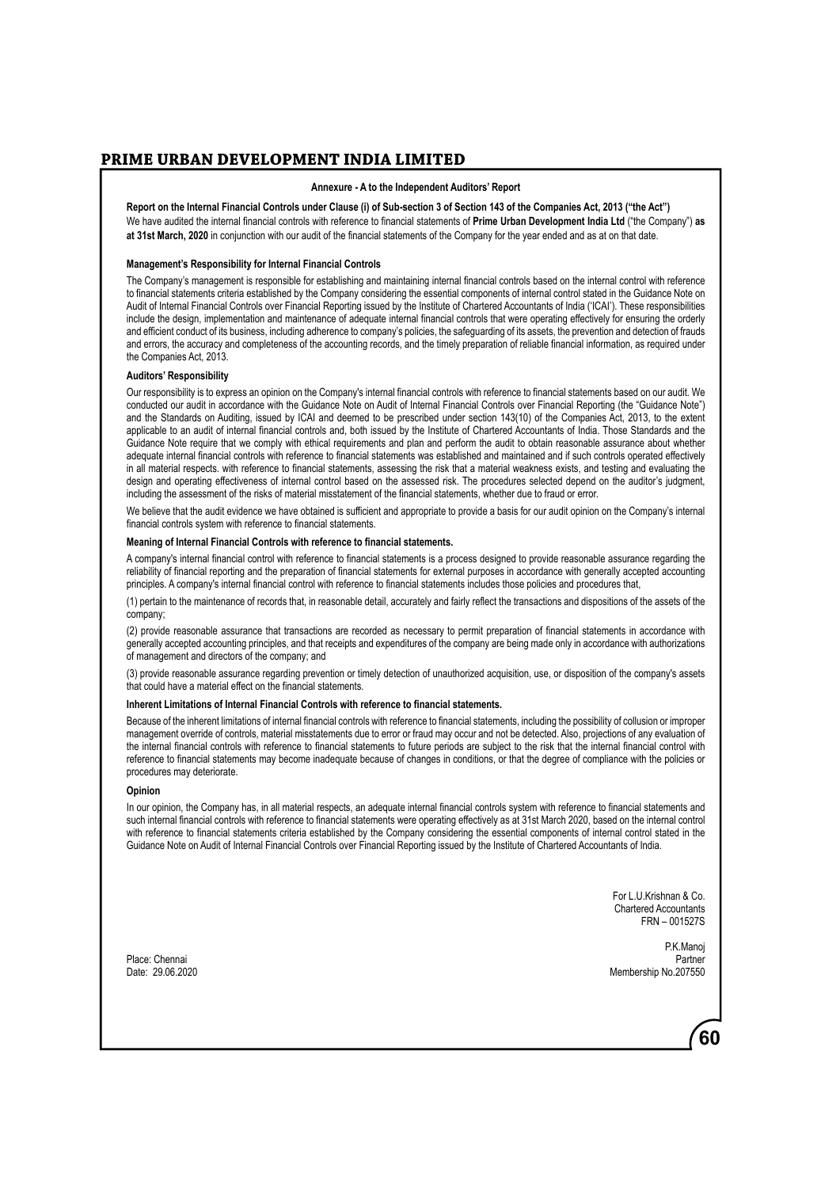## Annexure - A to the Independent Auditors' Report

**Report on the Internal Financial Controls under Clause (i) of Sub-section 3 of Section 143 of the Companies Act, 2013 ("the Act")**

We have audited the internal financial controls with reference to financial statements of **Prime Urban Development India Ltd** ("the Company") **as at 31st March, 2020** in conjunction with our audit of the financial statements of the Company for the year ended and as at on that date.

**Management's Responsibility for Internal Financial Controls**

The Company's management is responsible for establishing and maintaining internal financial controls based on the internal control with reference to financial statements criteria established by the Company considering the essential components of internal control stated in the Guidance Note on Audit of Internal Financial Controls over Financial Reporting issued by the Institute of Chartered Accountants of India ('ICAI'). These responsibilities include the design, implementation and maintenance of adequate internal financial controls that were operating effectively for ensuring the orderly and efficient conduct of its business, including adherence to company's policies, the safeguarding of its assets, the prevention and detection of frauds and errors, the accuracy and completeness of the accounting records, and the timely preparation of reliable financial information, as required under the Companies Act, 2013.

**Auditors' Responsibility**

Our responsibility is to express an opinion on the Company's internal financial controls with reference to financial statements based on our audit. We conducted our audit in accordance with the Guidance Note on Audit of Internal Financial Controls over Financial Reporting (the "Guidance Note") and the Standards on Auditing, issued by ICAI and deemed to be prescribed under section 143(10) of the Companies Act, 2013, to the extent applicable to an audit of internal financial controls and, both issued by the Institute of Chartered Accountants of India. Those Standards and the Guidance Note require that we comply with ethical requirements and plan and perform the audit to obtain reasonable assurance about whether adequate internal financial controls with reference to financial statements was established and maintained and if such controls operated effectively in all material respects. with reference to financial statements, assessing the risk that a material weakness exists, and testing and evaluating the design and operating effectiveness of internal control based on the assessed risk. The procedures selected depend on the auditor's judgment, including the assessment of the risks of material misstatement of the financial statements, whether due to fraud or error.

We believe that the audit evidence we have obtained is sufficient and appropriate to provide a basis for our audit opinion on the Company's internal financial controls system with reference to financial statements.

**Meaning of Internal Financial Controls with reference to financial statements.**

A company's internal financial control with reference to financial statements is a process designed to provide reasonable assurance regarding the reliability of financial reporting and the preparation of financial statements for external purposes in accordance with generally accepted accounting principles. A company's internal financial control with reference to financial statements includes those policies and procedures that,

(1) pertain to the maintenance of records that, in reasonable detail, accurately and fairly reflect the transactions and dispositions of the assets of the company;

(2) provide reasonable assurance that transactions are recorded as necessary to permit preparation of financial statements in accordance with generally accepted accounting principles, and that receipts and expenditures of the company are being made only in accordance with authorizations of management and directors of the company; and

(3) provide reasonable assurance regarding prevention or timely detection of unauthorized acquisition, use, or disposition of the company's assets that could have a material effect on the financial statements.

**Inherent Limitations of Internal Financial Controls with reference to financial statements.**

Because of the inherent limitations of internal financial controls with reference to financial statements, including the possibility of collusion or improper management override of controls, material misstatements due to error or fraud may occur and not be detected. Also, projections of any evaluation of the internal financial controls with reference to financial statements to future periods are subject to the risk that the internal financial control with reference to financial statements may become inadequate because of changes in conditions, or that the degree of compliance with the policies or procedures may deteriorate.

**Opinion**

In our opinion, the Company has, in all material respects, an adequate internal financial controls system with reference to financial statements and such internal financial controls with reference to financial statements were operating effectively as at 31st March 2020, based on the internal control with reference to financial statements criteria established by the Company considering the essential components of internal control stated in the Guidance Note on Audit of Internal Financial Controls over Financial Reporting issued by the Institute of Chartered Accountants of India.

For L.U.Krishnan & Co.
Chartered Accountants
FRN – 001527S

P.K.Manoj
Partner
Membership No.207550

Place: Chennai
Date: 29.06.2020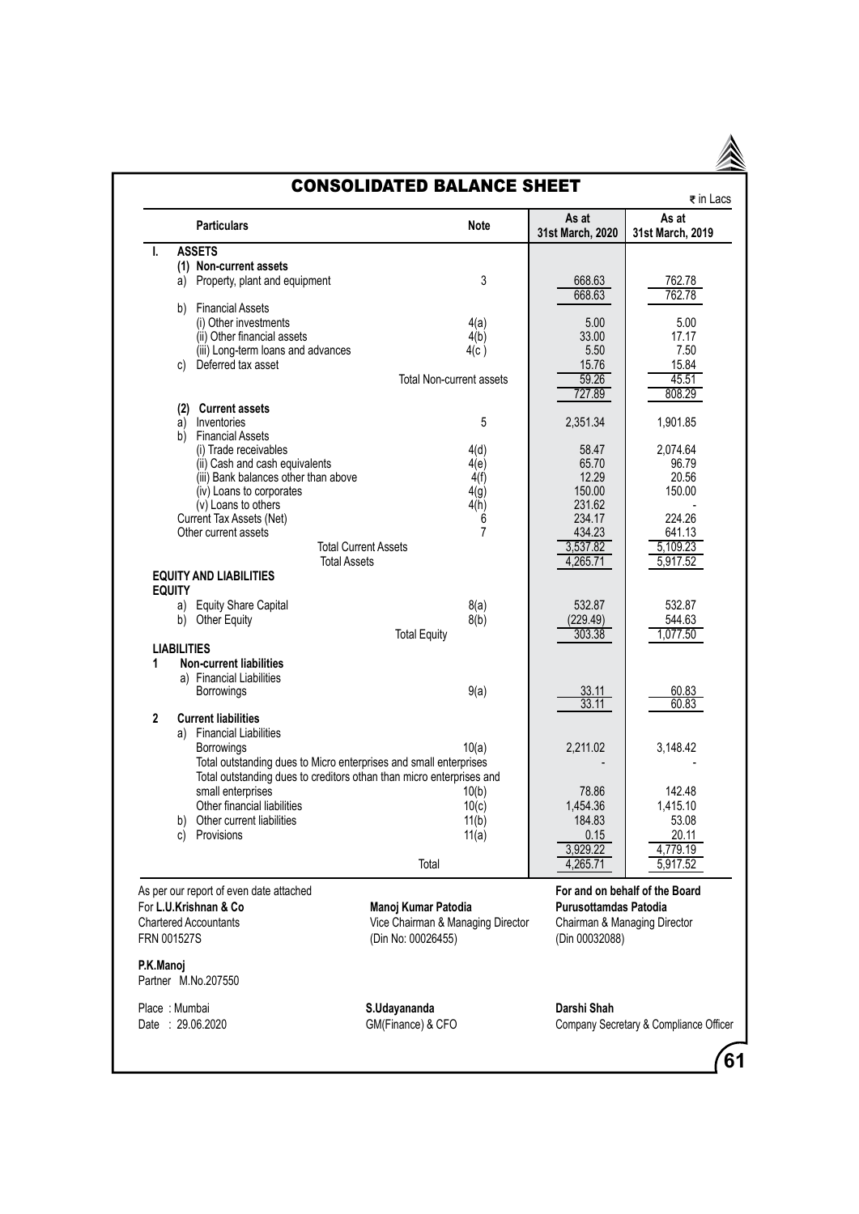# CONSOLIDATED BALANCE SHEET

₹ in Lacs

| Particulars | Note | As at 31st March, 2020 | As at 31st March, 2019 |
|---|---|---|---|
| **I. ASSETS** | | | |
| **(1) Non-current assets** | | | |
| a) Property, plant and equipment | 3 | 668.63 | 762.78 |
| | | 668.63 | 762.78 |
| b) Financial Assets | | | |
| (i) Other investments | 4(a) | 5.00 | 5.00 |
| (ii) Other financial assets | 4(b) | 33.00 | 17.17 |
| (iii) Long-term loans and advances | 4(c ) | 5.50 | 7.50 |
| c) Deferred tax asset | | 15.76 | 15.84 |
| | Total Non-current assets | 59.26 | 45.51 |
| | | 727.89 | 808.29 |
| **(2) Current assets** | | | |
| a) Inventories | 5 | 2,351.34 | 1,901.85 |
| b) Financial Assets | | | |
| (i) Trade receivables | 4(d) | 58.47 | 2,074.64 |
| (ii) Cash and cash equivalents | 4(e) | 65.70 | 96.79 |
| (iii) Bank balances other than above | 4(f) | 12.29 | 20.56 |
| (iv) Loans to corporates | 4(g) | 150.00 | 150.00 |
| (v) Loans to others | 4(h) | 231.62 | - |
| Current Tax Assets (Net) | 6 | 234.17 | 224.26 |
| Other current assets | 7 | 434.23 | 641.13 |
| Total Current Assets | | 3,537.82 | 5,109.23 |
| Total Assets | | 4,265.71 | 5,917.52 |
| **EQUITY AND LIABILITIES** | | | |
| **EQUITY** | | | |
| a) Equity Share Capital | 8(a) | 532.87 | 532.87 |
| b) Other Equity | 8(b) | (229.49) | 544.63 |
| | Total Equity | 303.38 | 1,077.50 |
| **LIABILITIES** | | | |
| **1 Non-current liabilities** | | | |
| a) Financial Liabilities | | | |
| Borrowings | 9(a) | 33.11 | 60.83 |
| | | 33.11 | 60.83 |
| **2 Current liabilities** | | | |
| a) Financial Liabilities | | | |
| Borrowings | 10(a) | 2,211.02 | 3,148.42 |
| Total outstanding dues to Micro enterprises and small enterprises | | - | - |
| Total outstanding dues to creditors othan than micro enterprises and small enterprises | 10(b) | 78.86 | 142.48 |
| Other financial liabilities | 10(c) | 1,454.36 | 1,415.10 |
| b) Other current liabilities | 11(b) | 184.83 | 53.08 |
| c) Provisions | 11(a) | 0.15 | 20.11 |
| | | 3,929.22 | 4,779.19 |
| | Total | 4,265.71 | 5,917.52 |

As per our report of even date attached
For **L.U.Krishnan & Co**
Chartered Accountants
FRN 001527S

**P.K.Manoj**
Partner M.No.207550

Place : Mumbai
Date : 29.06.2020

**For and on behalf of the Board**

**Manoj Kumar Patodia**
Vice Chairman & Managing Director
(Din No: 00026455)

**Purusottamdas Patodia**
Chairman & Managing Director
(Din 00032088)

**S.Udayananda**
GM(Finance) & CFO

**Darshi Shah**
Company Secretary & Compliance Officer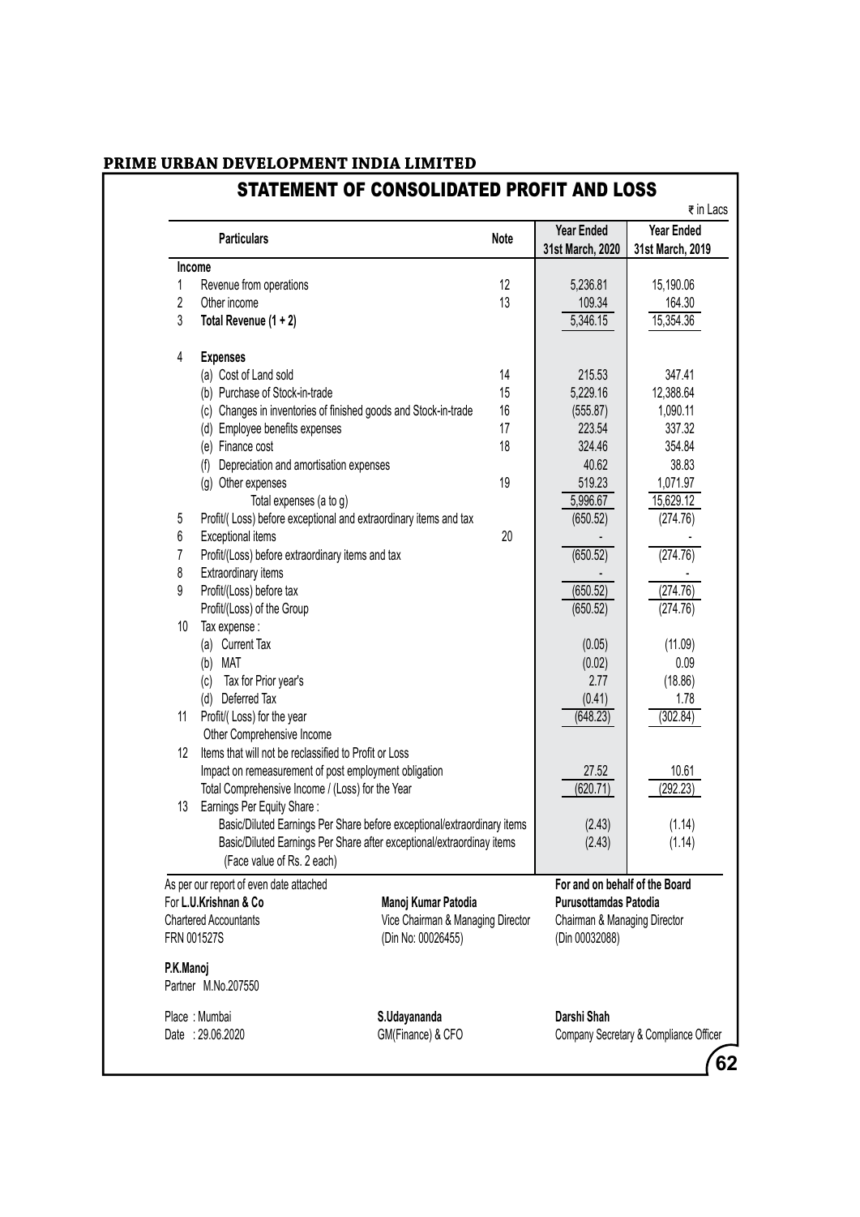**PRIME URBAN DEVELOPMENT INDIA LIMITED**

# STATEMENT OF CONSOLIDATED PROFIT AND LOSS

₹ in Lacs

| | Particulars | Note | Year Ended 31st March, 2020 | Year Ended 31st March, 2019 |
|---|---|---|---|---|
| **Income** | | | | |
| 1 | Revenue from operations | 12 | 5,236.81 | 15,190.06 |
| 2 | Other income | 13 | 109.34 | 164.30 |
| 3 | **Total Revenue (1 + 2)** | | 5,346.15 | 15,354.36 |
| 4 | **Expenses** | | | |
| | (a) Cost of Land sold | 14 | 215.53 | 347.41 |
| | (b) Purchase of Stock-in-trade | 15 | 5,229.16 | 12,388.64 |
| | (c) Changes in inventories of finished goods and Stock-in-trade | 16 | (555.87) | 1,090.11 |
| | (d) Employee benefits expenses | 17 | 223.54 | 337.32 |
| | (e) Finance cost | 18 | 324.46 | 354.84 |
| | (f) Depreciation and amortisation expenses | | 40.62 | 38.83 |
| | (g) Other expenses | 19 | 519.23 | 1,071.97 |
| | Total expenses (a to g) | | 5,996.67 | 15,629.12 |
| 5 | Profit/( Loss) before exceptional and extraordinary items and tax | | (650.52) | (274.76) |
| 6 | Exceptional items | 20 | - | - |
| 7 | Profit/(Loss) before extraordinary items and tax | | (650.52) | (274.76) |
| 8 | Extraordinary items | | - | - |
| 9 | Profit/(Loss) before tax | | (650.52) | (274.76) |
| | Profit/(Loss) of the Group | | (650.52) | (274.76) |
| 10 | Tax expense : | | | |
| | (a) Current Tax | | (0.05) | (11.09) |
| | (b) MAT | | (0.02) | 0.09 |
| | (c) Tax for Prior year's | | 2.77 | (18.86) |
| | (d) Deferred Tax | | (0.41) | 1.78 |
| 11 | Profit/( Loss) for the year | | (648.23) | (302.84) |
| | Other Comprehensive Income | | | |
| 12 | Items that will not be reclassified to Profit or Loss | | | |
| | Impact on remeasurement of post employment obligation | | 27.52 | 10.61 |
| | Total Comprehensive Income / (Loss) for the Year | | (620.71) | (292.23) |
| 13 | Earnings Per Equity Share : | | | |
| | Basic/Diluted Earnings Per Share before exceptional/extraordinary items | | (2.43) | (1.14) |
| | Basic/Diluted Earnings Per Share after exceptional/extraordinay items | | (2.43) | (1.14) |
| | (Face value of Rs. 2 each) | | | |

As per our report of even date attached
For **L.U.Krishnan & Co**
Chartered Accountants
FRN 001527S

**P.K.Manoj**
Partner M.No.207550

Place : Mumbai
Date : 29.06.2020

**For and on behalf of the Board**

**Manoj Kumar Patodia**
Vice Chairman & Managing Director
(Din No: 00026455)

**Purusottamdas Patodia**
Chairman & Managing Director
(Din 00032088)

**S.Udayananda**
GM(Finance) & CFO

**Darshi Shah**
Company Secretary & Compliance Officer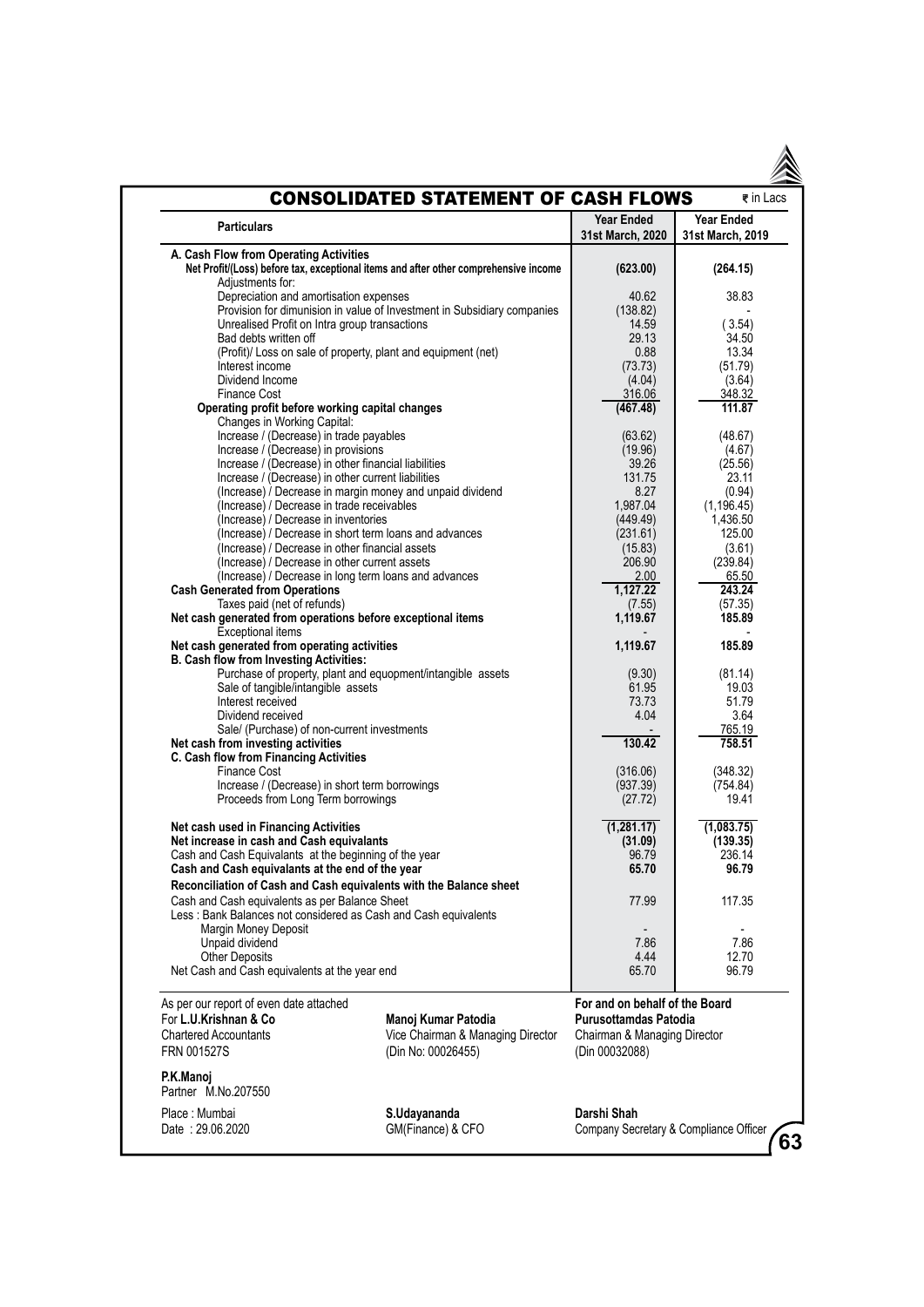# CONSOLIDATED STATEMENT OF CASH FLOWS

₹ in Lacs

| Particulars | Year Ended 31st March, 2020 | Year Ended 31st March, 2019 |
|---|---|---|
| **A. Cash Flow from Operating Activities** | | |
| **Net Profit/(Loss) before tax, exceptional items and after other comprehensive income** | **(623.00)** | **(264.15)** |
| Adjustments for: | | |
| Depreciation and amortisation expenses | 40.62 | 38.83 |
| Provision for dimunision in value of Investment in Subsidiary companies | (138.82) | - |
| Unrealised Profit on Intra group transactions | 14.59 | ( 3.54) |
| Bad debts written off | 29.13 | 34.50 |
| (Profit)/ Loss on sale of property, plant and equipment (net) | 0.88 | 13.34 |
| Interest income | (73.73) | (51.79) |
| Dividend Income | (4.04) | (3.64) |
| Finance Cost | 316.06 | 348.32 |
| **Operating profit before working capital changes** | **(467.48)** | **111.87** |
| Changes in Working Capital: | | |
| Increase / (Decrease) in trade payables | (63.62) | (48.67) |
| Increase / (Decrease) in provisions | (19.96) | (4.67) |
| Increase / (Decrease) in other financial liabilities | 39.26 | (25.56) |
| Increase / (Decrease) in other current liabilities | 131.75 | 23.11 |
| (Increase) / Decrease in margin money and unpaid dividend | 8.27 | (0.94) |
| (Increase) / Decrease in trade receivables | 1,987.04 | (1,196.45) |
| (Increase) / Decrease in inventories | (449.49) | 1,436.50 |
| (Increase) / Decrease in short term loans and advances | (231.61) | 125.00 |
| (Increase) / Decrease in other financial assets | (15.83) | (3.61) |
| (Increase) / Decrease in other current assets | 206.90 | (239.84) |
| (Increase) / Decrease in long term loans and advances | 2.00 | 65.50 |
| **Cash Generated from Operations** | **1,127.22** | **243.24** |
| Taxes paid (net of refunds) | (7.55) | (57.35) |
| **Net cash generated from operations before exceptional items** | **1,119.67** | **185.89** |
| Exceptional items | - | - |
| **Net cash generated from operating activities** | **1,119.67** | **185.89** |
| **B. Cash flow from Investing Activities:** | | |
| Purchase of property, plant and equopment/intangible assets | (9.30) | (81.14) |
| Sale of tangible/intangible assets | 61.95 | 19.03 |
| Interest received | 73.73 | 51.79 |
| Dividend received | 4.04 | 3.64 |
| Sale/ (Purchase) of non-current investments | - | 765.19 |
| **Net cash from investing activities** | **130.42** | **758.51** |
| **C. Cash flow from Financing Activities** | | |
| Finance Cost | (316.06) | (348.32) |
| Increase / (Decrease) in short term borrowings | (937.39) | (754.84) |
| Proceeds from Long Term borrowings | (27.72) | 19.41 |
| **Net cash used in Financing Activities** | **(1,281.17)** | **(1,083.75)** |
| **Net increase in cash and Cash equivalants** | **(31.09)** | **(139.35)** |
| Cash and Cash Equivalants at the beginning of the year | 96.79 | 236.14 |
| **Cash and Cash equivalants at the end of the year** | **65.70** | **96.79** |
| **Reconciliation of Cash and Cash equivalents with the Balance sheet** | | |
| Cash and Cash equivalents as per Balance Sheet | 77.99 | 117.35 |
| Less : Bank Balances not considered as Cash and Cash equivalents | | |
| Margin Money Deposit | - | - |
| Unpaid dividend | 7.86 | 7.86 |
| Other Deposits | 4.44 | 12.70 |
| Net Cash and Cash equivalents at the year end | 65.70 | 96.79 |

As per our report of even date attached
For **L.U.Krishnan & Co**
Chartered Accountants
FRN 001527S

**P.K.Manoj**
Partner M.No.207550

Place : Mumbai
Date : 29.06.2020

**Manoj Kumar Patodia**
Vice Chairman & Managing Director
(Din No: 00026455)

**S.Udayananda**
GM(Finance) & CFO

**For and on behalf of the Board**
**Purusottamdas Patodia**
Chairman & Managing Director
(Din 00032088)

**Darshi Shah**
Company Secretary & Compliance Officer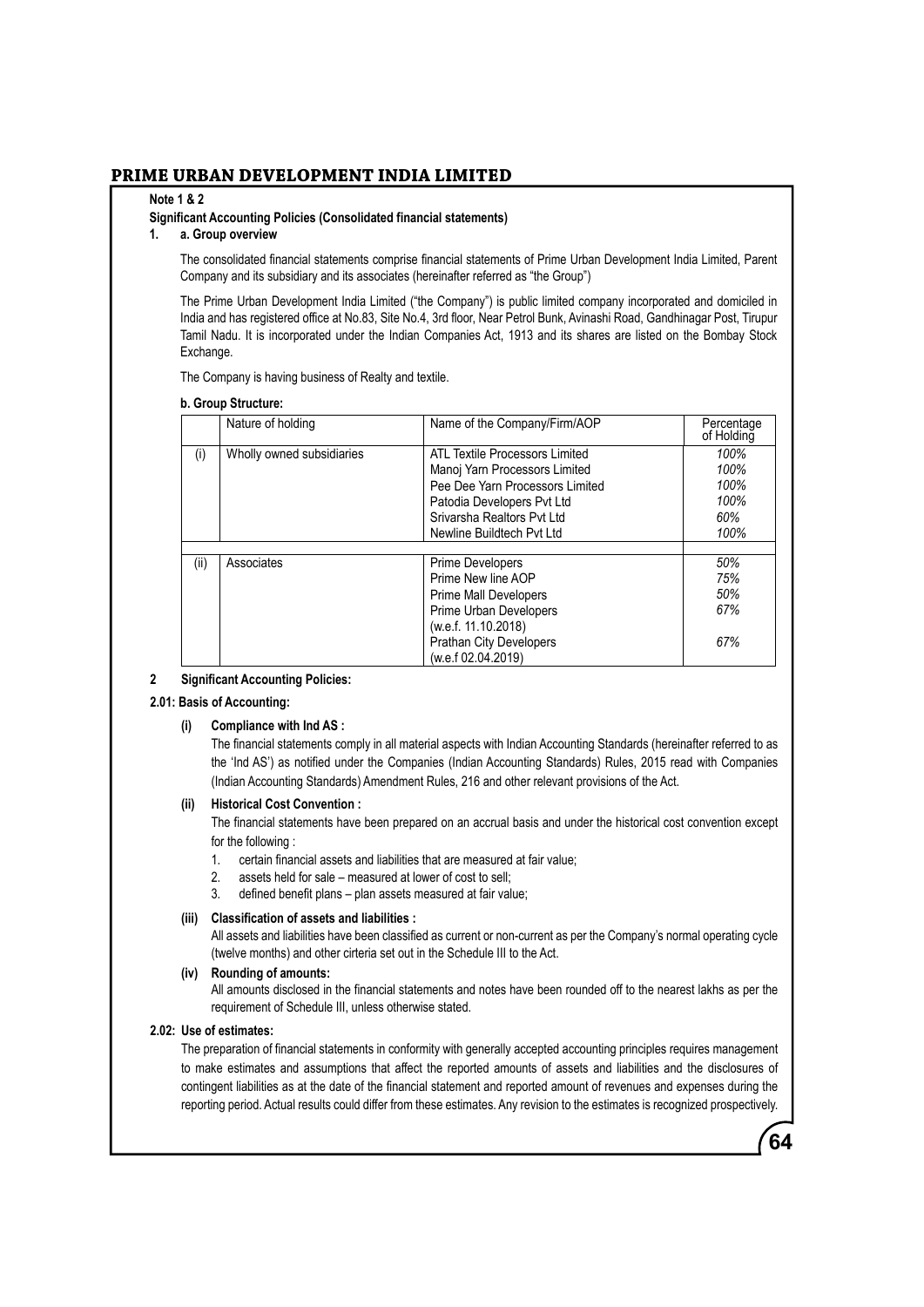## Note 1 & 2

### Significant Accounting Policies (Consolidated financial statements)

**1. a. Group overview**

The consolidated financial statements comprise financial statements of Prime Urban Development India Limited, Parent Company and its subsidiary and its associates (hereinafter referred as "the Group")

The Prime Urban Development India Limited ("the Company") is public limited company incorporated and domiciled in India and has registered office at No.83, Site No.4, 3rd floor, Near Petrol Bunk, Avinashi Road, Gandhinagar Post, Tirupur Tamil Nadu. It is incorporated under the Indian Companies Act, 1913 and its shares are listed on the Bombay Stock Exchange.

The Company is having business of Realty and textile.

**b. Group Structure:**

| | Nature of holding | Name of the Company/Firm/AOP | Percentage of Holding |
|---|---|---|---|
| (i) | Wholly owned subsidiaries | ATL Textile Processors Limited | *100%* |
| | | Manoj Yarn Processors Limited | *100%* |
| | | Pee Dee Yarn Processors Limited | *100%* |
| | | Patodia Developers Pvt Ltd | *100%* |
| | | Srivarsha Realtors Pvt Ltd | *60%* |
| | | Newline Buildtech Pvt Ltd | *100%* |
| (ii) | Associates | Prime Developers | *50%* |
| | | Prime New line AOP | *75%* |
| | | Prime Mall Developers | *50%* |
| | | Prime Urban Developers (w.e.f. 11.10.2018) | *67%* |
| | | Prathan City Developers (w.e.f 02.04.2019) | *67%* |

## 2 Significant Accounting Policies:

### 2.01: Basis of Accounting:

**(i) Compliance with Ind AS :**

The financial statements comply in all material aspects with Indian Accounting Standards (hereinafter referred to as the 'Ind AS') as notified under the Companies (Indian Accounting Standards) Rules, 2015 read with Companies (Indian Accounting Standards) Amendment Rules, 216 and other relevant provisions of the Act.

**(ii) Historical Cost Convention :**

The financial statements have been prepared on an accrual basis and under the historical cost convention except for the following :

1. certain financial assets and liabilities that are measured at fair value;
2. assets held for sale – measured at lower of cost to sell;
3. defined benefit plans – plan assets measured at fair value;

**(iii) Classification of assets and liabilities :**

All assets and liabilities have been classified as current or non-current as per the Company's normal operating cycle (twelve months) and other cirteria set out in the Schedule III to the Act.

**(iv) Rounding of amounts:**

All amounts disclosed in the financial statements and notes have been rounded off to the nearest lakhs as per the requirement of Schedule III, unless otherwise stated.

### 2.02: Use of estimates:

The preparation of financial statements in conformity with generally accepted accounting principles requires management to make estimates and assumptions that affect the reported amounts of assets and liabilities and the disclosures of contingent liabilities as at the date of the financial statement and reported amount of revenues and expenses during the reporting period. Actual results could differ from these estimates. Any revision to the estimates is recognized prospectively.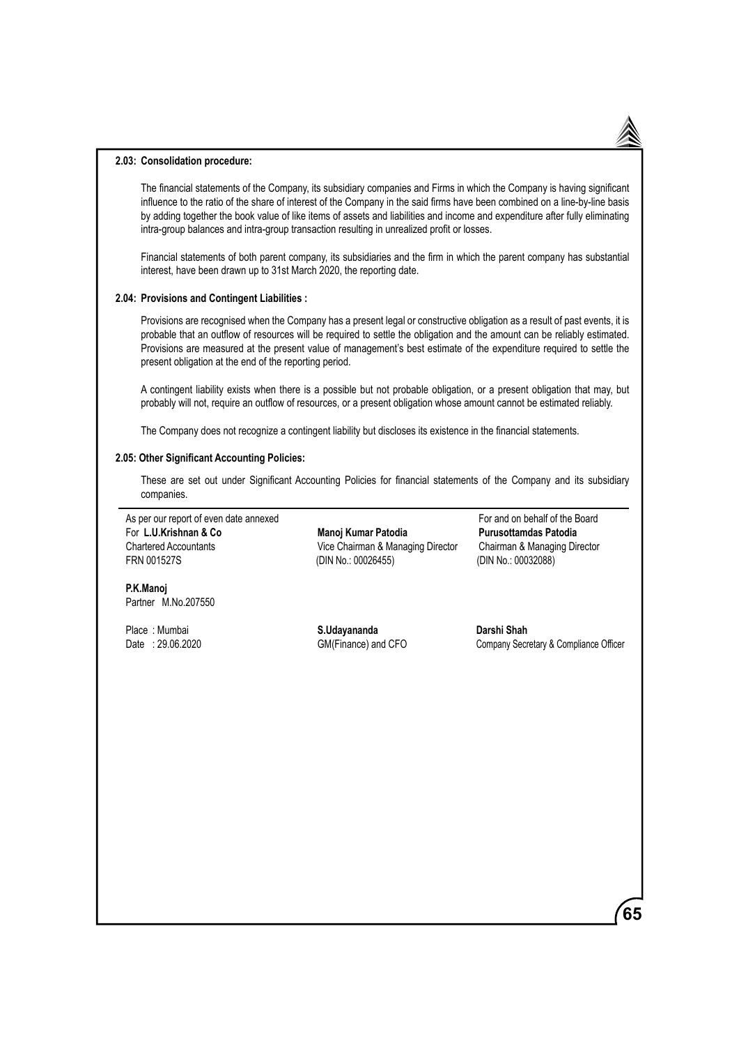**2.03: Consolidation procedure:**

The financial statements of the Company, its subsidiary companies and Firms in which the Company is having significant influence to the ratio of the share of interest of the Company in the said firms have been combined on a line-by-line basis by adding together the book value of like items of assets and liabilities and income and expenditure after fully eliminating intra-group balances and intra-group transaction resulting in unrealized profit or losses.

Financial statements of both parent company, its subsidiaries and the firm in which the parent company has substantial interest, have been drawn up to 31st March 2020, the reporting date.

**2.04: Provisions and Contingent Liabilities :**

Provisions are recognised when the Company has a present legal or constructive obligation as a result of past events, it is probable that an outflow of resources will be required to settle the obligation and the amount can be reliably estimated. Provisions are measured at the present value of management's best estimate of the expenditure required to settle the present obligation at the end of the reporting period.

A contingent liability exists when there is a possible but not probable obligation, or a present obligation that may, but probably will not, require an outflow of resources, or a present obligation whose amount cannot be estimated reliably.

The Company does not recognize a contingent liability but discloses its existence in the financial statements.

**2.05: Other Significant Accounting Policies:**

These are set out under Significant Accounting Policies for financial statements of the Company and its subsidiary companies.

As per our report of even date annexed
For **L.U.Krishnan & Co**
Chartered Accountants
FRN 001527S

**P.K.Manoj**
Partner M.No.207550

Place : Mumbai
Date : 29.06.2020

For and on behalf of the Board

**Manoj Kumar Patodia**
Vice Chairman & Managing Director
(DIN No.: 00026455)

**Purusottamdas Patodia**
Chairman & Managing Director
(DIN No.: 00032088)

**S.Udayananda**
GM(Finance) and CFO

**Darshi Shah**
Company Secretary & Compliance Officer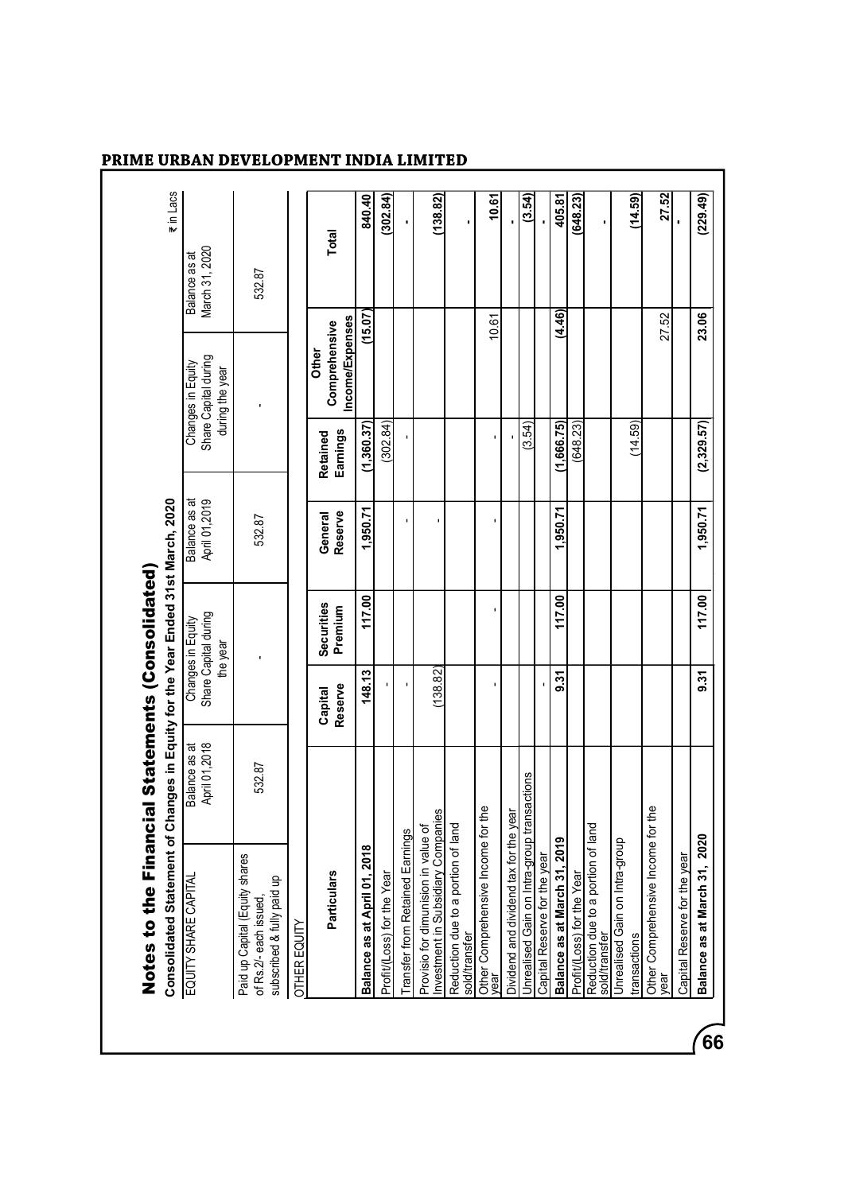# Notes to the Financial Statements (Consolidated)

**Consolidated Statement of Changes in Equity for the Year Ended 31st March, 2020**

₹ in Lacs

| EQUITY SHARE CAPITAL | Balance as at April 01,2018 | Changes in Equity Share Capital during the year | Balance as at April 01,2019 | Changes in Equity Share Capital during during the year | Balance as at March 31, 2020 |
|---|---|---|---|---|---|
| Paid up Capital (Equity shares of Rs.2/- each issued, subscribed & fully paid up | 532.87 | - | 532.87 | - | 532.87 |

OTHER EQUITY

| Particulars | Capital Reserve | Securities Premium | General Reserve | Retained Earnings | Other Comprehensive Income/Expenses | Total |
|---|---|---|---|---|---|---|
| **Balance as at April 01, 2018** | **148.13** | **117.00** | **1,950.71** | **(1,360.37)** | **(15.07)** | **840.40** |
| Profit/(Loss) for the Year | - | | | (302.84) | | **(302.84)** |
| Transfer from Retained Earnings | - | | - | - | | **-** |
| Provisio for dimunision in value of Investment in Subsidiary Companies | (138.82) | | - | | | **(138.82)** |
| Reduction due to a portion of land sold/transfer | | | | | | **-** |
| Other Comprehensive Income for the year | - | - | - | - | 10.61 | **10.61** |
| Dividend and dividend tax for the year | | | | - | | **-** |
| Unrealised Gain on Intra-group transactions | | | | (3.54) | | **(3.54)** |
| Capital Reserve for the year | - | | | | | **-** |
| **Balance as at March 31, 2019** | **9.31** | **117.00** | **1,950.71** | **(1,666.75)** | **(4.46)** | **405.81** |
| Profit/(Loss) for the Year | | | | (648.23) | | **(648.23)** |
| Reduction due to a portion of land sold/transfer | | | | | | **-** |
| Unrealised Gain on Intra-group transactions | | | | (14.59) | | **(14.59)** |
| Other Comprehensive Income for the year | | | | | 27.52 | **27.52** |
| Capital Reserve for the year | | | | | | **-** |
| **Balance as at March 31, 2020** | **9.31** | **117.00** | **1,950.71** | **(2,329.57)** | **23.06** | **(229.49)** |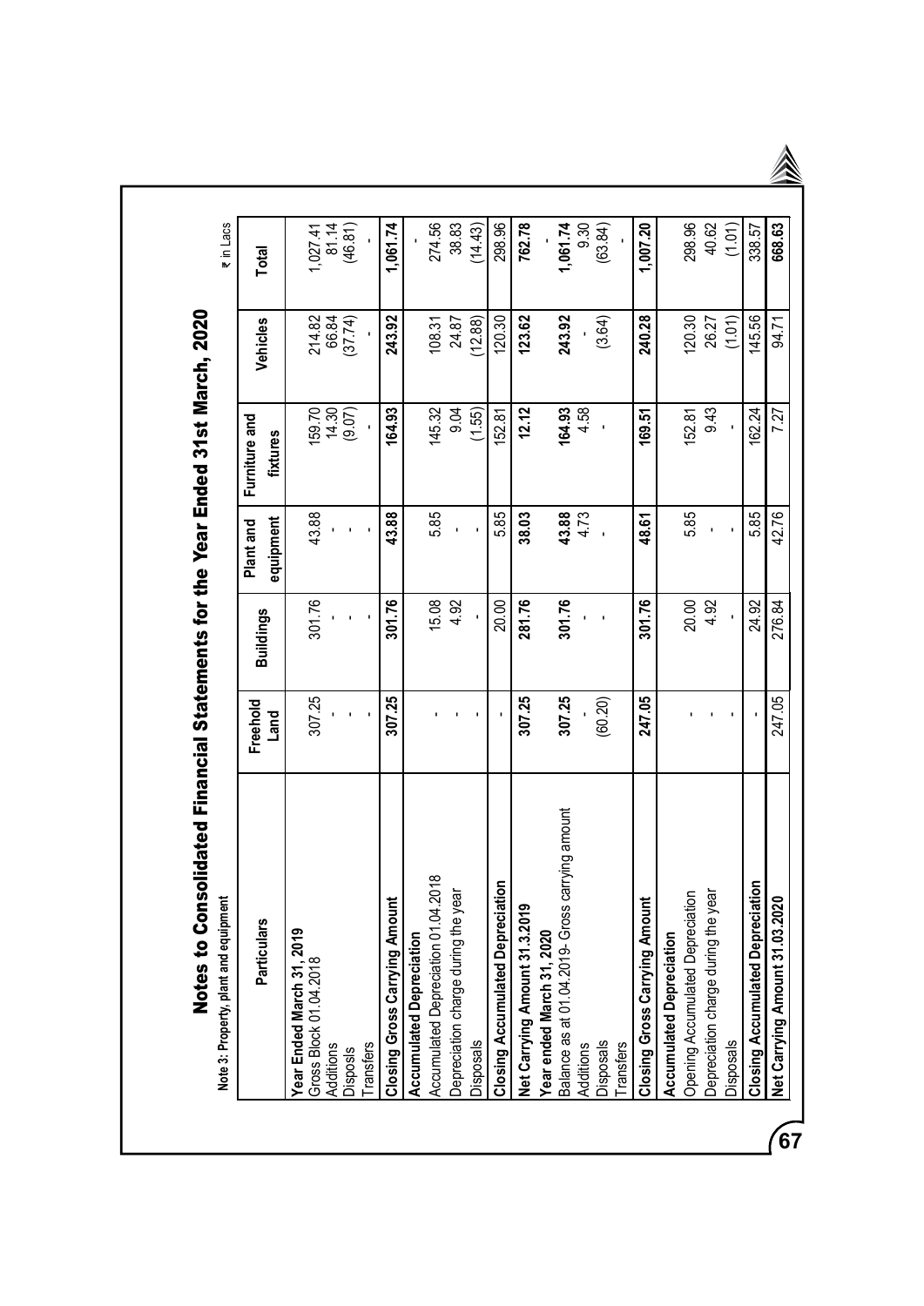# Notes to Consolidated Financial Statements for the Year Ended 31st March, 2020

**Note 3: Property, plant and equipment**

₹ in Lacs

| Particulars | Freehold Land | Buildings | Plant and equipment | Furniture and fixtures | Vehicles | Total |
|---|---|---|---|---|---|---|
| **Year Ended March 31, 2019** | | | | | | |
| Gross Block 01.04.2018 | 307.25 | 301.76 | 43.88 | 159.70 | 214.82 | 1,027.41 |
| Additions | - | - | - | 14.30 | 66.84 | 81.14 |
| Disposls | - | - | - | (9.07) | (37.74) | (46.81) |
| Transfers | - | - | - | - | - | - |
| **Closing Gross Carrying Amount** | **307.25** | **301.76** | **43.88** | **164.93** | **243.92** | **1,061.74** |
| **Accumulated Depreciation** | | | | | | - |
| Accumulated Depreciation 01.04.2018 | - | 15.08 | 5.85 | 145.32 | 108.31 | 274.56 |
| Depreciation charge during the year | - | 4.92 | - | 9.04 | 24.87 | 38.83 |
| Disposals | - | - | - | (1.55) | (12.88) | (14.43) |
| **Closing Accumulated Depreciation** | - | 20.00 | 5.85 | 152.81 | 120.30 | 298.96 |
| **Net Carrying Amount 31.3.2019** | **307.25** | **281.76** | **38.03** | **12.12** | **123.62** | **762.78** |
| **Year ended March 31, 2020** | | | | | | - |
| Balance as at 01.04.2019- Gross carrying amount | **307.25** | **301.76** | **43.88** | **164.93** | **243.92** | **1,061.74** |
| Additions | - | - | 4.73 | 4.58 | - | 9.30 |
| Disposals | (60.20) | - | - | - | (3.64) | (63.84) |
| Transfers | | | | | | - |
| **Closing Gross Carrying Amount** | **247.05** | **301.76** | **48.61** | **169.51** | **240.28** | **1,007.20** |
| **Accumulated Depreciation** | | | | | | |
| Opening Accumulated Depreciation | - | 20.00 | 5.85 | 152.81 | 120.30 | 298.96 |
| Depreciation charge during the year | - | 4.92 | - | 9.43 | 26.27 | 40.62 |
| Disposals | - | - | - | - | (1.01) | (1.01) |
| **Closing Accumulated Depreciation** | - | 24.92 | 5.85 | 162.24 | 145.56 | 338.57 |
| **Net Carrying Amount 31.03.2020** | 247.05 | 276.84 | 42.76 | 7.27 | 94.71 | **668.63** |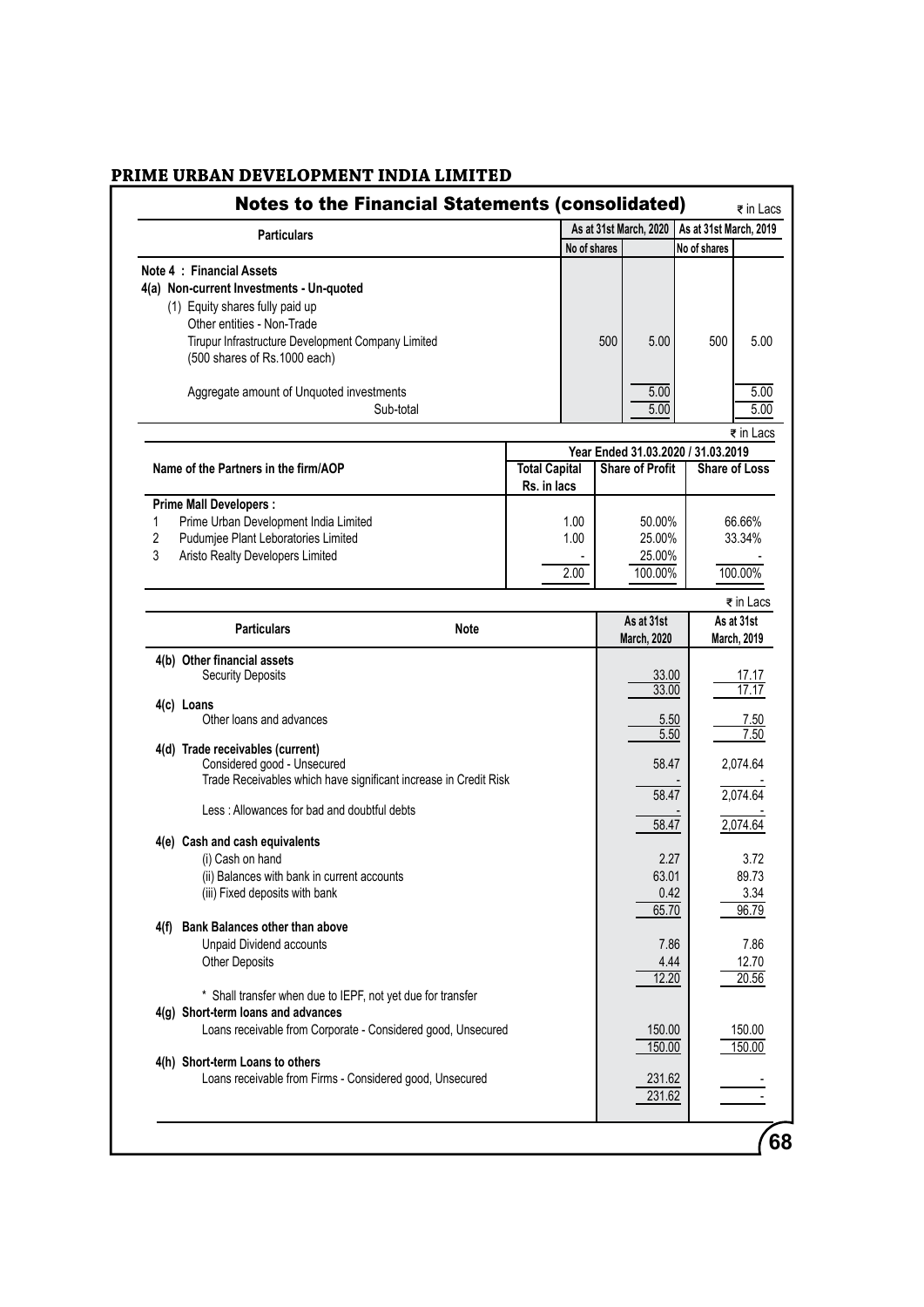**PRIME URBAN DEVELOPMENT INDIA LIMITED**

## Notes to the Financial Statements (consolidated)

₹ in Lacs

| Particulars | As at 31st March, 2020 No of shares | As at 31st March, 2020 | As at 31st March, 2019 No of shares | As at 31st March, 2019 |
|---|---|---|---|---|
| **Note 4 : Financial Assets** | | | | |
| **4(a) Non-current Investments - Un-quoted** | | | | |
| (1) Equity shares fully paid up | | | | |
| Other entities - Non-Trade | | | | |
| Tirupur Infrastructure Development Company Limited (500 shares of Rs.1000 each) | 500 | 5.00 | 500 | 5.00 |
| Aggregate amount of Unquoted investments | | 5.00 | | 5.00 |
| Sub-total | | 5.00 | | 5.00 |

₹ in Lacs

| Name of the Partners in the firm/AOP | Total Capital Rs. in lacs | Year Ended 31.03.2020 / 31.03.2019 Share of Profit | Share of Loss |
|---|---|---|---|
| **Prime Mall Developers :** | | | |
| 1 Prime Urban Development India Limited | 1.00 | 50.00% | 66.66% |
| 2 Pudumjee Plant Leboratories Limited | 1.00 | 25.00% | 33.34% |
| 3 Aristo Realty Developers Limited | - | 25.00% | - |
| | 2.00 | 100.00% | 100.00% |

₹ in Lacs

| Particulars | Note | As at 31st March, 2020 | As at 31st March, 2019 |
|---|---|---|---|
| **4(b) Other financial assets** | | | |
| Security Deposits | | 33.00 | 17.17 |
| | | 33.00 | 17.17 |
| **4(c) Loans** | | | |
| Other loans and advances | | 5.50 | 7.50 |
| | | 5.50 | 7.50 |
| **4(d) Trade receivables (current)** | | | |
| Considered good - Unsecured | | 58.47 | 2,074.64 |
| Trade Receivables which have significant increase in Credit Risk | | - | - |
| | | 58.47 | 2,074.64 |
| Less : Allowances for bad and doubtful debts | | - | - |
| | | 58.47 | 2,074.64 |
| **4(e) Cash and cash equivalents** | | | |
| (i) Cash on hand | | 2.27 | 3.72 |
| (ii) Balances with bank in current accounts | | 63.01 | 89.73 |
| (iii) Fixed deposits with bank | | 0.42 | 3.34 |
| | | 65.70 | 96.79 |
| **4(f) Bank Balances other than above** | | | |
| Unpaid Dividend accounts | | 7.86 | 7.86 |
| Other Deposits | | 4.44 | 12.70 |
| | | 12.20 | 20.56 |
| * Shall transfer when due to IEPF, not yet due for transfer | | | |
| **4(g) Short-term loans and advances** | | | |
| Loans receivable from Corporate - Considered good, Unsecured | | 150.00 | 150.00 |
| | | 150.00 | 150.00 |
| **4(h) Short-term Loans to others** | | | |
| Loans receivable from Firms - Considered good, Unsecured | | 231.62 | - |
| | | 231.62 | - |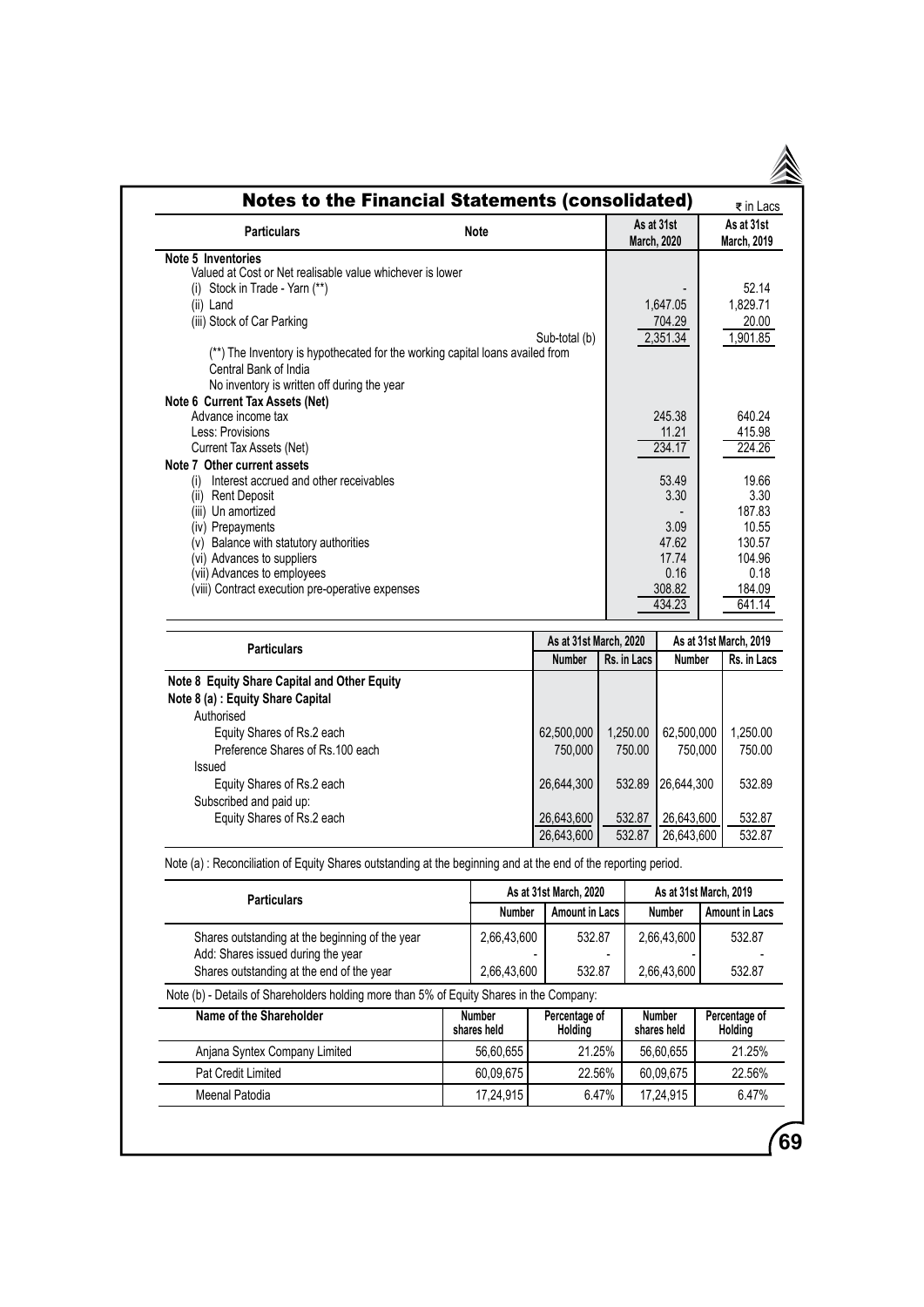## Notes to the Financial Statements (consolidated)

₹ in Lacs

| Particulars | Note | As at 31st March, 2020 | As at 31st March, 2019 |
|---|---|---|---|
| **Note 5 Inventories** | | | |
| Valued at Cost or Net realisable value whichever is lower | | | |
| (i) Stock in Trade - Yarn (**) | | - | 52.14 |
| (ii) Land | | 1,647.05 | 1,829.71 |
| (iii) Stock of Car Parking | | 704.29 | 20.00 |
| | Sub-total (b) | 2,351.34 | 1,901.85 |
| (**) The Inventory is hypothecated for the working capital loans availed from Central Bank of India | | | |
| No inventory is written off during the year | | | |
| **Note 6 Current Tax Assets (Net)** | | | |
| Advance income tax | | 245.38 | 640.24 |
| Less: Provisions | | 11.21 | 415.98 |
| Current Tax Assets (Net) | | 234.17 | 224.26 |
| **Note 7 Other current assets** | | | |
| (i) Interest accrued and other receivables | | 53.49 | 19.66 |
| (ii) Rent Deposit | | 3.30 | 3.30 |
| (iii) Un amortized | | - | 187.83 |
| (iv) Prepayments | | 3.09 | 10.55 |
| (v) Balance with statutory authorities | | 47.62 | 130.57 |
| (vi) Advances to suppliers | | 17.74 | 104.96 |
| (vii) Advances to employees | | 0.16 | 0.18 |
| (viii) Contract execution pre-operative expenses | | 308.82 | 184.09 |
| | | 434.23 | 641.14 |

| Particulars | As at 31st March, 2020 | | As at 31st March, 2019 | |
|---|---|---|---|---|
| | Number | Rs. in Lacs | Number | Rs. in Lacs |
| **Note 8 Equity Share Capital and Other Equity** | | | | |
| **Note 8 (a) : Equity Share Capital** | | | | |
| Authorised | | | | |
| Equity Shares of Rs.2 each | 62,500,000 | 1,250.00 | 62,500,000 | 1,250.00 |
| Preference Shares of Rs.100 each | 750,000 | 750.00 | 750,000 | 750.00 |
| Issued | | | | |
| Equity Shares of Rs.2 each | 26,644,300 | 532.89 | 26,644,300 | 532.89 |
| Subscribed and paid up: | | | | |
| Equity Shares of Rs.2 each | 26,643,600 | 532.87 | 26,643,600 | 532.87 |
| | 26,643,600 | 532.87 | 26,643,600 | 532.87 |

Note (a) : Reconciliation of Equity Shares outstanding at the beginning and at the end of the reporting period.

| Particulars | As at 31st March, 2020 | | As at 31st March, 2019 | |
|---|---|---|---|---|
| | Number | Amount in Lacs | Number | Amount in Lacs |
| Shares outstanding at the beginning of the year | 2,66,43,600 | 532.87 | 2,66,43,600 | 532.87 |
| Add: Shares issued during the year | - | - | - | - |
| Shares outstanding at the end of the year | 2,66,43,600 | 532.87 | 2,66,43,600 | 532.87 |

Note (b) - Details of Shareholders holding more than 5% of Equity Shares in the Company:

| Name of the Shareholder | Number shares held | Percentage of Holding | Number shares held | Percentage of Holding |
|---|---|---|---|---|
| Anjana Syntex Company Limited | 56,60,655 | 21.25% | 56,60,655 | 21.25% |
| Pat Credit Limited | 60,09,675 | 22.56% | 60,09,675 | 22.56% |
| Meenal Patodia | 17,24,915 | 6.47% | 17,24,915 | 6.47% |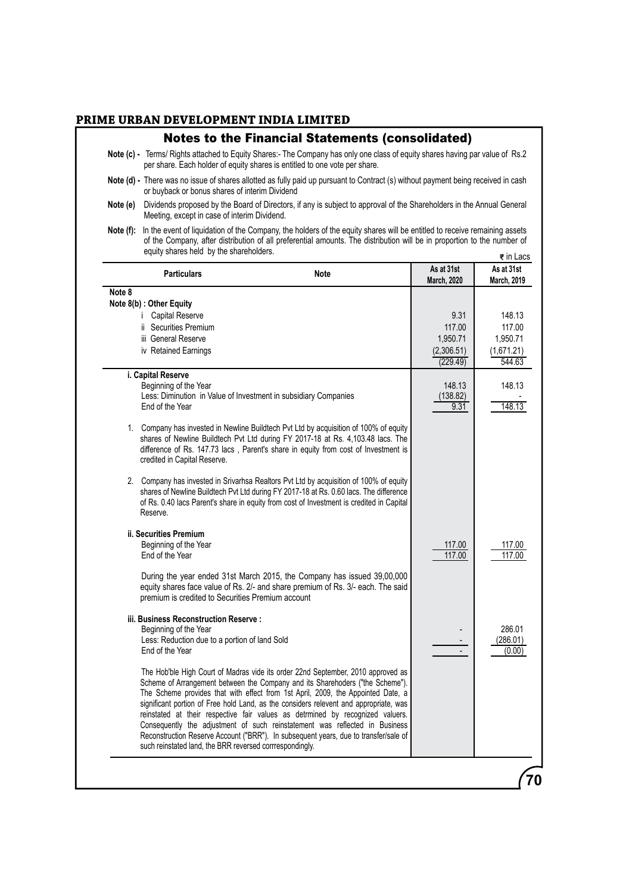## Notes to the Financial Statements (consolidated)

**Note (c) -** Terms/ Rights attached to Equity Shares:- The Company has only one class of equity shares having par value of Rs.2 per share. Each holder of equity shares is entitled to one vote per share.

**Note (d) -** There was no issue of shares allotted as fully paid up pursuant to Contract (s) without payment being received in cash or buyback or bonus shares of interim Dividend

**Note (e)** Dividends proposed by the Board of Directors, if any is subject to approval of the Shareholders in the Annual General Meeting, except in case of interim Dividend.

**Note (f):** In the event of liquidation of the Company, the holders of the equity shares will be entitled to receive remaining assets of the Company, after distribution of all preferential amounts. The distribution will be in proportion to the number of equity shares held by the shareholders.

₹ in Lacs

| Particulars | Note | As at 31st March, 2020 | As at 31st March, 2019 |
|---|---|---|---|
| **Note 8** | | | |
| **Note 8(b) : Other Equity** | | | |
| i Capital Reserve | | 9.31 | 148.13 |
| ii Securities Premium | | 117.00 | 117.00 |
| iii General Reserve | | 1,950.71 | 1,950.71 |
| iv Retained Earnings | | (2,306.51) | (1,671.21) |
| | | (229.49) | 544.63 |
| **i. Capital Reserve** | | | |
| Beginning of the Year | | 148.13 | 148.13 |
| Less: Diminution in Value of Investment in subsidiary Companies | | (138.82) | - |
| End of the Year | | 9.31 | 148.13 |
| 1. Company has invested in Newline Buildtech Pvt Ltd by acquisition of 100% of equity shares of Newline Buildtech Pvt Ltd during FY 2017-18 at Rs. 4,103.48 lacs. The difference of Rs. 147.73 lacs , Parent's share in equity from cost of Investment is credited in Capital Reserve. | | | |
| 2. Company has invested in Srivarhsa Realtors Pvt Ltd by acquisition of 100% of equity shares of Newline Buildtech Pvt Ltd during FY 2017-18 at Rs. 0.60 lacs. The difference of Rs. 0.40 lacs Parent's share in equity from cost of Investment is credited in Capital Reserve. | | | |
| **ii. Securities Premium** | | | |
| Beginning of the Year | | 117.00 | 117.00 |
| End of the Year | | 117.00 | 117.00 |
| During the year ended 31st March 2015, the Company has issued 39,00,000 equity shares face value of Rs. 2/- and share premium of Rs. 3/- each. The said premium is credited to Securities Premium account | | | |
| **iii. Business Reconstruction Reserve :** | | | |
| Beginning of the Year | | - | 286.01 |
| Less: Reduction due to a portion of land Sold | | - | (286.01) |
| End of the Year | | - | (0.00) |
| The Hob'ble High Court of Madras vide its order 22nd September, 2010 approved as Scheme of Arrangement between the Company and its Sharehoders ("the Scheme"). The Scheme provides that with effect from 1st April, 2009, the Appointed Date, a significant portion of Free hold Land, as the considers relevent and appropriate, was reinstated at their respective fair values as detrmined by recognized valuers. Consequently the adjustment of such reinstatement was reflected in Business Reconstruction Reserve Account ("BRR"). In subsequent years, due to transfer/sale of such reinstated land, the BRR reversed corrrespondingly. | | | |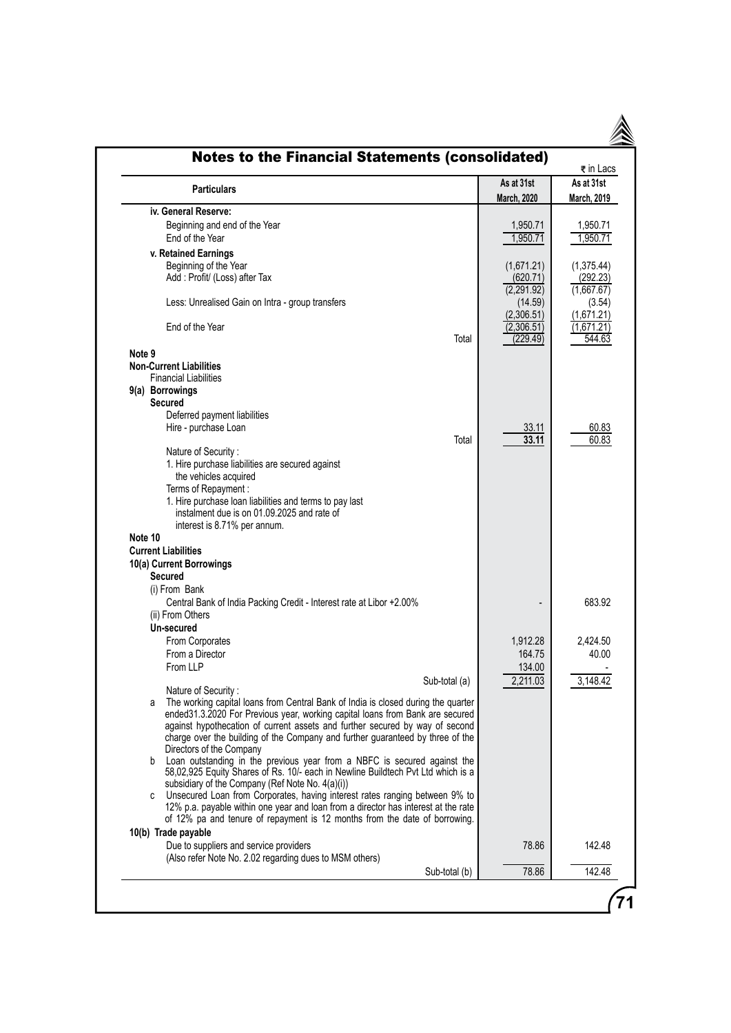## Notes to the Financial Statements (consolidated)

₹ in Lacs

| Particulars | As at 31st March, 2020 | As at 31st March, 2019 |
|---|---|---|
| **iv. General Reserve:** | | |
| Beginning and end of the Year | 1,950.71 | 1,950.71 |
| End of the Year | 1,950.71 | 1,950.71 |
| **v. Retained Earnings** | | |
| Beginning of the Year | (1,671.21) | (1,375.44) |
| Add : Profit/ (Loss) after Tax | (620.71) | (292.23) |
| | (2,291.92) | (1,667.67) |
| Less: Unrealised Gain on Intra - group transfers | (14.59) | (3.54) |
| | (2,306.51) | (1,671.21) |
| End of the Year | (2,306.51) | (1,671.21) |
| Total | (229.49) | 544.63 |
| **Note 9** | | |
| **Non-Current Liabilities** | | |
| Financial Liabilities | | |
| **9(a) Borrowings** | | |
| **Secured** | | |
| Deferred payment liabilities | | |
| Hire - purchase Loan | 33.11 | 60.83 |
| Total | **33.11** | 60.83 |
| Nature of Security : | | |
| 1. Hire purchase liabilities are secured against the vehicles acquired | | |
| Terms of Repayment : | | |
| 1. Hire purchase loan liabilities and terms to pay last instalment due is on 01.09.2025 and rate of interest is 8.71% per annum. | | |
| **Note 10** | | |
| **Current Liabilities** | | |
| **10(a) Current Borrowings** | | |
| **Secured** | | |
| (i) From Bank | | |
| Central Bank of India Packing Credit - Interest rate at Libor +2.00% | - | 683.92 |
| (ii) From Others | | |
| **Un-secured** | | |
| From Corporates | 1,912.28 | 2,424.50 |
| From a Director | 164.75 | 40.00 |
| From LLP | 134.00 | - |
| Sub-total (a) | 2,211.03 | 3,148.42 |
| Nature of Security : | | |
| a The working capital loans from Central Bank of India is closed during the quarter ended31.3.2020 For Previous year, working capital loans from Bank are secured against hypothecation of current assets and further secured by way of second charge over the building of the Company and further guaranteed by three of the Directors of the Company | | |
| b Loan outstanding in the previous year from a NBFC is secured against the 58,02,925 Equity Shares of Rs. 10/- each in Newline Buildtech Pvt Ltd which is a subsidiary of the Company (Ref Note No. 4(a)(i)) | | |
| c Unsecured Loan from Corporates, having interest rates ranging between 9% to 12% p.a. payable within one year and loan from a director has interest at the rate of 12% pa and tenure of repayment is 12 months from the date of borrowing. | | |
| **10(b) Trade payable** | | |
| Due to suppliers and service providers | 78.86 | 142.48 |
| (Also refer Note No. 2.02 regarding dues to MSM others) | | |
| Sub-total (b) | 78.86 | 142.48 |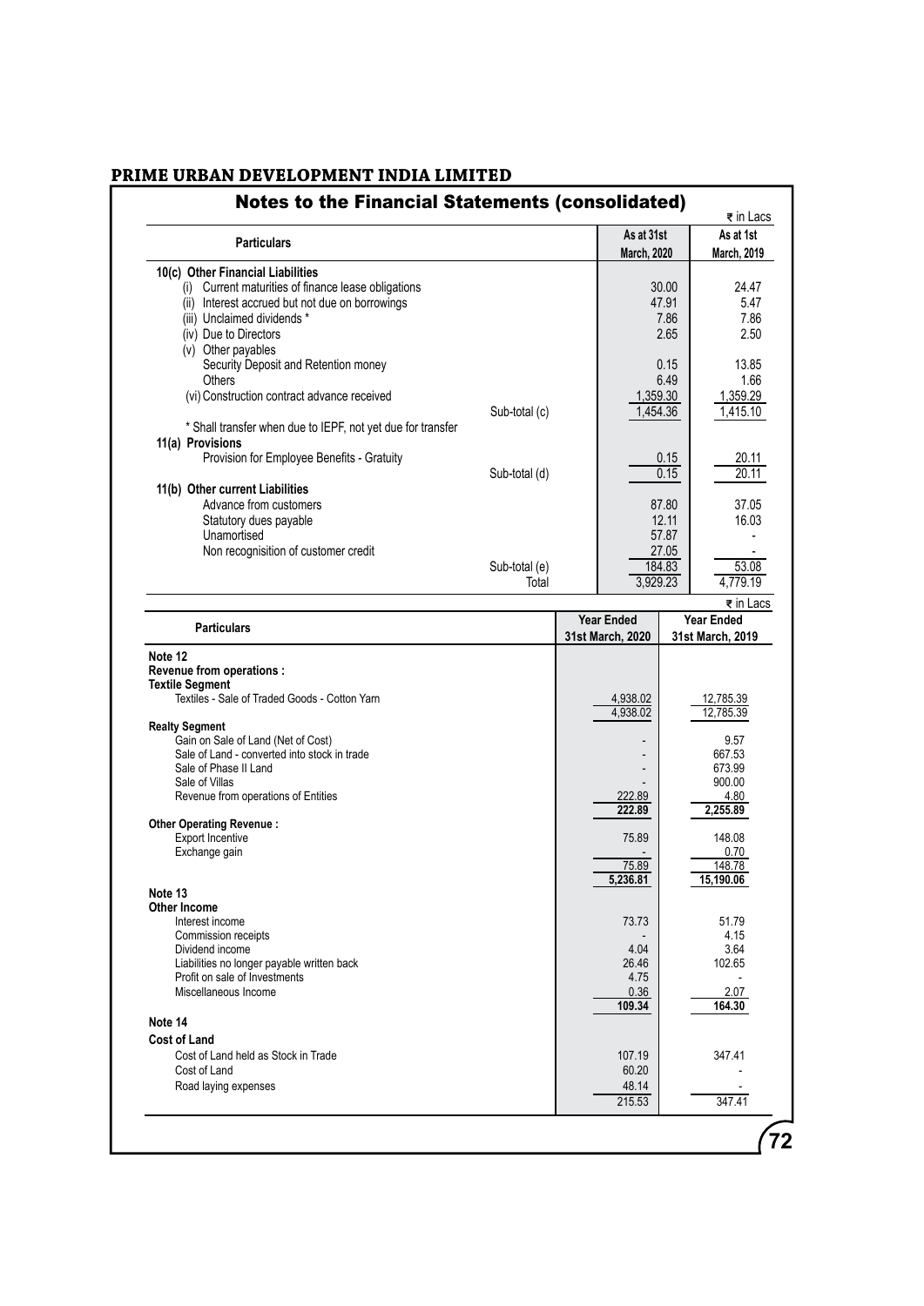# PRIME URBAN DEVELOPMENT INDIA LIMITED

## Notes to the Financial Statements (consolidated)

₹ in Lacs

| Particulars | | As at 31st March, 2020 | As at 1st March, 2019 |
|---|---|---|---|
| **10(c) Other Financial Liabilities** | | | |
| (i) Current maturities of finance lease obligations | | 30.00 | 24.47 |
| (ii) Interest accrued but not due on borrowings | | 47.91 | 5.47 |
| (iii) Unclaimed dividends * | | 7.86 | 7.86 |
| (iv) Due to Directors | | 2.65 | 2.50 |
| (v) Other payables | | | |
| Security Deposit and Retention money | | 0.15 | 13.85 |
| Others | | 6.49 | 1.66 |
| (vi) Construction contract advance received | | 1,359.30 | 1,359.29 |
| | Sub-total (c) | 1,454.36 | 1,415.10 |
| * Shall transfer when due to IEPF, not yet due for transfer | | | |
| **11(a) Provisions** | | | |
| Provision for Employee Benefits - Gratuity | | 0.15 | 20.11 |
| | Sub-total (d) | 0.15 | 20.11 |
| **11(b) Other current Liabilities** | | | |
| Advance from customers | | 87.80 | 37.05 |
| Statutory dues payable | | 12.11 | 16.03 |
| Unamortised | | 57.87 | - |
| Non recognisition of customer credit | | 27.05 | - |
| | Sub-total (e) | 184.83 | 53.08 |
| | Total | 3,929.23 | 4,779.19 |

₹ in Lacs

| Particulars | Year Ended 31st March, 2020 | Year Ended 31st March, 2019 |
|---|---|---|
| **Note 12** | | |
| **Revenue from operations :** | | |
| **Textile Segment** | | |
| Textiles - Sale of Traded Goods - Cotton Yarn | 4,938.02 | 12,785.39 |
| | 4,938.02 | 12,785.39 |
| **Realty Segment** | | |
| Gain on Sale of Land (Net of Cost) | - | 9.57 |
| Sale of Land - converted into stock in trade | - | 667.53 |
| Sale of Phase II Land | - | 673.99 |
| Sale of Villas | - | 900.00 |
| Revenue from operations of Entities | 222.89 | 4.80 |
| | **222.89** | **2,255.89** |
| **Other Operating Revenue :** | | |
| Export Incentive | 75.89 | 148.08 |
| Exchange gain | - | 0.70 |
| | 75.89 | 148.78 |
| | **5,236.81** | **15,190.06** |
| **Note 13** | | |
| **Other Income** | | |
| Interest income | 73.73 | 51.79 |
| Commission receipts | - | 4.15 |
| Dividend income | 4.04 | 3.64 |
| Liabilities no longer payable written back | 26.46 | 102.65 |
| Profit on sale of Investments | 4.75 | - |
| Miscellaneous Income | 0.36 | 2.07 |
| | **109.34** | **164.30** |
| **Note 14** | | |
| **Cost of Land** | | |
| Cost of Land held as Stock in Trade | 107.19 | 347.41 |
| Cost of Land | 60.20 | - |
| Road laying expenses | 48.14 | - |
| | 215.53 | 347.41 |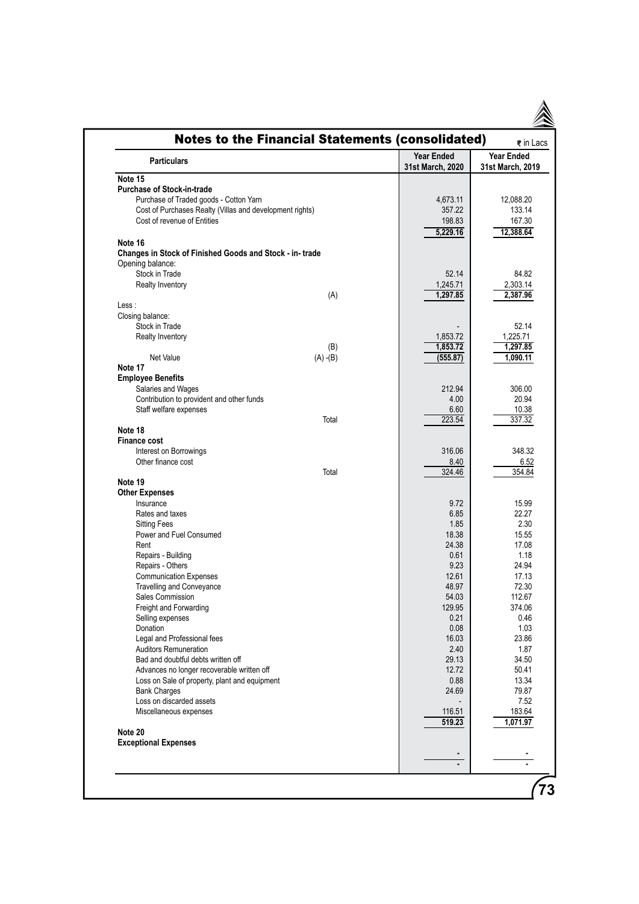# Notes to the Financial Statements (consolidated)

₹ in Lacs

| Particulars | | Year Ended 31st March, 2020 | Year Ended 31st March, 2019 |
|---|---|---|---|
| **Note 15** | | | |
| **Purchase of Stock-in-trade** | | | |
| Purchase of Traded goods - Cotton Yarn | | 4,673.11 | 12,088.20 |
| Cost of Purchases Realty (Villas and development rights) | | 357.22 | 133.14 |
| Cost of revenue of Entities | | 198.83 | 167.30 |
| | | 5,229.16 | 12,388.64 |
| **Note 16** | | | |
| **Changes in Stock of Finished Goods and Stock - in- trade** | | | |
| Opening balance: | | | |
| Stock in Trade | | 52.14 | 84.82 |
| Realty Inventory | | 1,245.71 | 2,303.14 |
| | (A) | 1,297.85 | 2,387.96 |
| Less : | | | |
| Closing balance: | | | |
| Stock in Trade | | - | 52.14 |
| Realty Inventory | | 1,853.72 | 1,225.71 |
| | (B) | 1,853.72 | 1,297.85 |
| Net Value | (A) -(B) | (555.87) | 1,090.11 |
| **Note 17** | | | |
| **Employee Benefits** | | | |
| Salaries and Wages | | 212.94 | 306.00 |
| Contribution to provident and other funds | | 4.00 | 20.94 |
| Staff welfare expenses | | 6.60 | 10.38 |
| | Total | 223.54 | 337.32 |
| **Note 18** | | | |
| **Finance cost** | | | |
| Interest on Borrowings | | 316.06 | 348.32 |
| Other finance cost | | 8.40 | 6.52 |
| | Total | 324.46 | 354.84 |
| **Note 19** | | | |
| **Other Expenses** | | | |
| Insurance | | 9.72 | 15.99 |
| Rates and taxes | | 6.85 | 22.27 |
| Sitting Fees | | 1.85 | 2.30 |
| Power and Fuel Consumed | | 18.38 | 15.55 |
| Rent | | 24.38 | 17.08 |
| Repairs - Building | | 0.61 | 1.18 |
| Repairs - Others | | 9.23 | 24.94 |
| Communication Expenses | | 12.61 | 17.13 |
| Travelling and Conveyance | | 48.97 | 72.30 |
| Sales Commission | | 54.03 | 112.67 |
| Freight and Forwarding | | 129.95 | 374.06 |
| Selling expenses | | 0.21 | 0.46 |
| Donation | | 0.08 | 1.03 |
| Legal and Professional fees | | 16.03 | 23.86 |
| Auditors Remuneration | | 2.40 | 1.87 |
| Bad and doubtful debts written off | | 29.13 | 34.50 |
| Advances no longer recoverable written off | | 12.72 | 50.41 |
| Loss on Sale of property, plant and equipment | | 0.88 | 13.34 |
| Bank Charges | | 24.69 | 79.87 |
| Loss on discarded assets | | - | 7.52 |
| Miscellaneous expenses | | 116.51 | 183.64 |
| | | 519.23 | 1,071.97 |
| **Note 20** | | | |
| **Exceptional Expenses** | | | |
| | | - | - |
| | | - | - |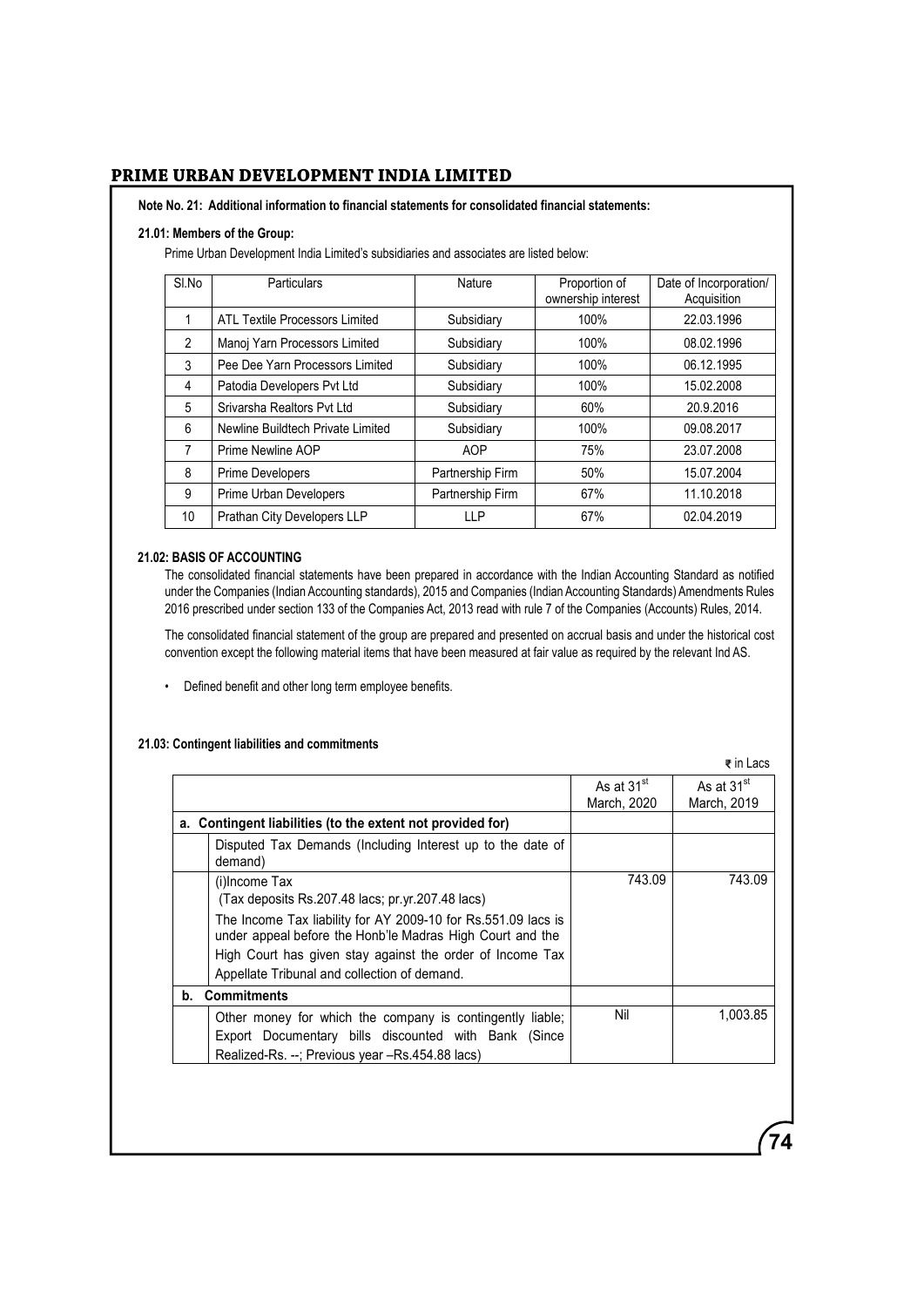**Note No. 21: Additional information to financial statements for consolidated financial statements:**

**21.01: Members of the Group:**

Prime Urban Development India Limited's subsidiaries and associates are listed below:

| Sl.No | Particulars | Nature | Proportion of ownership interest | Date of Incorporation/ Acquisition |
|---|---|---|---|---|
| 1 | ATL Textile Processors Limited | Subsidiary | 100% | 22.03.1996 |
| 2 | Manoj Yarn Processors Limited | Subsidiary | 100% | 08.02.1996 |
| 3 | Pee Dee Yarn Processors Limited | Subsidiary | 100% | 06.12.1995 |
| 4 | Patodia Developers Pvt Ltd | Subsidiary | 100% | 15.02.2008 |
| 5 | Srivarsha Realtors Pvt Ltd | Subsidiary | 60% | 20.9.2016 |
| 6 | Newline Buildtech Private Limited | Subsidiary | 100% | 09.08.2017 |
| 7 | Prime Newline AOP | AOP | 75% | 23.07.2008 |
| 8 | Prime Developers | Partnership Firm | 50% | 15.07.2004 |
| 9 | Prime Urban Developers | Partnership Firm | 67% | 11.10.2018 |
| 10 | Prathan City Developers LLP | LLP | 67% | 02.04.2019 |

**21.02: BASIS OF ACCOUNTING**

The consolidated financial statements have been prepared in accordance with the Indian Accounting Standard as notified under the Companies (Indian Accounting standards), 2015 and Companies (Indian Accounting Standards) Amendments Rules 2016 prescribed under section 133 of the Companies Act, 2013 read with rule 7 of the Companies (Accounts) Rules, 2014.

The consolidated financial statement of the group are prepared and presented on accrual basis and under the historical cost convention except the following material items that have been measured at fair value as required by the relevant Ind AS.

- Defined benefit and other long term employee benefits.

**21.03: Contingent liabilities and commitments**

₹ in Lacs

| | | As at 31st March, 2020 | As at 31st March, 2019 |
|---|---|---|---|
| **a.** | **Contingent liabilities (to the extent not provided for)** | | |
| | Disputed Tax Demands (Including Interest up to the date of demand) | | |
| | (i)Income Tax (Tax deposits Rs.207.48 lacs; pr.yr.207.48 lacs) | 743.09 | 743.09 |
| | The Income Tax liability for AY 2009-10 for Rs.551.09 lacs is under appeal before the Honb'le Madras High Court and the High Court has given stay against the order of Income Tax Appellate Tribunal and collection of demand. | | |
| **b.** | **Commitments** | | |
| | Other money for which the company is contingently liable; Export Documentary bills discounted with Bank (Since Realized-Rs. --; Previous year –Rs.454.88 lacs) | Nil | 1,003.85 |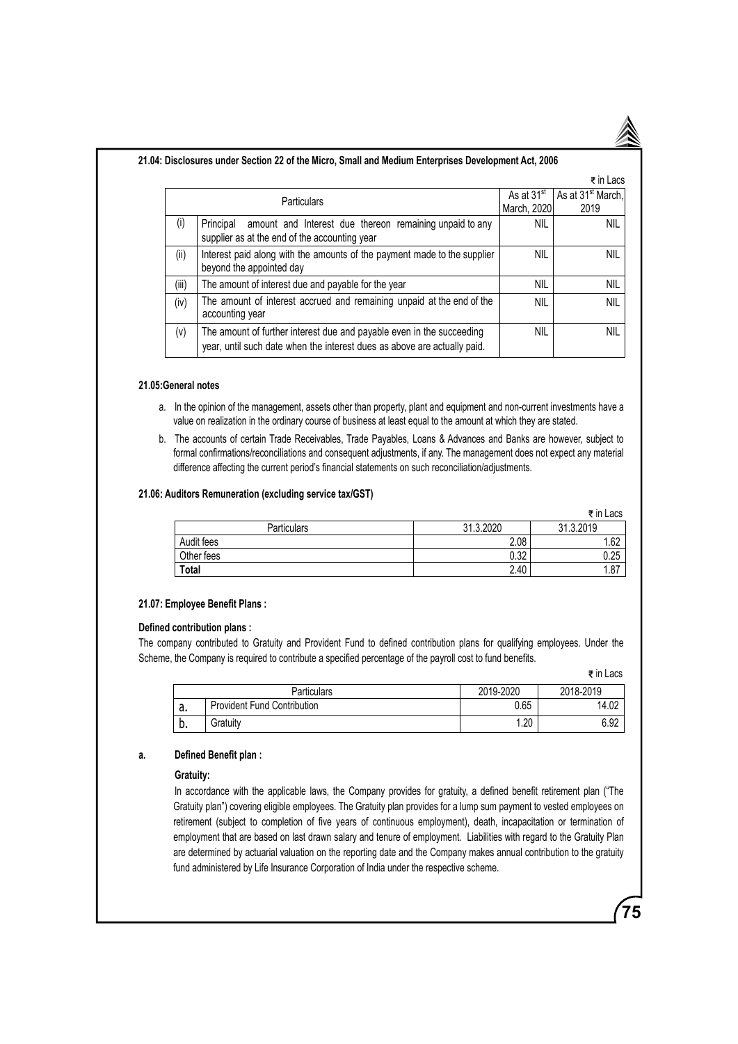**21.04: Disclosures under Section 22 of the Micro, Small and Medium Enterprises Development Act, 2006**

₹ in Lacs

| | Particulars | As at 31st March, 2020 | As at 31st March, 2019 |
|---|---|---|---|
| (i) | Principal amount and Interest due thereon remaining unpaid to any supplier as at the end of the accounting year | NIL | NIL |
| (ii) | Interest paid along with the amounts of the payment made to the supplier beyond the appointed day | NIL | NIL |
| (iii) | The amount of interest due and payable for the year | NIL | NIL |
| (iv) | The amount of interest accrued and remaining unpaid at the end of the accounting year | NIL | NIL |
| (v) | The amount of further interest due and payable even in the succeeding year, until such date when the interest dues as above are actually paid. | NIL | NIL |

**21.05:General notes**

a. In the opinion of the management, assets other than property, plant and equipment and non-current investments have a value on realization in the ordinary course of business at least equal to the amount at which they are stated.

b. The accounts of certain Trade Receivables, Trade Payables, Loans & Advances and Banks are however, subject to formal confirmations/reconciliations and consequent adjustments, if any. The management does not expect any material difference affecting the current period's financial statements on such reconciliation/adjustments.

**21.06: Auditors Remuneration (excluding service tax/GST)**

₹ in Lacs

| Particulars | 31.3.2020 | 31.3.2019 |
|---|---|---|
| Audit fees | 2.08 | 1.62 |
| Other fees | 0.32 | 0.25 |
| **Total** | 2.40 | 1.87 |

**21.07: Employee Benefit Plans :**

**Defined contribution plans :**

The company contributed to Gratuity and Provident Fund to defined contribution plans for qualifying employees. Under the Scheme, the Company is required to contribute a specified percentage of the payroll cost to fund benefits.

₹ in Lacs

| | Particulars | 2019-2020 | 2018-2019 |
|---|---|---|---|
| a. | Provident Fund Contribution | 0.65 | 14.02 |
| b. | Gratuity | 1.20 | 6.92 |

**a. Defined Benefit plan :**

**Gratuity:**

In accordance with the applicable laws, the Company provides for gratuity, a defined benefit retirement plan ("The Gratuity plan") covering eligible employees. The Gratuity plan provides for a lump sum payment to vested employees on retirement (subject to completion of five years of continuous employment), death, incapacitation or termination of employment that are based on last drawn salary and tenure of employment. Liabilities with regard to the Gratuity Plan are determined by actuarial valuation on the reporting date and the Company makes annual contribution to the gratuity fund administered by Life Insurance Corporation of India under the respective scheme.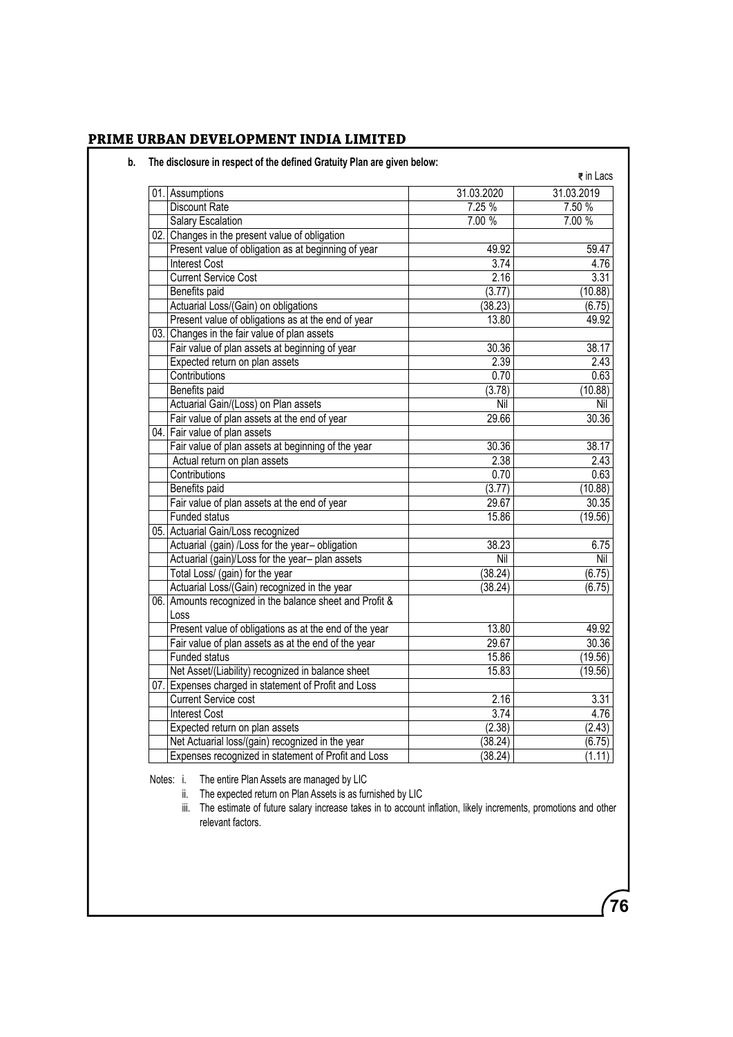**b. The disclosure in respect of the defined Gratuity Plan are given below:**

₹ in Lacs

| | | 31.03.2020 | 31.03.2019 |
|---|---|---|---|
| 01. | Assumptions | 31.03.2020 | 31.03.2019 |
| | Discount Rate | 7.25 % | 7.50 % |
| | Salary Escalation | 7.00 % | 7.00 % |
| 02. | Changes in the present value of obligation | | |
| | Present value of obligation as at beginning of year | 49.92 | 59.47 |
| | Interest Cost | 3.74 | 4.76 |
| | Current Service Cost | 2.16 | 3.31 |
| | Benefits paid | (3.77) | (10.88) |
| | Actuarial Loss/(Gain) on obligations | (38.23) | (6.75) |
| | Present value of obligations as at the end of year | 13.80 | 49.92 |
| 03. | Changes in the fair value of plan assets | | |
| | Fair value of plan assets at beginning of year | 30.36 | 38.17 |
| | Expected return on plan assets | 2.39 | 2.43 |
| | Contributions | 0.70 | 0.63 |
| | Benefits paid | (3.78) | (10.88) |
| | Actuarial Gain/(Loss) on Plan assets | Nil | Nil |
| | Fair value of plan assets at the end of year | 29.66 | 30.36 |
| 04. | Fair value of plan assets | | |
| | Fair value of plan assets at beginning of the year | 30.36 | 38.17 |
| | Actual return on plan assets | 2.38 | 2.43 |
| | Contributions | 0.70 | 0.63 |
| | Benefits paid | (3.77) | (10.88) |
| | Fair value of plan assets at the end of year | 29.67 | 30.35 |
| | Funded status | 15.86 | (19.56) |
| 05. | Actuarial Gain/Loss recognized | | |
| | Actuarial (gain) /Loss for the year– obligation | 38.23 | 6.75 |
| | Actuarial (gain)/Loss for the year– plan assets | Nil | Nil |
| | Total Loss/ (gain) for the year | (38.24) | (6.75) |
| | Actuarial Loss/(Gain) recognized in the year | (38.24) | (6.75) |
| 06. | Amounts recognized in the balance sheet and Profit & Loss | | |
| | Present value of obligations as at the end of the year | 13.80 | 49.92 |
| | Fair value of plan assets as at the end of the year | 29.67 | 30.36 |
| | Funded status | 15.86 | (19.56) |
| | Net Asset/(Liability) recognized in balance sheet | 15.83 | (19.56) |
| 07. | Expenses charged in statement of Profit and Loss | | |
| | Current Service cost | 2.16 | 3.31 |
| | Interest Cost | 3.74 | 4.76 |
| | Expected return on plan assets | (2.38) | (2.43) |
| | Net Actuarial loss/(gain) recognized in the year | (38.24) | (6.75) |
| | Expenses recognized in statement of Profit and Loss | (38.24) | (1.11) |

Notes:
- i. The entire Plan Assets are managed by LIC
- ii. The expected return on Plan Assets is as furnished by LIC
- iii. The estimate of future salary increase takes in to account inflation, likely increments, promotions and other relevant factors.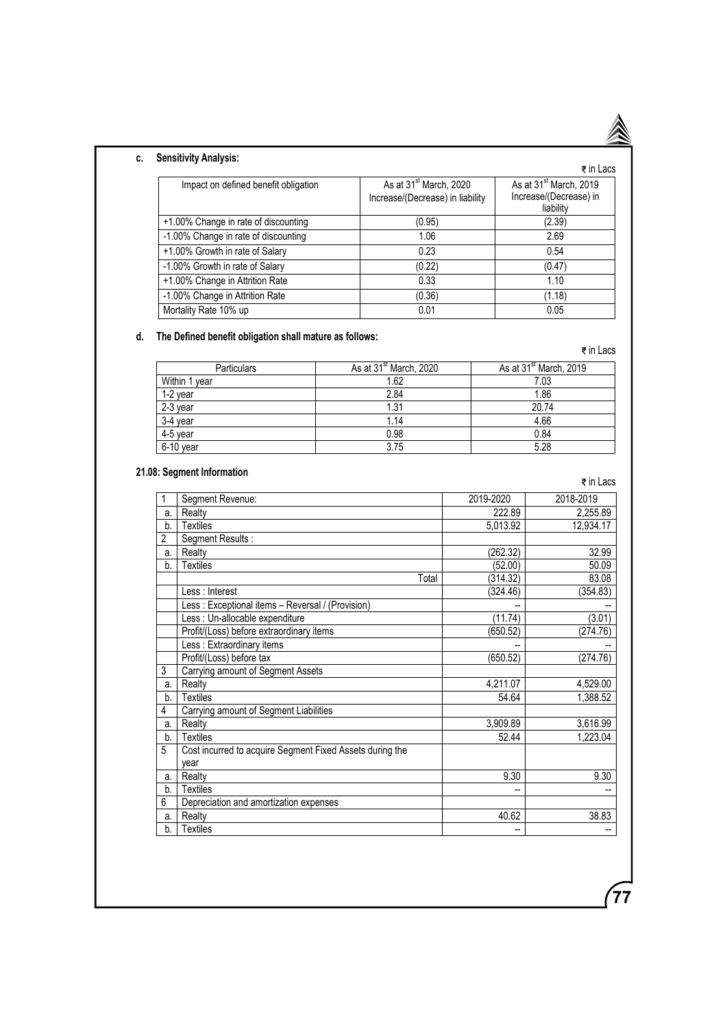**c. Sensitivity Analysis:**

₹ in Lacs

| Impact on defined benefit obligation | As at 31st March, 2020 Increase/(Decrease) in liability | As at 31st March, 2019 Increase/(Decrease) in liability |
|---|---|---|
| +1.00% Change in rate of discounting | (0.95) | (2.39) |
| -1.00% Change in rate of discounting | 1.06 | 2.69 |
| +1.00% Growth in rate of Salary | 0.23 | 0.54 |
| -1.00% Growth in rate of Salary | (0.22) | (0.47) |
| +1.00% Change in Attrition Rate | 0.33 | 1.10 |
| -1.00% Change in Attrition Rate | (0.36) | (1.18) |
| Mortality Rate 10% up | 0.01 | 0.05 |

**d. The Defined benefit obligation shall mature as follows:**

₹ in Lacs

| Particulars | As at 31st March, 2020 | As at 31st March, 2019 |
|---|---|---|
| Within 1 year | 1.62 | 7.03 |
| 1-2 year | 2.84 | 1.86 |
| 2-3 year | 1.31 | 20.74 |
| 3-4 year | 1.14 | 4.66 |
| 4-5 year | 0.98 | 0.84 |
| 6-10 year | 3.75 | 5.28 |

**21.08: Segment Information**

₹ in Lacs

| | | 2019-2020 | 2018-2019 |
|---|---|---|---|
| 1 | Segment Revenue: | | |
| a. | Realty | 222.89 | 2,255.89 |
| b. | Textiles | 5,013.92 | 12,934.17 |
| 2 | Segment Results : | | |
| a. | Realty | (262.32) | 32.99 |
| b. | Textiles | (52.00) | 50.09 |
| | Total | (314.32) | 83.08 |
| | Less : Interest | (324.46) | (354.83) |
| | Less : Exceptional items – Reversal / (Provision) | -- | -- |
| | Less : Un-allocable expenditure | (11.74) | (3.01) |
| | Profit/(Loss) before extraordinary items | (650.52) | (274.76) |
| | Less : Extraordinary items | -- | -- |
| | Profit/(Loss) before tax | (650.52) | (274.76) |
| 3 | Carrying amount of Segment Assets | | |
| a. | Realty | 4,211.07 | 4,529.00 |
| b. | Textiles | 54.64 | 1,388.52 |
| 4 | Carrying amount of Segment Liabilities | | |
| a. | Realty | 3,909.89 | 3,616.99 |
| b. | Textiles | 52.44 | 1,223.04 |
| 5 | Cost incurred to acquire Segment Fixed Assets during the year | | |
| a. | Realty | 9.30 | 9.30 |
| b. | Textiles | -- | -- |
| 6 | Depreciation and amortization expenses | | |
| a. | Realty | 40.62 | 38.83 |
| b. | Textiles | -- | -- |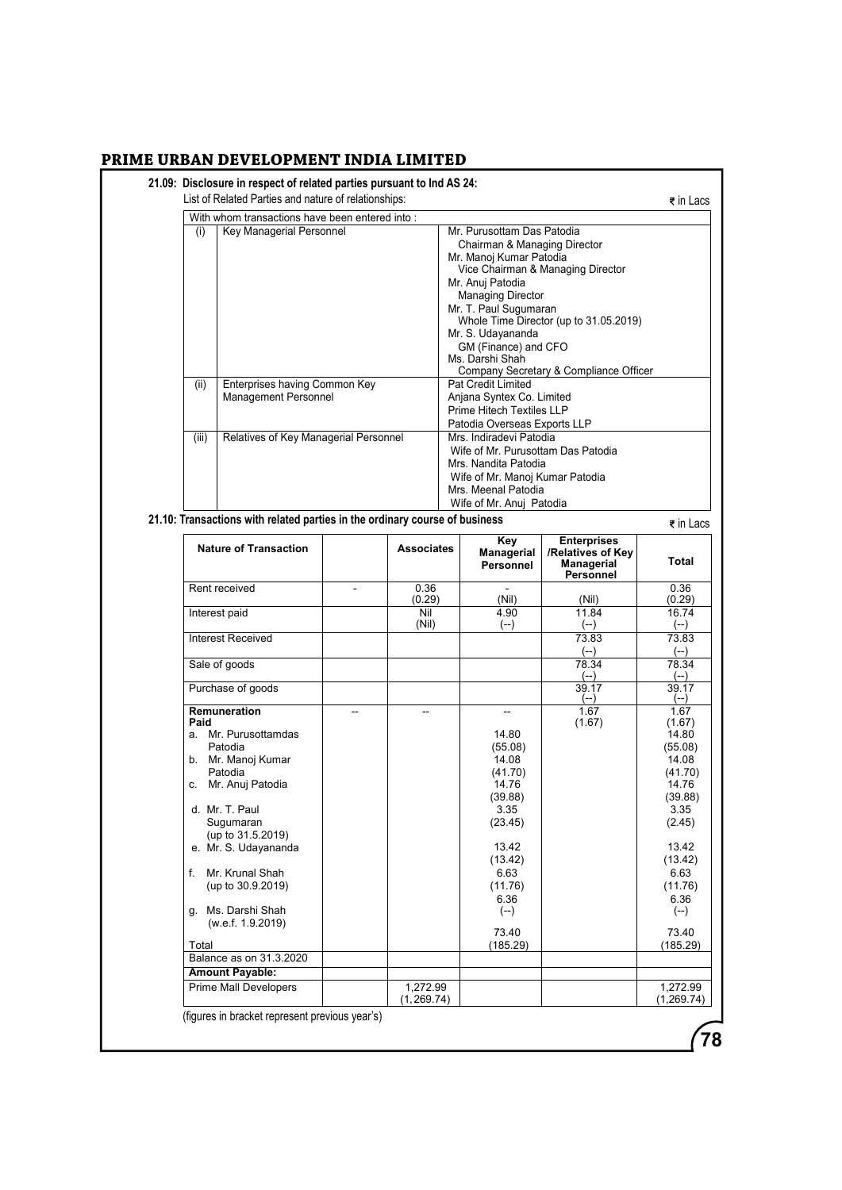## 21.09: Disclosure in respect of related parties pursuant to Ind AS 24:

List of Related Parties and nature of relationships:

₹ in Lacs

| With whom transactions have been entered into : | | |
|---|---|---|
| (i) | Key Managerial Personnel | Mr. Purusottam Das Patodia<br>Chairman & Managing Director<br>Mr. Manoj Kumar Patodia<br>Vice Chairman & Managing Director<br>Mr. Anuj Patodia<br>Managing Director<br>Mr. T. Paul Sugumaran<br>Whole Time Director (up to 31.05.2019)<br>Mr. S. Udayananda<br>GM (Finance) and CFO<br>Ms. Darshi Shah<br>Company Secretary & Compliance Officer |
| (ii) | Enterprises having Common Key Management Personnel | Pat Credit Limited<br>Anjana Syntex Co. Limited<br>Prime Hitech Textiles LLP<br>Patodia Overseas Exports LLP |
| (iii) | Relatives of Key Managerial Personnel | Mrs. Indiradevi Patodia<br>Wife of Mr. Purusottam Das Patodia<br>Mrs. Nandita Patodia<br>Wife of Mr. Manoj Kumar Patodia<br>Mrs. Meenal Patodia<br>Wife of Mr. Anuj Patodia |

## 21.10: Transactions with related parties in the ordinary course of business

₹ in Lacs

| Nature of Transaction | | Associates | Key Managerial Personnel | Enterprises /Relatives of Key Managerial Personnel | Total |
|---|---|---|---|---|---|
| Rent received | - | 0.36<br>(0.29) | -<br>(Nil) | <br>(Nil) | 0.36<br>(0.29) |
| Interest paid | | Nil<br>(Nil) | 4.90<br>(--) | 11.84<br>(--) | 16.74<br>(--) |
| Interest Received | | | | 73.83<br>(--) | 73.83<br>(--) |
| Sale of goods | | | | 78.34<br>(--) | 78.34<br>(--) |
| Purchase of goods | | | | 39.17<br>(--) | 39.17<br>(--) |
| **Remuneration Paid** | -- | -- | -- | 1.67<br>(1.67) | 1.67<br>(1.67) |
| a. Mr. Purusottamdas Patodia | | | 14.80<br>(55.08) | | 14.80<br>(55.08) |
| b. Mr. Manoj Kumar Patodia | | | 14.08<br>(41.70) | | 14.08<br>(41.70) |
| c. Mr. Anuj Patodia | | | 14.76<br>(39.88) | | 14.76<br>(39.88) |
| d. Mr. T. Paul Sugumaran (up to 31.5.2019) | | | 3.35<br>(23.45) | | 3.35<br>(2.45) |
| e. Mr. S. Udayananda | | | 13.42<br>(13.42) | | 13.42<br>(13.42) |
| f. Mr. Krunal Shah (up to 30.9.2019) | | | 6.63<br>(11.76) | | 6.63<br>(11.76) |
| g. Ms. Darshi Shah (w.e.f. 1.9.2019) | | | 6.36<br>(--) | | 6.36<br>(--) |
| Total | | | 73.40<br>(185.29) | | 73.40<br>(185.29) |
| Balance as on 31.3.2020 | | | | | |
| **Amount Payable:** | | | | | |
| Prime Mall Developers | | 1,272.99<br>(1, 269.74) | | | 1,272.99<br>(1,269.74) |

(figures in bracket represent previous year's)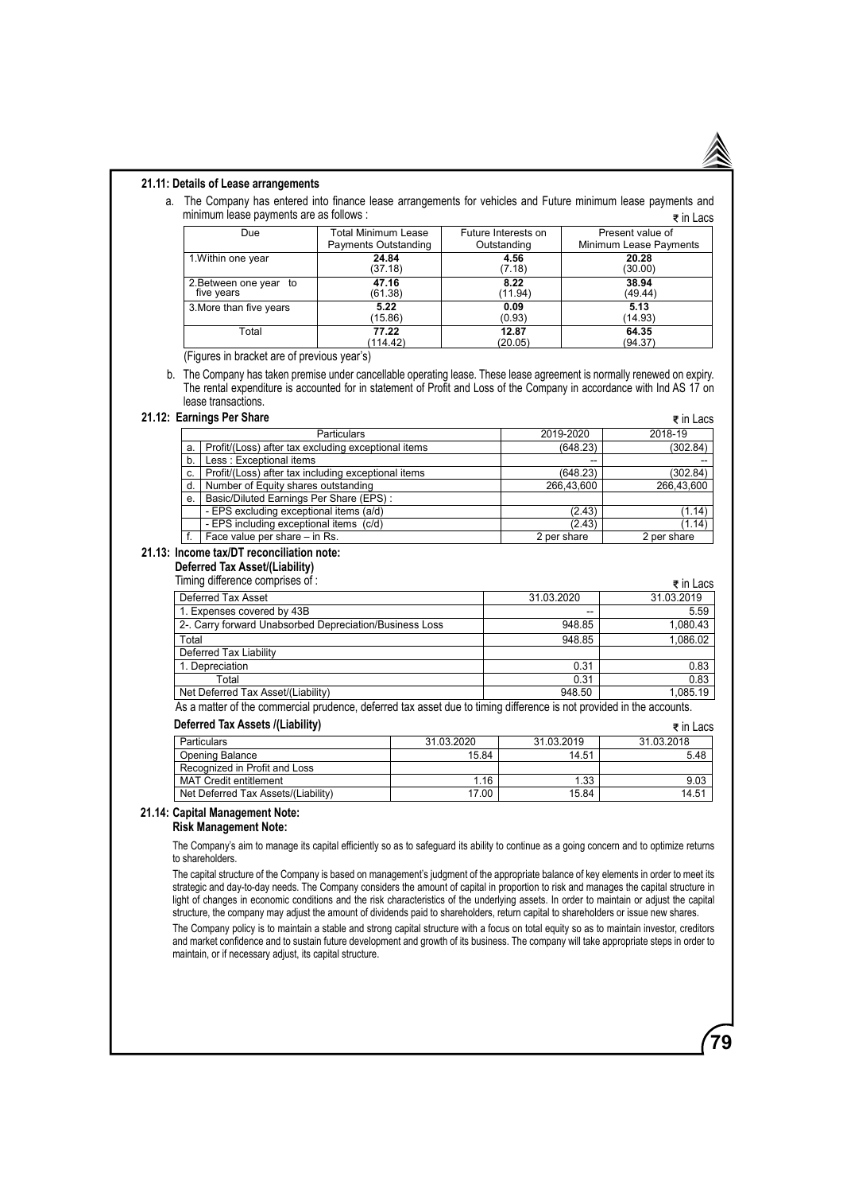### 21.11: Details of Lease arrangements

a. The Company has entered into finance lease arrangements for vehicles and Future minimum lease payments and minimum lease payments are as follows :

₹ in Lacs

| Due | Total Minimum Lease Payments Outstanding | Future Interests on Outstanding | Present value of Minimum Lease Payments |
|---|---|---|---|
| 1.Within one year | **24.84** (37.18) | **4.56** (7.18) | **20.28** (30.00) |
| 2.Between one year to five years | **47.16** (61.38) | **8.22** (11.94) | **38.94** (49.44) |
| 3.More than five years | **5.22** (15.86) | **0.09** (0.93) | **5.13** (14.93) |
| Total | **77.22** (114.42) | **12.87** (20.05) | **64.35** (94.37) |

(Figures in bracket are of previous year's)

b. The Company has taken premise under cancellable operating lease. These lease agreement is normally renewed on expiry. The rental expenditure is accounted for in statement of Profit and Loss of the Company in accordance with Ind AS 17 on lease transactions.

### 21.12: Earnings Per Share

₹ in Lacs

| | Particulars | 2019-2020 | 2018-19 |
|---|---|---|---|
| a. | Profit/(Loss) after tax excluding exceptional items | (648.23) | (302.84) |
| b. | Less : Exceptional items | -- | -- |
| c. | Profit/(Loss) after tax including exceptional items | (648.23) | (302.84) |
| d. | Number of Equity shares outstanding | 266,43,600 | 266,43,600 |
| e. | Basic/Diluted Earnings Per Share (EPS) : | | |
| | - EPS excluding exceptional items (a/d) | (2.43) | (1.14) |
| | - EPS including exceptional items (c/d) | (2.43) | (1.14) |
| f. | Face value per share – in Rs. | 2 per share | 2 per share |

### 21.13: Income tax/DT reconciliation note:

**Deferred Tax Asset/(Liability)**

Timing difference comprises of :

₹ in Lacs

| Deferred Tax Asset | 31.03.2020 | 31.03.2019 |
|---|---|---|
| 1. Expenses covered by 43B | -- | 5.59 |
| 2-. Carry forward Unabsorbed Depreciation/Business Loss | 948.85 | 1,080.43 |
| Total | 948.85 | 1,086.02 |
| Deferred Tax Liability | | |
| 1. Depreciation | 0.31 | 0.83 |
| Total | 0.31 | 0.83 |
| Net Deferred Tax Asset/(Liability) | 948.50 | 1,085.19 |

As a matter of the commercial prudence, deferred tax asset due to timing difference is not provided in the accounts.

**Deferred Tax Assets /(Liability)**

₹ in Lacs

| Particulars | 31.03.2020 | 31.03.2019 | 31.03.2018 |
|---|---|---|---|
| Opening Balance | 15.84 | 14.51 | 5.48 |
| Recognized in Profit and Loss | | | |
| MAT Credit entitlement | 1.16 | 1.33 | 9.03 |
| Net Deferred Tax Assets/(Liability) | 17.00 | 15.84 | 14.51 |

### 21.14: Capital Management Note:

**Risk Management Note:**

The Company's aim to manage its capital efficiently so as to safeguard its ability to continue as a going concern and to optimize returns to shareholders.

The capital structure of the Company is based on management's judgment of the appropriate balance of key elements in order to meet its strategic and day-to-day needs. The Company considers the amount of capital in proportion to risk and manages the capital structure in light of changes in economic conditions and the risk characteristics of the underlying assets. In order to maintain or adjust the capital structure, the company may adjust the amount of dividends paid to shareholders, return capital to shareholders or issue new shares.

The Company policy is to maintain a stable and strong capital structure with a focus on total equity so as to maintain investor, creditors and market confidence and to sustain future development and growth of its business. The company will take appropriate steps in order to maintain, or if necessary adjust, its capital structure.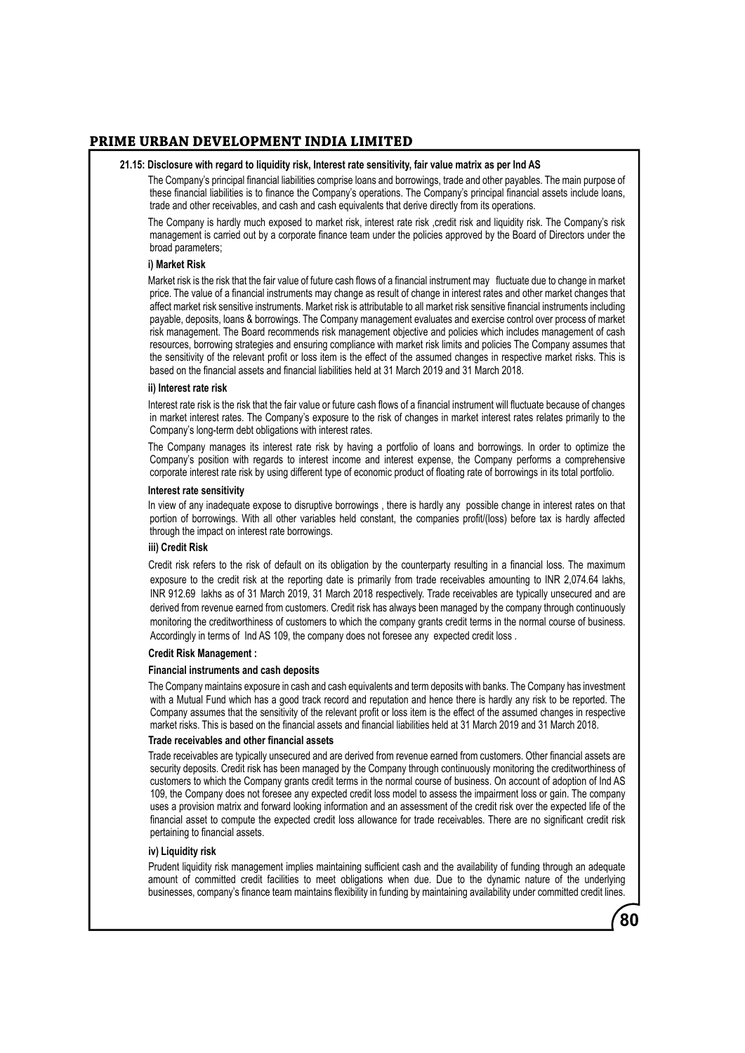#### 21.15: Disclosure with regard to liquidity risk, Interest rate sensitivity, fair value matrix as per Ind AS

The Company's principal financial liabilities comprise loans and borrowings, trade and other payables. The main purpose of these financial liabilities is to finance the Company's operations. The Company's principal financial assets include loans, trade and other receivables, and cash and cash equivalents that derive directly from its operations.

The Company is hardly much exposed to market risk, interest rate risk ,credit risk and liquidity risk. The Company's risk management is carried out by a corporate finance team under the policies approved by the Board of Directors under the broad parameters;

**i) Market Risk**

Market risk is the risk that the fair value of future cash flows of a financial instrument may fluctuate due to change in market price. The value of a financial instruments may change as result of change in interest rates and other market changes that affect market risk sensitive instruments. Market risk is attributable to all market risk sensitive financial instruments including payable, deposits, loans & borrowings. The Company management evaluates and exercise control over process of market risk management. The Board recommends risk management objective and policies which includes management of cash resources, borrowing strategies and ensuring compliance with market risk limits and policies The Company assumes that the sensitivity of the relevant profit or loss item is the effect of the assumed changes in respective market risks. This is based on the financial assets and financial liabilities held at 31 March 2019 and 31 March 2018.

**ii) Interest rate risk**

Interest rate risk is the risk that the fair value or future cash flows of a financial instrument will fluctuate because of changes in market interest rates. The Company's exposure to the risk of changes in market interest rates relates primarily to the Company's long-term debt obligations with interest rates.

The Company manages its interest rate risk by having a portfolio of loans and borrowings. In order to optimize the Company's position with regards to interest income and interest expense, the Company performs a comprehensive corporate interest rate risk by using different type of economic product of floating rate of borrowings in its total portfolio.

**Interest rate sensitivity**

In view of any inadequate expose to disruptive borrowings , there is hardly any possible change in interest rates on that portion of borrowings. With all other variables held constant, the companies profit/(loss) before tax is hardly affected through the impact on interest rate borrowings.

**iii) Credit Risk**

Credit risk refers to the risk of default on its obligation by the counterparty resulting in a financial loss. The maximum exposure to the credit risk at the reporting date is primarily from trade receivables amounting to INR 2,074.64 lakhs, INR 912.69 lakhs as of 31 March 2019, 31 March 2018 respectively. Trade receivables are typically unsecured and are derived from revenue earned from customers. Credit risk has always been managed by the company through continuously monitoring the creditworthiness of customers to which the company grants credit terms in the normal course of business. Accordingly in terms of Ind AS 109, the company does not foresee any expected credit loss .

**Credit Risk Management :**

**Financial instruments and cash deposits**

The Company maintains exposure in cash and cash equivalents and term deposits with banks. The Company has investment with a Mutual Fund which has a good track record and reputation and hence there is hardly any risk to be reported. The Company assumes that the sensitivity of the relevant profit or loss item is the effect of the assumed changes in respective market risks. This is based on the financial assets and financial liabilities held at 31 March 2019 and 31 March 2018.

**Trade receivables and other financial assets**

Trade receivables are typically unsecured and are derived from revenue earned from customers. Other financial assets are security deposits. Credit risk has been managed by the Company through continuously monitoring the creditworthiness of customers to which the Company grants credit terms in the normal course of business. On account of adoption of Ind AS 109, the Company does not foresee any expected credit loss model to assess the impairment loss or gain. The company uses a provision matrix and forward looking information and an assessment of the credit risk over the expected life of the financial asset to compute the expected credit loss allowance for trade receivables. There are no significant credit risk pertaining to financial assets.

**iv) Liquidity risk**

Prudent liquidity risk management implies maintaining sufficient cash and the availability of funding through an adequate amount of committed credit facilities to meet obligations when due. Due to the dynamic nature of the underlying businesses, company's finance team maintains flexibility in funding by maintaining availability under committed credit lines.